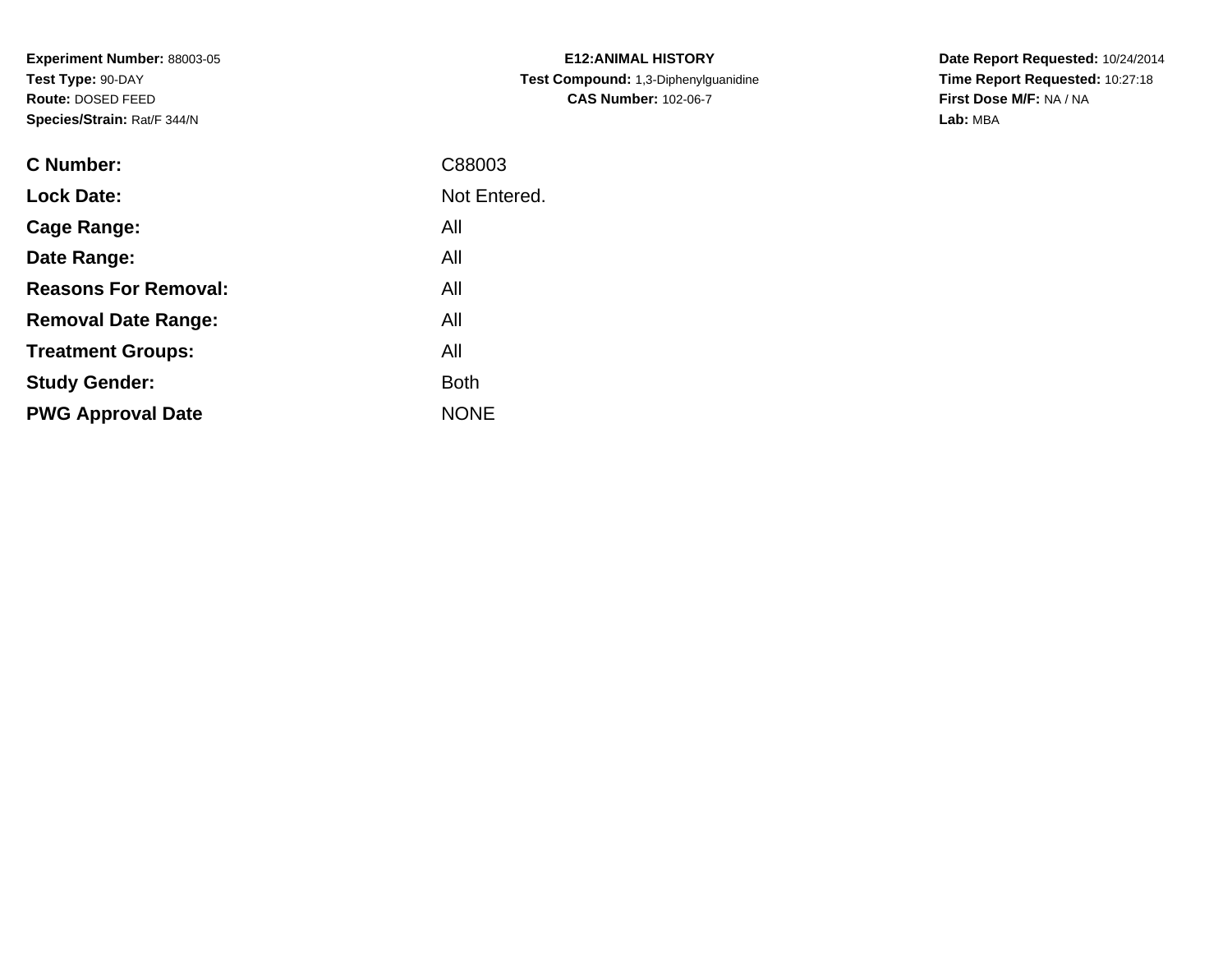**Experiment Number:** 88003-05
**Test Type:** 90-DAY
**Route:** DOSED FEED
**Species/Strain:** Rat/F 344/N

**E12:ANIMAL HISTORY**
**Test Compound:** 1,3-Diphenylguanidine
**CAS Number:** 102-06-7

**Date Report Requested:** 10/24/2014
**Time Report Requested:** 10:27:18
**First Dose M/F:** NA / NA
**Lab:** MBA

| | |
|---|---|
| **C Number:** | C88003 |
| **Lock Date:** | Not Entered. |
| **Cage Range:** | All |
| **Date Range:** | All |
| **Reasons For Removal:** | All |
| **Removal Date Range:** | All |
| **Treatment Groups:** | All |
| **Study Gender:** | Both |
| **PWG Approval Date** | NONE |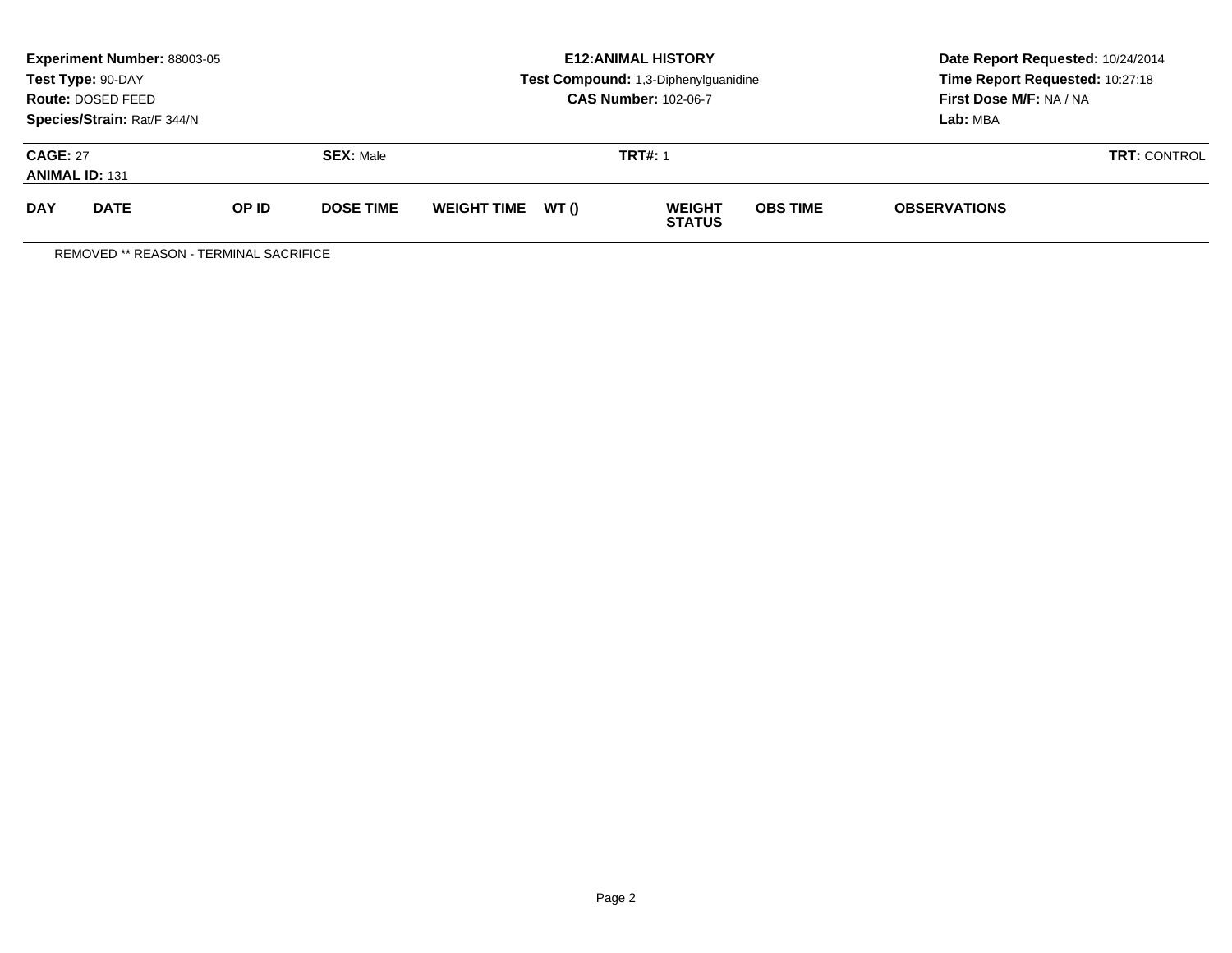**Experiment Number:** 88003-05
**Test Type:** 90-DAY
**Route:** DOSED FEED
**Species/Strain:** Rat/F 344/N

**E12:ANIMAL HISTORY**
**Test Compound:** 1,3-Diphenylguanidine
**CAS Number:** 102-06-7

**Date Report Requested:** 10/24/2014
**Time Report Requested:** 10:27:18
**First Dose M/F:** NA / NA
**Lab:** MBA

**CAGE:** 27 **SEX:** Male **TRT#:** 1 **TRT:** CONTROL
**ANIMAL ID:** 131

| DAY | DATE | OP ID | DOSE TIME | WEIGHT TIME | WT () | WEIGHT STATUS | OBS TIME | OBSERVATIONS |
|---|---|---|---|---|---|---|---|---|

REMOVED ** REASON - TERMINAL SACRIFICE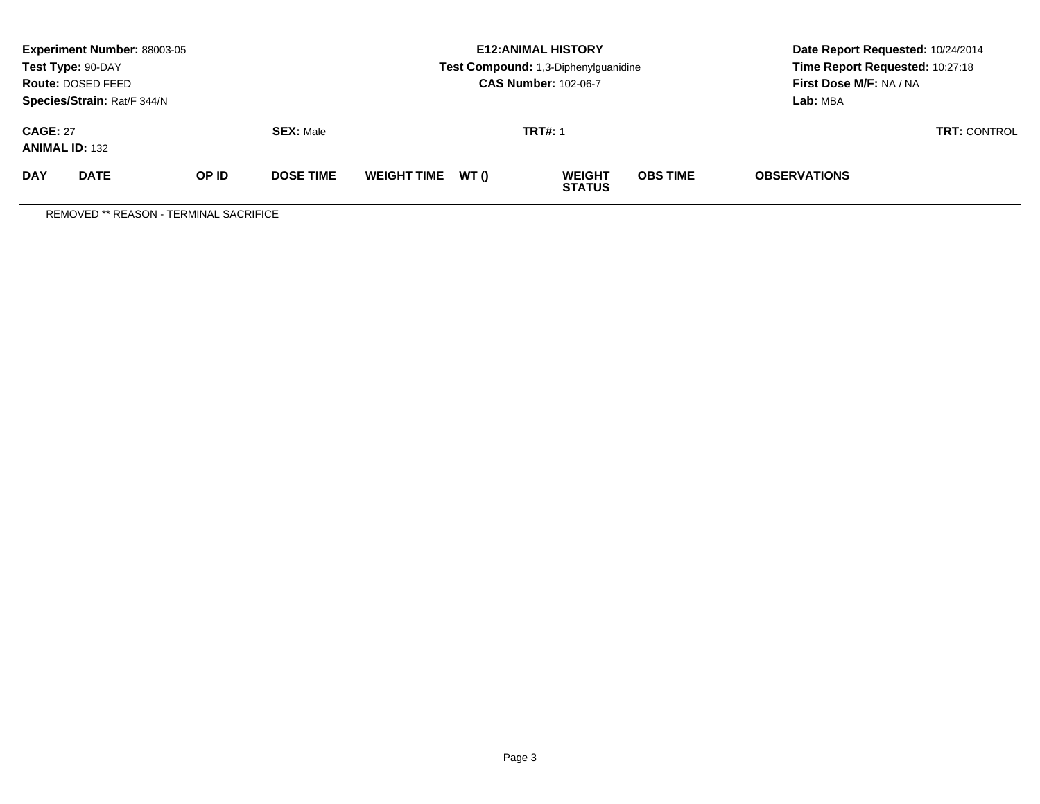**Experiment Number:** 88003-05
**Test Type:** 90-DAY
**Route:** DOSED FEED
**Species/Strain:** Rat/F 344/N

**E12:ANIMAL HISTORY**
**Test Compound:** 1,3-Diphenylguanidine
**CAS Number:** 102-06-7

**Date Report Requested:** 10/24/2014
**Time Report Requested:** 10:27:18
**First Dose M/F:** NA / NA
**Lab:** MBA

**CAGE:** 27 **SEX:** Male **TRT#:** 1 **TRT:** CONTROL
**ANIMAL ID:** 132

| DAY | DATE | OP ID | DOSE TIME | WEIGHT TIME | WT () | WEIGHT STATUS | OBS TIME | OBSERVATIONS |
|---|---|---|---|---|---|---|---|---|

REMOVED ** REASON - TERMINAL SACRIFICE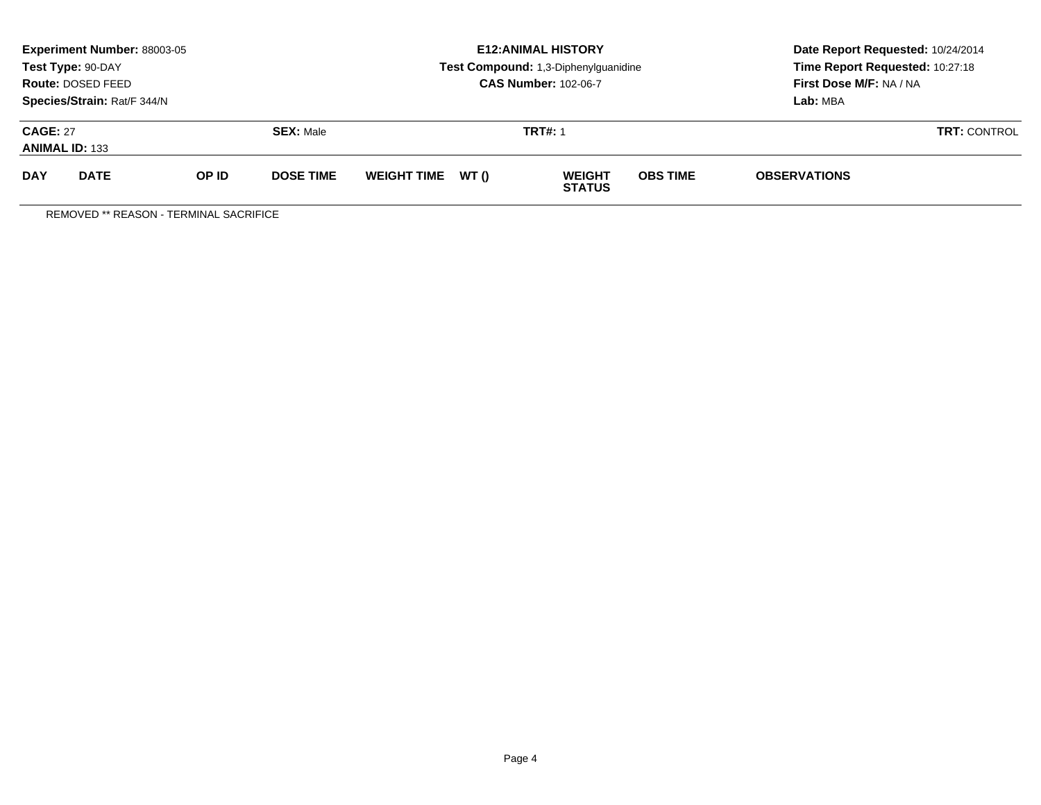**Experiment Number:** 88003-05
**Test Type:** 90-DAY
**Route:** DOSED FEED
**Species/Strain:** Rat/F 344/N

**E12:ANIMAL HISTORY**
**Test Compound:** 1,3-Diphenylguanidine
**CAS Number:** 102-06-7

**Date Report Requested:** 10/24/2014
**Time Report Requested:** 10:27:18
**First Dose M/F:** NA / NA
**Lab:** MBA

**CAGE:** 27 **SEX:** Male **TRT#:** 1 **TRT:** CONTROL
**ANIMAL ID:** 133

| DAY | DATE | OP ID | DOSE TIME | WEIGHT TIME | WT () | WEIGHT STATUS | OBS TIME | OBSERVATIONS |
|---|---|---|---|---|---|---|---|---|

REMOVED ** REASON - TERMINAL SACRIFICE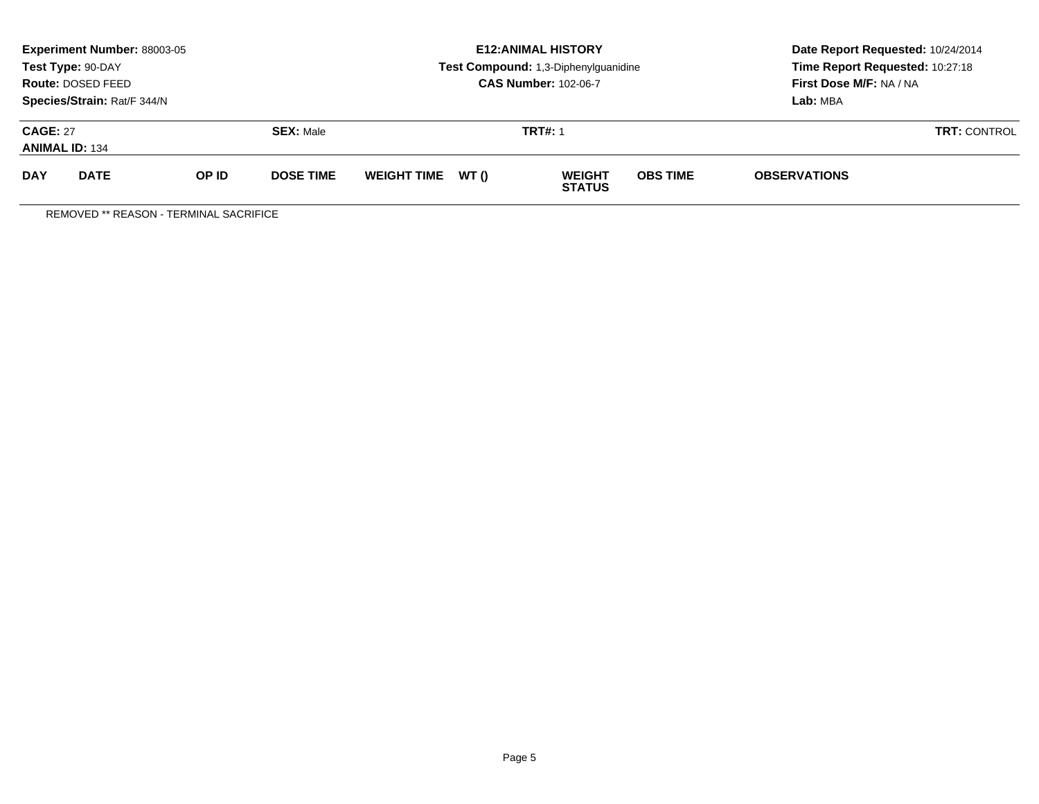**Experiment Number:** 88003-05
**Test Type:** 90-DAY
**Route:** DOSED FEED
**Species/Strain:** Rat/F 344/N

**E12:ANIMAL HISTORY**
**Test Compound:** 1,3-Diphenylguanidine
**CAS Number:** 102-06-7

**Date Report Requested:** 10/24/2014
**Time Report Requested:** 10:27:18
**First Dose M/F:** NA / NA
**Lab:** MBA

**CAGE:** 27 **SEX:** Male **TRT#:** 1 **TRT:** CONTROL
**ANIMAL ID:** 134

| DAY | DATE | OP ID | DOSE TIME | WEIGHT TIME | WT () | WEIGHT STATUS | OBS TIME | OBSERVATIONS |
|---|---|---|---|---|---|---|---|---|

REMOVED ** REASON - TERMINAL SACRIFICE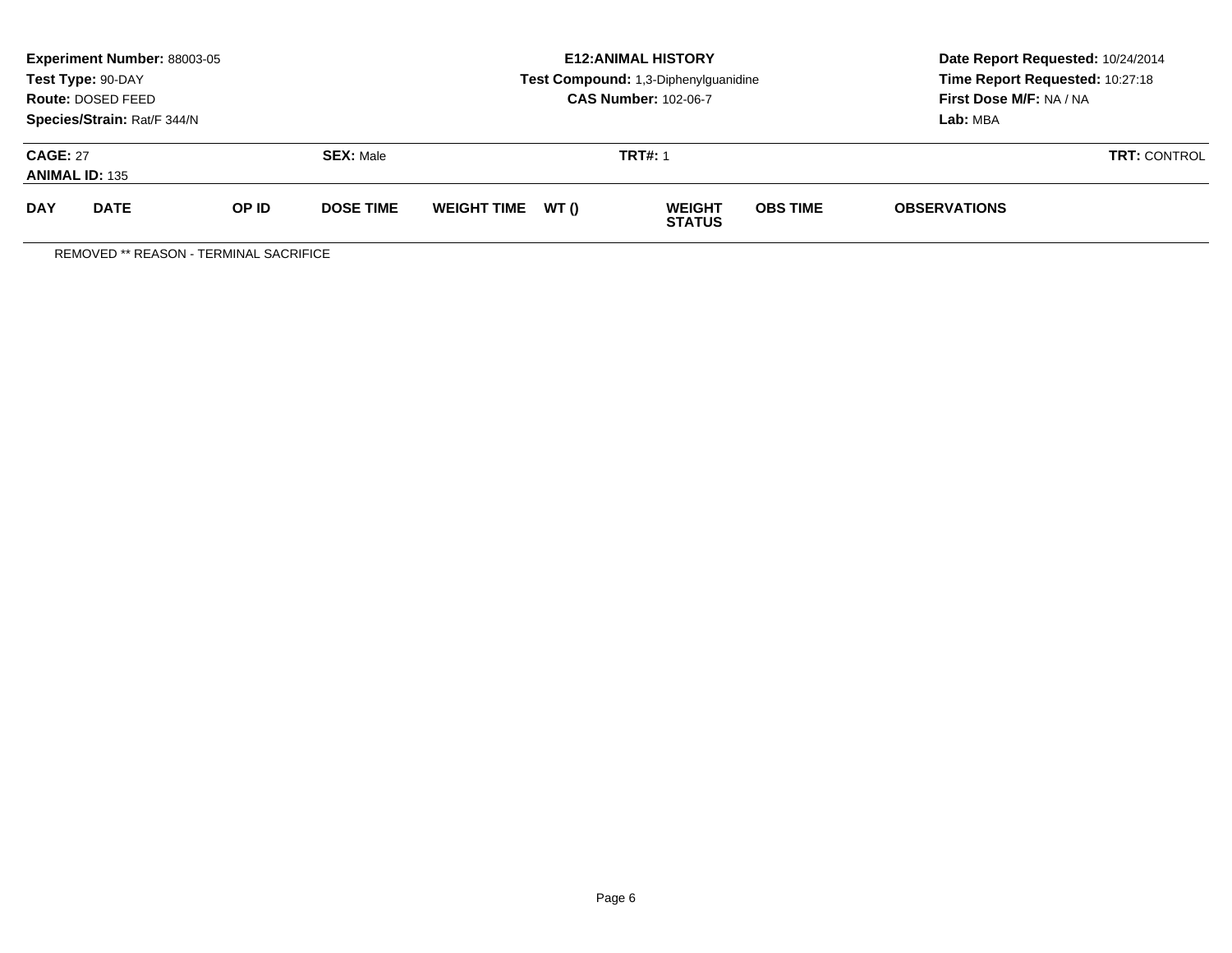**Experiment Number:** 88003-05
**Test Type:** 90-DAY
**Route:** DOSED FEED
**Species/Strain:** Rat/F 344/N

**E12:ANIMAL HISTORY**
**Test Compound:** 1,3-Diphenylguanidine
**CAS Number:** 102-06-7

**Date Report Requested:** 10/24/2014
**Time Report Requested:** 10:27:18
**First Dose M/F:** NA / NA
**Lab:** MBA

**CAGE:** 27 **SEX:** Male **TRT#:** 1 **TRT:** CONTROL
**ANIMAL ID:** 135

| DAY | DATE | OP ID | DOSE TIME | WEIGHT TIME | WT () | WEIGHT STATUS | OBS TIME | OBSERVATIONS |
|---|---|---|---|---|---|---|---|---|

REMOVED ** REASON - TERMINAL SACRIFICE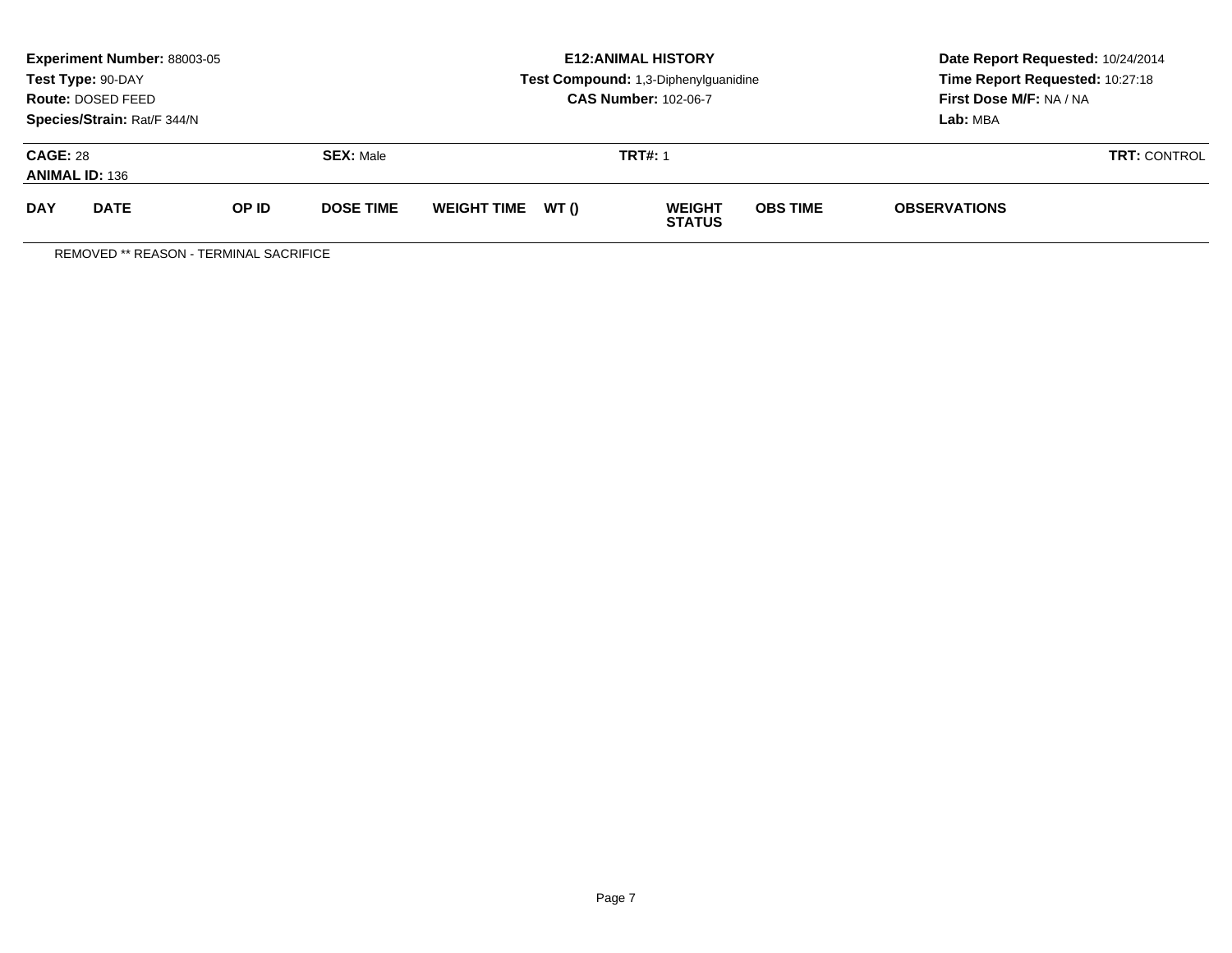**Experiment Number:** 88003-05
**Test Type:** 90-DAY
**Route:** DOSED FEED
**Species/Strain:** Rat/F 344/N

**E12:ANIMAL HISTORY**
**Test Compound:** 1,3-Diphenylguanidine
**CAS Number:** 102-06-7

**Date Report Requested:** 10/24/2014
**Time Report Requested:** 10:27:18
**First Dose M/F:** NA / NA
**Lab:** MBA

**CAGE:** 28 | **SEX:** Male | **TRT#:** 1 | **TRT:** CONTROL
**ANIMAL ID:** 136

| DAY | DATE | OP ID | DOSE TIME | WEIGHT TIME | WT () | WEIGHT STATUS | OBS TIME | OBSERVATIONS |
|---|---|---|---|---|---|---|---|---|

REMOVED ** REASON - TERMINAL SACRIFICE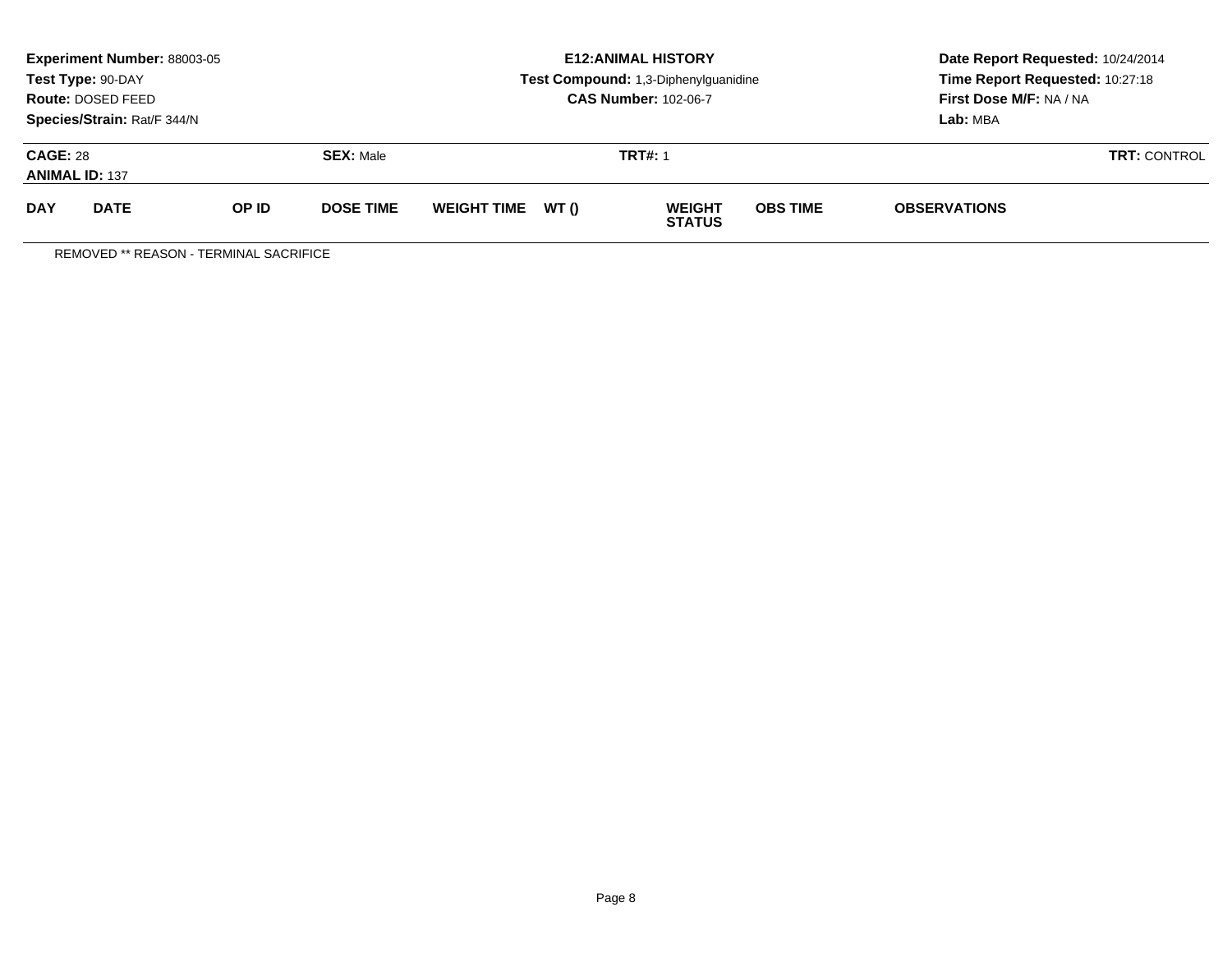**Experiment Number:** 88003-05
**Test Type:** 90-DAY
**Route:** DOSED FEED
**Species/Strain:** Rat/F 344/N

**E12:ANIMAL HISTORY**
**Test Compound:** 1,3-Diphenylguanidine
**CAS Number:** 102-06-7

**Date Report Requested:** 10/24/2014
**Time Report Requested:** 10:27:18
**First Dose M/F:** NA / NA
**Lab:** MBA

**CAGE:** 28 | **SEX:** Male | **TRT#:** 1 | **TRT:** CONTROL
**ANIMAL ID:** 137

| DAY | DATE | OP ID | DOSE TIME | WEIGHT TIME | WT () | WEIGHT STATUS | OBS TIME | OBSERVATIONS |
|---|---|---|---|---|---|---|---|---|

REMOVED ** REASON - TERMINAL SACRIFICE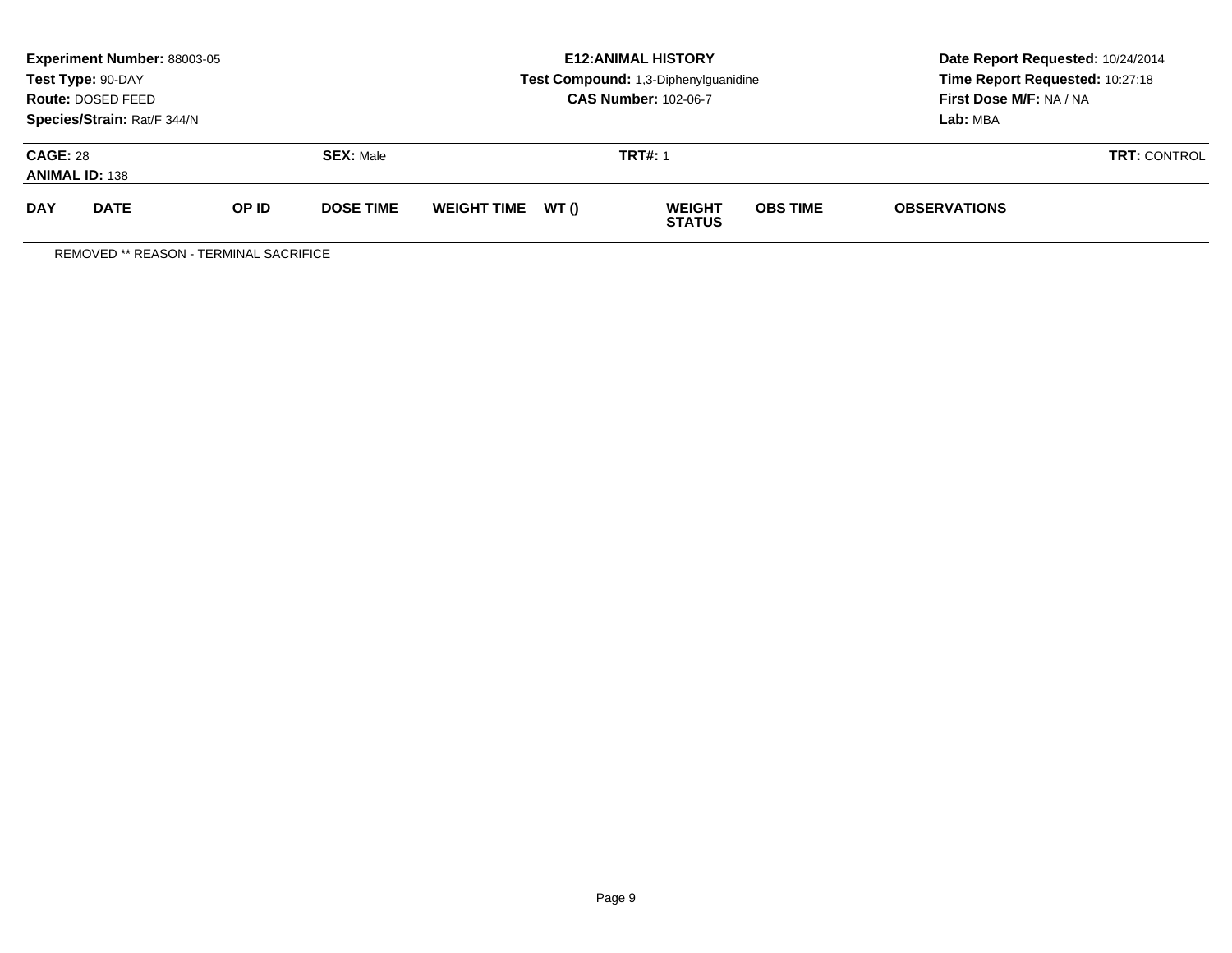**Experiment Number:** 88003-05
**Test Type:** 90-DAY
**Route:** DOSED FEED
**Species/Strain:** Rat/F 344/N

**E12:ANIMAL HISTORY**
**Test Compound:** 1,3-Diphenylguanidine
**CAS Number:** 102-06-7

**Date Report Requested:** 10/24/2014
**Time Report Requested:** 10:27:18
**First Dose M/F:** NA / NA
**Lab:** MBA

**CAGE:** 28 **SEX:** Male **TRT#:** 1 **TRT:** CONTROL
**ANIMAL ID:** 138

| DAY | DATE | OP ID | DOSE TIME | WEIGHT TIME | WT () | WEIGHT STATUS | OBS TIME | OBSERVATIONS |
|---|---|---|---|---|---|---|---|---|

REMOVED ** REASON - TERMINAL SACRIFICE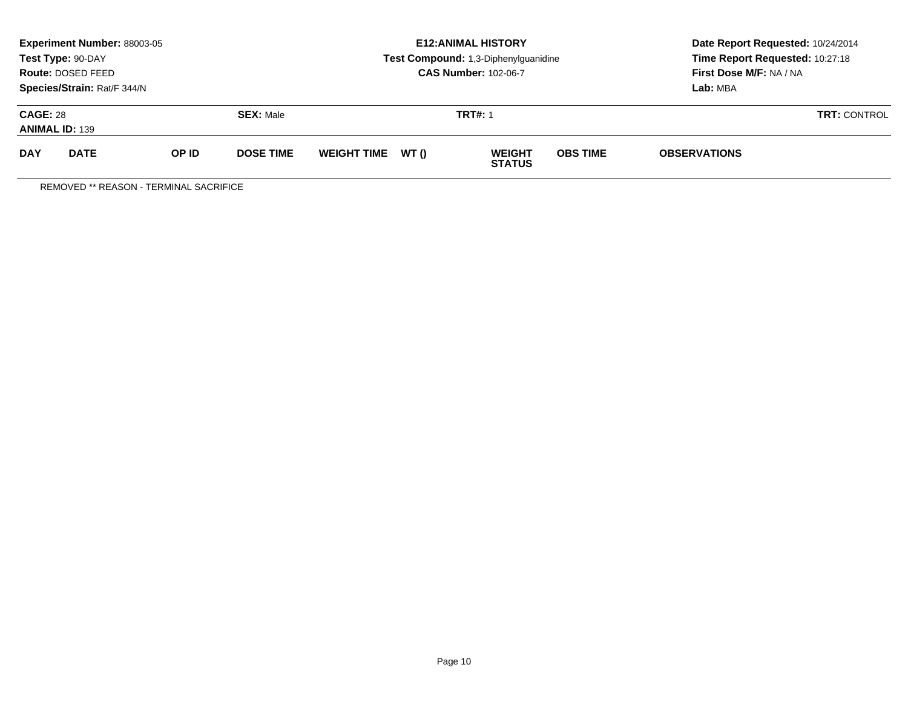**Experiment Number:** 88003-05
**Test Type:** 90-DAY
**Route:** DOSED FEED
**Species/Strain:** Rat/F 344/N

**E12:ANIMAL HISTORY**
**Test Compound:** 1,3-Diphenylguanidine
**CAS Number:** 102-06-7

**Date Report Requested:** 10/24/2014
**Time Report Requested:** 10:27:18
**First Dose M/F:** NA / NA
**Lab:** MBA

**CAGE:** 28
**ANIMAL ID:** 139

**SEX:** Male

**TRT#:** 1

**TRT:** CONTROL

| DAY | DATE | OP ID | DOSE TIME | WEIGHT TIME | WT () | WEIGHT STATUS | OBS TIME | OBSERVATIONS |
|---|---|---|---|---|---|---|---|---|

REMOVED ** REASON - TERMINAL SACRIFICE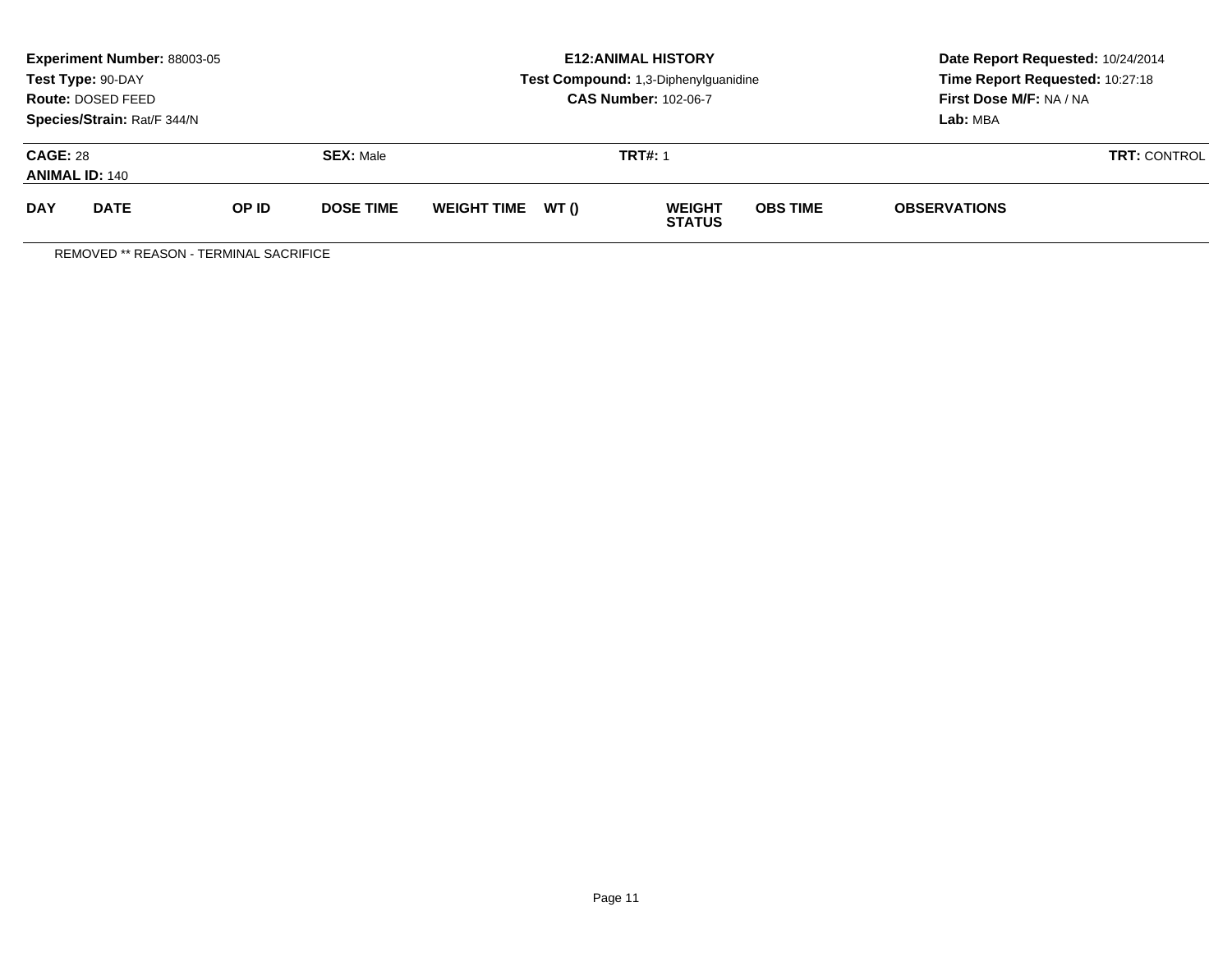**Experiment Number:** 88003-05
**Test Type:** 90-DAY
**Route:** DOSED FEED
**Species/Strain:** Rat/F 344/N

**E12:ANIMAL HISTORY**
**Test Compound:** 1,3-Diphenylguanidine
**CAS Number:** 102-06-7

**Date Report Requested:** 10/24/2014
**Time Report Requested:** 10:27:18
**First Dose M/F:** NA / NA
**Lab:** MBA

**CAGE:** 28 **SEX:** Male **TRT#:** 1 **TRT:** CONTROL
**ANIMAL ID:** 140

| DAY | DATE | OP ID | DOSE TIME | WEIGHT TIME | WT () | WEIGHT STATUS | OBS TIME | OBSERVATIONS |
|---|---|---|---|---|---|---|---|---|

REMOVED ** REASON - TERMINAL SACRIFICE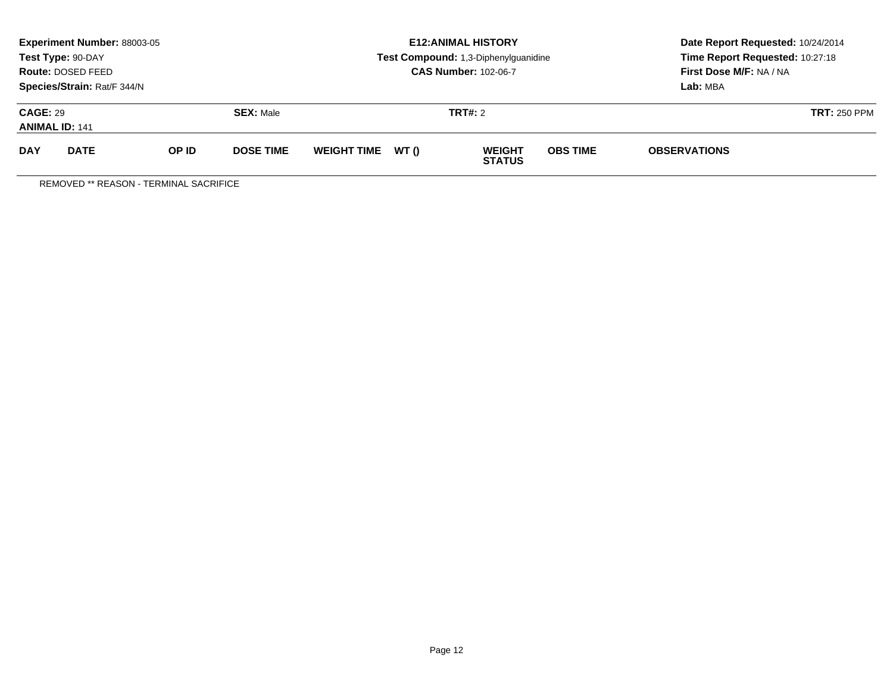**Experiment Number:** 88003-05
**Test Type:** 90-DAY
**Route:** DOSED FEED
**Species/Strain:** Rat/F 344/N

**E12:ANIMAL HISTORY**
**Test Compound:** 1,3-Diphenylguanidine
**CAS Number:** 102-06-7

**Date Report Requested:** 10/24/2014
**Time Report Requested:** 10:27:18
**First Dose M/F:** NA / NA
**Lab:** MBA

**CAGE:** 29 **SEX:** Male **TRT#:** 2 **TRT:** 250 PPM
**ANIMAL ID:** 141

| DAY | DATE | OP ID | DOSE TIME | WEIGHT TIME | WT () | WEIGHT STATUS | OBS TIME | OBSERVATIONS |
|---|---|---|---|---|---|---|---|---|

REMOVED ** REASON - TERMINAL SACRIFICE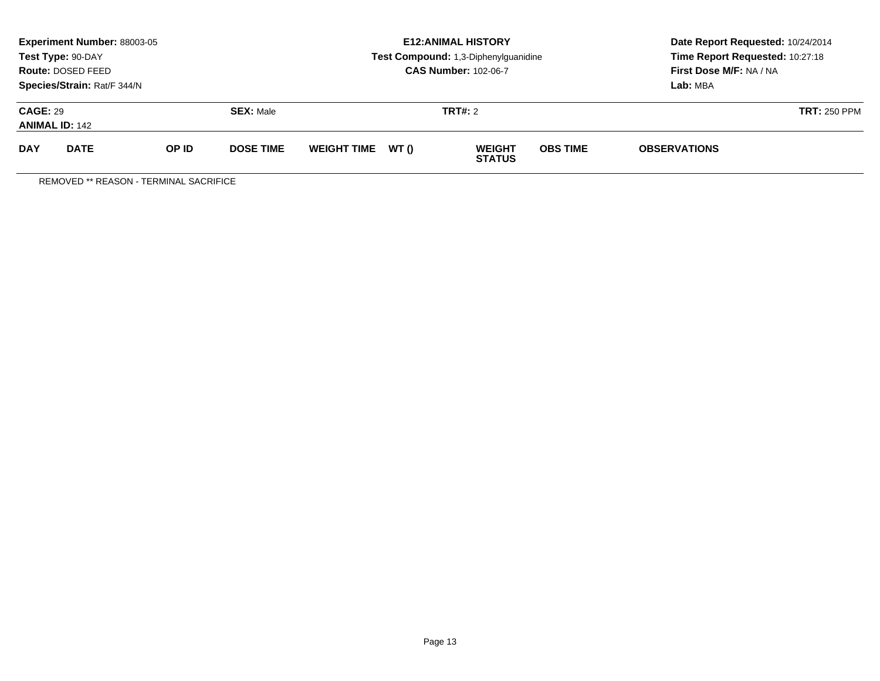**Experiment Number:** 88003-05
**Test Type:** 90-DAY
**Route:** DOSED FEED
**Species/Strain:** Rat/F 344/N

**E12:ANIMAL HISTORY**
**Test Compound:** 1,3-Diphenylguanidine
**CAS Number:** 102-06-7

**Date Report Requested:** 10/24/2014
**Time Report Requested:** 10:27:18
**First Dose M/F:** NA / NA
**Lab:** MBA

**CAGE:** 29 **SEX:** Male **TRT#:** 2 **TRT:** 250 PPM
**ANIMAL ID:** 142

| DAY | DATE | OP ID | DOSE TIME | WEIGHT TIME | WT () | WEIGHT STATUS | OBS TIME | OBSERVATIONS |
|---|---|---|---|---|---|---|---|---|

REMOVED ** REASON - TERMINAL SACRIFICE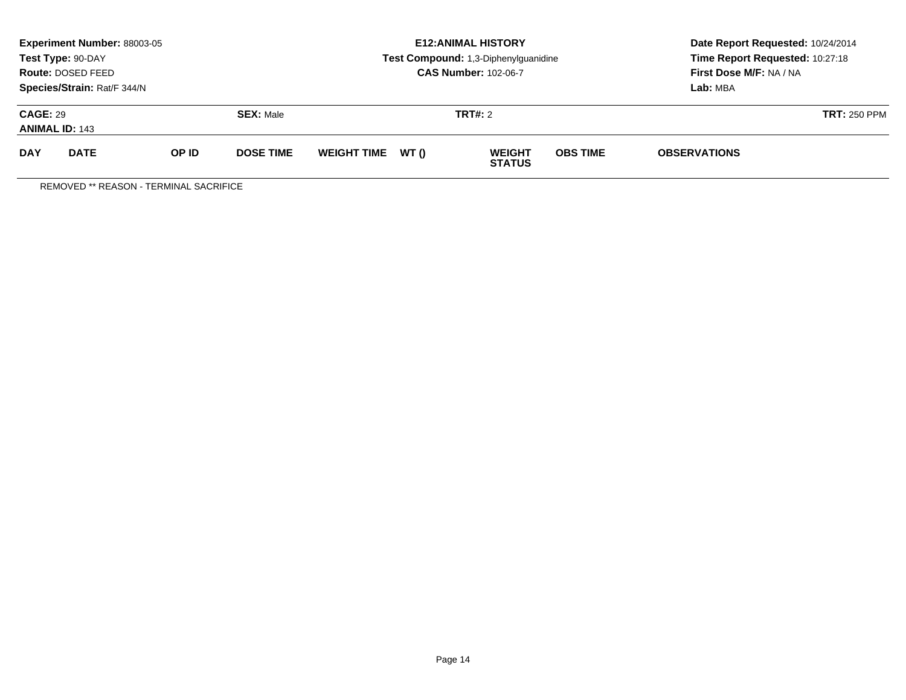**Experiment Number:** 88003-05
**Test Type:** 90-DAY
**Route:** DOSED FEED
**Species/Strain:** Rat/F 344/N

**E12:ANIMAL HISTORY**
**Test Compound:** 1,3-Diphenylguanidine
**CAS Number:** 102-06-7

**Date Report Requested:** 10/24/2014
**Time Report Requested:** 10:27:18
**First Dose M/F:** NA / NA
**Lab:** MBA

**CAGE:** 29 **SEX:** Male **TRT#:** 2 **TRT:** 250 PPM
**ANIMAL ID:** 143

| DAY | DATE | OP ID | DOSE TIME | WEIGHT TIME | WT () | WEIGHT STATUS | OBS TIME | OBSERVATIONS |
|---|---|---|---|---|---|---|---|---|

REMOVED ** REASON - TERMINAL SACRIFICE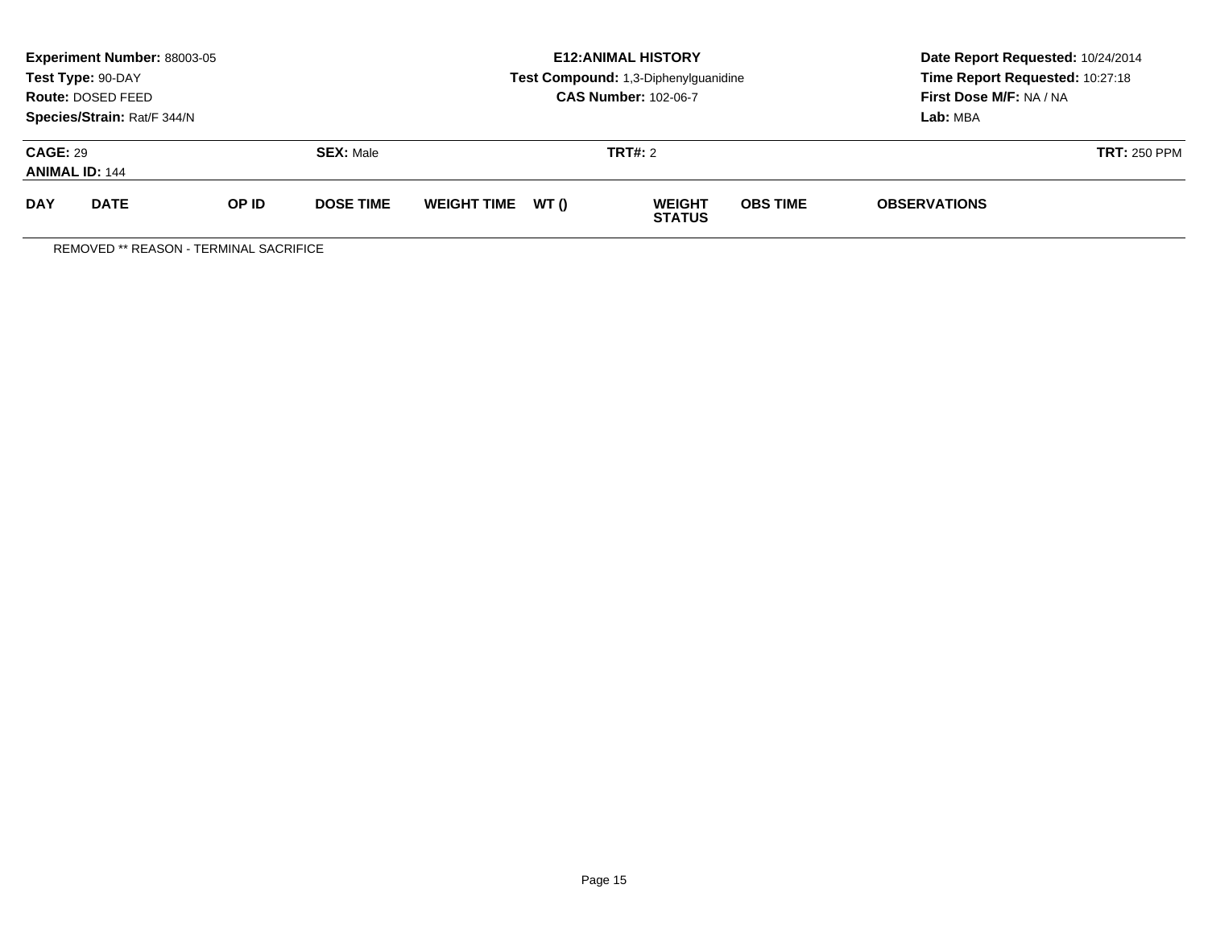**Experiment Number:** 88003-05
**Test Type:** 90-DAY
**Route:** DOSED FEED
**Species/Strain:** Rat/F 344/N

**E12:ANIMAL HISTORY**
**Test Compound:** 1,3-Diphenylguanidine
**CAS Number:** 102-06-7

**Date Report Requested:** 10/24/2014
**Time Report Requested:** 10:27:18
**First Dose M/F:** NA / NA
**Lab:** MBA

**CAGE:** 29 **SEX:** Male **TRT#:** 2 **TRT:** 250 PPM
**ANIMAL ID:** 144

| DAY | DATE | OP ID | DOSE TIME | WEIGHT TIME | WT () | WEIGHT STATUS | OBS TIME | OBSERVATIONS |
|---|---|---|---|---|---|---|---|---|

REMOVED ** REASON - TERMINAL SACRIFICE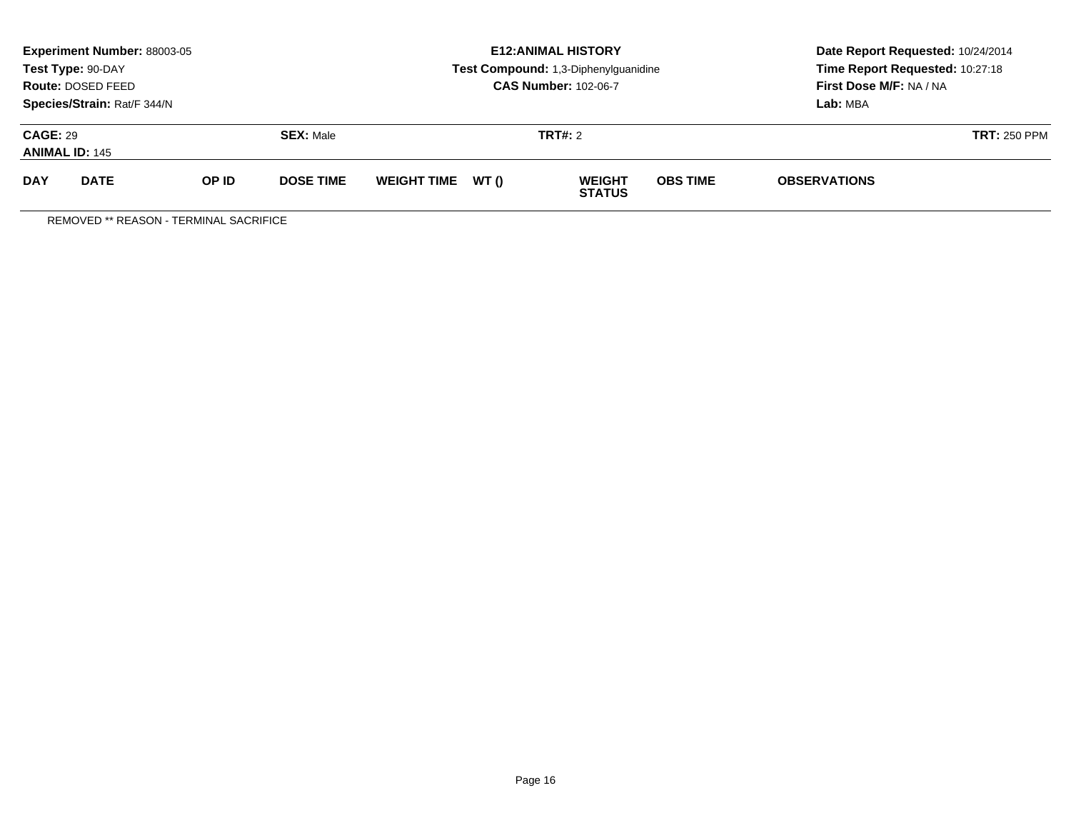**Experiment Number:** 88003-05
**Test Type:** 90-DAY
**Route:** DOSED FEED
**Species/Strain:** Rat/F 344/N

**E12:ANIMAL HISTORY**
**Test Compound:** 1,3-Diphenylguanidine
**CAS Number:** 102-06-7

**Date Report Requested:** 10/24/2014
**Time Report Requested:** 10:27:18
**First Dose M/F:** NA / NA
**Lab:** MBA

**CAGE:** 29
**ANIMAL ID:** 145

**SEX:** Male

**TRT#:** 2

**TRT:** 250 PPM

| DAY | DATE | OP ID | DOSE TIME | WEIGHT TIME | WT () | WEIGHT STATUS | OBS TIME | OBSERVATIONS |
|---|---|---|---|---|---|---|---|---|

REMOVED ** REASON - TERMINAL SACRIFICE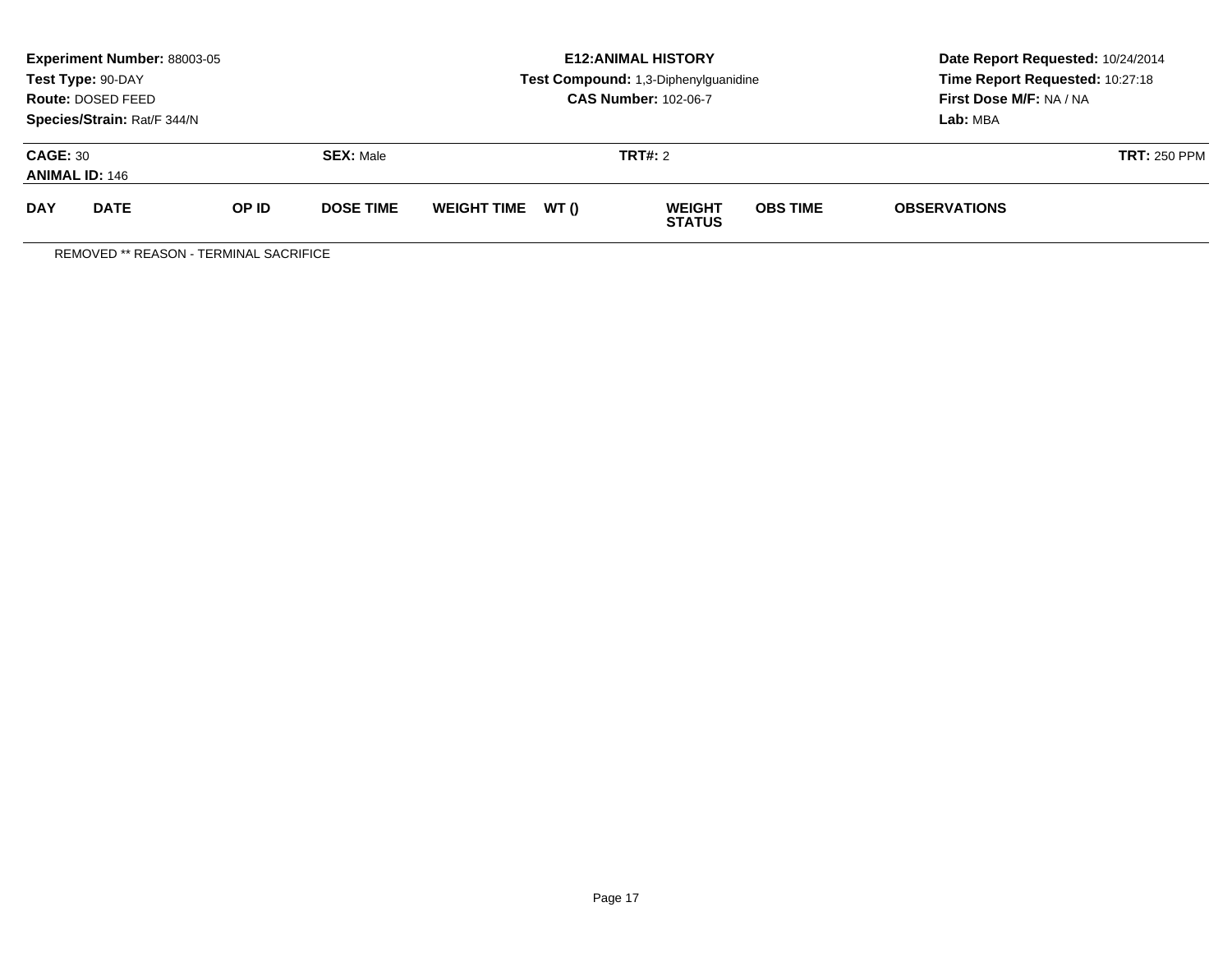**Experiment Number:** 88003-05
**Test Type:** 90-DAY
**Route:** DOSED FEED
**Species/Strain:** Rat/F 344/N

**E12:ANIMAL HISTORY**
**Test Compound:** 1,3-Diphenylguanidine
**CAS Number:** 102-06-7

**Date Report Requested:** 10/24/2014
**Time Report Requested:** 10:27:18
**First Dose M/F:** NA / NA
**Lab:** MBA

**CAGE:** 30 **SEX:** Male **TRT#:** 2 **TRT:** 250 PPM
**ANIMAL ID:** 146

| DAY | DATE | OP ID | DOSE TIME | WEIGHT TIME | WT () | WEIGHT STATUS | OBS TIME | OBSERVATIONS |
|---|---|---|---|---|---|---|---|---|

REMOVED ** REASON - TERMINAL SACRIFICE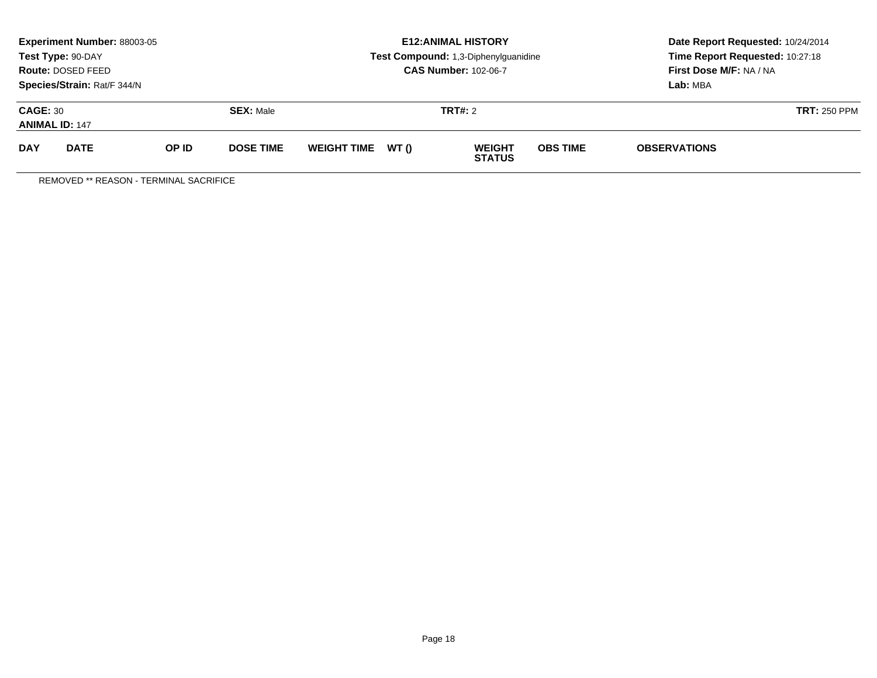**Experiment Number:** 88003-05
**Test Type:** 90-DAY
**Route:** DOSED FEED
**Species/Strain:** Rat/F 344/N

**E12:ANIMAL HISTORY**
**Test Compound:** 1,3-Diphenylguanidine
**CAS Number:** 102-06-7

**Date Report Requested:** 10/24/2014
**Time Report Requested:** 10:27:18
**First Dose M/F:** NA / NA
**Lab:** MBA

**CAGE:** 30 **SEX:** Male **TRT#:** 2 **TRT:** 250 PPM
**ANIMAL ID:** 147

| DAY | DATE | OP ID | DOSE TIME | WEIGHT TIME | WT () | WEIGHT STATUS | OBS TIME | OBSERVATIONS |
|---|---|---|---|---|---|---|---|---|

REMOVED ** REASON - TERMINAL SACRIFICE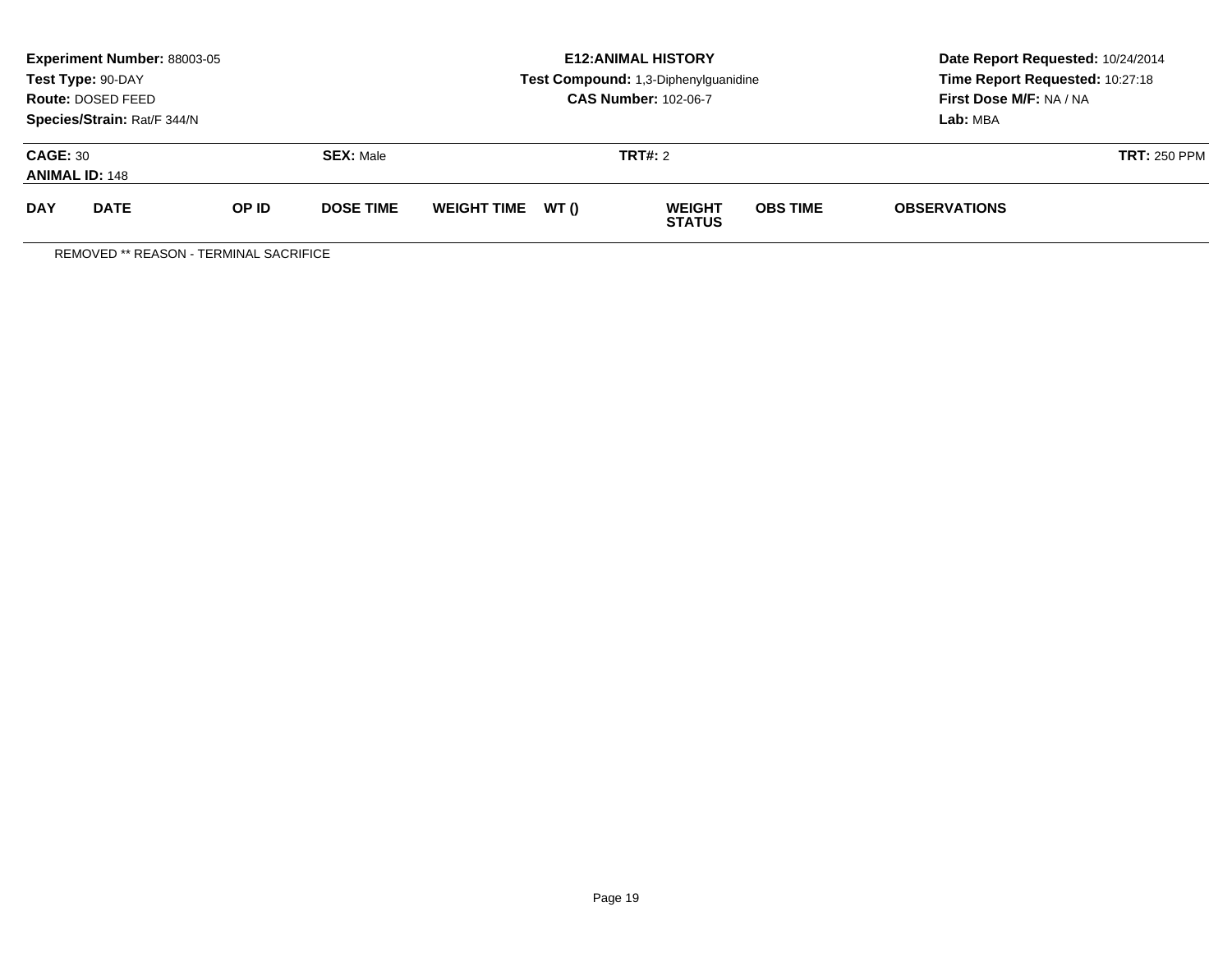**Experiment Number:** 88003-05
**Test Type:** 90-DAY
**Route:** DOSED FEED
**Species/Strain:** Rat/F 344/N

**E12:ANIMAL HISTORY**
**Test Compound:** 1,3-Diphenylguanidine
**CAS Number:** 102-06-7

**Date Report Requested:** 10/24/2014
**Time Report Requested:** 10:27:18
**First Dose M/F:** NA / NA
**Lab:** MBA

**CAGE:** 30
**ANIMAL ID:** 148
**SEX:** Male
**TRT#:** 2
**TRT:** 250 PPM

| DAY | DATE | OP ID | DOSE TIME | WEIGHT TIME | WT () | WEIGHT STATUS | OBS TIME | OBSERVATIONS |
|---|---|---|---|---|---|---|---|---|

REMOVED ** REASON - TERMINAL SACRIFICE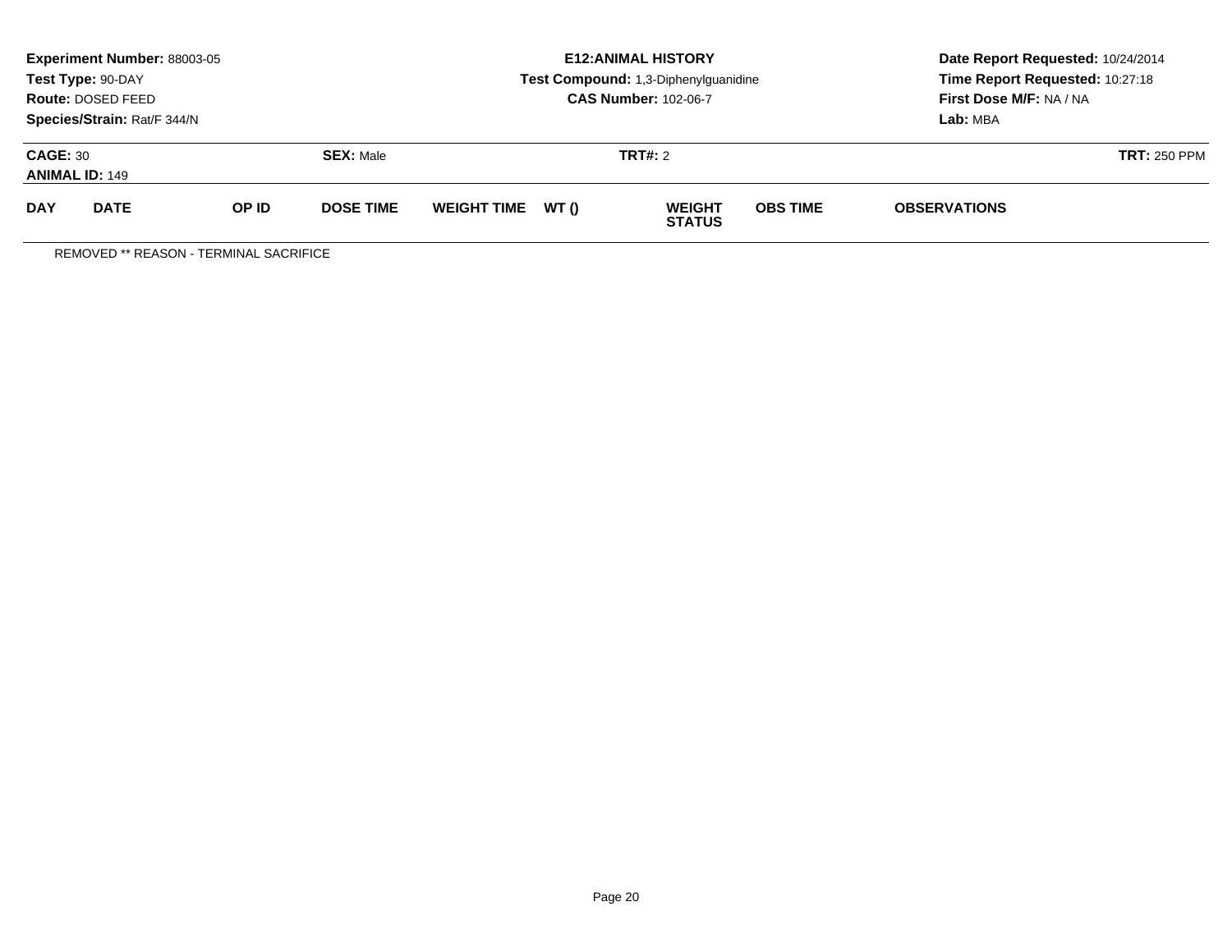**Experiment Number:** 88003-05
**Test Type:** 90-DAY
**Route:** DOSED FEED
**Species/Strain:** Rat/F 344/N

**E12:ANIMAL HISTORY**
**Test Compound:** 1,3-Diphenylguanidine
**CAS Number:** 102-06-7

**Date Report Requested:** 10/24/2014
**Time Report Requested:** 10:27:18
**First Dose M/F:** NA / NA
**Lab:** MBA

**CAGE:** 30 | **SEX:** Male | **TRT#:** 2 | **TRT:** 250 PPM

**ANIMAL ID:** 149

| DAY | DATE | OP ID | DOSE TIME | WEIGHT TIME | WT () | WEIGHT STATUS | OBS TIME | OBSERVATIONS |
|---|---|---|---|---|---|---|---|---|

REMOVED ** REASON - TERMINAL SACRIFICE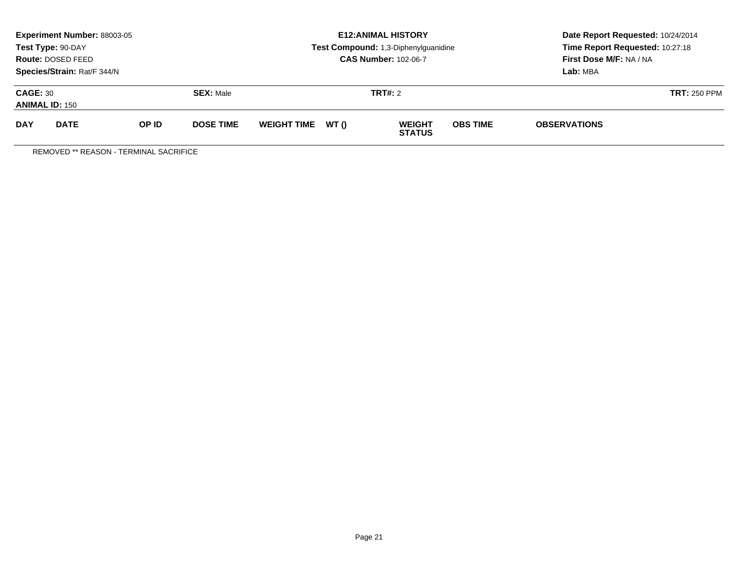**Experiment Number:** 88003-05
**Test Type:** 90-DAY
**Route:** DOSED FEED
**Species/Strain:** Rat/F 344/N

**E12:ANIMAL HISTORY**
**Test Compound:** 1,3-Diphenylguanidine
**CAS Number:** 102-06-7

**Date Report Requested:** 10/24/2014
**Time Report Requested:** 10:27:18
**First Dose M/F:** NA / NA
**Lab:** MBA

**CAGE:** 30 **SEX:** Male **TRT#:** 2 **TRT:** 250 PPM
**ANIMAL ID:** 150

| DAY | DATE | OP ID | DOSE TIME | WEIGHT TIME | WT () | WEIGHT STATUS | OBS TIME | OBSERVATIONS |
|---|---|---|---|---|---|---|---|---|

REMOVED ** REASON - TERMINAL SACRIFICE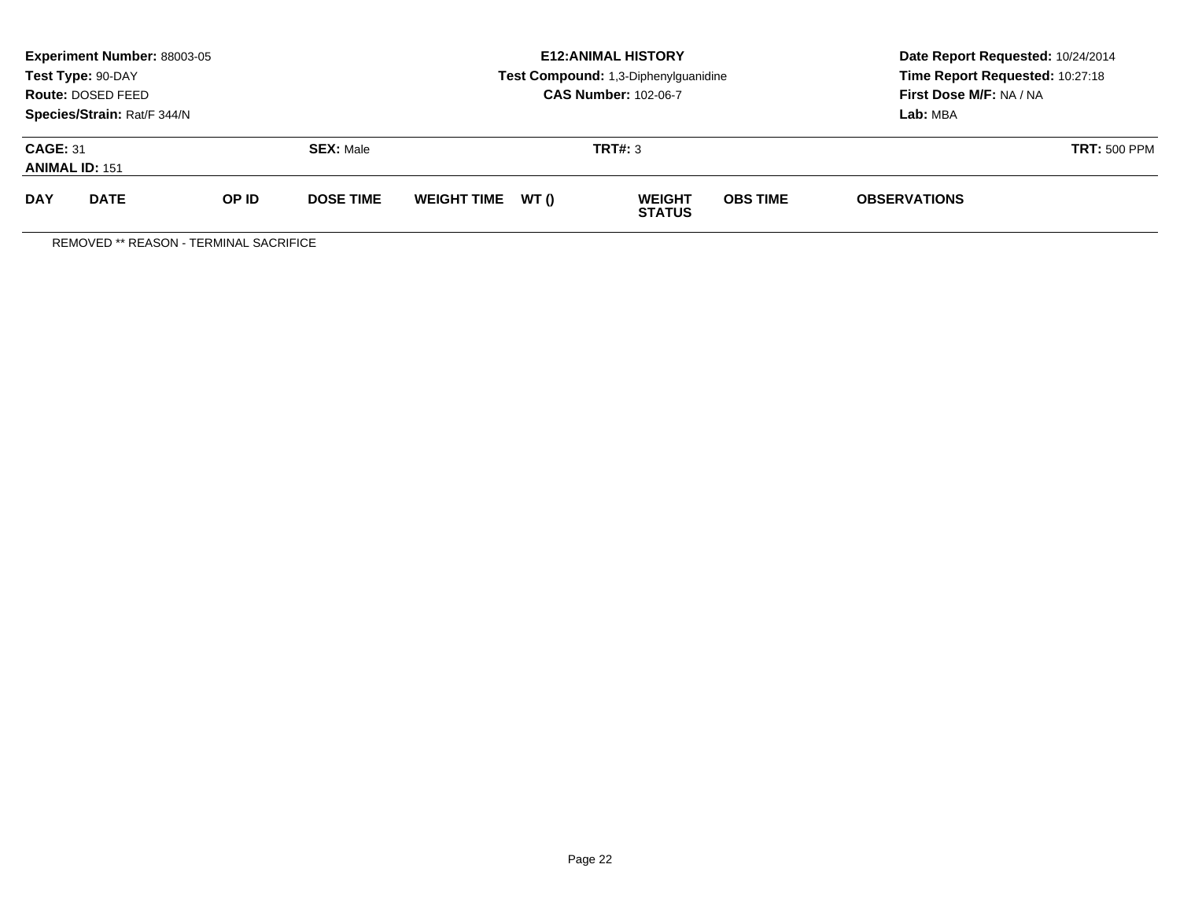**Experiment Number:** 88003-05
**Test Type:** 90-DAY
**Route:** DOSED FEED
**Species/Strain:** Rat/F 344/N

**E12:ANIMAL HISTORY**
**Test Compound:** 1,3-Diphenylguanidine
**CAS Number:** 102-06-7

**Date Report Requested:** 10/24/2014
**Time Report Requested:** 10:27:18
**First Dose M/F:** NA / NA
**Lab:** MBA

**CAGE:** 31 **SEX:** Male **TRT#:** 3 **TRT:** 500 PPM
**ANIMAL ID:** 151

| DAY | DATE | OP ID | DOSE TIME | WEIGHT TIME | WT () | WEIGHT STATUS | OBS TIME | OBSERVATIONS |
|---|---|---|---|---|---|---|---|---|

REMOVED ** REASON - TERMINAL SACRIFICE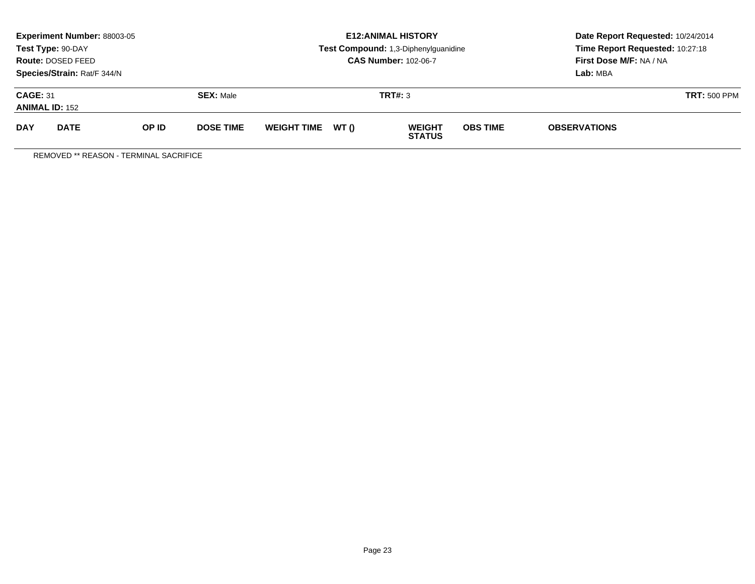**Experiment Number:** 88003-05
**Test Type:** 90-DAY
**Route:** DOSED FEED
**Species/Strain:** Rat/F 344/N

# E12:ANIMAL HISTORY

**Test Compound:** 1,3-Diphenylguanidine
**CAS Number:** 102-06-7

**Date Report Requested:** 10/24/2014
**Time Report Requested:** 10:27:18
**First Dose M/F:** NA / NA
**Lab:** MBA

**CAGE:** 31 **SEX:** Male **TRT#:** 3 **TRT:** 500 PPM
**ANIMAL ID:** 152

| DAY | DATE | OP ID | DOSE TIME | WEIGHT TIME | WT () | WEIGHT STATUS | OBS TIME | OBSERVATIONS |
|---|---|---|---|---|---|---|---|---|

REMOVED ** REASON - TERMINAL SACRIFICE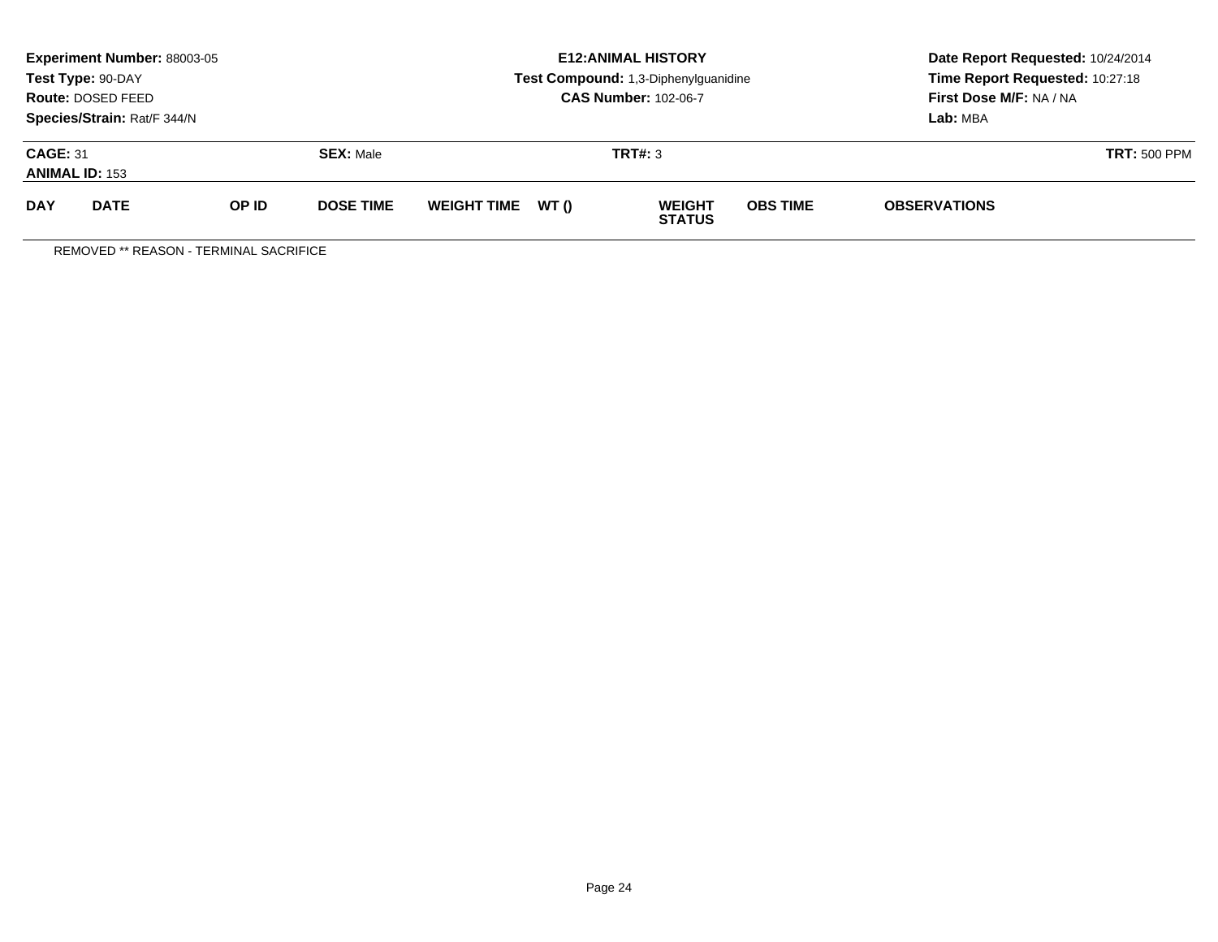**Experiment Number:** 88003-05
**Test Type:** 90-DAY
**Route:** DOSED FEED
**Species/Strain:** Rat/F 344/N

**E12:ANIMAL HISTORY**
**Test Compound:** 1,3-Diphenylguanidine
**CAS Number:** 102-06-7

**Date Report Requested:** 10/24/2014
**Time Report Requested:** 10:27:18
**First Dose M/F:** NA / NA
**Lab:** MBA

**CAGE:** 31 **SEX:** Male **TRT#:** 3 **TRT:** 500 PPM
**ANIMAL ID:** 153

| DAY | DATE | OP ID | DOSE TIME | WEIGHT TIME | WT () | WEIGHT STATUS | OBS TIME | OBSERVATIONS |
|---|---|---|---|---|---|---|---|---|

REMOVED ** REASON - TERMINAL SACRIFICE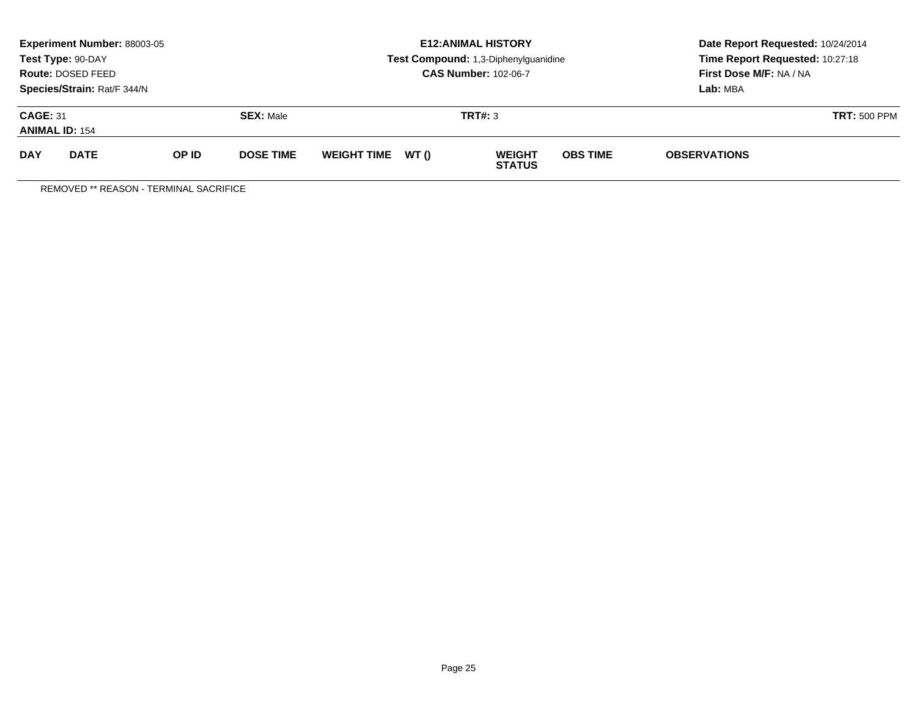**Experiment Number:** 88003-05
**Test Type:** 90-DAY
**Route:** DOSED FEED
**Species/Strain:** Rat/F 344/N

**E12:ANIMAL HISTORY**
**Test Compound:** 1,3-Diphenylguanidine
**CAS Number:** 102-06-7

**Date Report Requested:** 10/24/2014
**Time Report Requested:** 10:27:18
**First Dose M/F:** NA / NA
**Lab:** MBA

**CAGE:** 31 | **SEX:** Male | **TRT#:** 3 | **TRT:** 500 PPM
**ANIMAL ID:** 154

| DAY | DATE | OP ID | DOSE TIME | WEIGHT TIME | WT () | WEIGHT STATUS | OBS TIME | OBSERVATIONS |
|---|---|---|---|---|---|---|---|---|

REMOVED ** REASON - TERMINAL SACRIFICE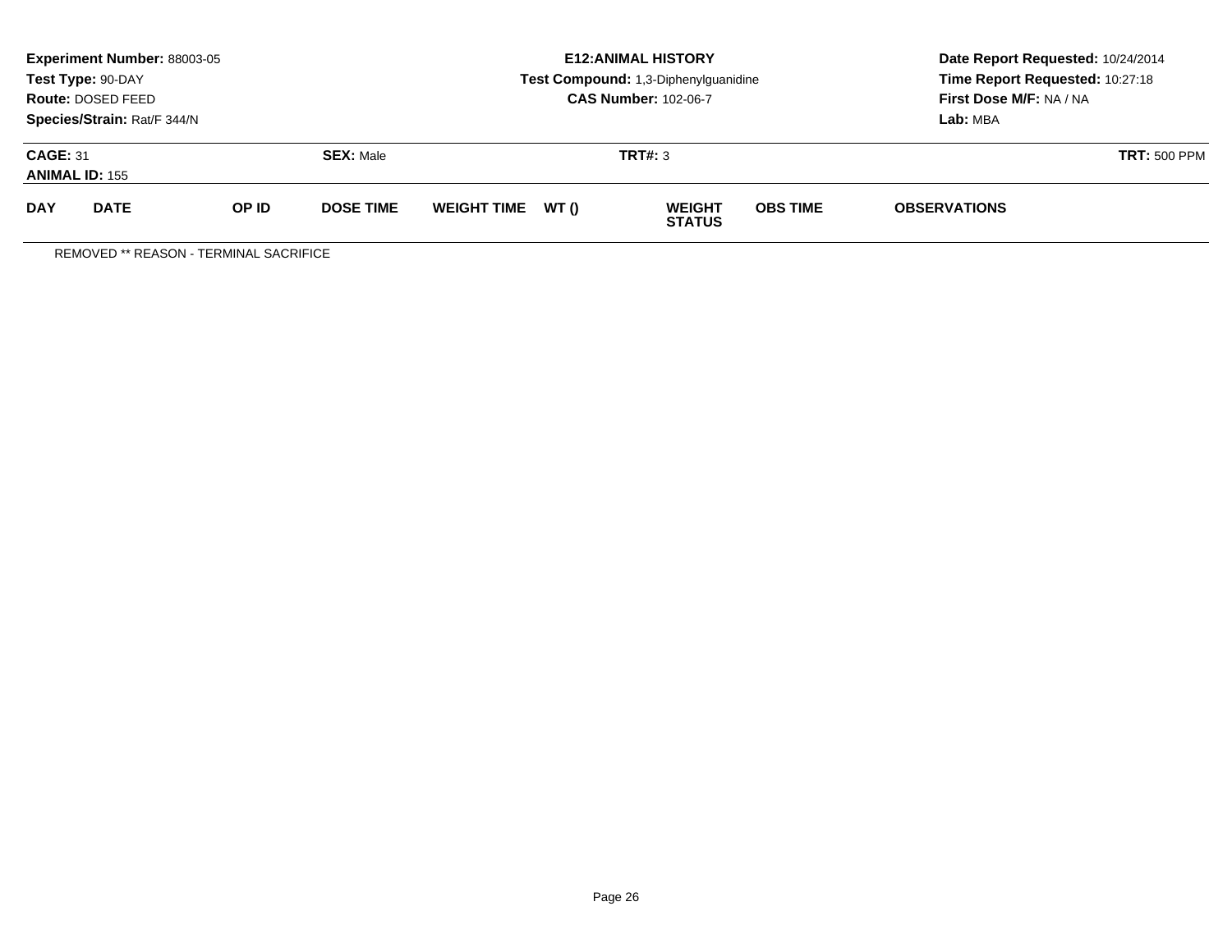**Experiment Number:** 88003-05
**Test Type:** 90-DAY
**Route:** DOSED FEED
**Species/Strain:** Rat/F 344/N

**E12:ANIMAL HISTORY**
**Test Compound:** 1,3-Diphenylguanidine
**CAS Number:** 102-06-7

**Date Report Requested:** 10/24/2014
**Time Report Requested:** 10:27:18
**First Dose M/F:** NA / NA
**Lab:** MBA

**CAGE:** 31 **SEX:** Male **TRT#:** 3 **TRT:** 500 PPM
**ANIMAL ID:** 155

| DAY | DATE | OP ID | DOSE TIME | WEIGHT TIME | WT () | WEIGHT STATUS | OBS TIME | OBSERVATIONS |
|---|---|---|---|---|---|---|---|---|

REMOVED ** REASON - TERMINAL SACRIFICE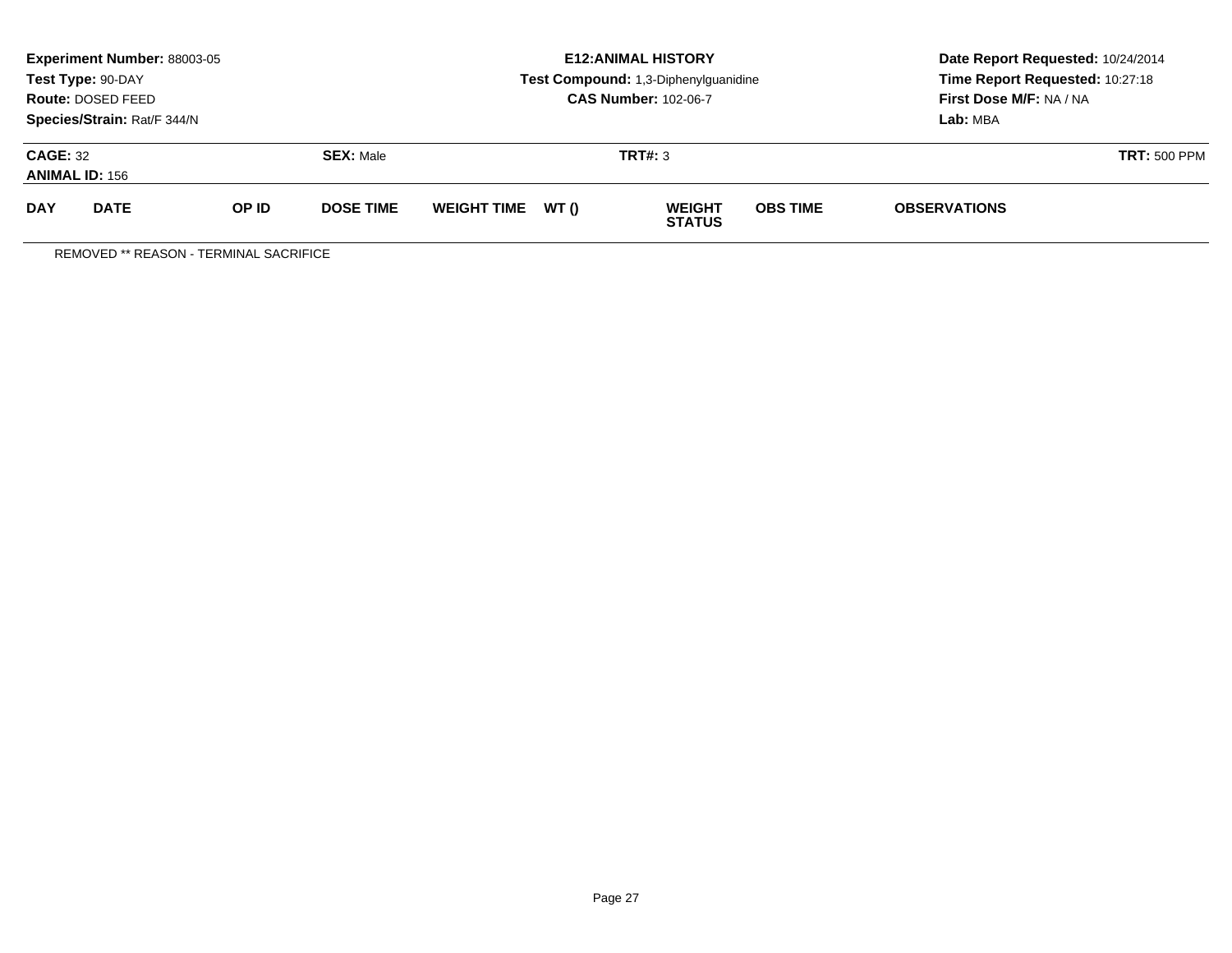**Experiment Number:** 88003-05
**Test Type:** 90-DAY
**Route:** DOSED FEED
**Species/Strain:** Rat/F 344/N

**E12:ANIMAL HISTORY**
**Test Compound:** 1,3-Diphenylguanidine
**CAS Number:** 102-06-7

**Date Report Requested:** 10/24/2014
**Time Report Requested:** 10:27:18
**First Dose M/F:** NA / NA
**Lab:** MBA

**CAGE:** 32 **SEX:** Male **TRT#:** 3 **TRT:** 500 PPM
**ANIMAL ID:** 156

| DAY | DATE | OP ID | DOSE TIME | WEIGHT TIME | WT () | WEIGHT STATUS | OBS TIME | OBSERVATIONS |
| --- | --- | --- | --- | --- | --- | --- | --- | --- |

REMOVED ** REASON - TERMINAL SACRIFICE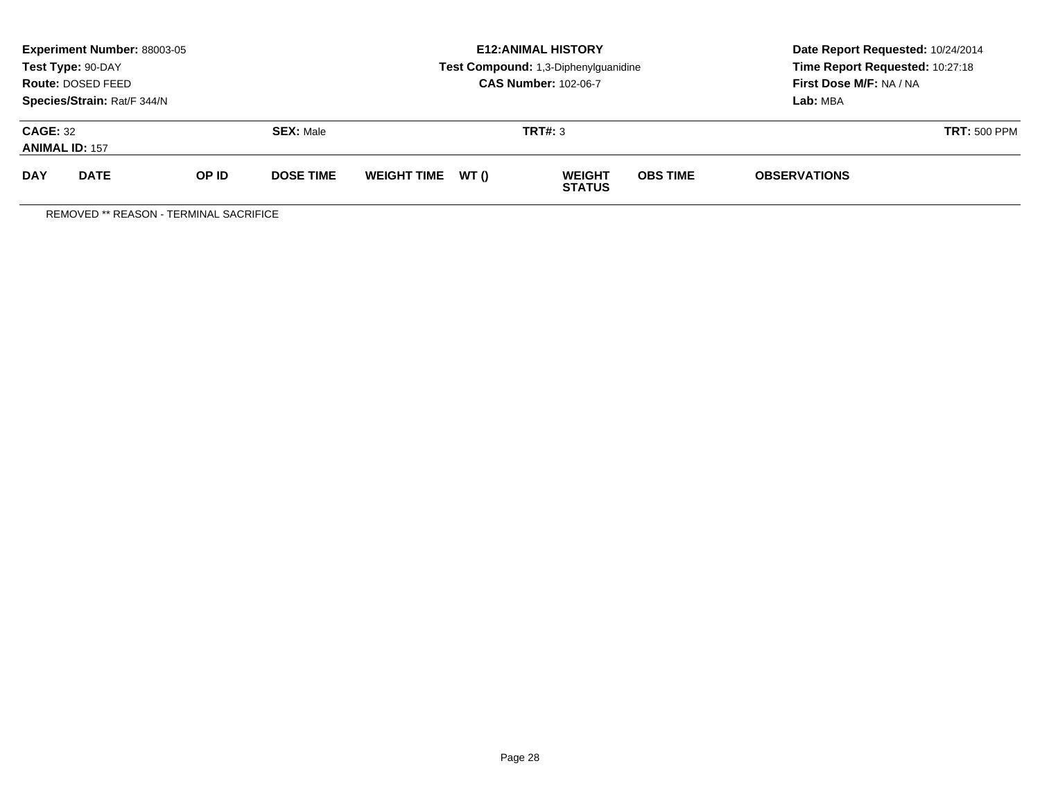**Experiment Number:** 88003-05
**Test Type:** 90-DAY
**Route:** DOSED FEED
**Species/Strain:** Rat/F 344/N

**E12:ANIMAL HISTORY**
**Test Compound:** 1,3-Diphenylguanidine
**CAS Number:** 102-06-7

**Date Report Requested:** 10/24/2014
**Time Report Requested:** 10:27:18
**First Dose M/F:** NA / NA
**Lab:** MBA

**CAGE:** 32 **SEX:** Male **TRT#:** 3 **TRT:** 500 PPM
**ANIMAL ID:** 157

| DAY | DATE | OP ID | DOSE TIME | WEIGHT TIME | WT () | WEIGHT STATUS | OBS TIME | OBSERVATIONS |
|---|---|---|---|---|---|---|---|---|

REMOVED ** REASON - TERMINAL SACRIFICE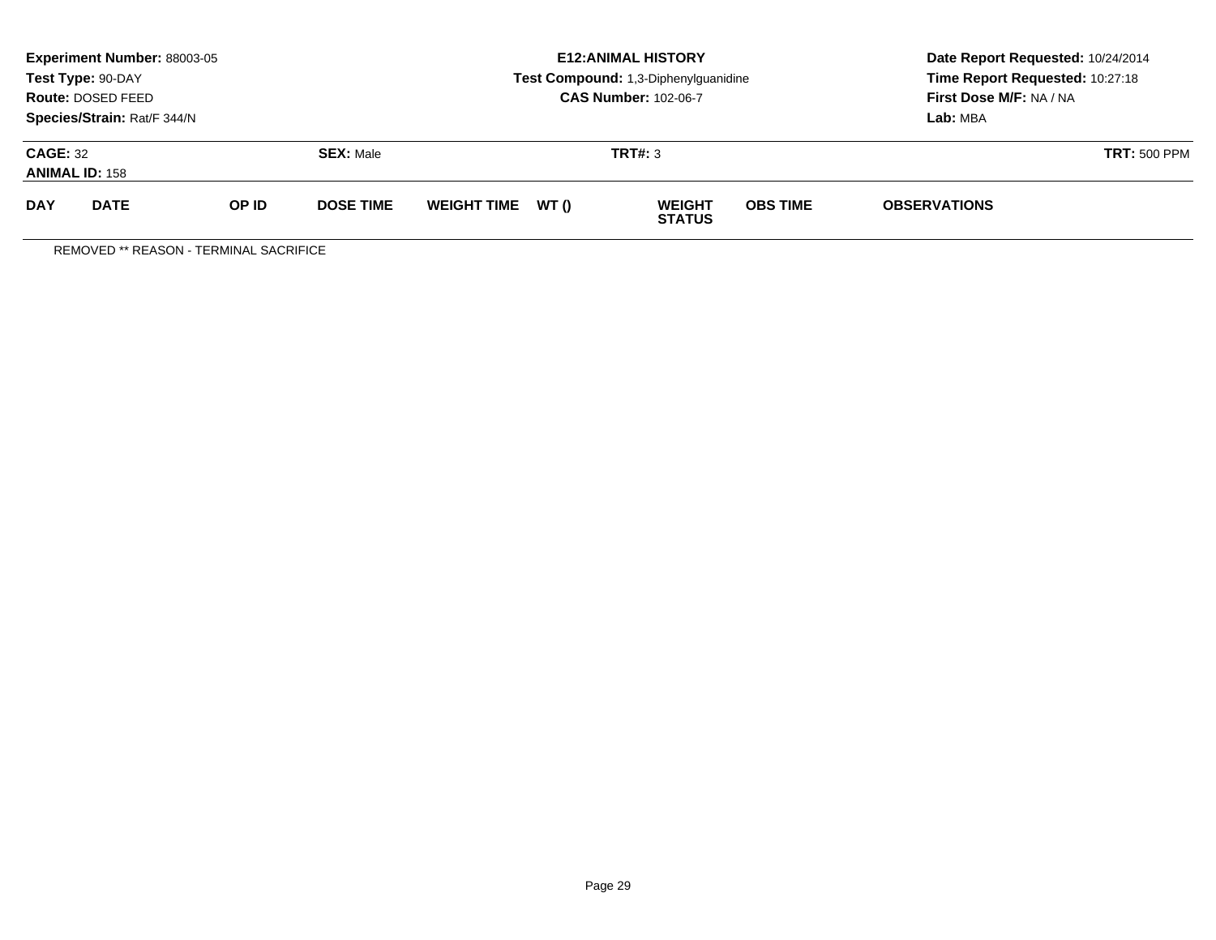**Experiment Number:** 88003-05
**Test Type:** 90-DAY
**Route:** DOSED FEED
**Species/Strain:** Rat/F 344/N

**E12:ANIMAL HISTORY**
**Test Compound:** 1,3-Diphenylguanidine
**CAS Number:** 102-06-7

**Date Report Requested:** 10/24/2014
**Time Report Requested:** 10:27:18
**First Dose M/F:** NA / NA
**Lab:** MBA

**CAGE:** 32 **SEX:** Male **TRT#:** 3 **TRT:** 500 PPM
**ANIMAL ID:** 158

| DAY | DATE | OP ID | DOSE TIME | WEIGHT TIME | WT () | WEIGHT STATUS | OBS TIME | OBSERVATIONS |
|---|---|---|---|---|---|---|---|---|

REMOVED ** REASON - TERMINAL SACRIFICE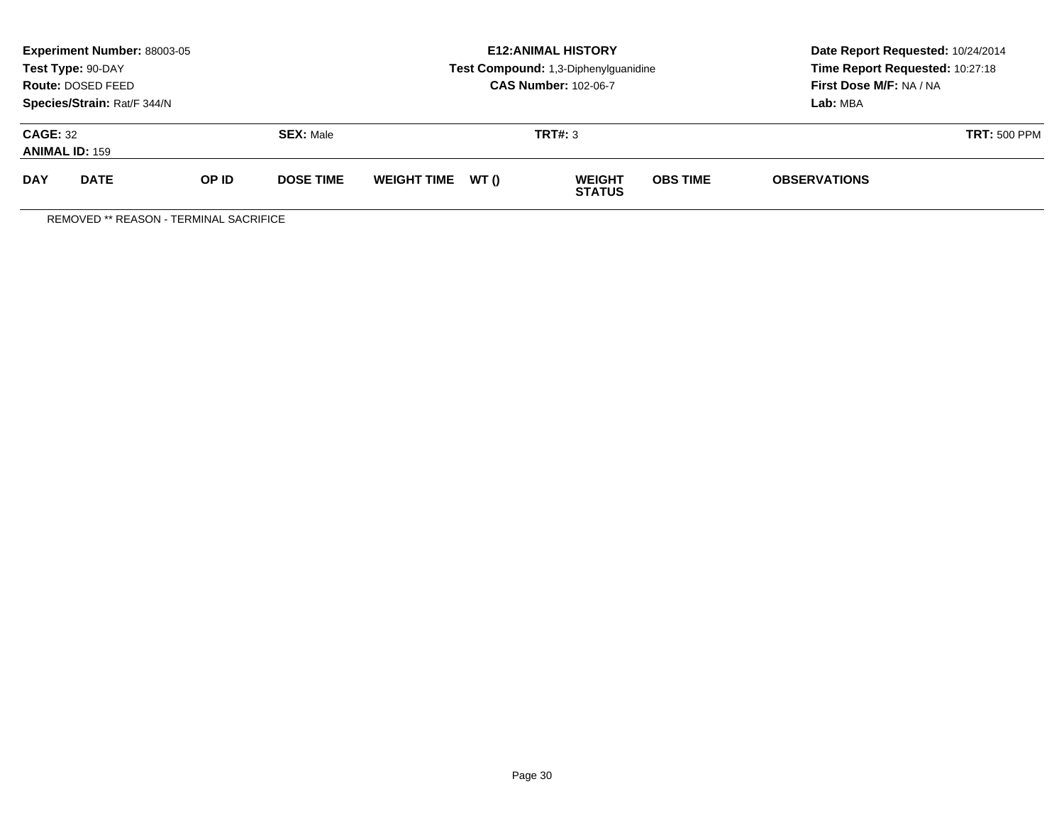**Experiment Number:** 88003-05
**Test Type:** 90-DAY
**Route:** DOSED FEED
**Species/Strain:** Rat/F 344/N

**E12:ANIMAL HISTORY**
**Test Compound:** 1,3-Diphenylguanidine
**CAS Number:** 102-06-7

**Date Report Requested:** 10/24/2014
**Time Report Requested:** 10:27:18
**First Dose M/F:** NA / NA
**Lab:** MBA

**CAGE:** 32 **SEX:** Male **TRT#:** 3 **TRT:** 500 PPM
**ANIMAL ID:** 159

| DAY | DATE | OP ID | DOSE TIME | WEIGHT TIME | WT () | WEIGHT STATUS | OBS TIME | OBSERVATIONS |
|---|---|---|---|---|---|---|---|---|

REMOVED ** REASON - TERMINAL SACRIFICE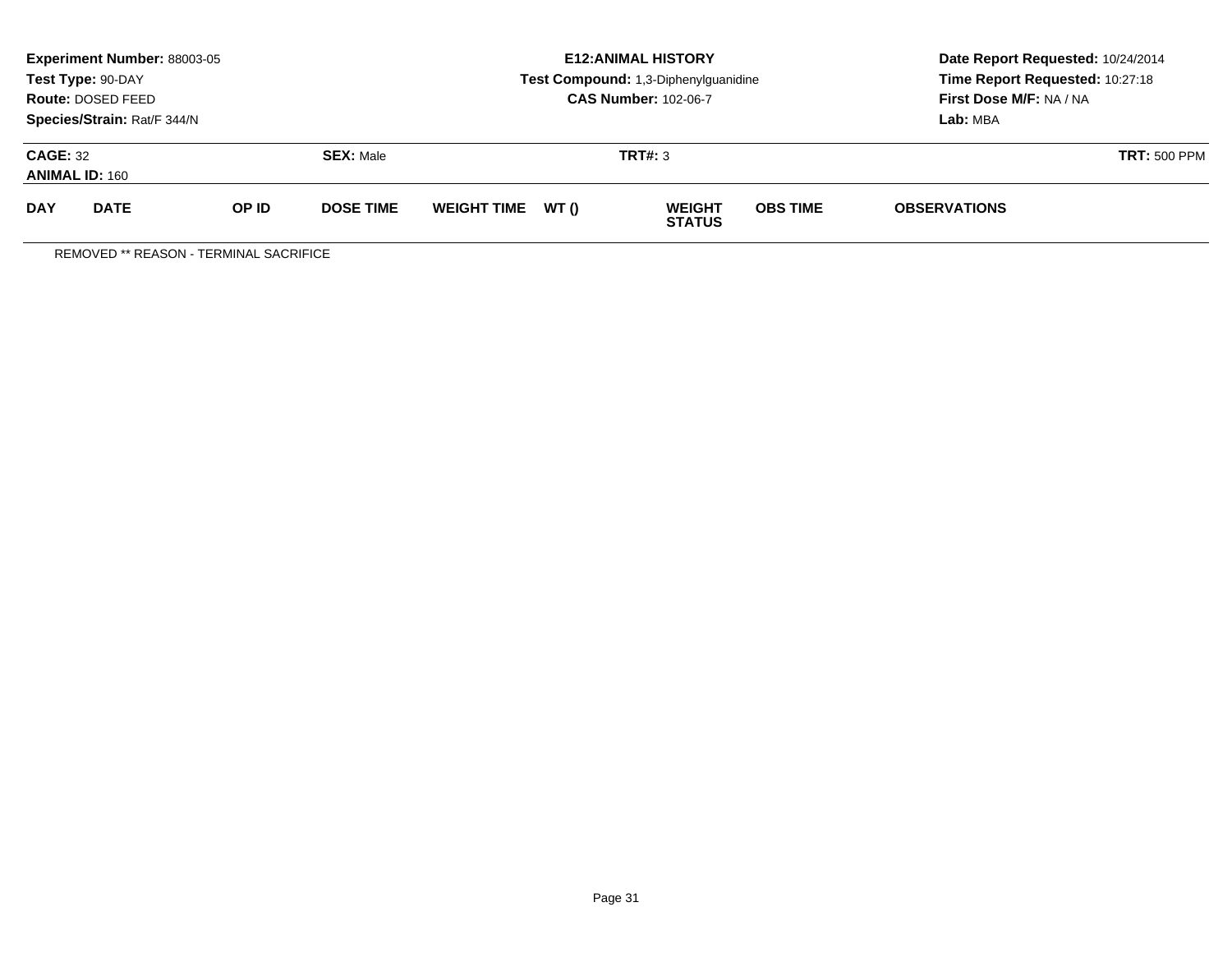**Experiment Number:** 88003-05
**Test Type:** 90-DAY
**Route:** DOSED FEED
**Species/Strain:** Rat/F 344/N

**E12:ANIMAL HISTORY**
**Test Compound:** 1,3-Diphenylguanidine
**CAS Number:** 102-06-7

**Date Report Requested:** 10/24/2014
**Time Report Requested:** 10:27:18
**First Dose M/F:** NA / NA
**Lab:** MBA

**CAGE:** 32
**ANIMAL ID:** 160

**SEX:** Male

**TRT#:** 3

**TRT:** 500 PPM

| DAY | DATE | OP ID | DOSE TIME | WEIGHT TIME | WT () | WEIGHT STATUS | OBS TIME | OBSERVATIONS |
|---|---|---|---|---|---|---|---|---|

REMOVED ** REASON - TERMINAL SACRIFICE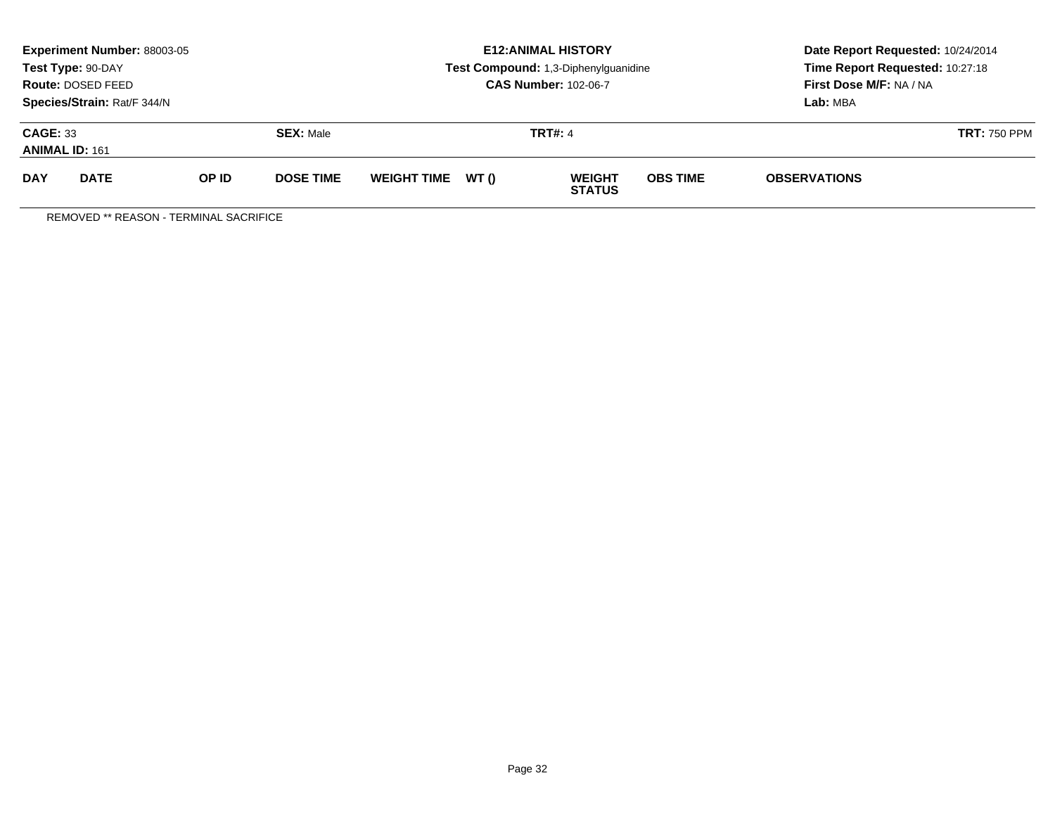**Experiment Number:** 88003-05
**Test Type:** 90-DAY
**Route:** DOSED FEED
**Species/Strain:** Rat/F 344/N

**E12:ANIMAL HISTORY**
**Test Compound:** 1,3-Diphenylguanidine
**CAS Number:** 102-06-7

**Date Report Requested:** 10/24/2014
**Time Report Requested:** 10:27:18
**First Dose M/F:** NA / NA
**Lab:** MBA

**CAGE:** 33 **SEX:** Male **TRT#:** 4 **TRT:** 750 PPM
**ANIMAL ID:** 161

| DAY | DATE | OP ID | DOSE TIME | WEIGHT TIME | WT () | WEIGHT STATUS | OBS TIME | OBSERVATIONS |
|---|---|---|---|---|---|---|---|---|

REMOVED ** REASON - TERMINAL SACRIFICE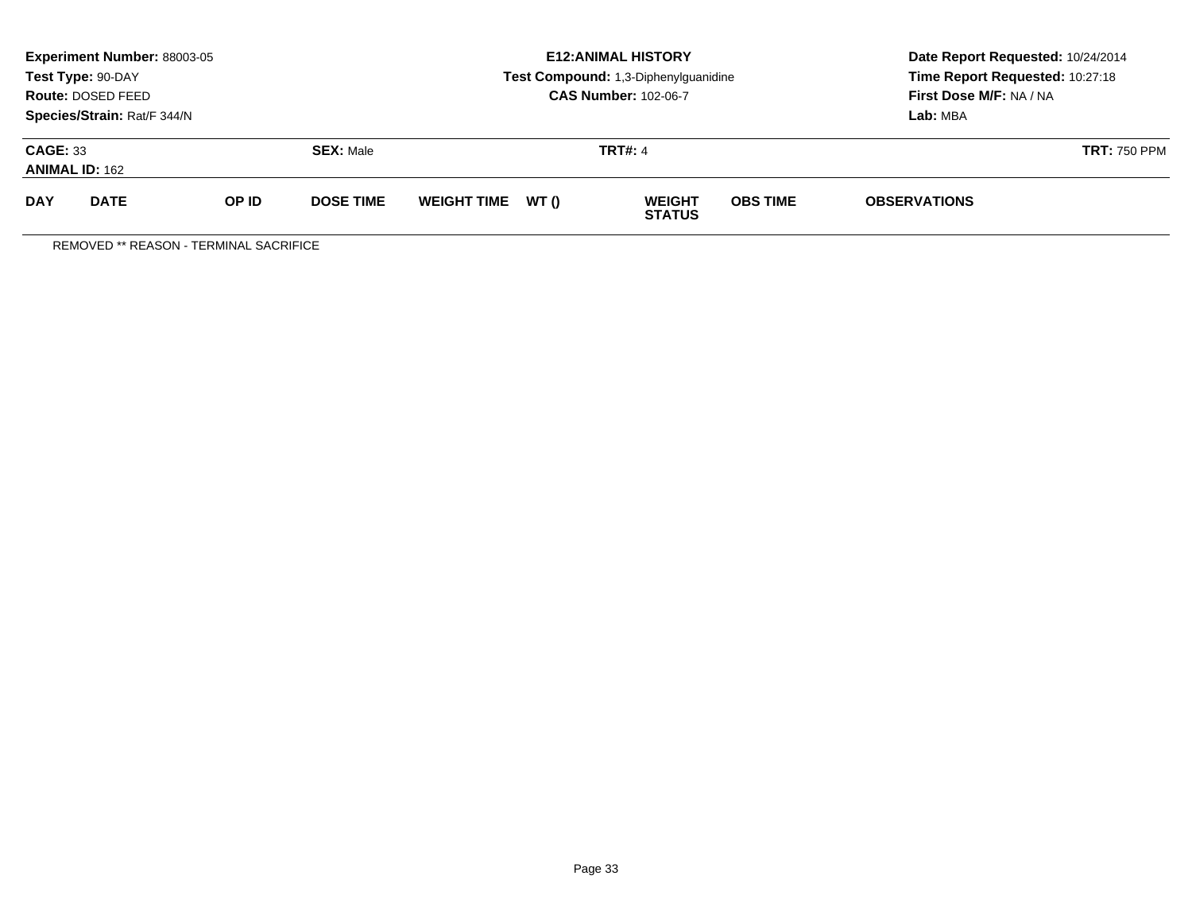**Experiment Number:** 88003-05
**Test Type:** 90-DAY
**Route:** DOSED FEED
**Species/Strain:** Rat/F 344/N

**E12:ANIMAL HISTORY**
**Test Compound:** 1,3-Diphenylguanidine
**CAS Number:** 102-06-7

**Date Report Requested:** 10/24/2014
**Time Report Requested:** 10:27:18
**First Dose M/F:** NA / NA
**Lab:** MBA

**CAGE:** 33 **SEX:** Male **TRT#:** 4 **TRT:** 750 PPM
**ANIMAL ID:** 162

| DAY | DATE | OP ID | DOSE TIME | WEIGHT TIME | WT () | WEIGHT STATUS | OBS TIME | OBSERVATIONS |
|---|---|---|---|---|---|---|---|---|

REMOVED ** REASON - TERMINAL SACRIFICE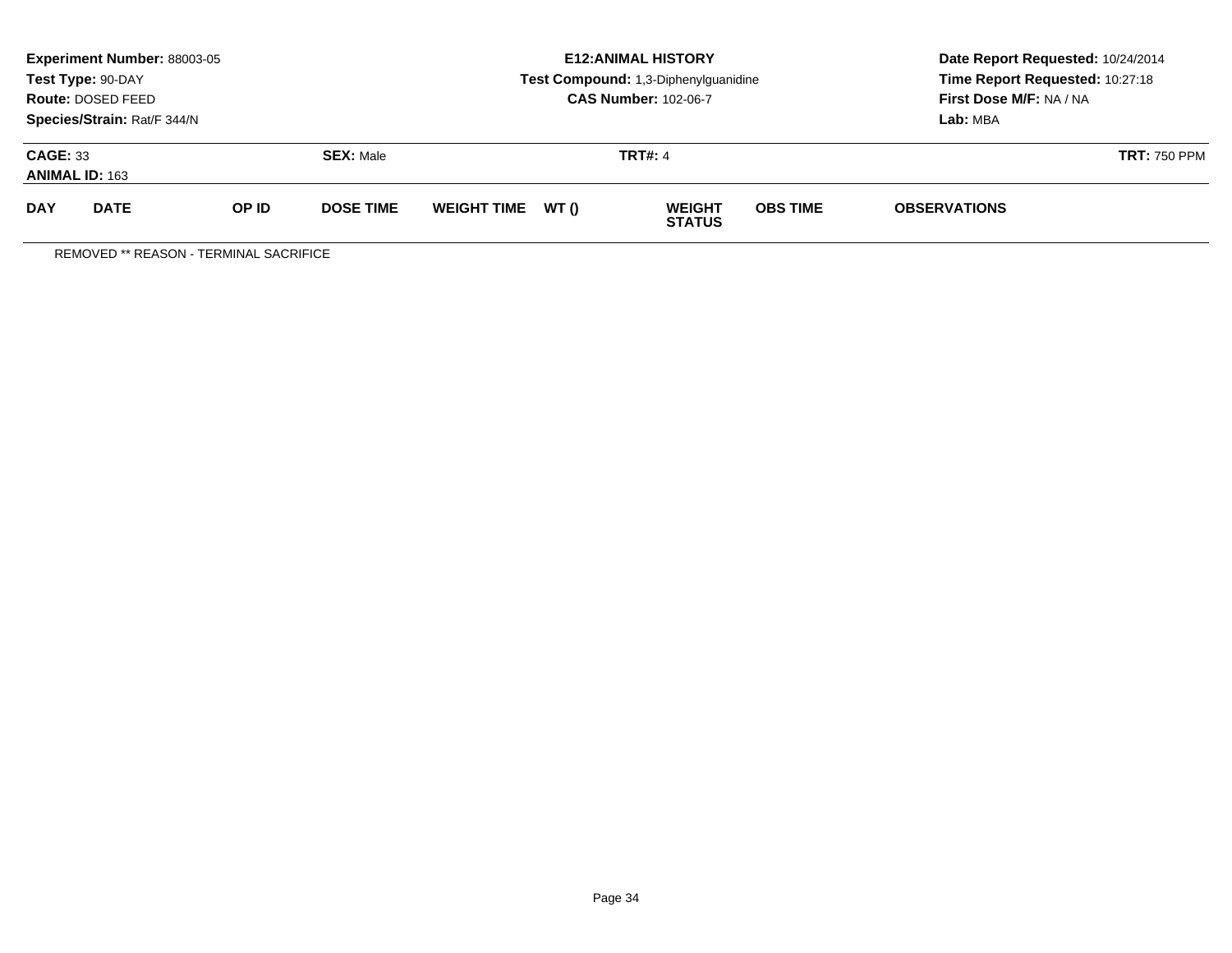**Experiment Number:** 88003-05
**Test Type:** 90-DAY
**Route:** DOSED FEED
**Species/Strain:** Rat/F 344/N

**E12:ANIMAL HISTORY**
**Test Compound:** 1,3-Diphenylguanidine
**CAS Number:** 102-06-7

**Date Report Requested:** 10/24/2014
**Time Report Requested:** 10:27:18
**First Dose M/F:** NA / NA
**Lab:** MBA

**CAGE:** 33 **SEX:** Male **TRT#:** 4 **TRT:** 750 PPM
**ANIMAL ID:** 163

| DAY | DATE | OP ID | DOSE TIME | WEIGHT TIME | WT () | WEIGHT STATUS | OBS TIME | OBSERVATIONS |
|---|---|---|---|---|---|---|---|---|

REMOVED ** REASON - TERMINAL SACRIFICE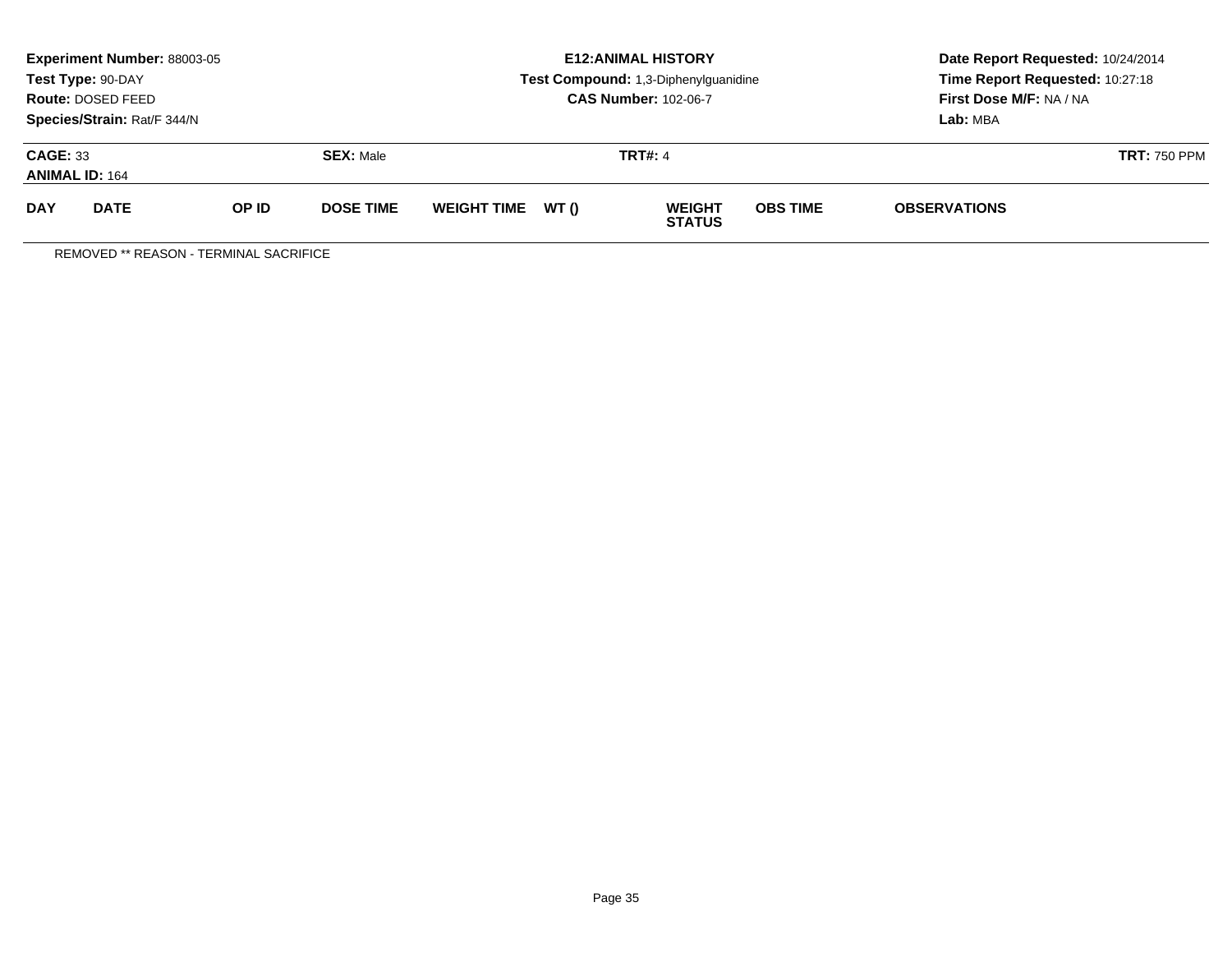**Experiment Number:** 88003-05
**Test Type:** 90-DAY
**Route:** DOSED FEED
**Species/Strain:** Rat/F 344/N

**E12:ANIMAL HISTORY**
**Test Compound:** 1,3-Diphenylguanidine
**CAS Number:** 102-06-7

**Date Report Requested:** 10/24/2014
**Time Report Requested:** 10:27:18
**First Dose M/F:** NA / NA
**Lab:** MBA

**CAGE:** 33 **SEX:** Male **TRT#:** 4 **TRT:** 750 PPM
**ANIMAL ID:** 164

| DAY | DATE | OP ID | DOSE TIME | WEIGHT TIME | WT () | WEIGHT STATUS | OBS TIME | OBSERVATIONS |
|---|---|---|---|---|---|---|---|---|

REMOVED ** REASON - TERMINAL SACRIFICE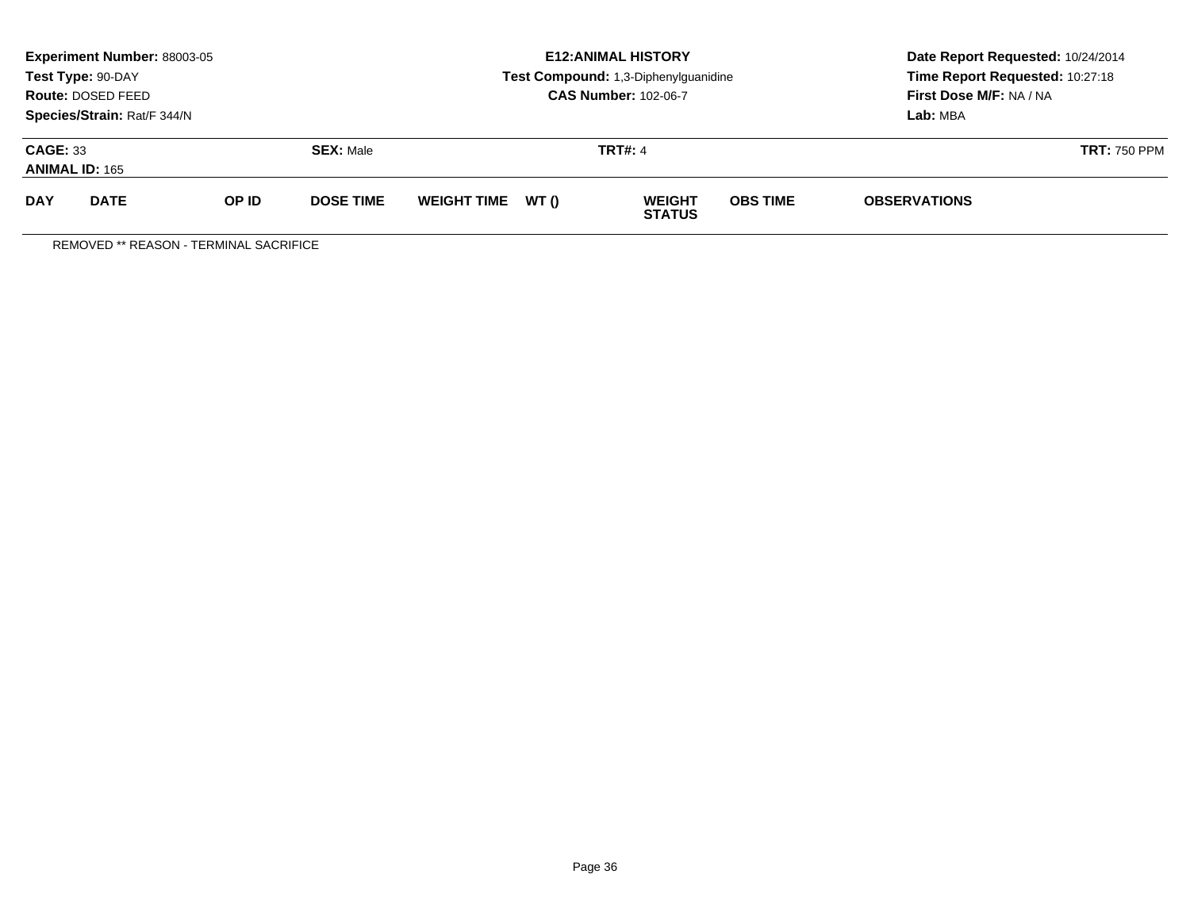**Experiment Number:** 88003-05
**Test Type:** 90-DAY
**Route:** DOSED FEED
**Species/Strain:** Rat/F 344/N

**E12:ANIMAL HISTORY**
**Test Compound:** 1,3-Diphenylguanidine
**CAS Number:** 102-06-7

**Date Report Requested:** 10/24/2014
**Time Report Requested:** 10:27:18
**First Dose M/F:** NA / NA
**Lab:** MBA

**CAGE:** 33 **SEX:** Male **TRT#:** 4 **TRT:** 750 PPM
**ANIMAL ID:** 165

| DAY | DATE | OP ID | DOSE TIME | WEIGHT TIME | WT () | WEIGHT STATUS | OBS TIME | OBSERVATIONS |
|---|---|---|---|---|---|---|---|---|

REMOVED ** REASON - TERMINAL SACRIFICE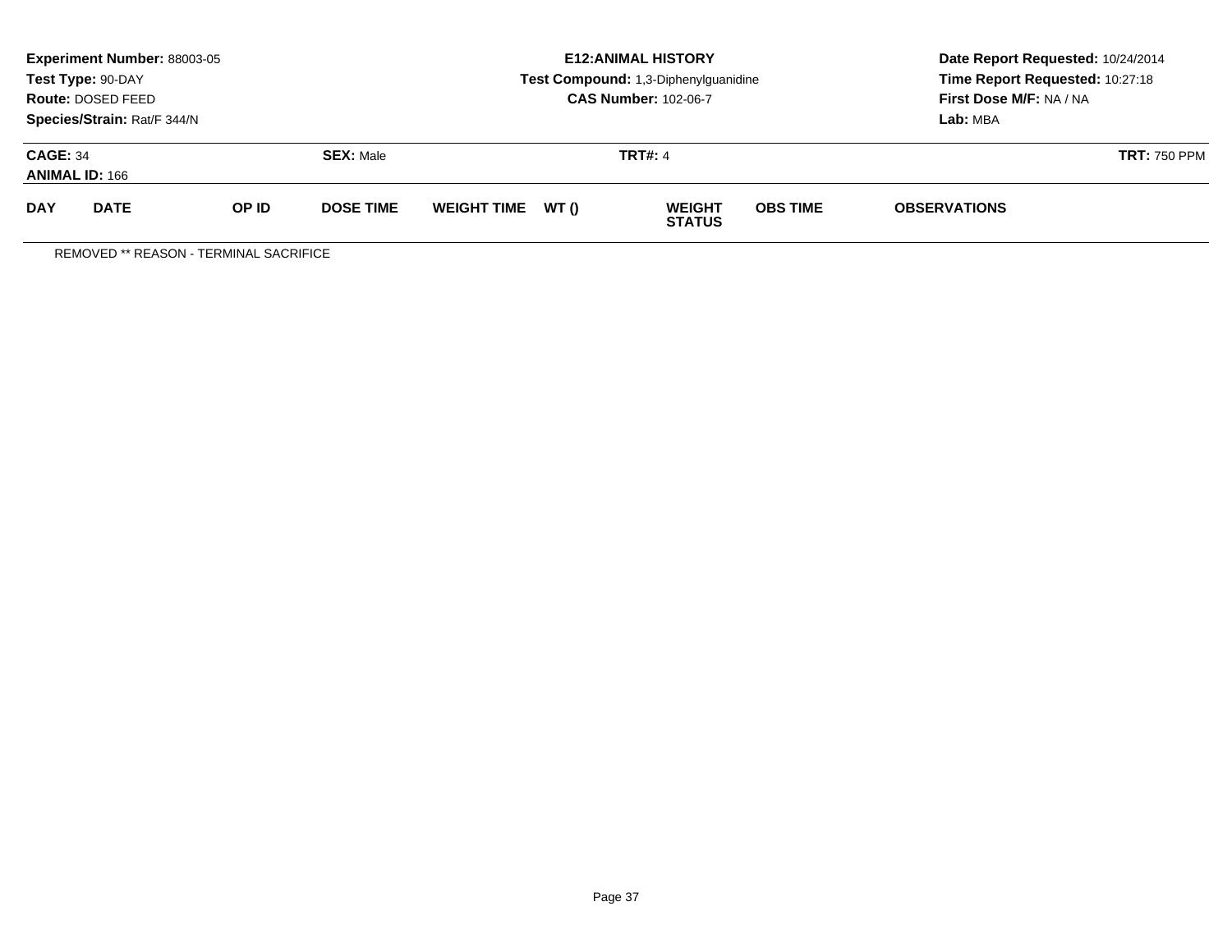**Experiment Number:** 88003-05
**Test Type:** 90-DAY
**Route:** DOSED FEED
**Species/Strain:** Rat/F 344/N

**E12:ANIMAL HISTORY**
**Test Compound:** 1,3-Diphenylguanidine
**CAS Number:** 102-06-7

**Date Report Requested:** 10/24/2014
**Time Report Requested:** 10:27:18
**First Dose M/F:** NA / NA
**Lab:** MBA

**CAGE:** 34 **SEX:** Male **TRT#:** 4 **TRT:** 750 PPM
**ANIMAL ID:** 166

| DAY | DATE | OP ID | DOSE TIME | WEIGHT TIME | WT () | WEIGHT STATUS | OBS TIME | OBSERVATIONS |
|---|---|---|---|---|---|---|---|---|

REMOVED ** REASON - TERMINAL SACRIFICE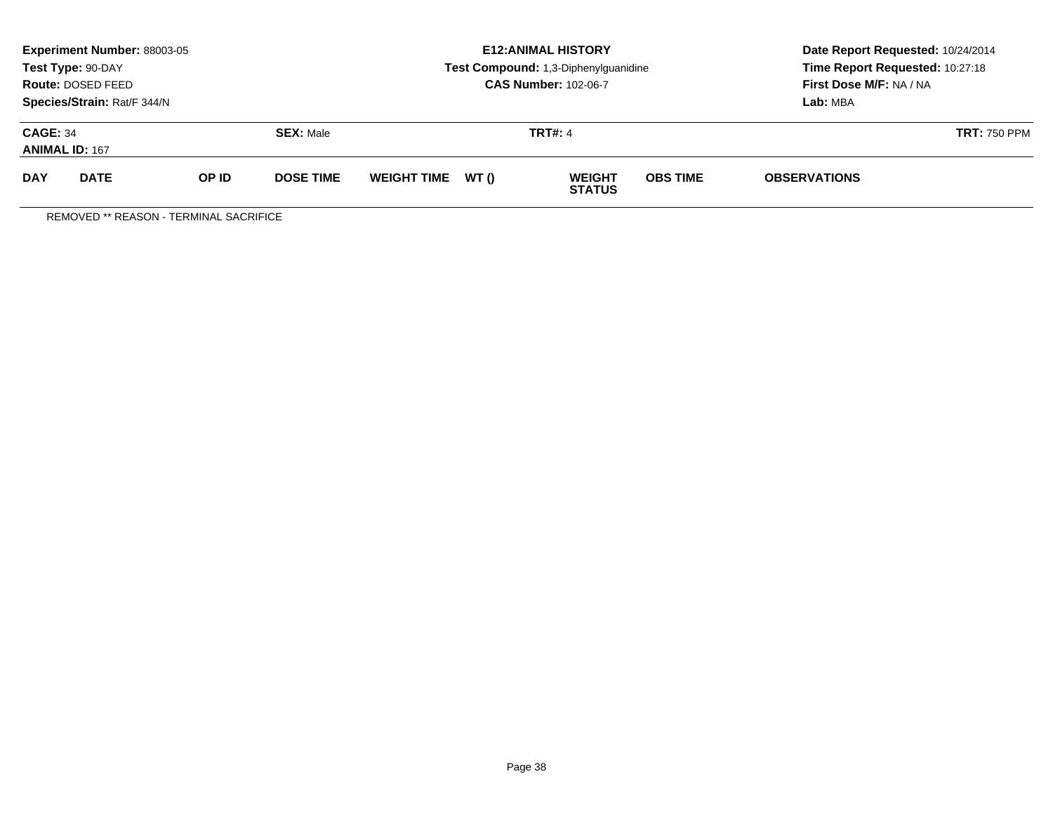**Experiment Number:** 88003-05
**Test Type:** 90-DAY
**Route:** DOSED FEED
**Species/Strain:** Rat/F 344/N

**E12:ANIMAL HISTORY**
**Test Compound:** 1,3-Diphenylguanidine
**CAS Number:** 102-06-7

**Date Report Requested:** 10/24/2014
**Time Report Requested:** 10:27:18
**First Dose M/F:** NA / NA
**Lab:** MBA

**CAGE:** 34 **SEX:** Male **TRT#:** 4 **TRT:** 750 PPM
**ANIMAL ID:** 167

| DAY | DATE | OP ID | DOSE TIME | WEIGHT TIME | WT () | WEIGHT STATUS | OBS TIME | OBSERVATIONS |
|---|---|---|---|---|---|---|---|---|

REMOVED ** REASON - TERMINAL SACRIFICE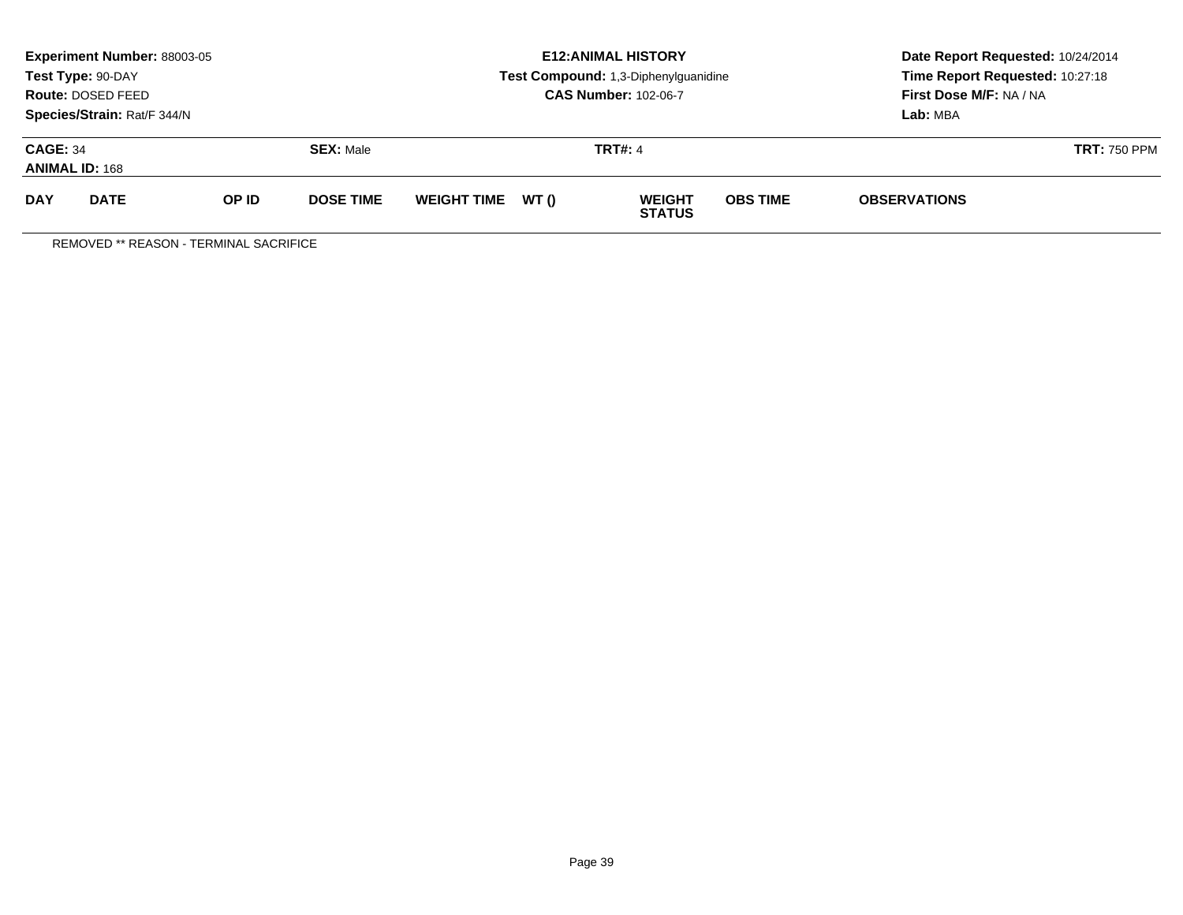**Experiment Number:** 88003-05
**Test Type:** 90-DAY
**Route:** DOSED FEED
**Species/Strain:** Rat/F 344/N

**E12:ANIMAL HISTORY**
**Test Compound:** 1,3-Diphenylguanidine
**CAS Number:** 102-06-7

**Date Report Requested:** 10/24/2014
**Time Report Requested:** 10:27:18
**First Dose M/F:** NA / NA
**Lab:** MBA

**CAGE:** 34 **SEX:** Male **TRT#:** 4 **TRT:** 750 PPM
**ANIMAL ID:** 168

| DAY | DATE | OP ID | DOSE TIME | WEIGHT TIME | WT () | WEIGHT STATUS | OBS TIME | OBSERVATIONS |
|---|---|---|---|---|---|---|---|---|

REMOVED ** REASON - TERMINAL SACRIFICE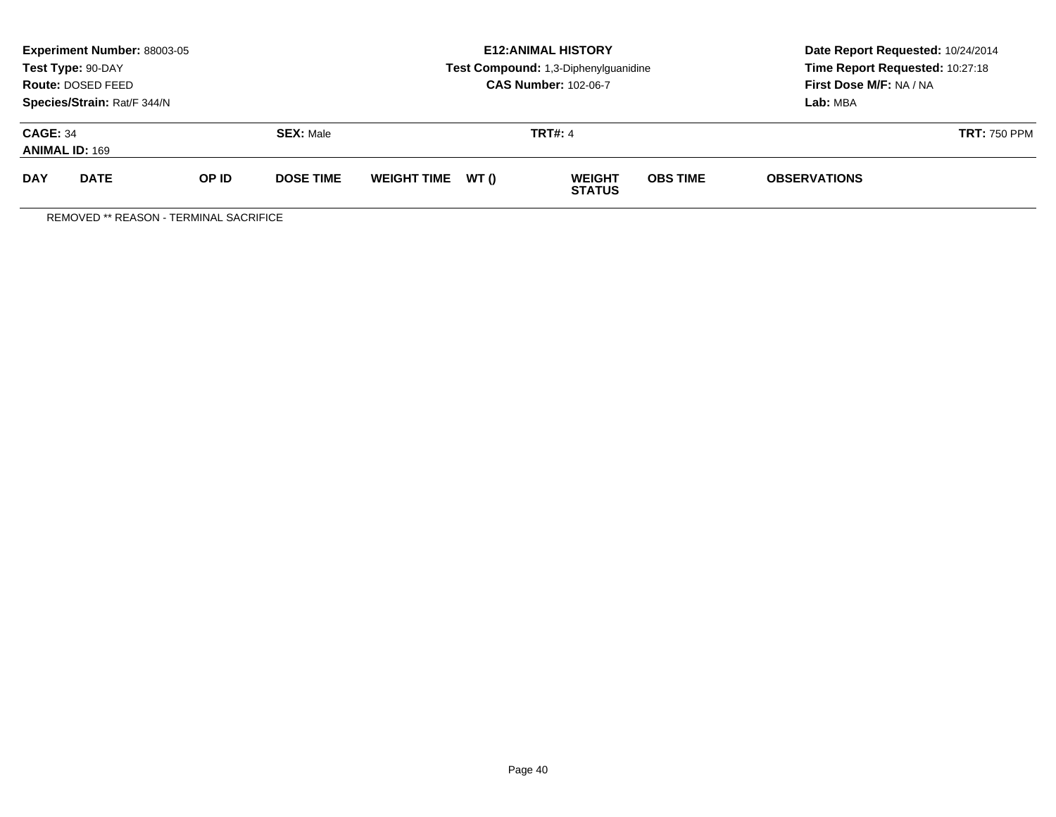| Experiment Number: 88003-05 | E12:ANIMAL HISTORY | Date Report Requested: 10/24/2014 |
| --- | --- | --- |
| Test Type: 90-DAY | Test Compound: 1,3-Diphenylguanidine | Time Report Requested: 10:27:18 |
| Route: DOSED FEED | CAS Number: 102-06-7 | First Dose M/F: NA / NA |
| Species/Strain: Rat/F 344/N | | Lab: MBA |

**CAGE:** 34 **SEX:** Male **TRT#:** 4 **TRT:** 750 PPM

**ANIMAL ID:** 169

| DAY | DATE | OP ID | DOSE TIME | WEIGHT TIME | WT () | WEIGHT STATUS | OBS TIME | OBSERVATIONS |
| --- | --- | --- | --- | --- | --- | --- | --- | --- |

REMOVED ** REASON - TERMINAL SACRIFICE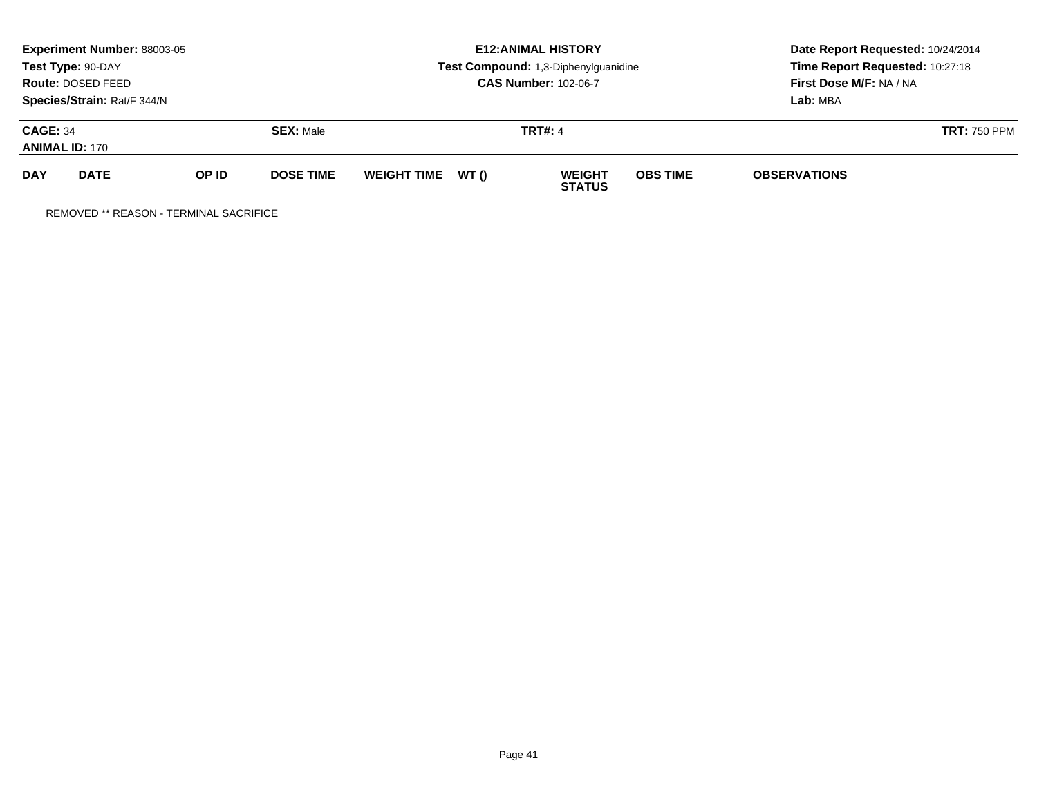**Experiment Number:** 88003-05
**Test Type:** 90-DAY
**Route:** DOSED FEED
**Species/Strain:** Rat/F 344/N

**E12:ANIMAL HISTORY**
**Test Compound:** 1,3-Diphenylguanidine
**CAS Number:** 102-06-7

**Date Report Requested:** 10/24/2014
**Time Report Requested:** 10:27:18
**First Dose M/F:** NA / NA
**Lab:** MBA

**CAGE:** 34 **SEX:** Male **TRT#:** 4 **TRT:** 750 PPM
**ANIMAL ID:** 170

| DAY | DATE | OP ID | DOSE TIME | WEIGHT TIME | WT () | WEIGHT STATUS | OBS TIME | OBSERVATIONS |
|---|---|---|---|---|---|---|---|---|

REMOVED ** REASON - TERMINAL SACRIFICE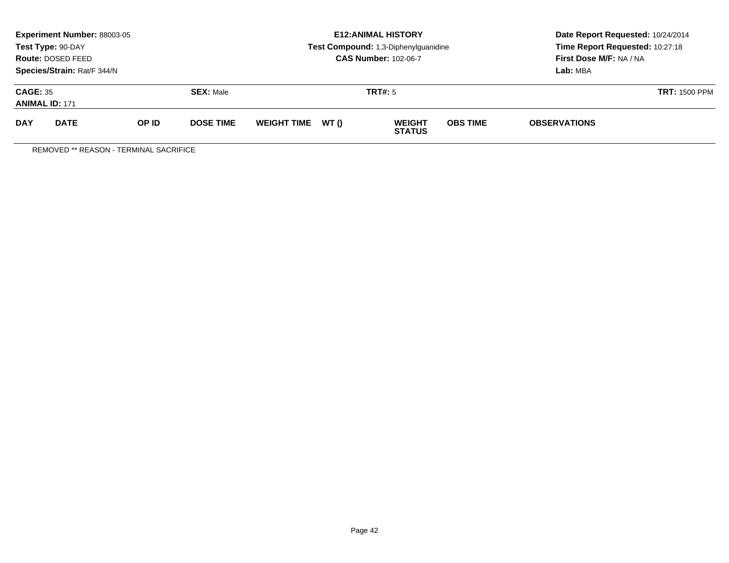**Experiment Number:** 88003-05
**Test Type:** 90-DAY
**Route:** DOSED FEED
**Species/Strain:** Rat/F 344/N

**E12:ANIMAL HISTORY**
**Test Compound:** 1,3-Diphenylguanidine
**CAS Number:** 102-06-7

**Date Report Requested:** 10/24/2014
**Time Report Requested:** 10:27:18
**First Dose M/F:** NA / NA
**Lab:** MBA

**CAGE:** 35 **SEX:** Male **TRT#:** 5 **TRT:** 1500 PPM
**ANIMAL ID:** 171

| DAY | DATE | OP ID | DOSE TIME | WEIGHT TIME | WT () | WEIGHT STATUS | OBS TIME | OBSERVATIONS |
|---|---|---|---|---|---|---|---|---|

REMOVED ** REASON - TERMINAL SACRIFICE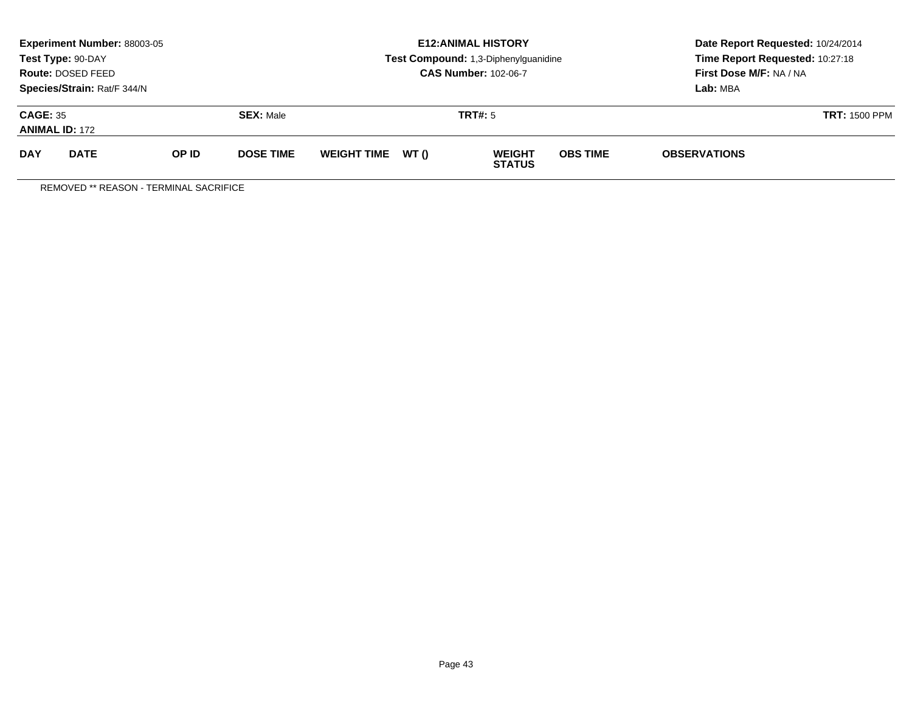**Experiment Number:** 88003-05
**Test Type:** 90-DAY
**Route:** DOSED FEED
**Species/Strain:** Rat/F 344/N

**E12:ANIMAL HISTORY**
**Test Compound:** 1,3-Diphenylguanidine
**CAS Number:** 102-06-7

**Date Report Requested:** 10/24/2014
**Time Report Requested:** 10:27:18
**First Dose M/F:** NA / NA
**Lab:** MBA

**CAGE:** 35 **SEX:** Male **TRT#:** 5 **TRT:** 1500 PPM
**ANIMAL ID:** 172

| DAY | DATE | OP ID | DOSE TIME | WEIGHT TIME | WT () | WEIGHT STATUS | OBS TIME | OBSERVATIONS |
|---|---|---|---|---|---|---|---|---|

REMOVED ** REASON - TERMINAL SACRIFICE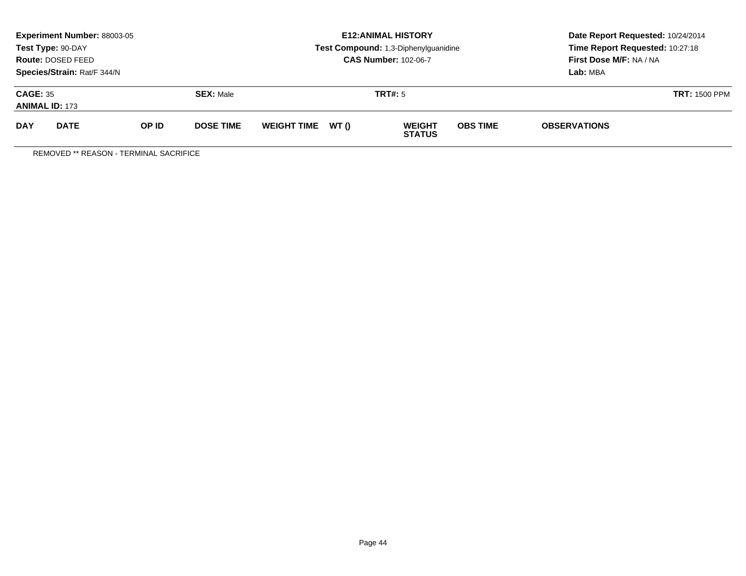**Experiment Number:** 88003-05
**Test Type:** 90-DAY
**Route:** DOSED FEED
**Species/Strain:** Rat/F 344/N

**E12:ANIMAL HISTORY**
**Test Compound:** 1,3-Diphenylguanidine
**CAS Number:** 102-06-7

**Date Report Requested:** 10/24/2014
**Time Report Requested:** 10:27:18
**First Dose M/F:** NA / NA
**Lab:** MBA

**CAGE:** 35 **SEX:** Male **TRT#:** 5 **TRT:** 1500 PPM
**ANIMAL ID:** 173

| DAY | DATE | OP ID | DOSE TIME | WEIGHT TIME | WT () | WEIGHT STATUS | OBS TIME | OBSERVATIONS |
|---|---|---|---|---|---|---|---|---|

REMOVED ** REASON - TERMINAL SACRIFICE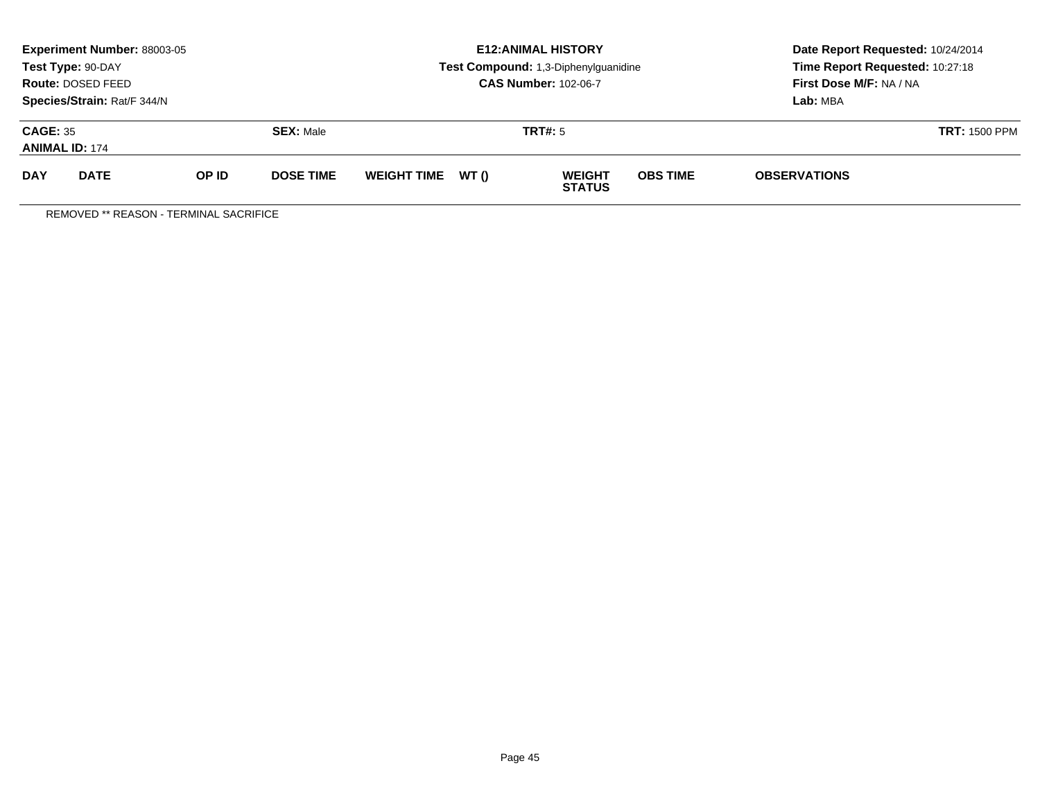**Experiment Number:** 88003-05
**Test Type:** 90-DAY
**Route:** DOSED FEED
**Species/Strain:** Rat/F 344/N

**E12:ANIMAL HISTORY**
**Test Compound:** 1,3-Diphenylguanidine
**CAS Number:** 102-06-7

**Date Report Requested:** 10/24/2014
**Time Report Requested:** 10:27:18
**First Dose M/F:** NA / NA
**Lab:** MBA

**CAGE:** 35 | **SEX:** Male | **TRT#:** 5 | **TRT:** 1500 PPM
**ANIMAL ID:** 174

| DAY | DATE | OP ID | DOSE TIME | WEIGHT TIME | WT () | WEIGHT STATUS | OBS TIME | OBSERVATIONS |
|---|---|---|---|---|---|---|---|---|

REMOVED ** REASON - TERMINAL SACRIFICE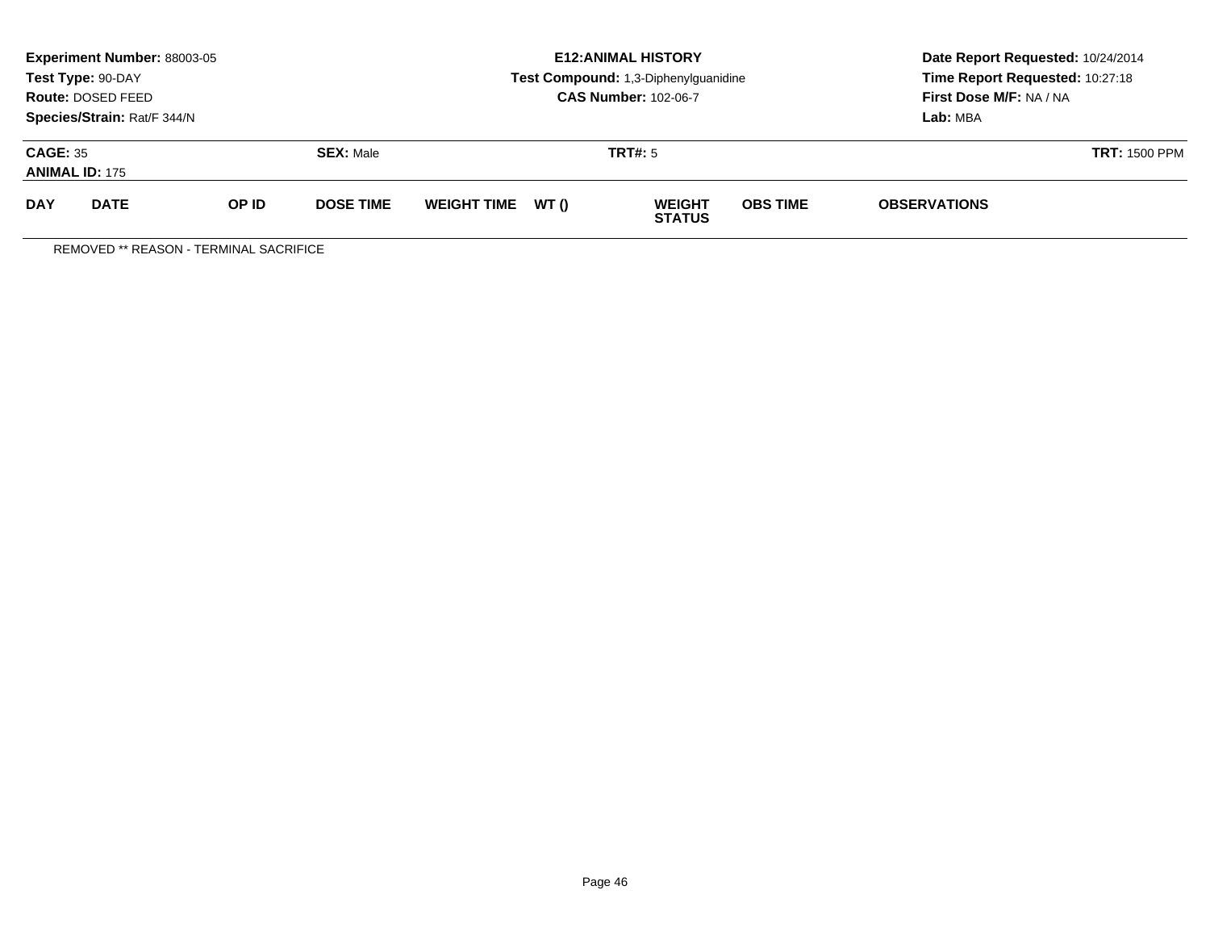**Experiment Number:** 88003-05
**Test Type:** 90-DAY
**Route:** DOSED FEED
**Species/Strain:** Rat/F 344/N

**E12:ANIMAL HISTORY**
**Test Compound:** 1,3-Diphenylguanidine
**CAS Number:** 102-06-7

**Date Report Requested:** 10/24/2014
**Time Report Requested:** 10:27:18
**First Dose M/F:** NA / NA
**Lab:** MBA

**CAGE:** 35 **SEX:** Male **TRT#:** 5 **TRT:** 1500 PPM
**ANIMAL ID:** 175

| DAY | DATE | OP ID | DOSE TIME | WEIGHT TIME | WT () | WEIGHT STATUS | OBS TIME | OBSERVATIONS |
|---|---|---|---|---|---|---|---|---|

REMOVED ** REASON - TERMINAL SACRIFICE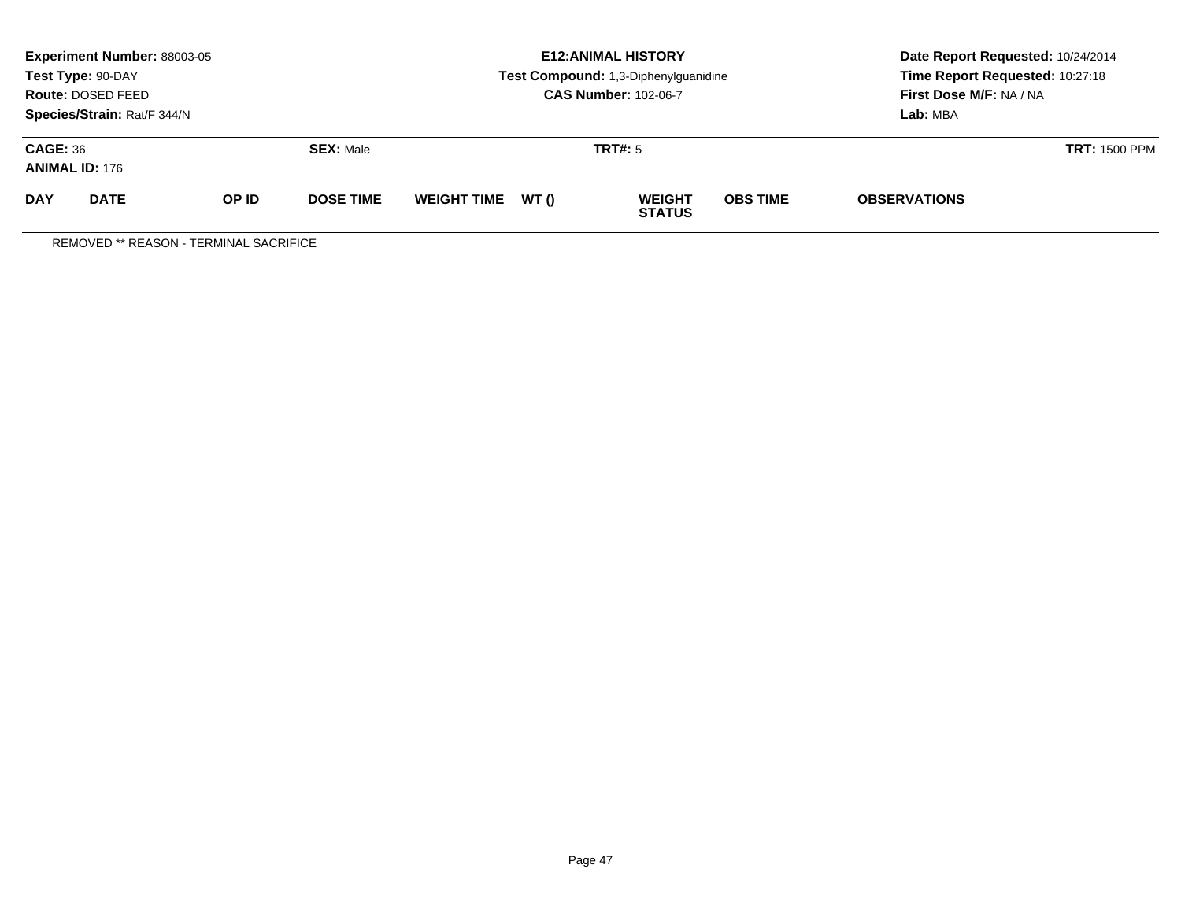**Experiment Number:** 88003-05
**Test Type:** 90-DAY
**Route:** DOSED FEED
**Species/Strain:** Rat/F 344/N

**E12:ANIMAL HISTORY**
**Test Compound:** 1,3-Diphenylguanidine
**CAS Number:** 102-06-7

**Date Report Requested:** 10/24/2014
**Time Report Requested:** 10:27:18
**First Dose M/F:** NA / NA
**Lab:** MBA

**CAGE:** 36 **SEX:** Male **TRT#:** 5 **TRT:** 1500 PPM
**ANIMAL ID:** 176

| DAY | DATE | OP ID | DOSE TIME | WEIGHT TIME | WT () | WEIGHT STATUS | OBS TIME | OBSERVATIONS |
|---|---|---|---|---|---|---|---|---|

REMOVED ** REASON - TERMINAL SACRIFICE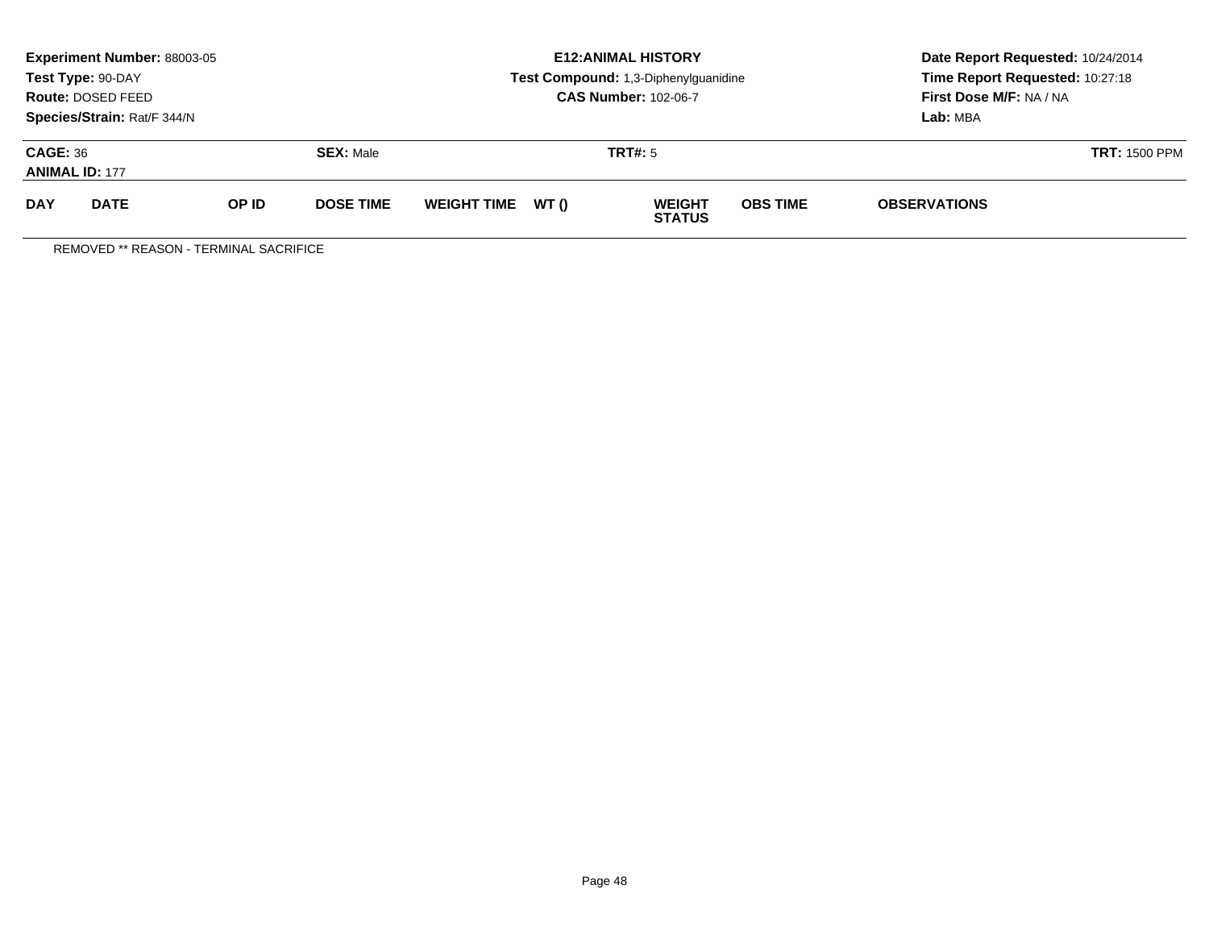**Experiment Number:** 88003-05
**Test Type:** 90-DAY
**Route:** DOSED FEED
**Species/Strain:** Rat/F 344/N

**E12:ANIMAL HISTORY**
**Test Compound:** 1,3-Diphenylguanidine
**CAS Number:** 102-06-7

**Date Report Requested:** 10/24/2014
**Time Report Requested:** 10:27:18
**First Dose M/F:** NA / NA
**Lab:** MBA

**CAGE:** 36 **SEX:** Male **TRT#:** 5 **TRT:** 1500 PPM
**ANIMAL ID:** 177

| DAY | DATE | OP ID | DOSE TIME | WEIGHT TIME | WT () | WEIGHT STATUS | OBS TIME | OBSERVATIONS |
|---|---|---|---|---|---|---|---|---|

REMOVED ** REASON - TERMINAL SACRIFICE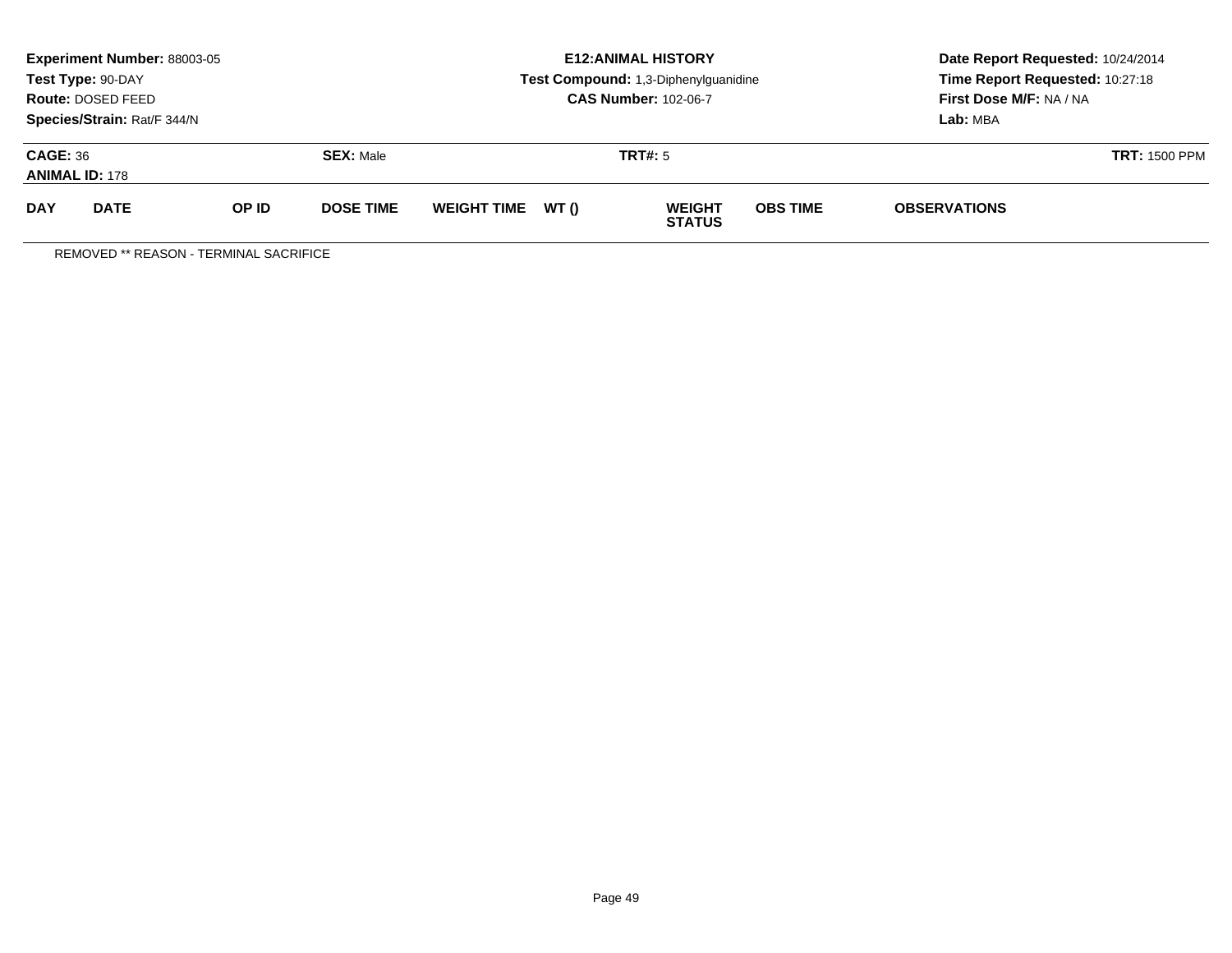**Experiment Number:** 88003-05
**Test Type:** 90-DAY
**Route:** DOSED FEED
**Species/Strain:** Rat/F 344/N

**E12:ANIMAL HISTORY**
**Test Compound:** 1,3-Diphenylguanidine
**CAS Number:** 102-06-7

**Date Report Requested:** 10/24/2014
**Time Report Requested:** 10:27:18
**First Dose M/F:** NA / NA
**Lab:** MBA

**CAGE:** 36
**ANIMAL ID:** 178

**SEX:** Male

**TRT#:** 5

**TRT:** 1500 PPM

| DAY | DATE | OP ID | DOSE TIME | WEIGHT TIME | WT () | WEIGHT STATUS | OBS TIME | OBSERVATIONS |
|---|---|---|---|---|---|---|---|---|

REMOVED ** REASON - TERMINAL SACRIFICE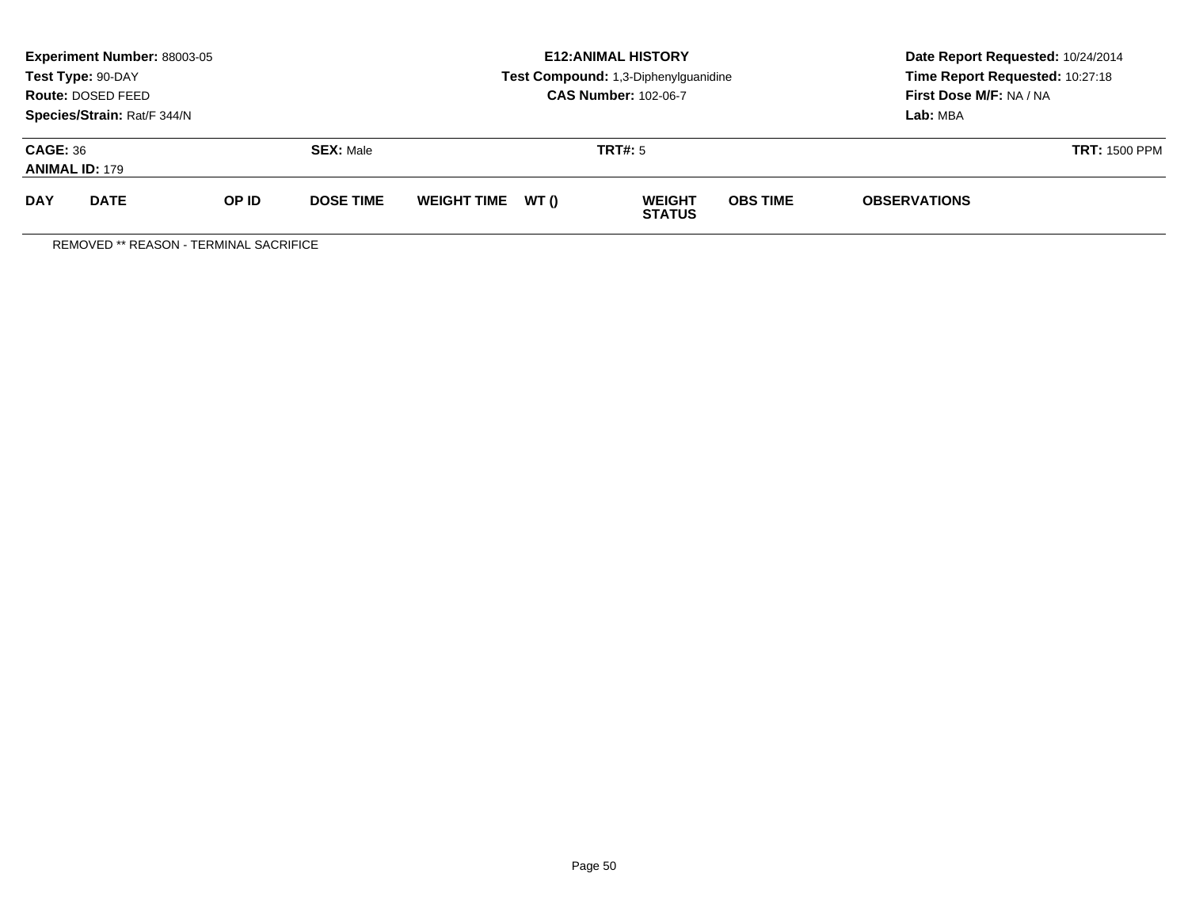**Experiment Number:** 88003-05
**Test Type:** 90-DAY
**Route:** DOSED FEED
**Species/Strain:** Rat/F 344/N

**E12:ANIMAL HISTORY**
**Test Compound:** 1,3-Diphenylguanidine
**CAS Number:** 102-06-7

**Date Report Requested:** 10/24/2014
**Time Report Requested:** 10:27:18
**First Dose M/F:** NA / NA
**Lab:** MBA

**CAGE:** 36 **SEX:** Male **TRT#:** 5 **TRT:** 1500 PPM
**ANIMAL ID:** 179

| DAY | DATE | OP ID | DOSE TIME | WEIGHT TIME | WT () | WEIGHT STATUS | OBS TIME | OBSERVATIONS |
|---|---|---|---|---|---|---|---|---|

REMOVED ** REASON - TERMINAL SACRIFICE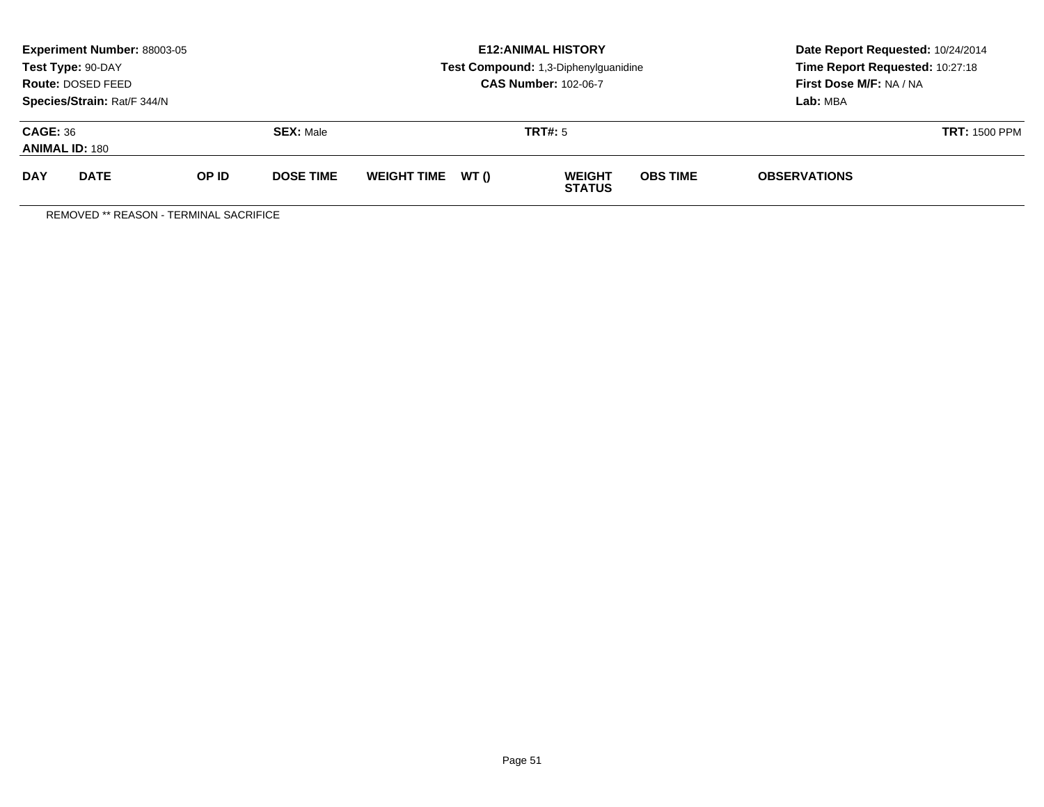**Experiment Number:** 88003-05
**Test Type:** 90-DAY
**Route:** DOSED FEED
**Species/Strain:** Rat/F 344/N

**E12:ANIMAL HISTORY**
**Test Compound:** 1,3-Diphenylguanidine
**CAS Number:** 102-06-7

**Date Report Requested:** 10/24/2014
**Time Report Requested:** 10:27:18
**First Dose M/F:** NA / NA
**Lab:** MBA

**CAGE:** 36 **SEX:** Male **TRT#:** 5 **TRT:** 1500 PPM
**ANIMAL ID:** 180

| DAY | DATE | OP ID | DOSE TIME | WEIGHT TIME | WT () | WEIGHT STATUS | OBS TIME | OBSERVATIONS |
|---|---|---|---|---|---|---|---|---|

REMOVED ** REASON - TERMINAL SACRIFICE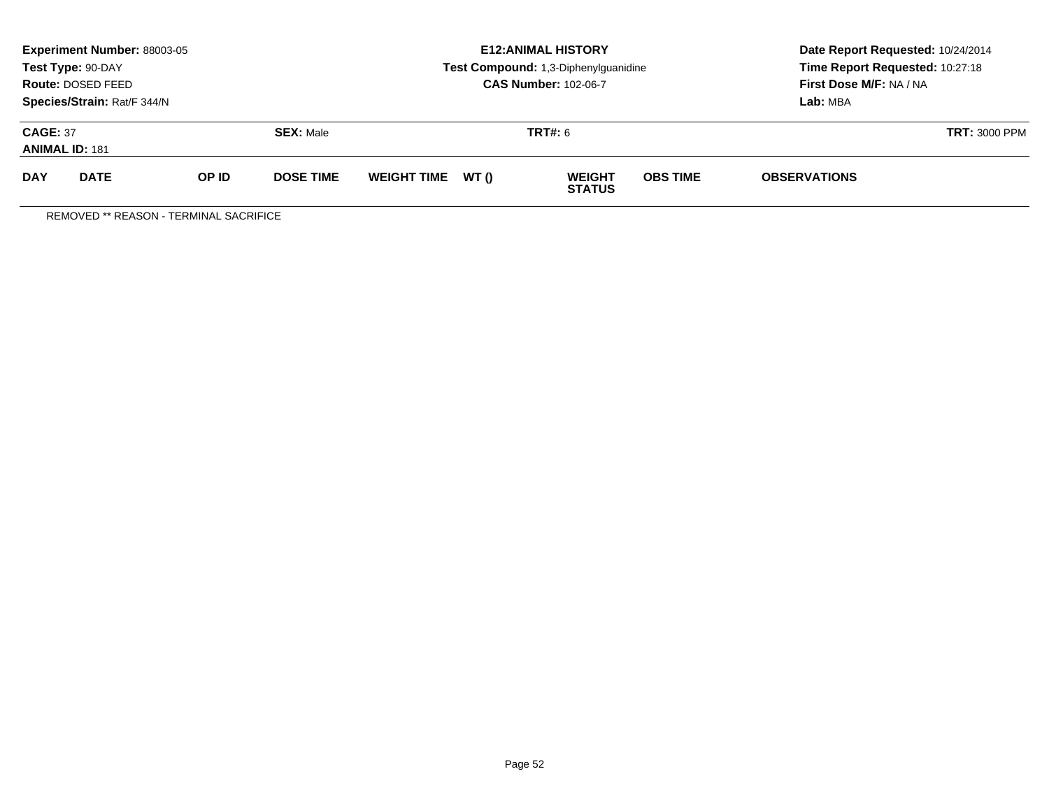**Experiment Number:** 88003-05
**Test Type:** 90-DAY
**Route:** DOSED FEED
**Species/Strain:** Rat/F 344/N

**E12:ANIMAL HISTORY**
**Test Compound:** 1,3-Diphenylguanidine
**CAS Number:** 102-06-7

**Date Report Requested:** 10/24/2014
**Time Report Requested:** 10:27:18
**First Dose M/F:** NA / NA
**Lab:** MBA

**CAGE:** 37 **SEX:** Male **TRT#:** 6 **TRT:** 3000 PPM
**ANIMAL ID:** 181

| DAY | DATE | OP ID | DOSE TIME | WEIGHT TIME | WT () | WEIGHT STATUS | OBS TIME | OBSERVATIONS |
|---|---|---|---|---|---|---|---|---|

REMOVED ** REASON - TERMINAL SACRIFICE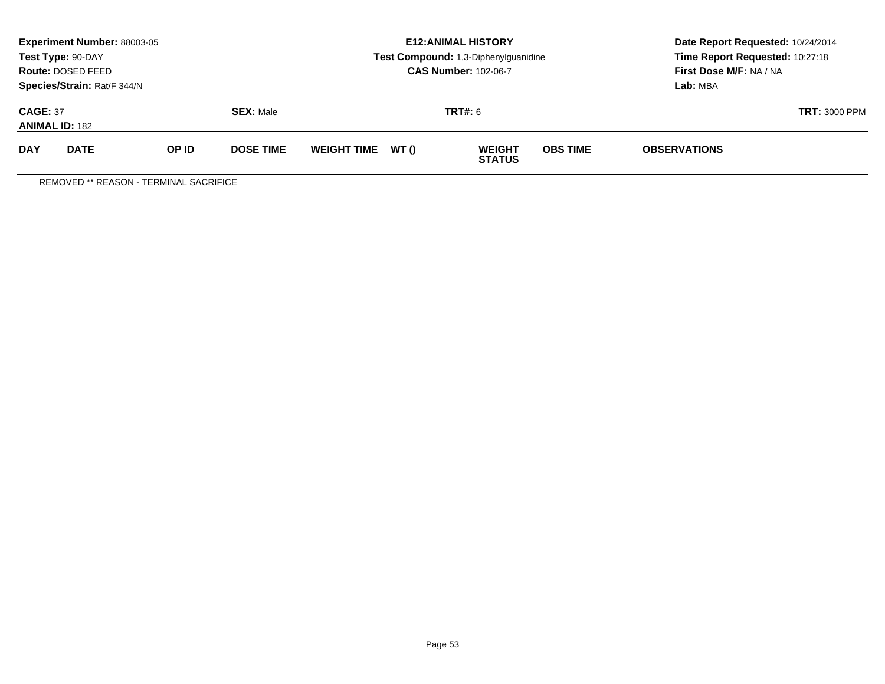**Experiment Number:** 88003-05
**Test Type:** 90-DAY
**Route:** DOSED FEED
**Species/Strain:** Rat/F 344/N

**E12:ANIMAL HISTORY**
**Test Compound:** 1,3-Diphenylguanidine
**CAS Number:** 102-06-7

**Date Report Requested:** 10/24/2014
**Time Report Requested:** 10:27:18
**First Dose M/F:** NA / NA
**Lab:** MBA

**CAGE:** 37 | **SEX:** Male | **TRT#:** 6 | **TRT:** 3000 PPM
**ANIMAL ID:** 182

| DAY | DATE | OP ID | DOSE TIME | WEIGHT TIME | WT () | WEIGHT STATUS | OBS TIME | OBSERVATIONS |
|---|---|---|---|---|---|---|---|---|

REMOVED ** REASON - TERMINAL SACRIFICE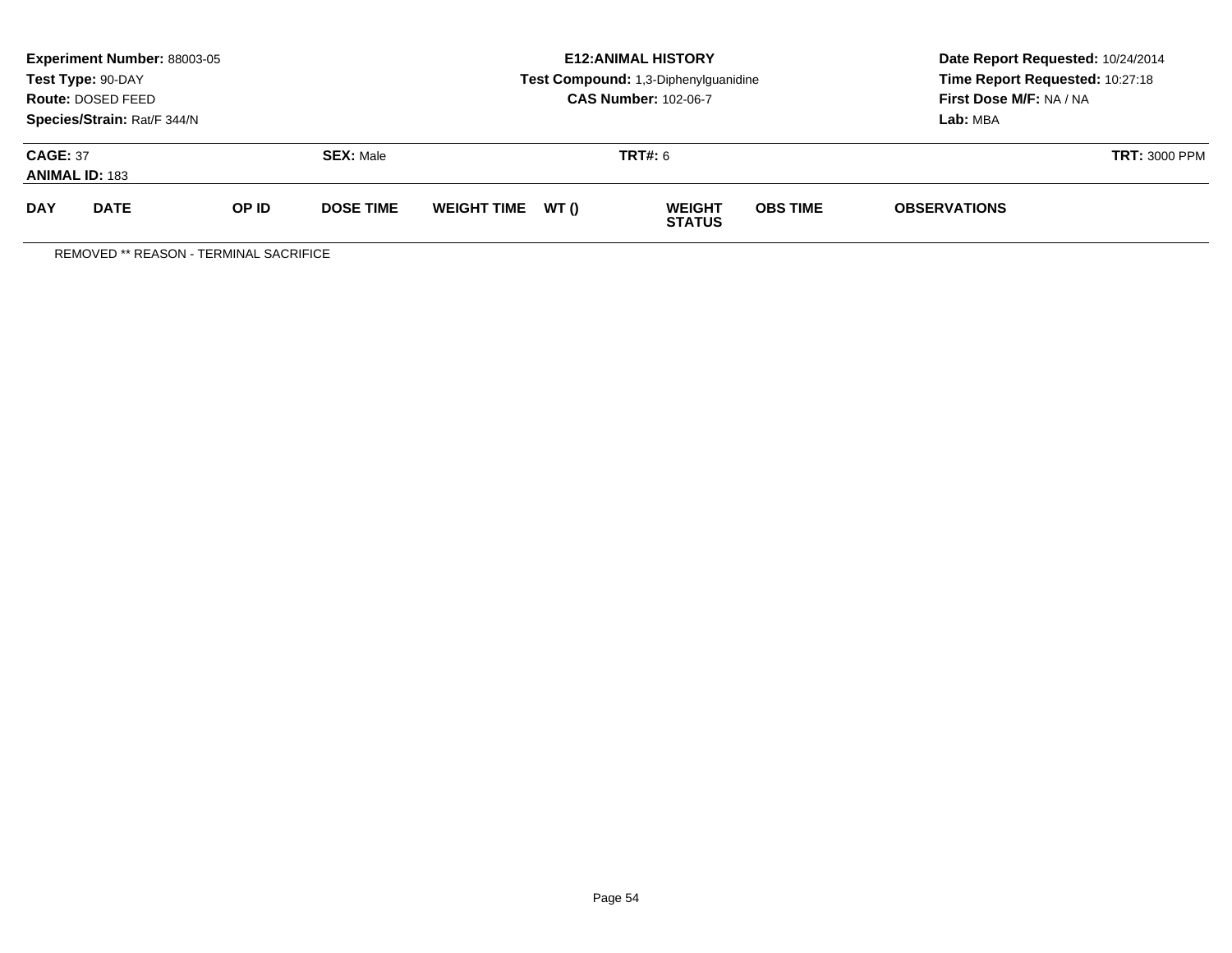**Experiment Number:** 88003-05
**Test Type:** 90-DAY
**Route:** DOSED FEED
**Species/Strain:** Rat/F 344/N

**E12:ANIMAL HISTORY**
**Test Compound:** 1,3-Diphenylguanidine
**CAS Number:** 102-06-7

**Date Report Requested:** 10/24/2014
**Time Report Requested:** 10:27:18
**First Dose M/F:** NA / NA
**Lab:** MBA

**CAGE:** 37 | **SEX:** Male | **TRT#:** 6 | **TRT:** 3000 PPM
**ANIMAL ID:** 183

| DAY | DATE | OP ID | DOSE TIME | WEIGHT TIME | WT () | WEIGHT STATUS | OBS TIME | OBSERVATIONS |
|---|---|---|---|---|---|---|---|---|

REMOVED ** REASON - TERMINAL SACRIFICE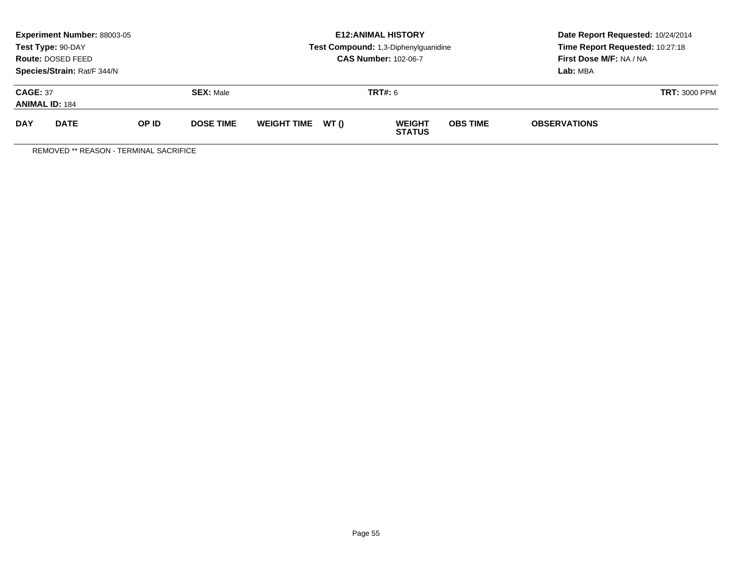**Experiment Number:** 88003-05
**Test Type:** 90-DAY
**Route:** DOSED FEED
**Species/Strain:** Rat/F 344/N

**E12:ANIMAL HISTORY**
**Test Compound:** 1,3-Diphenylguanidine
**CAS Number:** 102-06-7

**Date Report Requested:** 10/24/2014
**Time Report Requested:** 10:27:18
**First Dose M/F:** NA / NA
**Lab:** MBA

**CAGE:** 37 **SEX:** Male **TRT#:** 6 **TRT:** 3000 PPM
**ANIMAL ID:** 184

| DAY | DATE | OP ID | DOSE TIME | WEIGHT TIME | WT () | WEIGHT STATUS | OBS TIME | OBSERVATIONS |
|---|---|---|---|---|---|---|---|---|

REMOVED ** REASON - TERMINAL SACRIFICE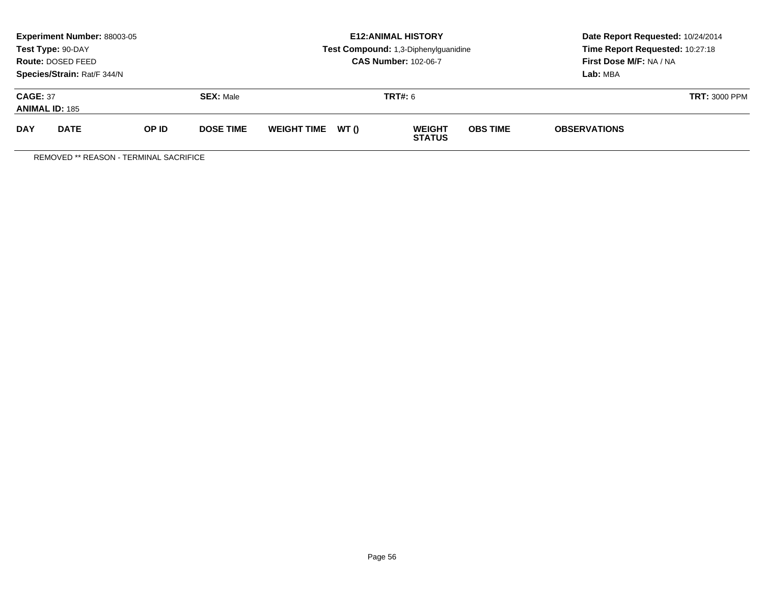**Experiment Number:** 88003-05
**Test Type:** 90-DAY
**Route:** DOSED FEED
**Species/Strain:** Rat/F 344/N

**E12:ANIMAL HISTORY**
**Test Compound:** 1,3-Diphenylguanidine
**CAS Number:** 102-06-7

**Date Report Requested:** 10/24/2014
**Time Report Requested:** 10:27:18
**First Dose M/F:** NA / NA
**Lab:** MBA

**CAGE:** 37 | **SEX:** Male | **TRT#:** 6 | **TRT:** 3000 PPM

**ANIMAL ID:** 185

| DAY | DATE | OP ID | DOSE TIME | WEIGHT TIME | WT () | WEIGHT STATUS | OBS TIME | OBSERVATIONS |
|---|---|---|---|---|---|---|---|---|

REMOVED ** REASON - TERMINAL SACRIFICE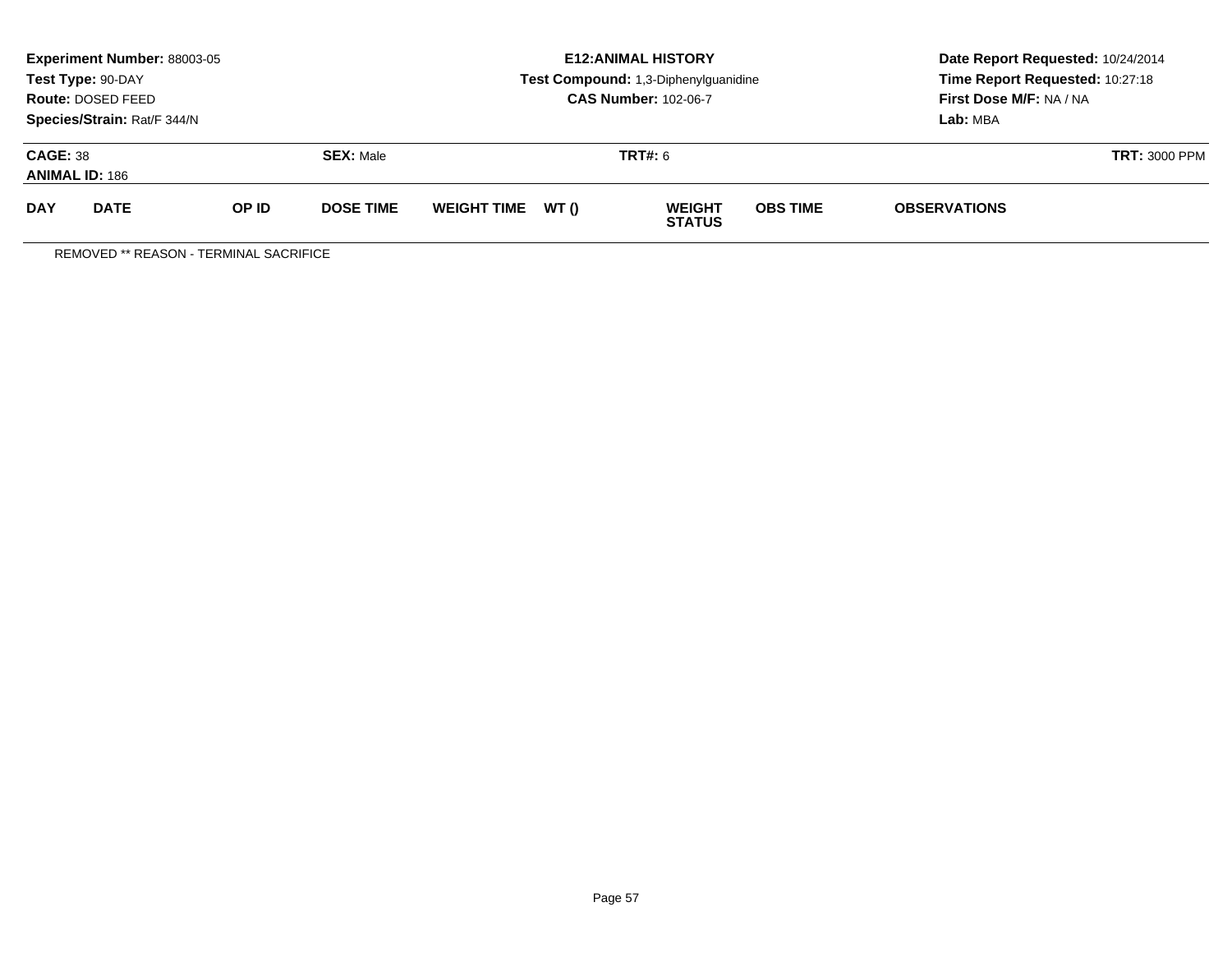**Experiment Number:** 88003-05
**Test Type:** 90-DAY
**Route:** DOSED FEED
**Species/Strain:** Rat/F 344/N

**E12:ANIMAL HISTORY**
**Test Compound:** 1,3-Diphenylguanidine
**CAS Number:** 102-06-7

**Date Report Requested:** 10/24/2014
**Time Report Requested:** 10:27:18
**First Dose M/F:** NA / NA
**Lab:** MBA

**CAGE:** 38 | **SEX:** Male | **TRT#:** 6 | **TRT:** 3000 PPM
**ANIMAL ID:** 186

| DAY | DATE | OP ID | DOSE TIME | WEIGHT TIME | WT () | WEIGHT STATUS | OBS TIME | OBSERVATIONS |
|---|---|---|---|---|---|---|---|---|

REMOVED ** REASON - TERMINAL SACRIFICE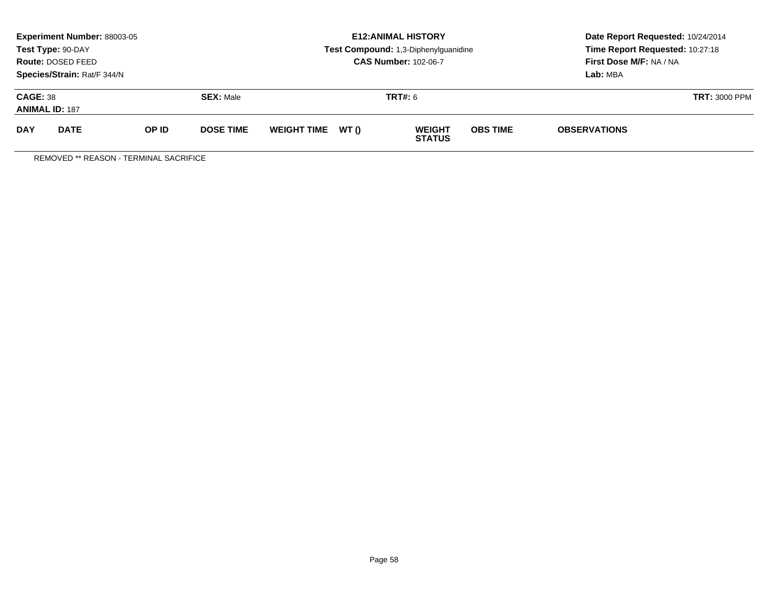**Experiment Number:** 88003-05
**Test Type:** 90-DAY
**Route:** DOSED FEED
**Species/Strain:** Rat/F 344/N

**E12:ANIMAL HISTORY**
**Test Compound:** 1,3-Diphenylguanidine
**CAS Number:** 102-06-7

**Date Report Requested:** 10/24/2014
**Time Report Requested:** 10:27:18
**First Dose M/F:** NA / NA
**Lab:** MBA

**CAGE:** 38
**ANIMAL ID:** 187

**SEX:** Male

**TRT#:** 6

**TRT:** 3000 PPM

| DAY | DATE | OP ID | DOSE TIME | WEIGHT TIME | WT () | WEIGHT STATUS | OBS TIME | OBSERVATIONS |
|---|---|---|---|---|---|---|---|---|

REMOVED ** REASON - TERMINAL SACRIFICE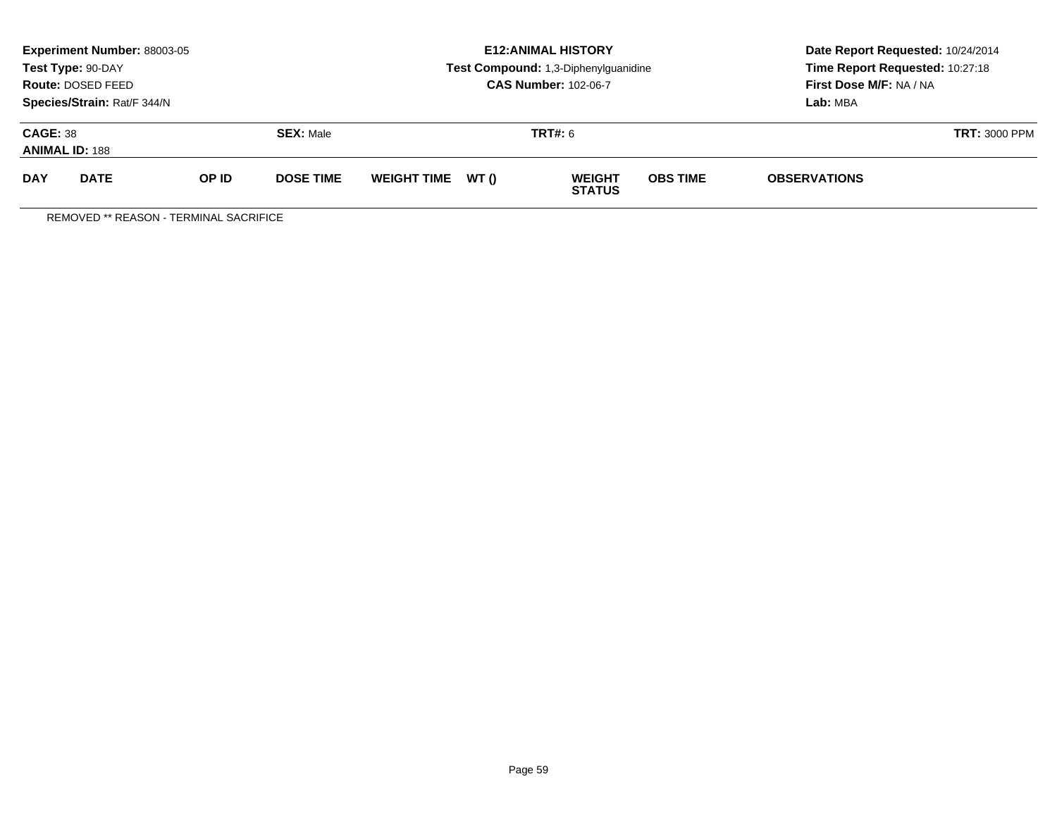**Experiment Number:** 88003-05
**Test Type:** 90-DAY
**Route:** DOSED FEED
**Species/Strain:** Rat/F 344/N

**E12:ANIMAL HISTORY**
**Test Compound:** 1,3-Diphenylguanidine
**CAS Number:** 102-06-7

**Date Report Requested:** 10/24/2014
**Time Report Requested:** 10:27:18
**First Dose M/F:** NA / NA
**Lab:** MBA

**CAGE:** 38 **SEX:** Male **TRT#:** 6 **TRT:** 3000 PPM
**ANIMAL ID:** 188

| DAY | DATE | OP ID | DOSE TIME | WEIGHT TIME | WT () | WEIGHT STATUS | OBS TIME | OBSERVATIONS |
|---|---|---|---|---|---|---|---|---|

REMOVED ** REASON - TERMINAL SACRIFICE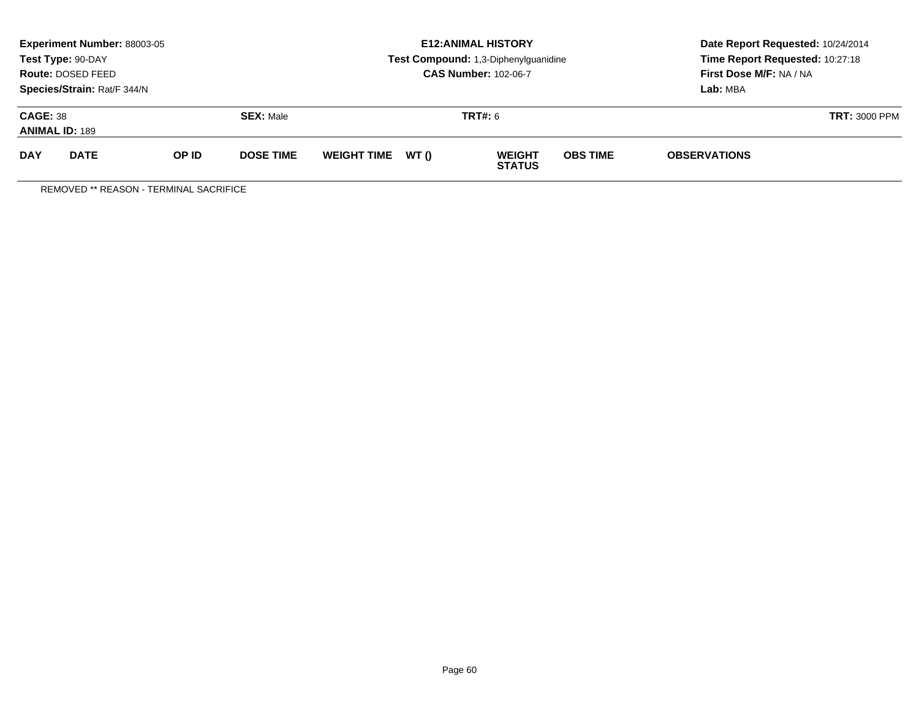**Experiment Number:** 88003-05
**Test Type:** 90-DAY
**Route:** DOSED FEED
**Species/Strain:** Rat/F 344/N

**E12:ANIMAL HISTORY**
**Test Compound:** 1,3-Diphenylguanidine
**CAS Number:** 102-06-7

**Date Report Requested:** 10/24/2014
**Time Report Requested:** 10:27:18
**First Dose M/F:** NA / NA
**Lab:** MBA

**CAGE:** 38 **SEX:** Male **TRT#:** 6 **TRT:** 3000 PPM
**ANIMAL ID:** 189

| DAY | DATE | OP ID | DOSE TIME | WEIGHT TIME | WT () | WEIGHT STATUS | OBS TIME | OBSERVATIONS |
|---|---|---|---|---|---|---|---|---|

REMOVED ** REASON - TERMINAL SACRIFICE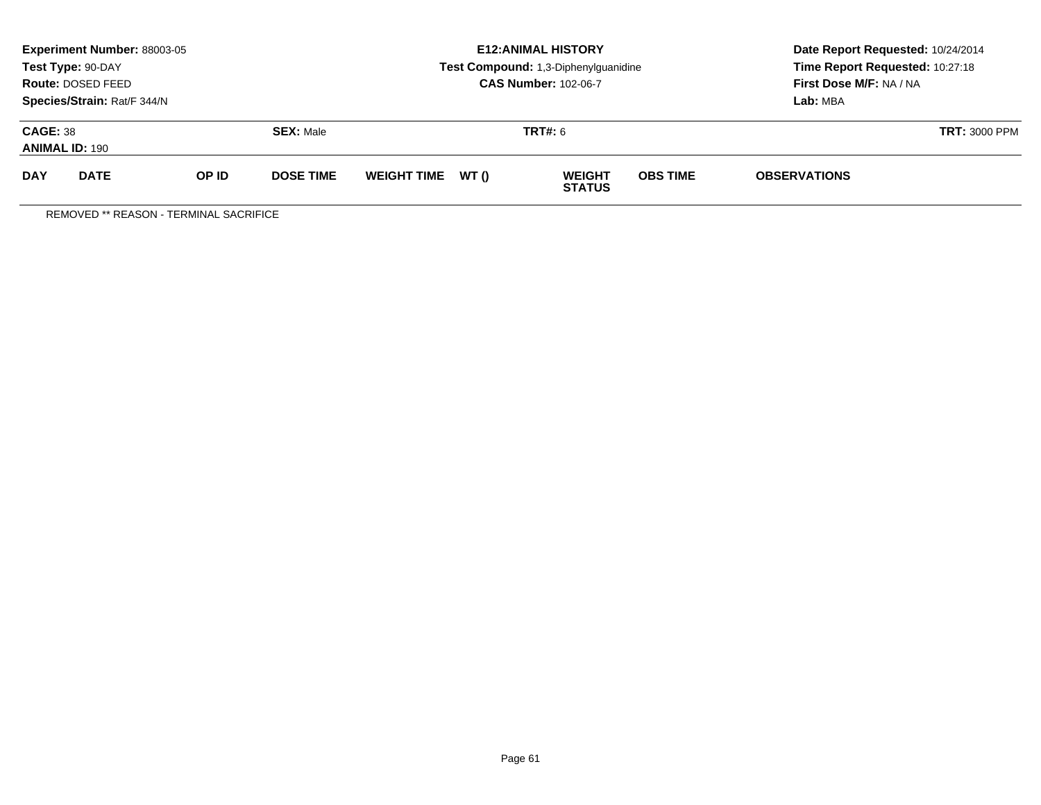**Experiment Number:** 88003-05
**Test Type:** 90-DAY
**Route:** DOSED FEED
**Species/Strain:** Rat/F 344/N

**E12:ANIMAL HISTORY**
**Test Compound:** 1,3-Diphenylguanidine
**CAS Number:** 102-06-7

**Date Report Requested:** 10/24/2014
**Time Report Requested:** 10:27:18
**First Dose M/F:** NA / NA
**Lab:** MBA

**CAGE:** 38 **SEX:** Male **TRT#:** 6 **TRT:** 3000 PPM
**ANIMAL ID:** 190

| DAY | DATE | OP ID | DOSE TIME | WEIGHT TIME | WT () | WEIGHT STATUS | OBS TIME | OBSERVATIONS |
|---|---|---|---|---|---|---|---|---|

REMOVED ** REASON - TERMINAL SACRIFICE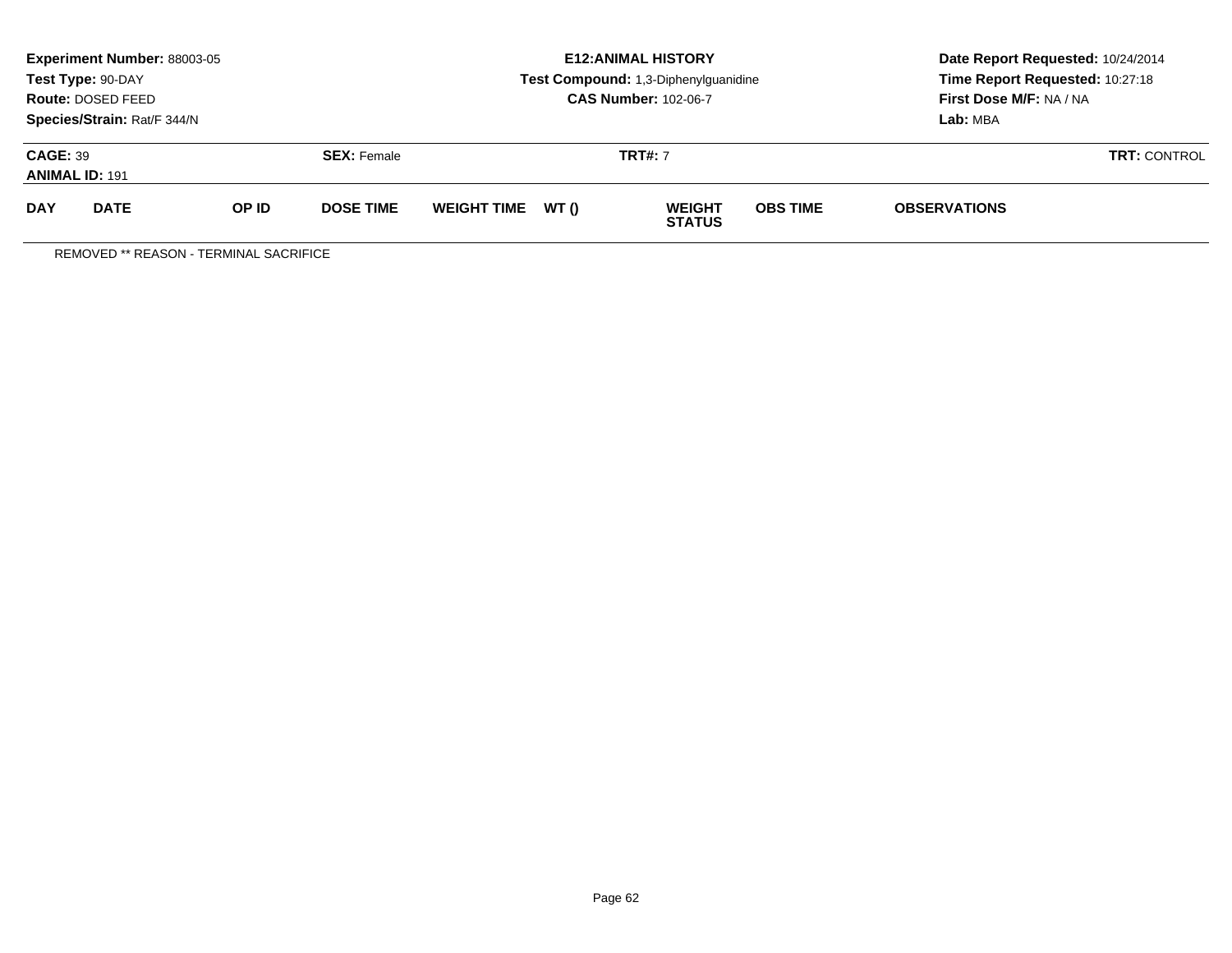**Experiment Number:** 88003-05
**Test Type:** 90-DAY
**Route:** DOSED FEED
**Species/Strain:** Rat/F 344/N

**E12:ANIMAL HISTORY**
**Test Compound:** 1,3-Diphenylguanidine
**CAS Number:** 102-06-7

**Date Report Requested:** 10/24/2014
**Time Report Requested:** 10:27:18
**First Dose M/F:** NA / NA
**Lab:** MBA

**CAGE:** 39 **SEX:** Female **TRT#:** 7 **TRT:** CONTROL
**ANIMAL ID:** 191

| DAY | DATE | OP ID | DOSE TIME | WEIGHT TIME | WT () | WEIGHT STATUS | OBS TIME | OBSERVATIONS |
|---|---|---|---|---|---|---|---|---|

REMOVED ** REASON - TERMINAL SACRIFICE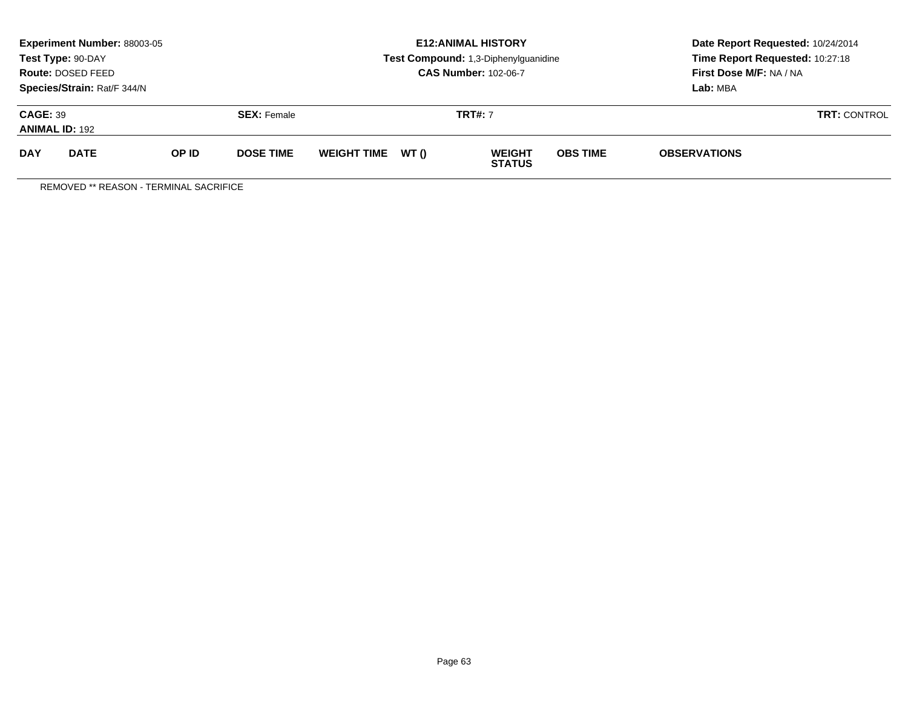**Experiment Number:** 88003-05
**Test Type:** 90-DAY
**Route:** DOSED FEED
**Species/Strain:** Rat/F 344/N

**E12:ANIMAL HISTORY**
**Test Compound:** 1,3-Diphenylguanidine
**CAS Number:** 102-06-7

**Date Report Requested:** 10/24/2014
**Time Report Requested:** 10:27:18
**First Dose M/F:** NA / NA
**Lab:** MBA

**CAGE:** 39 | **SEX:** Female | **TRT#:** 7 | **TRT:** CONTROL
**ANIMAL ID:** 192

| DAY | DATE | OP ID | DOSE TIME | WEIGHT TIME | WT () | WEIGHT STATUS | OBS TIME | OBSERVATIONS |
|---|---|---|---|---|---|---|---|---|

REMOVED ** REASON - TERMINAL SACRIFICE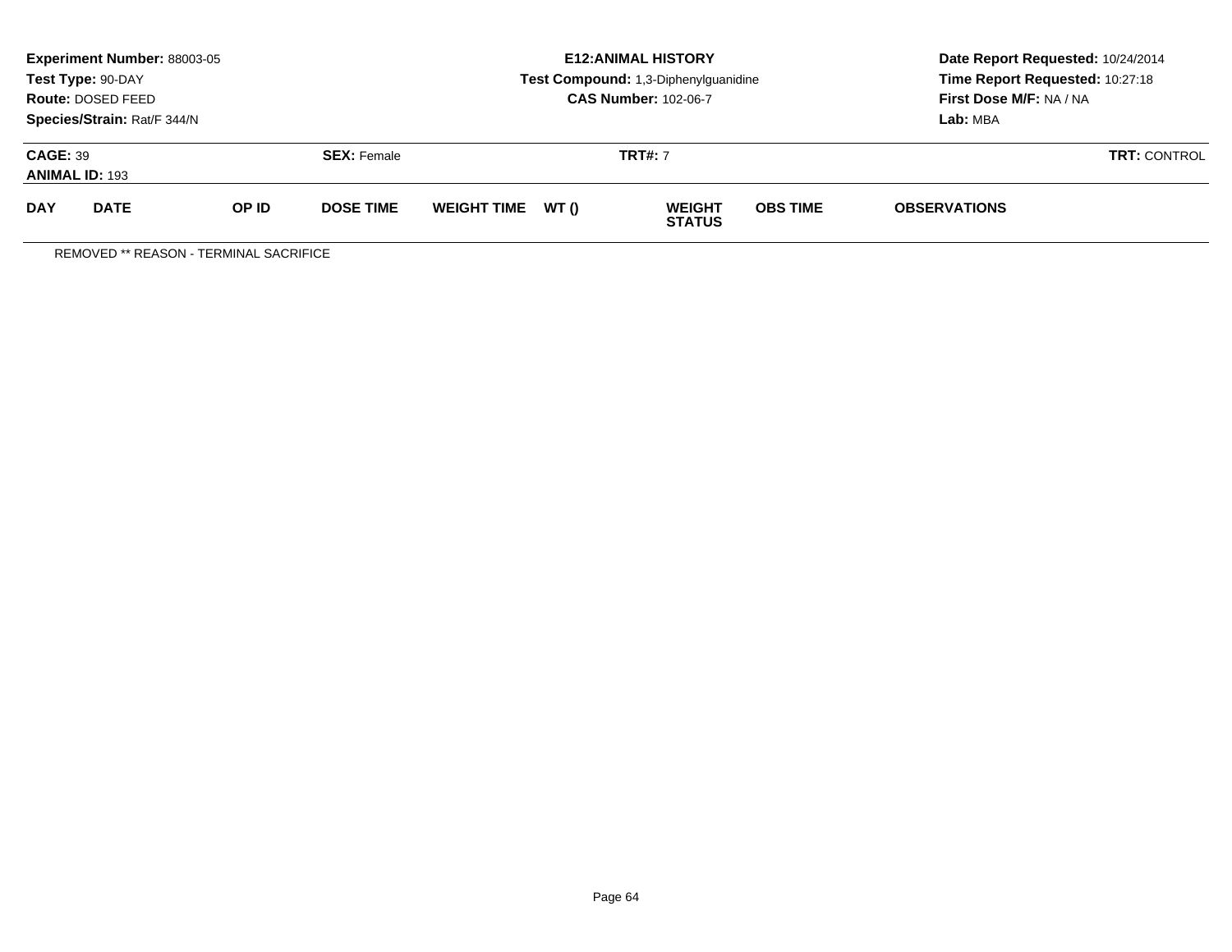**Experiment Number:** 88003-05
**Test Type:** 90-DAY
**Route:** DOSED FEED
**Species/Strain:** Rat/F 344/N

**E12:ANIMAL HISTORY**
**Test Compound:** 1,3-Diphenylguanidine
**CAS Number:** 102-06-7

**Date Report Requested:** 10/24/2014
**Time Report Requested:** 10:27:18
**First Dose M/F:** NA / NA
**Lab:** MBA

**CAGE:** 39 **SEX:** Female **TRT#:** 7 **TRT:** CONTROL
**ANIMAL ID:** 193

| DAY | DATE | OP ID | DOSE TIME | WEIGHT TIME | WT () | WEIGHT STATUS | OBS TIME | OBSERVATIONS |
|---|---|---|---|---|---|---|---|---|

REMOVED ** REASON - TERMINAL SACRIFICE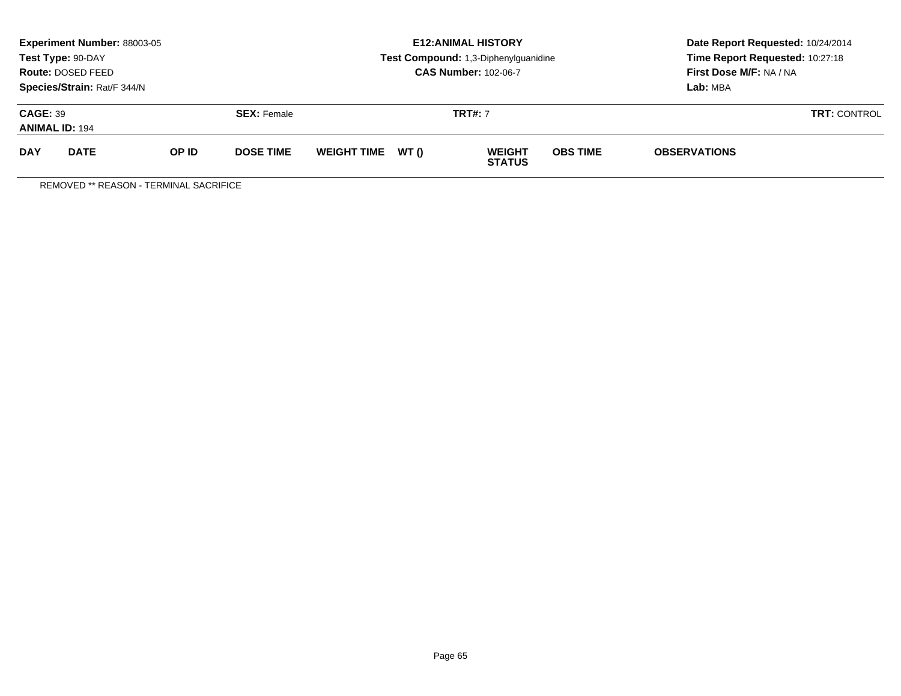**Experiment Number:** 88003-05
**Test Type:** 90-DAY
**Route:** DOSED FEED
**Species/Strain:** Rat/F 344/N

**E12:ANIMAL HISTORY**
**Test Compound:** 1,3-Diphenylguanidine
**CAS Number:** 102-06-7

**Date Report Requested:** 10/24/2014
**Time Report Requested:** 10:27:18
**First Dose M/F:** NA / NA
**Lab:** MBA

**CAGE:** 39
**ANIMAL ID:** 194
**SEX:** Female
**TRT#:** 7
**TRT:** CONTROL

| DAY | DATE | OP ID | DOSE TIME | WEIGHT TIME | WT () | WEIGHT STATUS | OBS TIME | OBSERVATIONS |
|---|---|---|---|---|---|---|---|---|

REMOVED ** REASON - TERMINAL SACRIFICE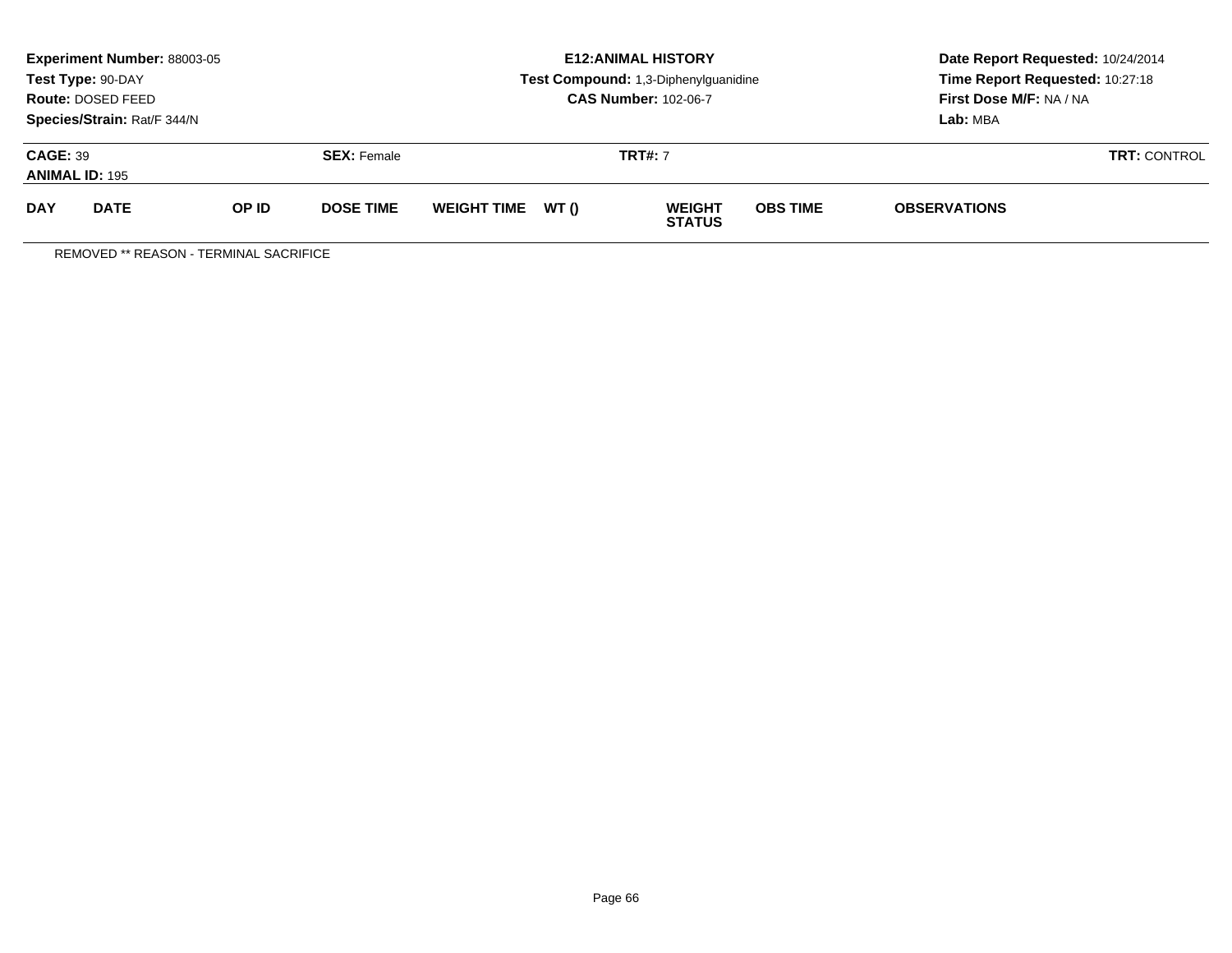**Experiment Number:** 88003-05
**Test Type:** 90-DAY
**Route:** DOSED FEED
**Species/Strain:** Rat/F 344/N

**E12:ANIMAL HISTORY**
**Test Compound:** 1,3-Diphenylguanidine
**CAS Number:** 102-06-7

**Date Report Requested:** 10/24/2014
**Time Report Requested:** 10:27:18
**First Dose M/F:** NA / NA
**Lab:** MBA

**CAGE:** 39 **SEX:** Female **TRT#:** 7 **TRT:** CONTROL
**ANIMAL ID:** 195

| DAY | DATE | OP ID | DOSE TIME | WEIGHT TIME | WT () | WEIGHT STATUS | OBS TIME | OBSERVATIONS |
|---|---|---|---|---|---|---|---|---|

REMOVED ** REASON - TERMINAL SACRIFICE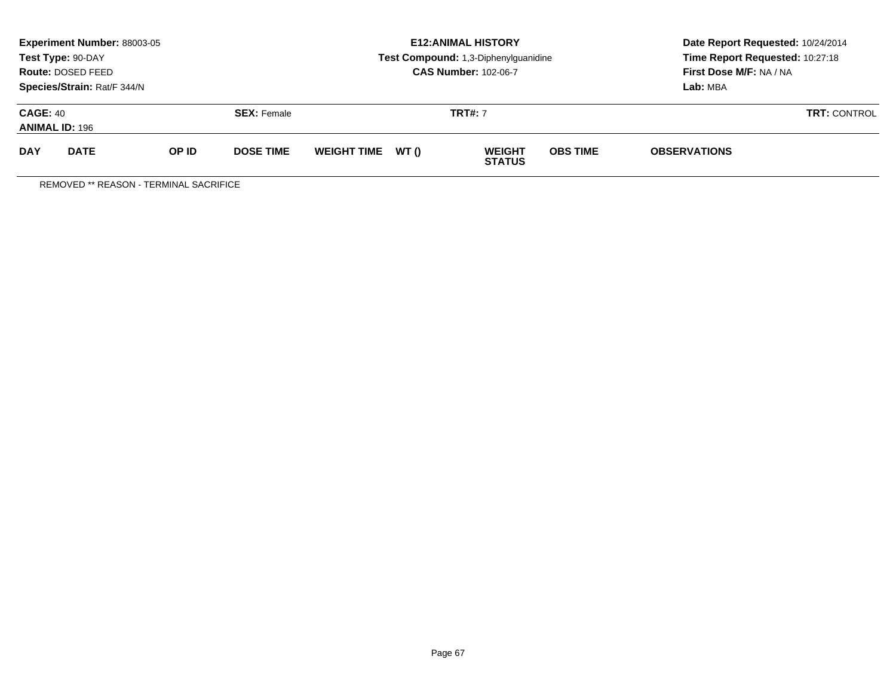**Experiment Number:** 88003-05
**Test Type:** 90-DAY
**Route:** DOSED FEED
**Species/Strain:** Rat/F 344/N

**E12:ANIMAL HISTORY**
**Test Compound:** 1,3-Diphenylguanidine
**CAS Number:** 102-06-7

**Date Report Requested:** 10/24/2014
**Time Report Requested:** 10:27:18
**First Dose M/F:** NA / NA
**Lab:** MBA

**CAGE:** 40 | **SEX:** Female | **TRT#:** 7 | **TRT:** CONTROL
**ANIMAL ID:** 196

| DAY | DATE | OP ID | DOSE TIME | WEIGHT TIME | WT () | WEIGHT STATUS | OBS TIME | OBSERVATIONS |
|---|---|---|---|---|---|---|---|---|

REMOVED ** REASON - TERMINAL SACRIFICE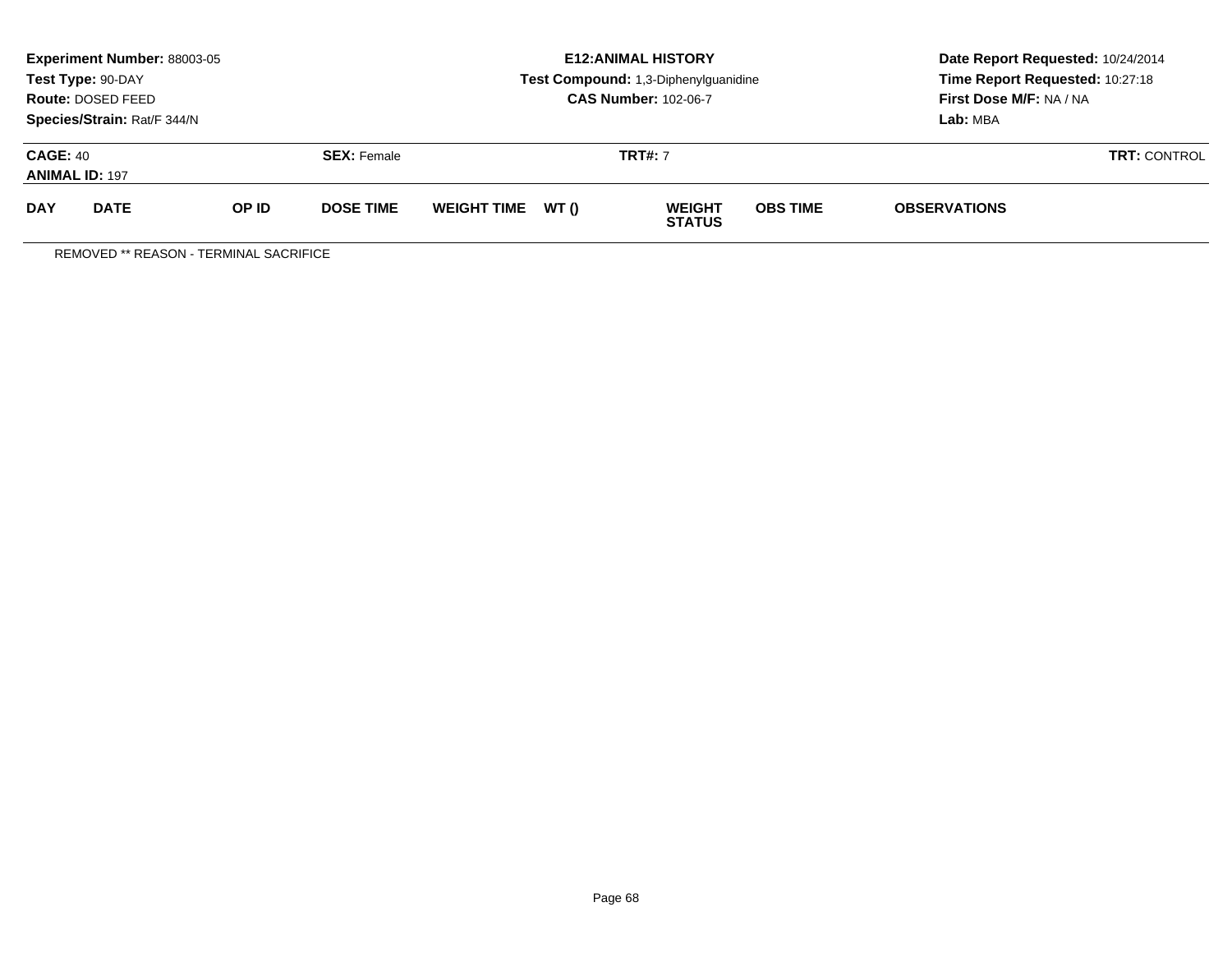**Experiment Number:** 88003-05
**Test Type:** 90-DAY
**Route:** DOSED FEED
**Species/Strain:** Rat/F 344/N

**E12:ANIMAL HISTORY**
**Test Compound:** 1,3-Diphenylguanidine
**CAS Number:** 102-06-7

**Date Report Requested:** 10/24/2014
**Time Report Requested:** 10:27:18
**First Dose M/F:** NA / NA
**Lab:** MBA

**CAGE:** 40
**ANIMAL ID:** 197
**SEX:** Female
**TRT#:** 7
**TRT:** CONTROL

| DAY | DATE | OP ID | DOSE TIME | WEIGHT TIME | WT () | WEIGHT STATUS | OBS TIME | OBSERVATIONS |
|---|---|---|---|---|---|---|---|---|

REMOVED ** REASON - TERMINAL SACRIFICE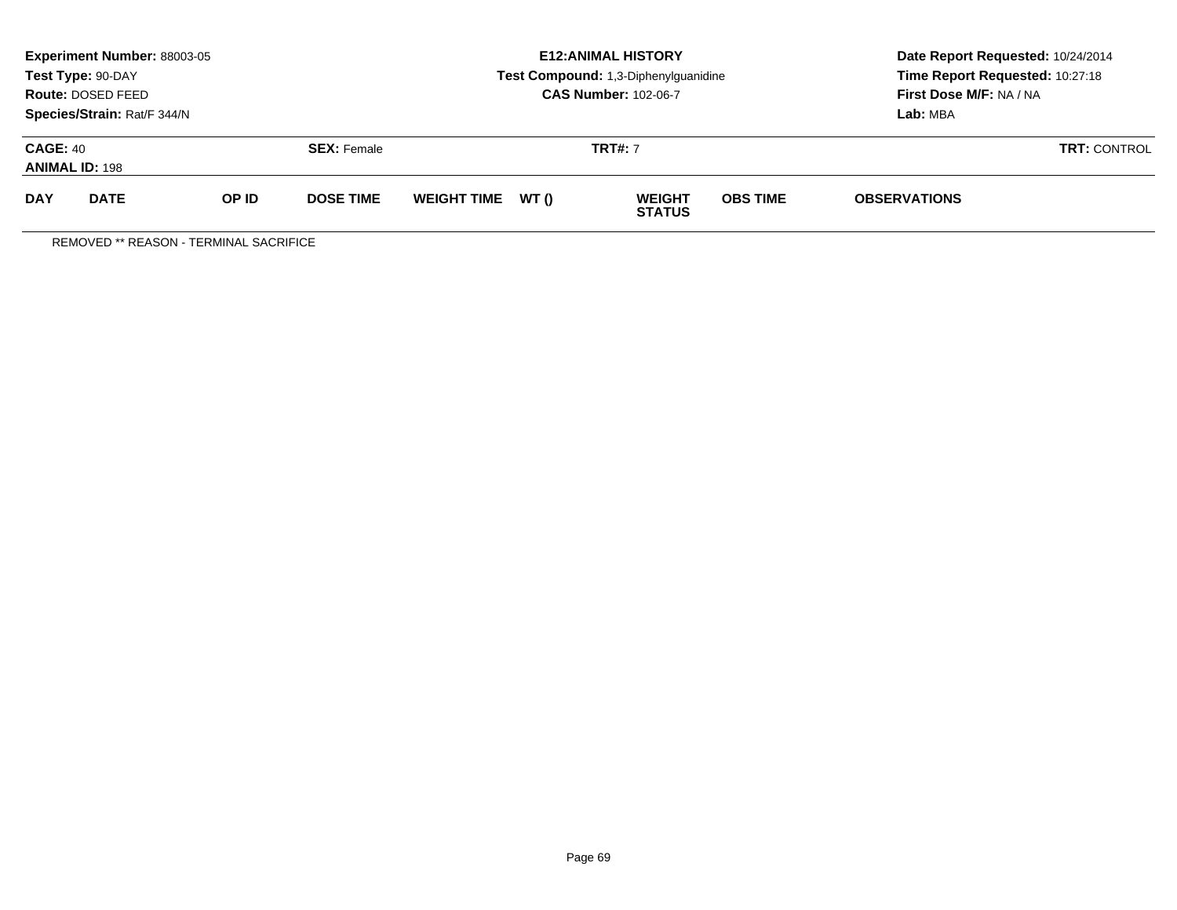**Experiment Number:** 88003-05
**Test Type:** 90-DAY
**Route:** DOSED FEED
**Species/Strain:** Rat/F 344/N

**E12:ANIMAL HISTORY**
**Test Compound:** 1,3-Diphenylguanidine
**CAS Number:** 102-06-7

**Date Report Requested:** 10/24/2014
**Time Report Requested:** 10:27:18
**First Dose M/F:** NA / NA
**Lab:** MBA

**CAGE:** 40 **SEX:** Female **TRT#:** 7 **TRT:** CONTROL
**ANIMAL ID:** 198

| DAY | DATE | OP ID | DOSE TIME | WEIGHT TIME | WT () | WEIGHT STATUS | OBS TIME | OBSERVATIONS |
|---|---|---|---|---|---|---|---|---|

REMOVED ** REASON - TERMINAL SACRIFICE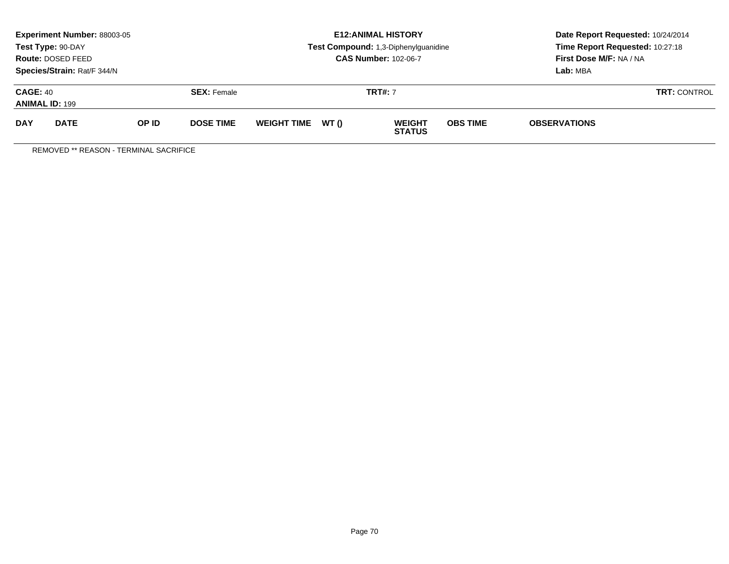**Experiment Number:** 88003-05
**Test Type:** 90-DAY
**Route:** DOSED FEED
**Species/Strain:** Rat/F 344/N

**E12:ANIMAL HISTORY**
**Test Compound:** 1,3-Diphenylguanidine
**CAS Number:** 102-06-7

**Date Report Requested:** 10/24/2014
**Time Report Requested:** 10:27:18
**First Dose M/F:** NA / NA
**Lab:** MBA

**CAGE:** 40 **SEX:** Female **TRT#:** 7 **TRT:** CONTROL
**ANIMAL ID:** 199

| DAY | DATE | OP ID | DOSE TIME | WEIGHT TIME | WT () | WEIGHT STATUS | OBS TIME | OBSERVATIONS |
|---|---|---|---|---|---|---|---|---|

REMOVED ** REASON - TERMINAL SACRIFICE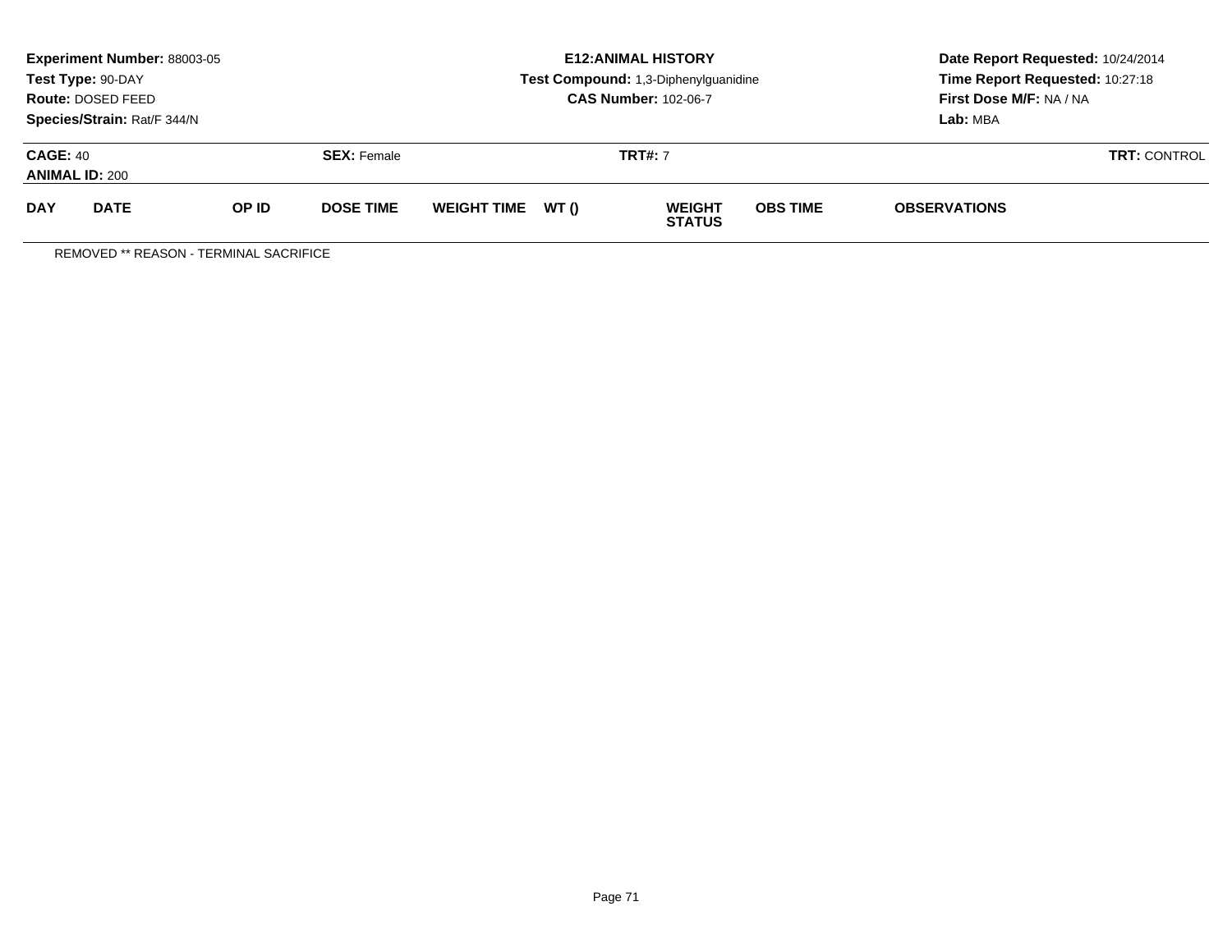**Experiment Number:** 88003-05
**Test Type:** 90-DAY
**Route:** DOSED FEED
**Species/Strain:** Rat/F 344/N

**E12:ANIMAL HISTORY**
**Test Compound:** 1,3-Diphenylguanidine
**CAS Number:** 102-06-7

**Date Report Requested:** 10/24/2014
**Time Report Requested:** 10:27:18
**First Dose M/F:** NA / NA
**Lab:** MBA

**CAGE:** 40
**ANIMAL ID:** 200
**SEX:** Female
**TRT#:** 7
**TRT:** CONTROL

| DAY | DATE | OP ID | DOSE TIME | WEIGHT TIME | WT () | WEIGHT STATUS | OBS TIME | OBSERVATIONS |
|---|---|---|---|---|---|---|---|---|

REMOVED ** REASON - TERMINAL SACRIFICE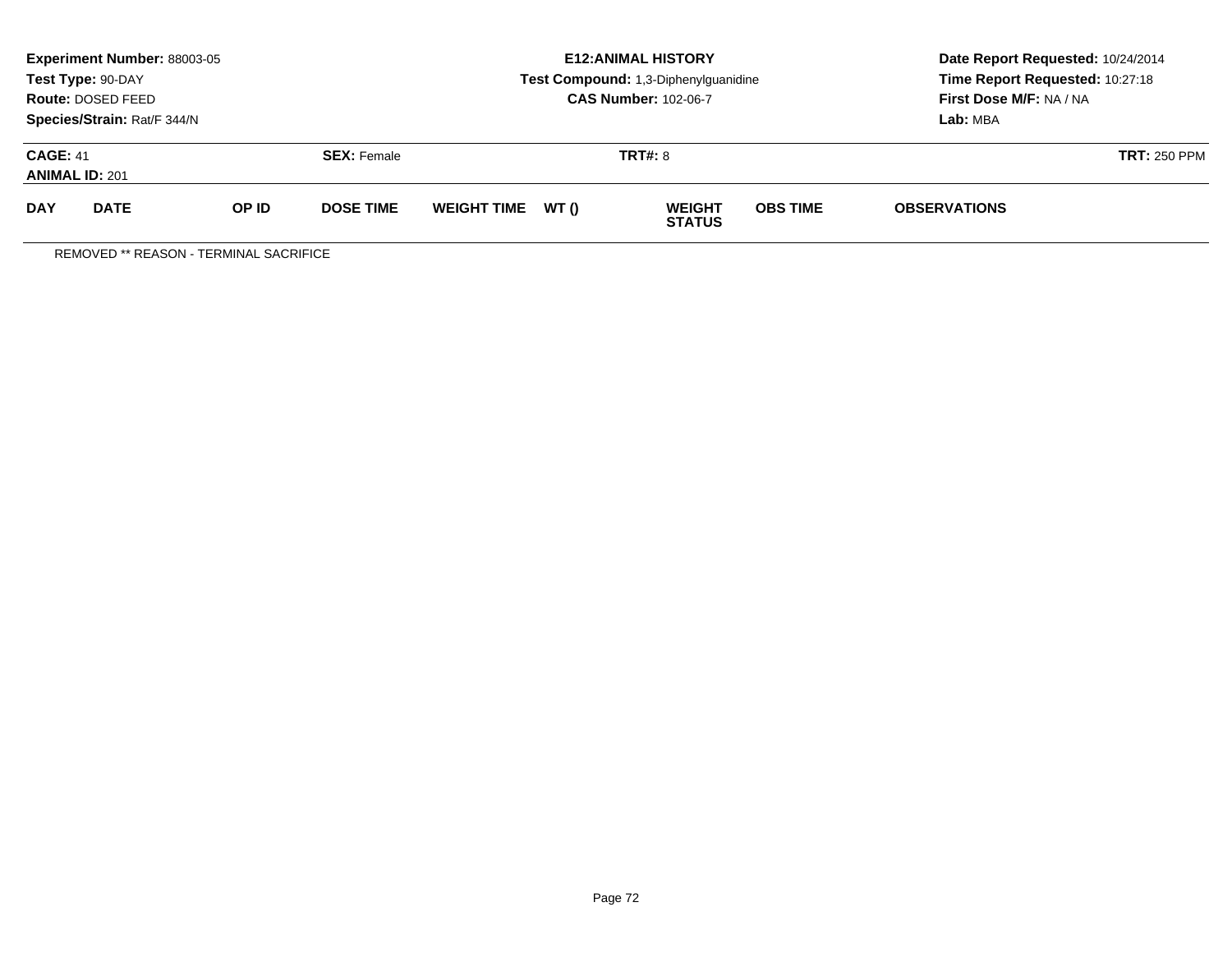**Experiment Number:** 88003-05
**Test Type:** 90-DAY
**Route:** DOSED FEED
**Species/Strain:** Rat/F 344/N

**E12:ANIMAL HISTORY**
**Test Compound:** 1,3-Diphenylguanidine
**CAS Number:** 102-06-7

**Date Report Requested:** 10/24/2014
**Time Report Requested:** 10:27:18
**First Dose M/F:** NA / NA
**Lab:** MBA

**CAGE:** 41
**ANIMAL ID:** 201

**SEX:** Female

**TRT#:** 8

**TRT:** 250 PPM

| DAY | DATE | OP ID | DOSE TIME | WEIGHT TIME | WT () | WEIGHT STATUS | OBS TIME | OBSERVATIONS |
|---|---|---|---|---|---|---|---|---|

REMOVED ** REASON - TERMINAL SACRIFICE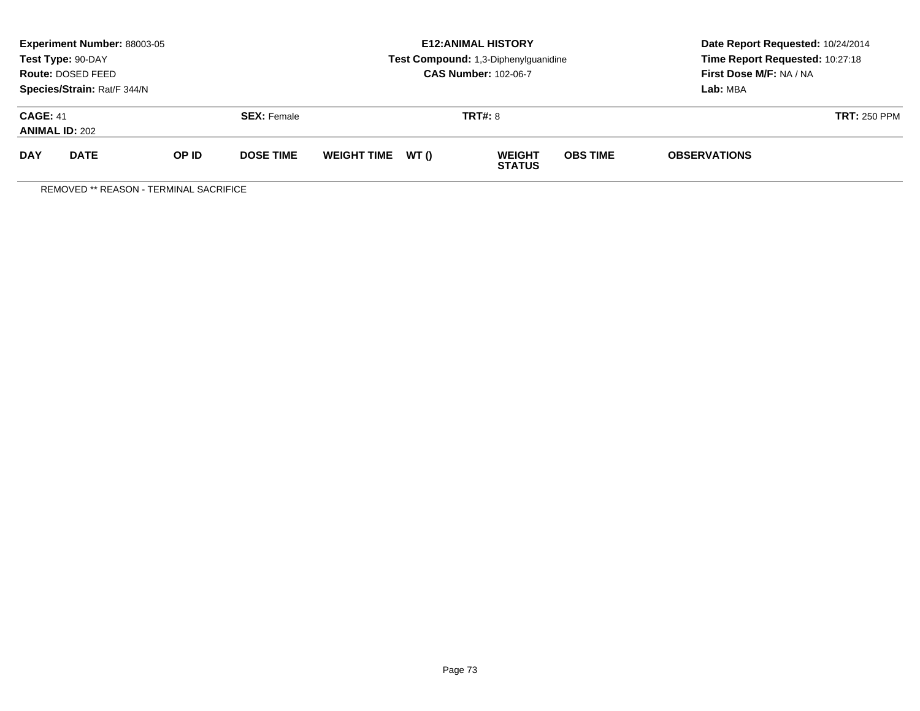**Experiment Number:** 88003-05
**Test Type:** 90-DAY
**Route:** DOSED FEED
**Species/Strain:** Rat/F 344/N

**E12:ANIMAL HISTORY**
**Test Compound:** 1,3-Diphenylguanidine
**CAS Number:** 102-06-7

**Date Report Requested:** 10/24/2014
**Time Report Requested:** 10:27:18
**First Dose M/F:** NA / NA
**Lab:** MBA

**CAGE:** 41 **SEX:** Female **TRT#:** 8 **TRT:** 250 PPM
**ANIMAL ID:** 202

| DAY | DATE | OP ID | DOSE TIME | WEIGHT TIME | WT () | WEIGHT STATUS | OBS TIME | OBSERVATIONS |
|---|---|---|---|---|---|---|---|---|

REMOVED ** REASON - TERMINAL SACRIFICE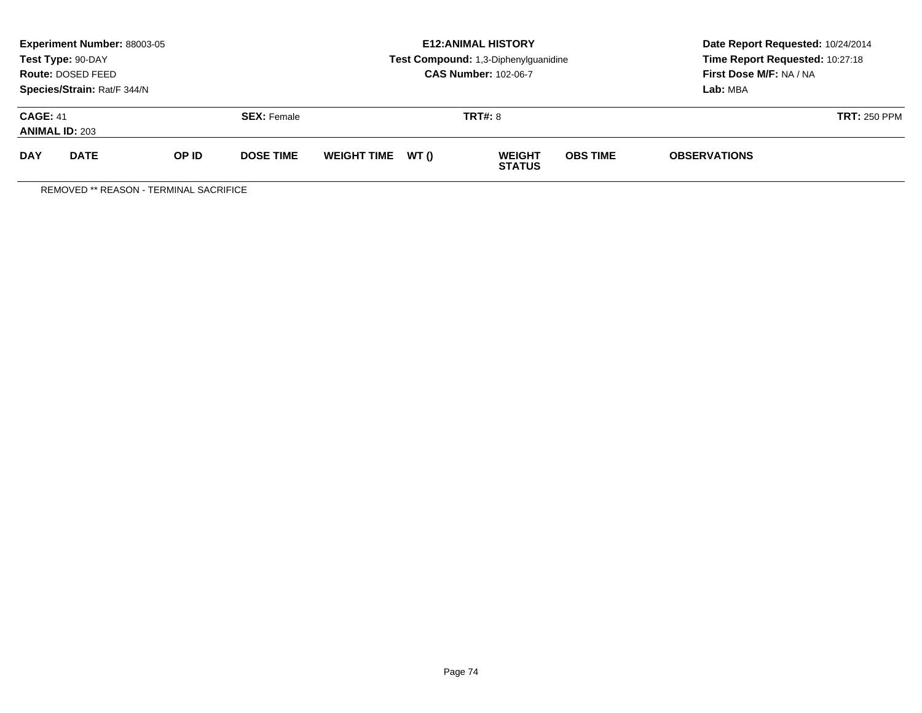**Experiment Number:** 88003-05
**Test Type:** 90-DAY
**Route:** DOSED FEED
**Species/Strain:** Rat/F 344/N

**E12:ANIMAL HISTORY**
**Test Compound:** 1,3-Diphenylguanidine
**CAS Number:** 102-06-7

**Date Report Requested:** 10/24/2014
**Time Report Requested:** 10:27:18
**First Dose M/F:** NA / NA
**Lab:** MBA

**CAGE:** 41
**ANIMAL ID:** 203
**SEX:** Female
**TRT#:** 8
**TRT:** 250 PPM

| DAY | DATE | OP ID | DOSE TIME | WEIGHT TIME | WT () | WEIGHT STATUS | OBS TIME | OBSERVATIONS |
|---|---|---|---|---|---|---|---|---|

REMOVED ** REASON - TERMINAL SACRIFICE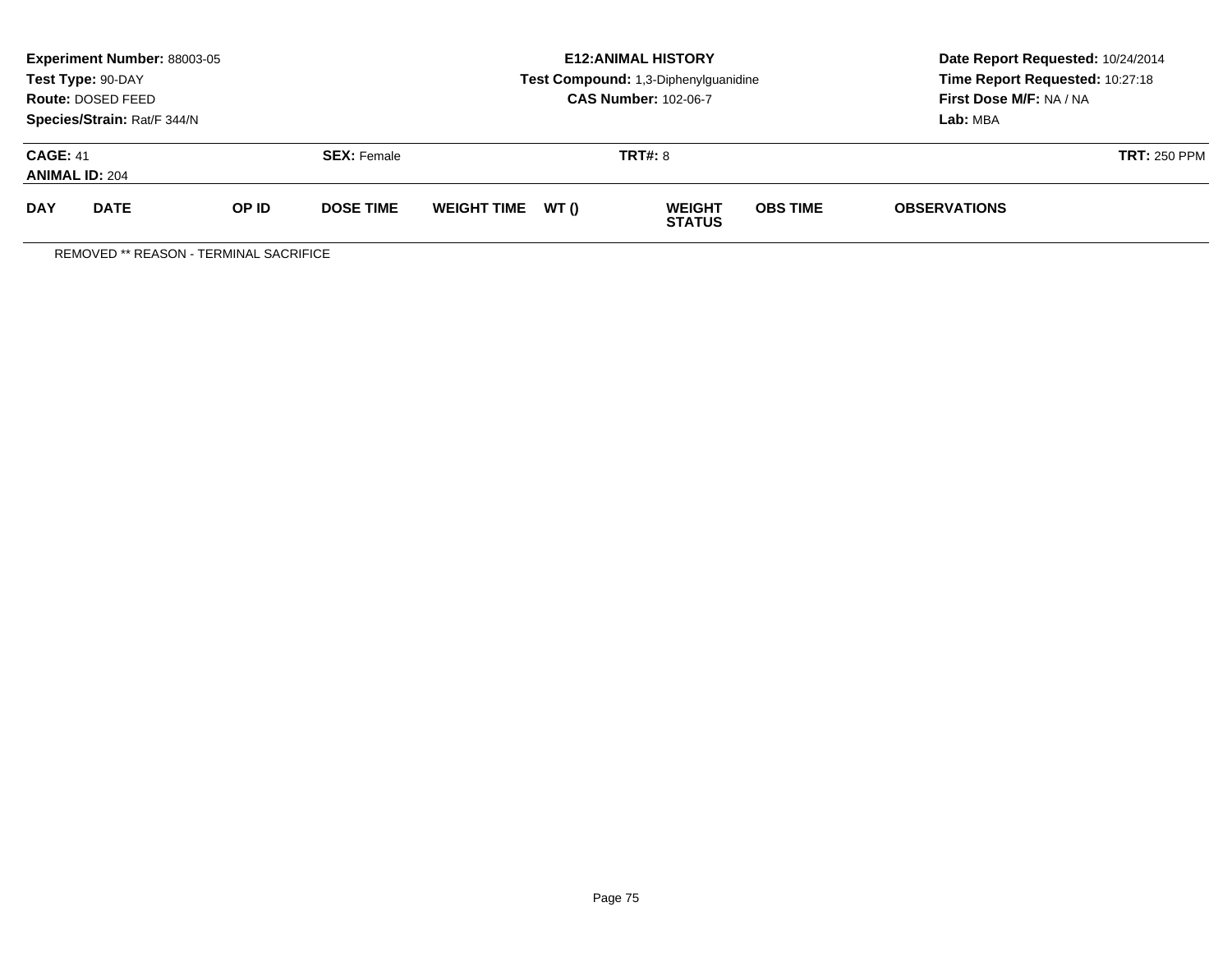**Experiment Number:** 88003-05
**Test Type:** 90-DAY
**Route:** DOSED FEED
**Species/Strain:** Rat/F 344/N

**E12:ANIMAL HISTORY**
**Test Compound:** 1,3-Diphenylguanidine
**CAS Number:** 102-06-7

**Date Report Requested:** 10/24/2014
**Time Report Requested:** 10:27:18
**First Dose M/F:** NA / NA
**Lab:** MBA

**CAGE:** 41 | **SEX:** Female | **TRT#:** 8 | **TRT:** 250 PPM
**ANIMAL ID:** 204

| DAY | DATE | OP ID | DOSE TIME | WEIGHT TIME | WT () | WEIGHT STATUS | OBS TIME | OBSERVATIONS |
|---|---|---|---|---|---|---|---|---|

REMOVED ** REASON - TERMINAL SACRIFICE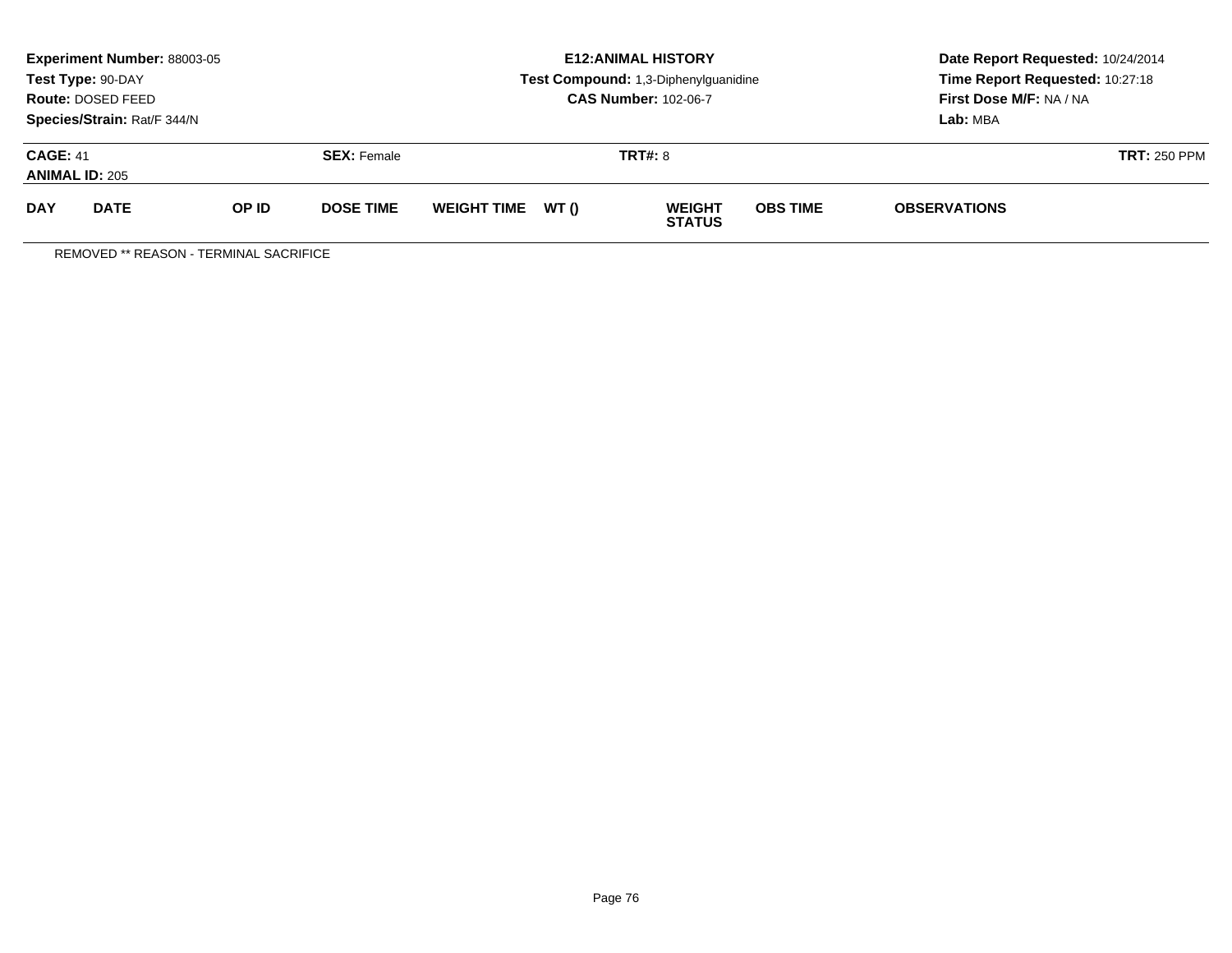**Experiment Number:** 88003-05
**Test Type:** 90-DAY
**Route:** DOSED FEED
**Species/Strain:** Rat/F 344/N

**E12:ANIMAL HISTORY**
**Test Compound:** 1,3-Diphenylguanidine
**CAS Number:** 102-06-7

**Date Report Requested:** 10/24/2014
**Time Report Requested:** 10:27:18
**First Dose M/F:** NA / NA
**Lab:** MBA

**CAGE:** 41 **SEX:** Female **TRT#:** 8 **TRT:** 250 PPM
**ANIMAL ID:** 205

| DAY | DATE | OP ID | DOSE TIME | WEIGHT TIME | WT () | WEIGHT STATUS | OBS TIME | OBSERVATIONS |
|---|---|---|---|---|---|---|---|---|

REMOVED ** REASON - TERMINAL SACRIFICE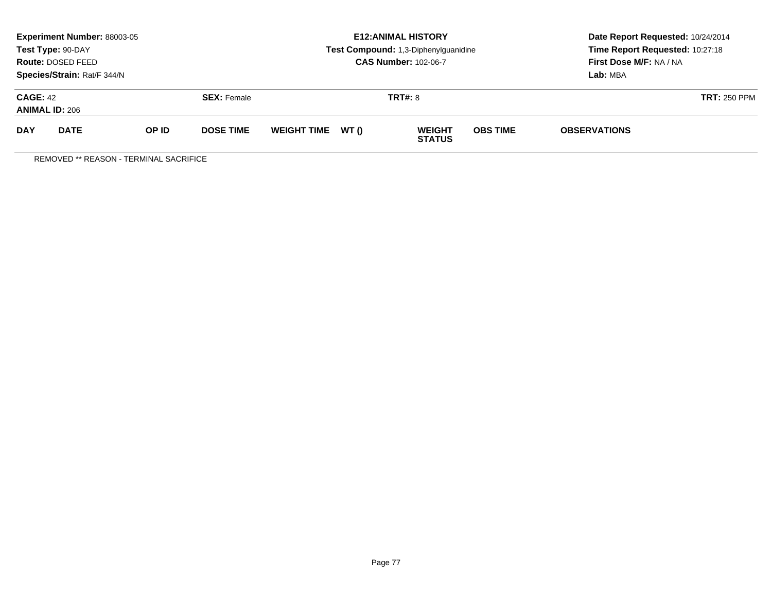**Experiment Number:** 88003-05
**Test Type:** 90-DAY
**Route:** DOSED FEED
**Species/Strain:** Rat/F 344/N

**E12:ANIMAL HISTORY**
**Test Compound:** 1,3-Diphenylguanidine
**CAS Number:** 102-06-7

**Date Report Requested:** 10/24/2014
**Time Report Requested:** 10:27:18
**First Dose M/F:** NA / NA
**Lab:** MBA

**CAGE:** 42 **SEX:** Female **TRT#:** 8 **TRT:** 250 PPM
**ANIMAL ID:** 206

| DAY | DATE | OP ID | DOSE TIME | WEIGHT TIME | WT () | WEIGHT STATUS | OBS TIME | OBSERVATIONS |
|---|---|---|---|---|---|---|---|---|

REMOVED ** REASON - TERMINAL SACRIFICE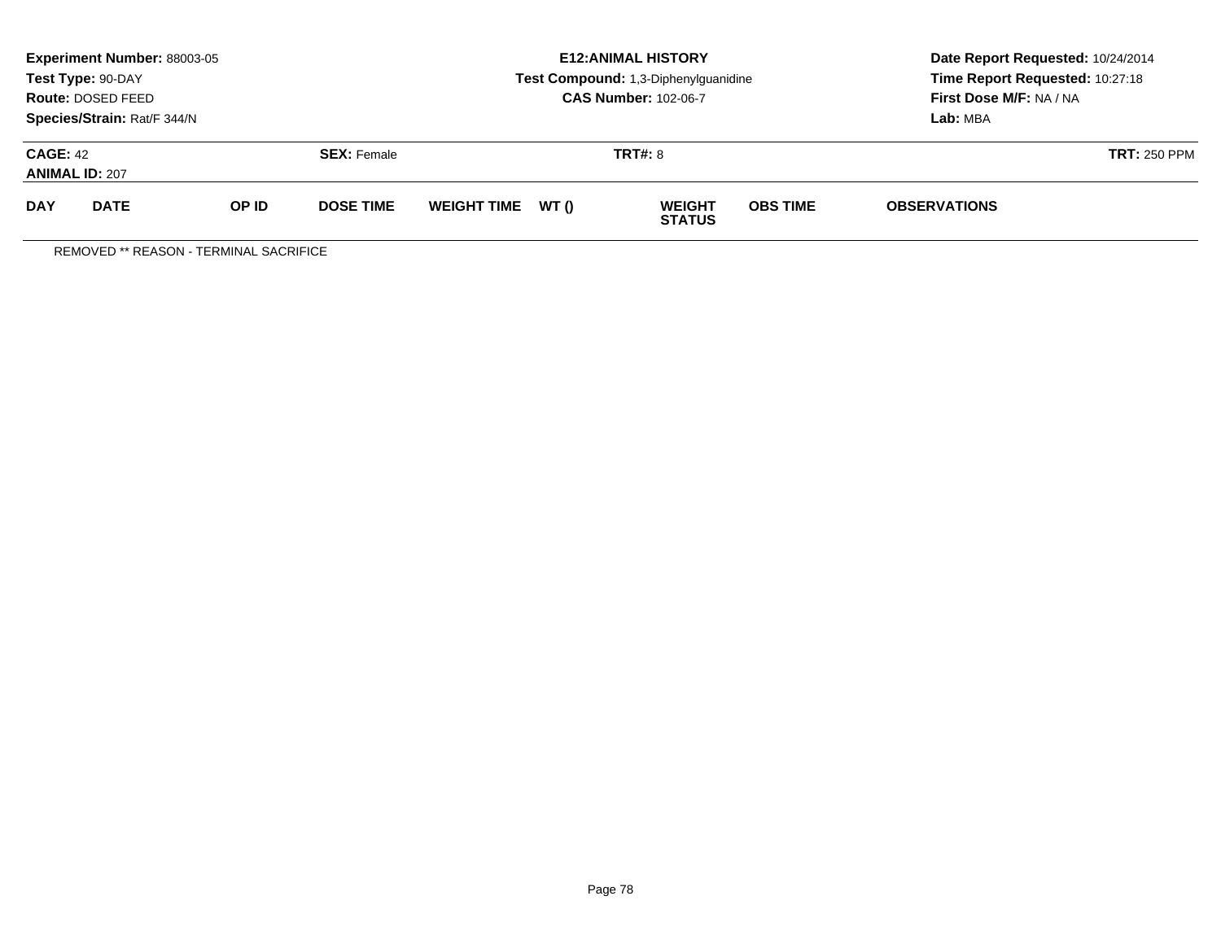**Experiment Number:** 88003-05
**Test Type:** 90-DAY
**Route:** DOSED FEED
**Species/Strain:** Rat/F 344/N

**E12:ANIMAL HISTORY**
**Test Compound:** 1,3-Diphenylguanidine
**CAS Number:** 102-06-7

**Date Report Requested:** 10/24/2014
**Time Report Requested:** 10:27:18
**First Dose M/F:** NA / NA
**Lab:** MBA

**CAGE:** 42 **SEX:** Female **TRT#:** 8 **TRT:** 250 PPM
**ANIMAL ID:** 207

| DAY | DATE | OP ID | DOSE TIME | WEIGHT TIME | WT () | WEIGHT STATUS | OBS TIME | OBSERVATIONS |
|---|---|---|---|---|---|---|---|---|

REMOVED ** REASON - TERMINAL SACRIFICE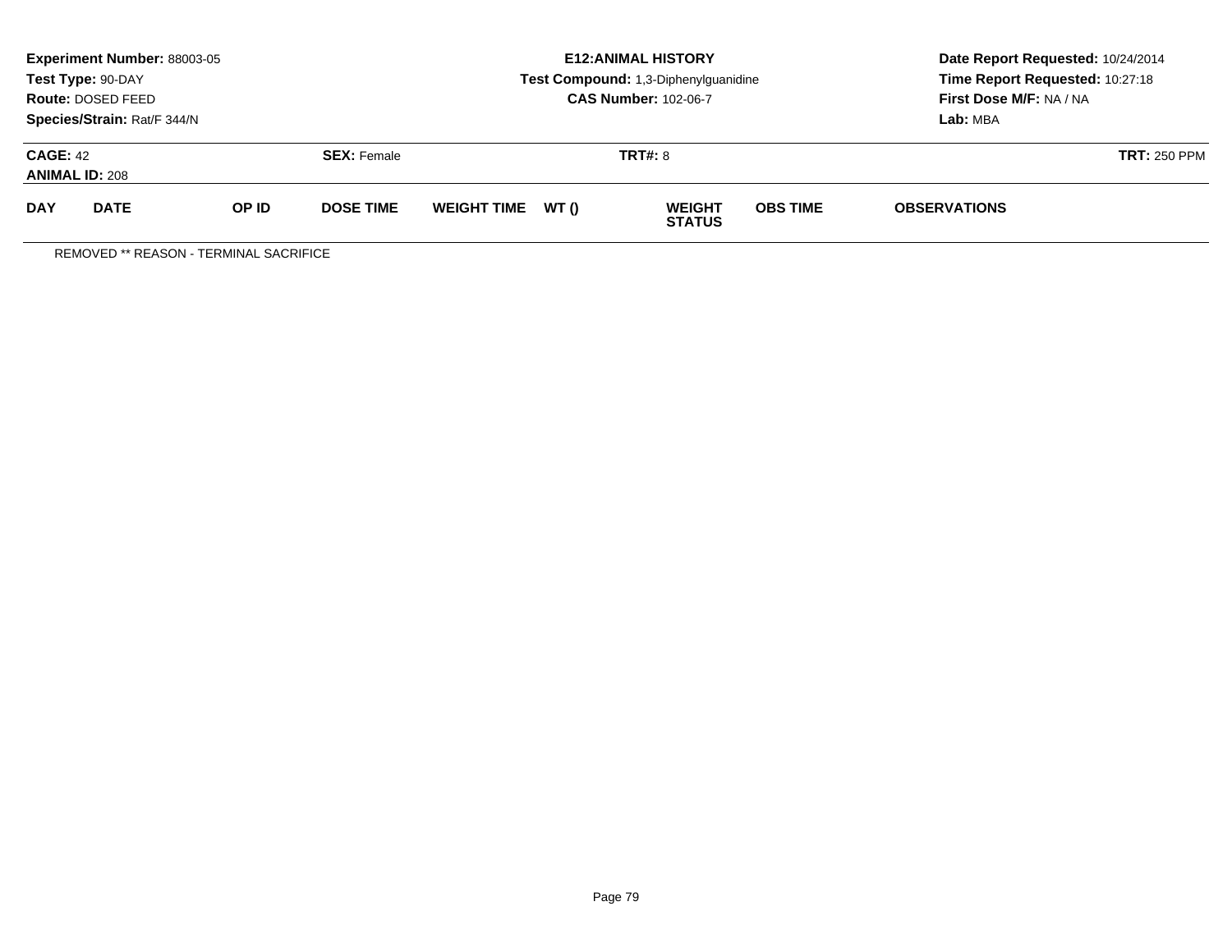**Experiment Number:** 88003-05
**Test Type:** 90-DAY
**Route:** DOSED FEED
**Species/Strain:** Rat/F 344/N

**E12:ANIMAL HISTORY**
**Test Compound:** 1,3-Diphenylguanidine
**CAS Number:** 102-06-7

**Date Report Requested:** 10/24/2014
**Time Report Requested:** 10:27:18
**First Dose M/F:** NA / NA
**Lab:** MBA

**CAGE:** 42 **SEX:** Female **TRT#:** 8 **TRT:** 250 PPM
**ANIMAL ID:** 208

| DAY | DATE | OP ID | DOSE TIME | WEIGHT TIME | WT () | WEIGHT STATUS | OBS TIME | OBSERVATIONS |
|---|---|---|---|---|---|---|---|---|

REMOVED ** REASON - TERMINAL SACRIFICE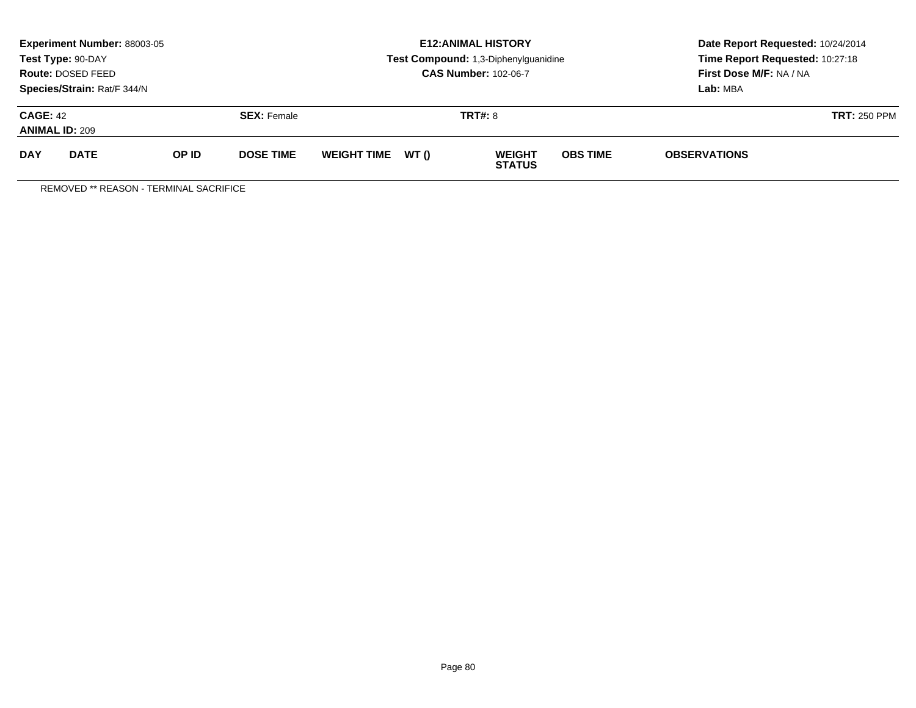**Experiment Number:** 88003-05
**Test Type:** 90-DAY
**Route:** DOSED FEED
**Species/Strain:** Rat/F 344/N

**E12:ANIMAL HISTORY**
**Test Compound:** 1,3-Diphenylguanidine
**CAS Number:** 102-06-7

**Date Report Requested:** 10/24/2014
**Time Report Requested:** 10:27:18
**First Dose M/F:** NA / NA
**Lab:** MBA

**CAGE:** 42 **SEX:** Female **TRT#:** 8 **TRT:** 250 PPM
**ANIMAL ID:** 209

| DAY | DATE | OP ID | DOSE TIME | WEIGHT TIME | WT () | WEIGHT STATUS | OBS TIME | OBSERVATIONS |
|---|---|---|---|---|---|---|---|---|

REMOVED ** REASON - TERMINAL SACRIFICE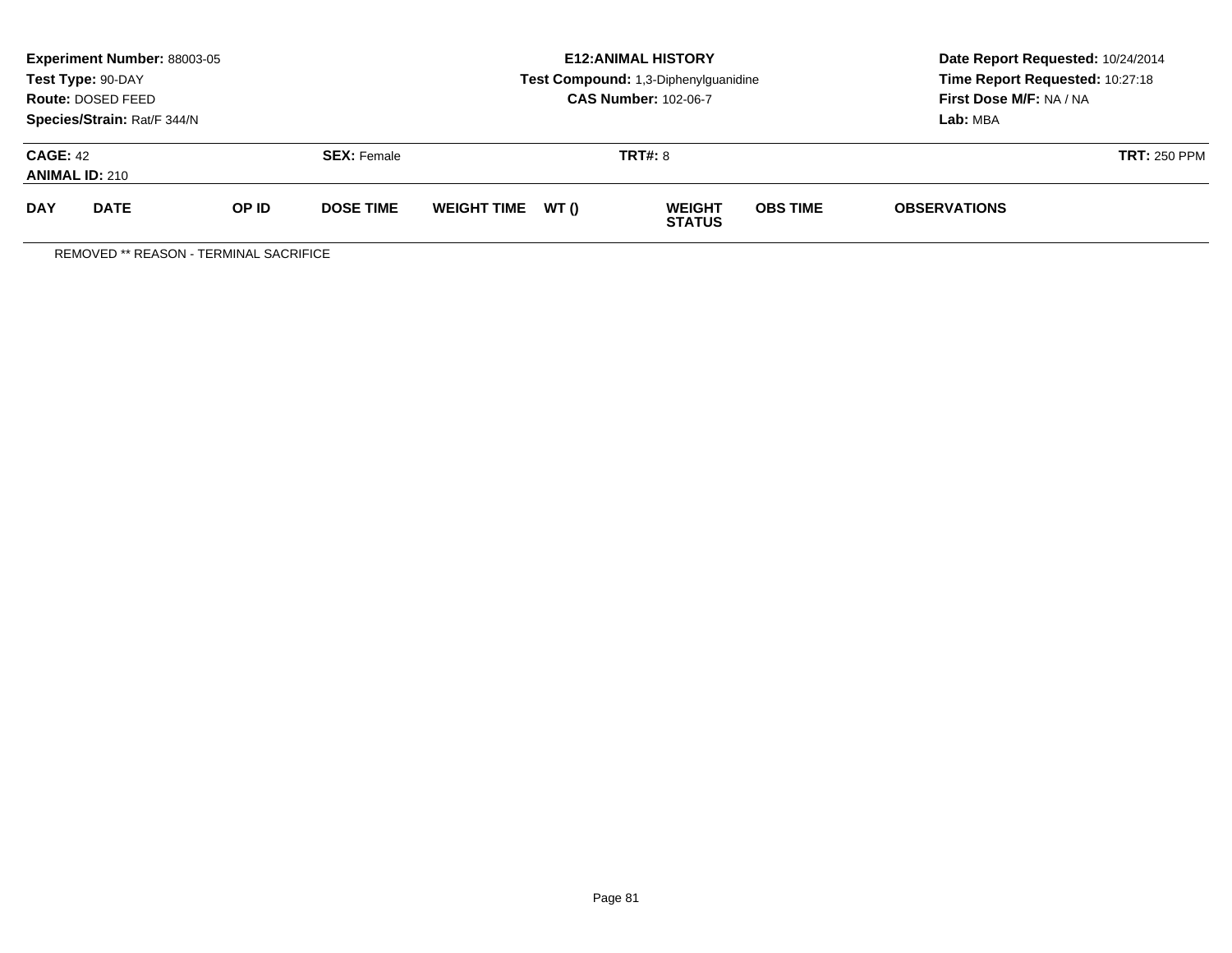**Experiment Number:** 88003-05
**Test Type:** 90-DAY
**Route:** DOSED FEED
**Species/Strain:** Rat/F 344/N

**E12:ANIMAL HISTORY**
**Test Compound:** 1,3-Diphenylguanidine
**CAS Number:** 102-06-7

**Date Report Requested:** 10/24/2014
**Time Report Requested:** 10:27:18
**First Dose M/F:** NA / NA
**Lab:** MBA

**CAGE:** 42 **SEX:** Female **TRT#:** 8 **TRT:** 250 PPM
**ANIMAL ID:** 210

| DAY | DATE | OP ID | DOSE TIME | WEIGHT TIME | WT () | WEIGHT STATUS | OBS TIME | OBSERVATIONS |
|---|---|---|---|---|---|---|---|---|

REMOVED ** REASON - TERMINAL SACRIFICE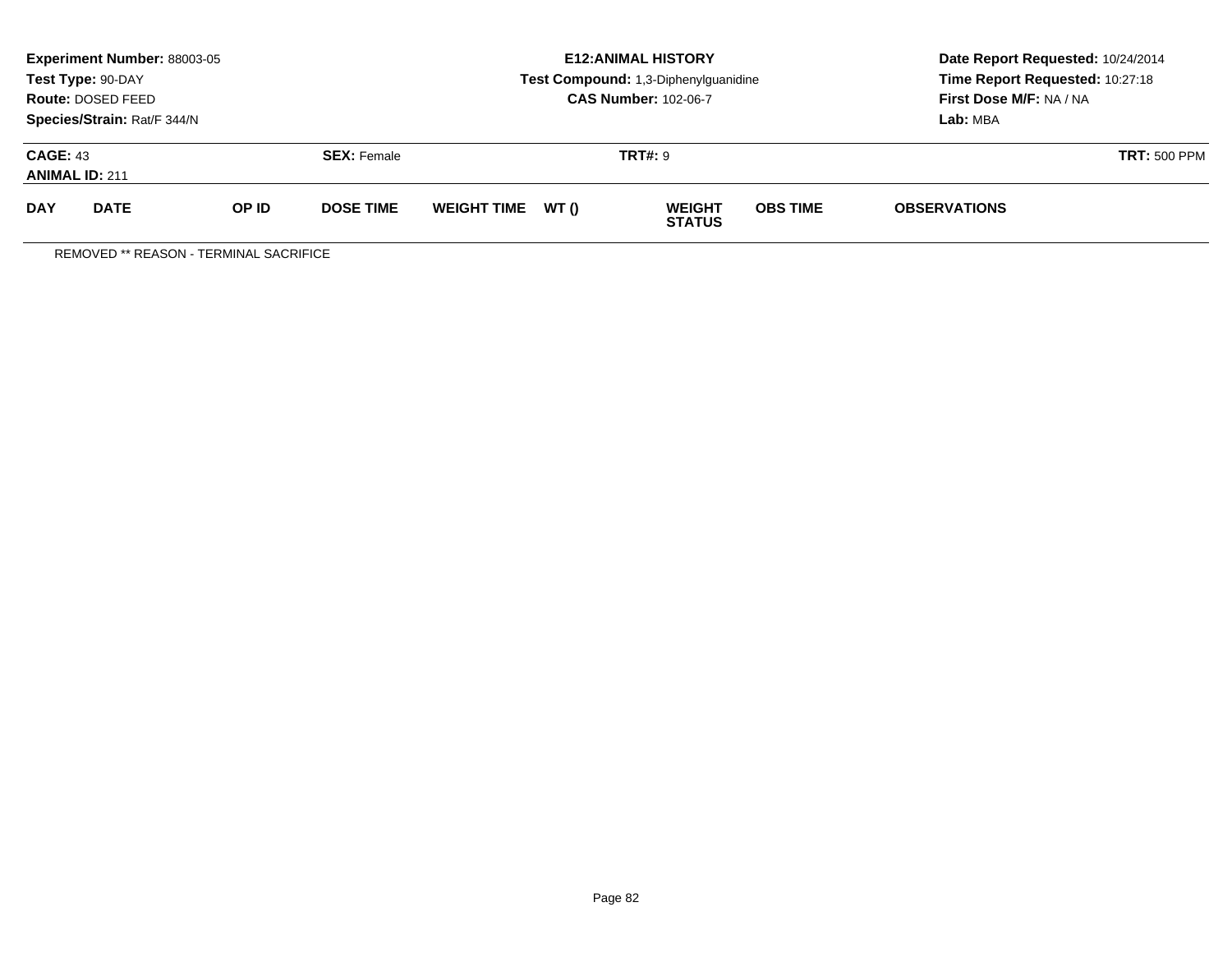**Experiment Number:** 88003-05
**Test Type:** 90-DAY
**Route:** DOSED FEED
**Species/Strain:** Rat/F 344/N

**E12:ANIMAL HISTORY**
**Test Compound:** 1,3-Diphenylguanidine
**CAS Number:** 102-06-7

**Date Report Requested:** 10/24/2014
**Time Report Requested:** 10:27:18
**First Dose M/F:** NA / NA
**Lab:** MBA

**CAGE:** 43 **SEX:** Female **TRT#:** 9 **TRT:** 500 PPM
**ANIMAL ID:** 211

| DAY | DATE | OP ID | DOSE TIME | WEIGHT TIME | WT () | WEIGHT STATUS | OBS TIME | OBSERVATIONS |
|---|---|---|---|---|---|---|---|---|

REMOVED ** REASON - TERMINAL SACRIFICE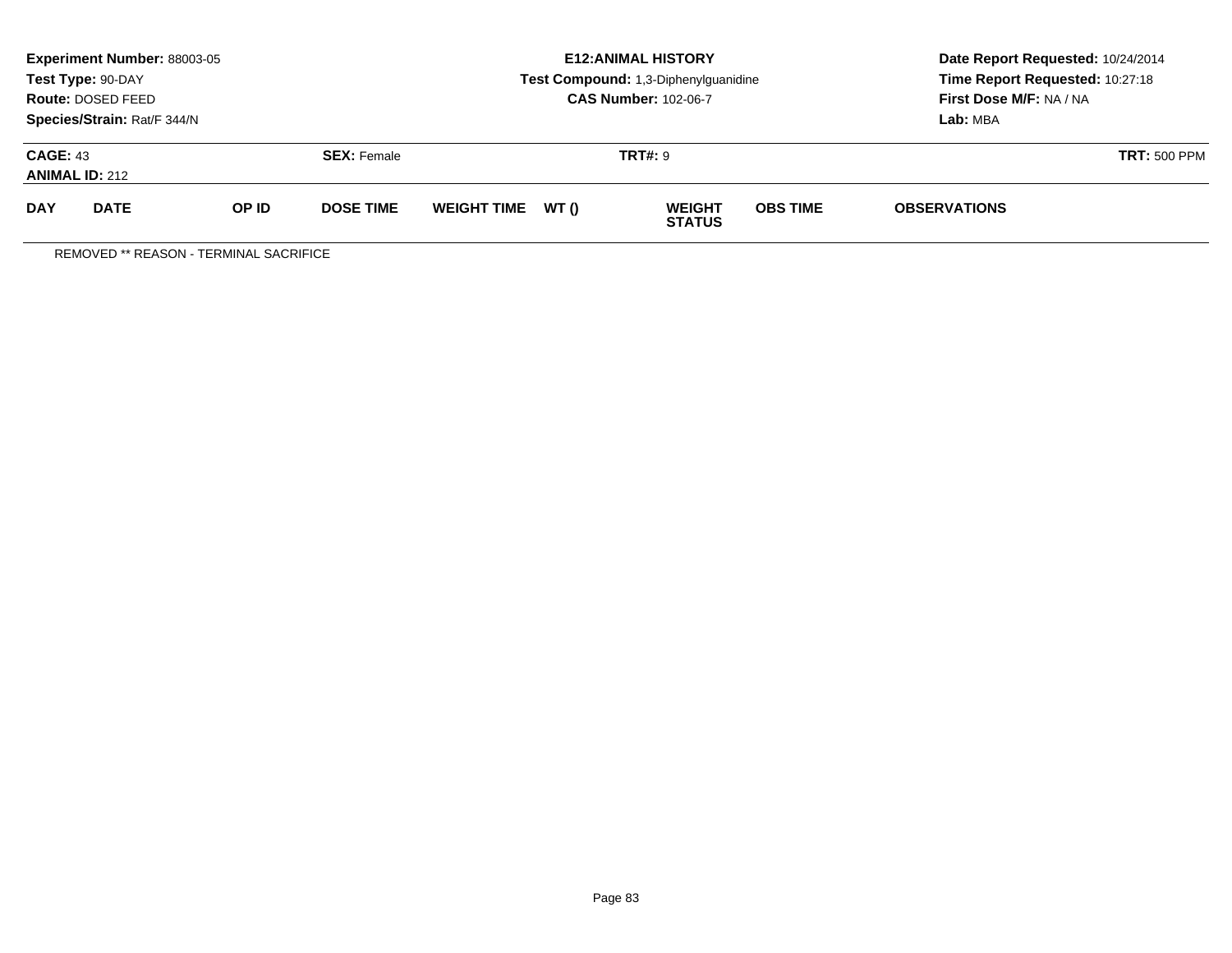**Experiment Number:** 88003-05
**Test Type:** 90-DAY
**Route:** DOSED FEED
**Species/Strain:** Rat/F 344/N

**E12:ANIMAL HISTORY**
**Test Compound:** 1,3-Diphenylguanidine
**CAS Number:** 102-06-7

**Date Report Requested:** 10/24/2014
**Time Report Requested:** 10:27:18
**First Dose M/F:** NA / NA
**Lab:** MBA

**CAGE:** 43 **SEX:** Female **TRT#:** 9 **TRT:** 500 PPM
**ANIMAL ID:** 212

| DAY | DATE | OP ID | DOSE TIME | WEIGHT TIME | WT () | WEIGHT STATUS | OBS TIME | OBSERVATIONS |
|---|---|---|---|---|---|---|---|---|

REMOVED ** REASON - TERMINAL SACRIFICE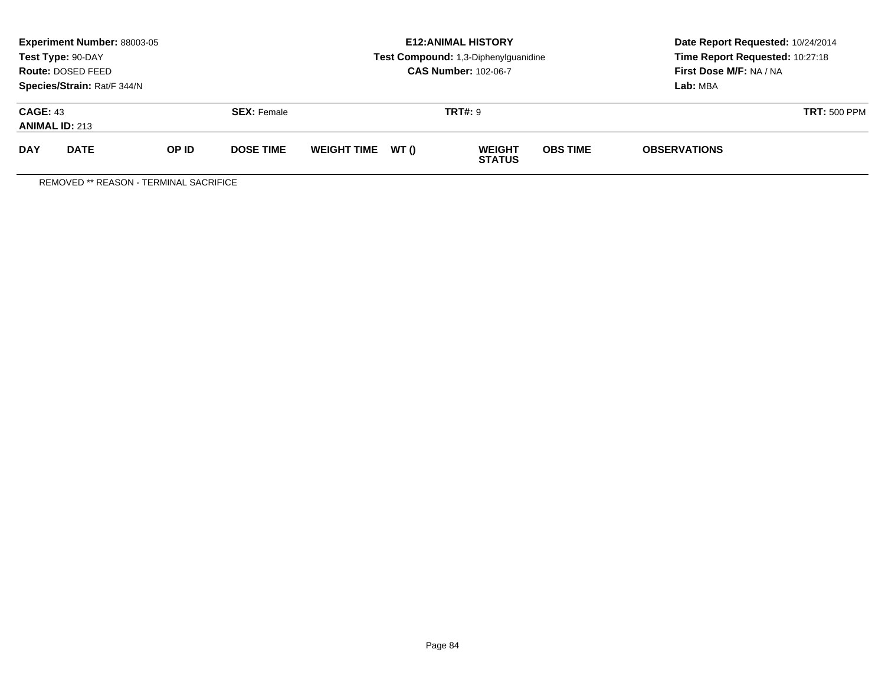**Experiment Number:** 88003-05
**Test Type:** 90-DAY
**Route:** DOSED FEED
**Species/Strain:** Rat/F 344/N

**E12:ANIMAL HISTORY**
**Test Compound:** 1,3-Diphenylguanidine
**CAS Number:** 102-06-7

**Date Report Requested:** 10/24/2014
**Time Report Requested:** 10:27:18
**First Dose M/F:** NA / NA
**Lab:** MBA

**CAGE:** 43 **SEX:** Female **TRT#:** 9 **TRT:** 500 PPM
**ANIMAL ID:** 213

| DAY | DATE | OP ID | DOSE TIME | WEIGHT TIME | WT () | WEIGHT STATUS | OBS TIME | OBSERVATIONS |
|---|---|---|---|---|---|---|---|---|

REMOVED ** REASON - TERMINAL SACRIFICE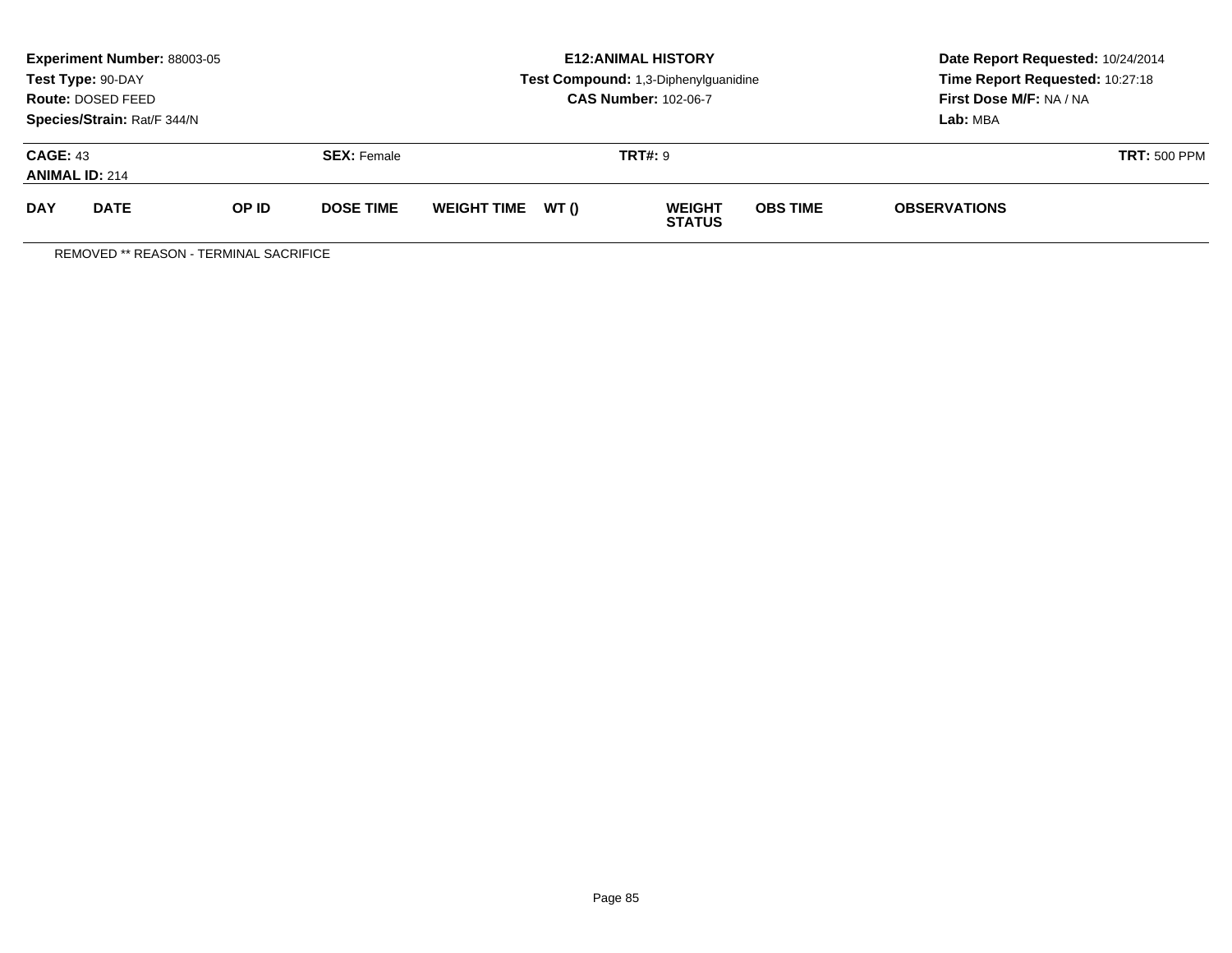**Experiment Number:** 88003-05
**Test Type:** 90-DAY
**Route:** DOSED FEED
**Species/Strain:** Rat/F 344/N

**E12:ANIMAL HISTORY**
**Test Compound:** 1,3-Diphenylguanidine
**CAS Number:** 102-06-7

**Date Report Requested:** 10/24/2014
**Time Report Requested:** 10:27:18
**First Dose M/F:** NA / NA
**Lab:** MBA

**CAGE:** 43
**ANIMAL ID:** 214

**SEX:** Female

**TRT#:** 9

**TRT:** 500 PPM

| DAY | DATE | OP ID | DOSE TIME | WEIGHT TIME | WT () | WEIGHT STATUS | OBS TIME | OBSERVATIONS |
|---|---|---|---|---|---|---|---|---|

REMOVED ** REASON - TERMINAL SACRIFICE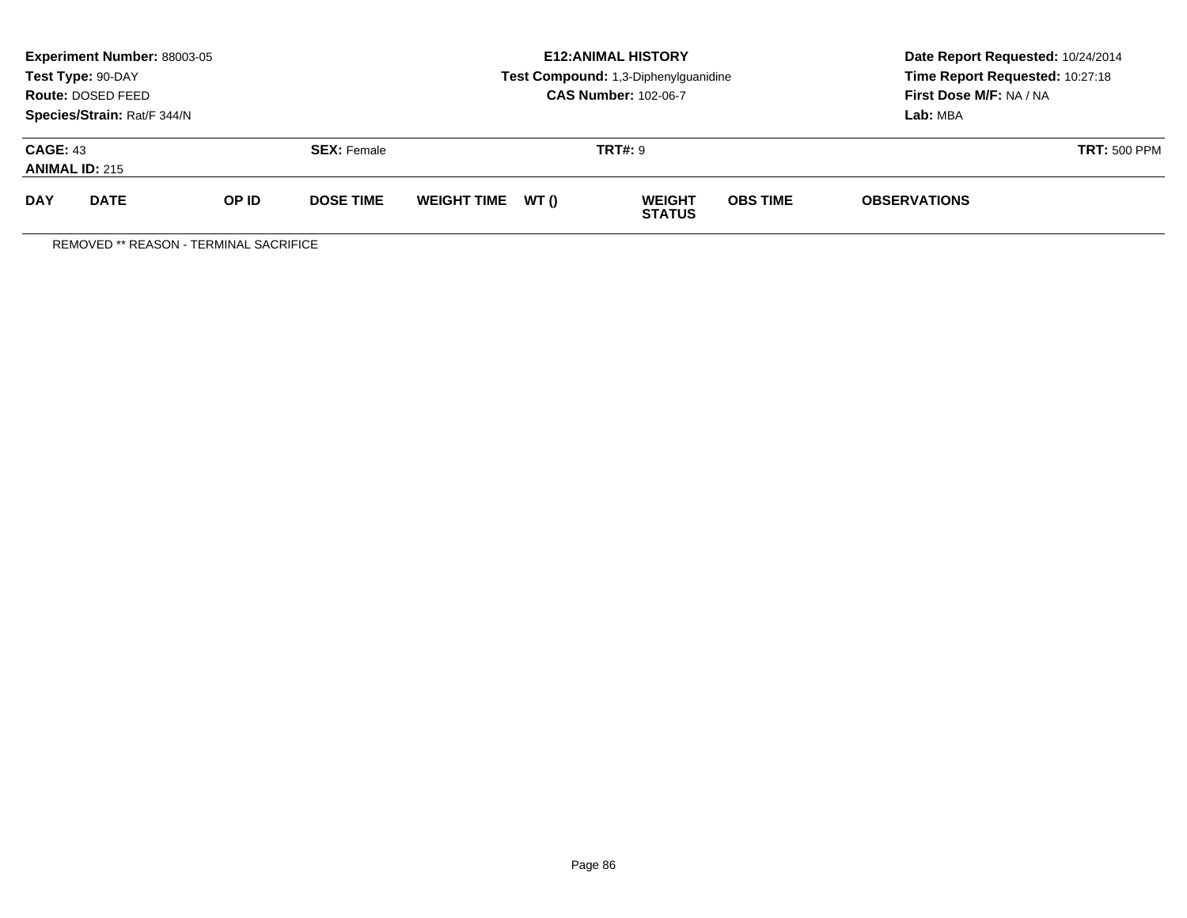**Experiment Number:** 88003-05
**Test Type:** 90-DAY
**Route:** DOSED FEED
**Species/Strain:** Rat/F 344/N

**E12:ANIMAL HISTORY**
**Test Compound:** 1,3-Diphenylguanidine
**CAS Number:** 102-06-7

**Date Report Requested:** 10/24/2014
**Time Report Requested:** 10:27:18
**First Dose M/F:** NA / NA
**Lab:** MBA

**CAGE:** 43 **SEX:** Female **TRT#:** 9 **TRT:** 500 PPM
**ANIMAL ID:** 215

| DAY | DATE | OP ID | DOSE TIME | WEIGHT TIME | WT () | WEIGHT STATUS | OBS TIME | OBSERVATIONS |
|---|---|---|---|---|---|---|---|---|

REMOVED ** REASON - TERMINAL SACRIFICE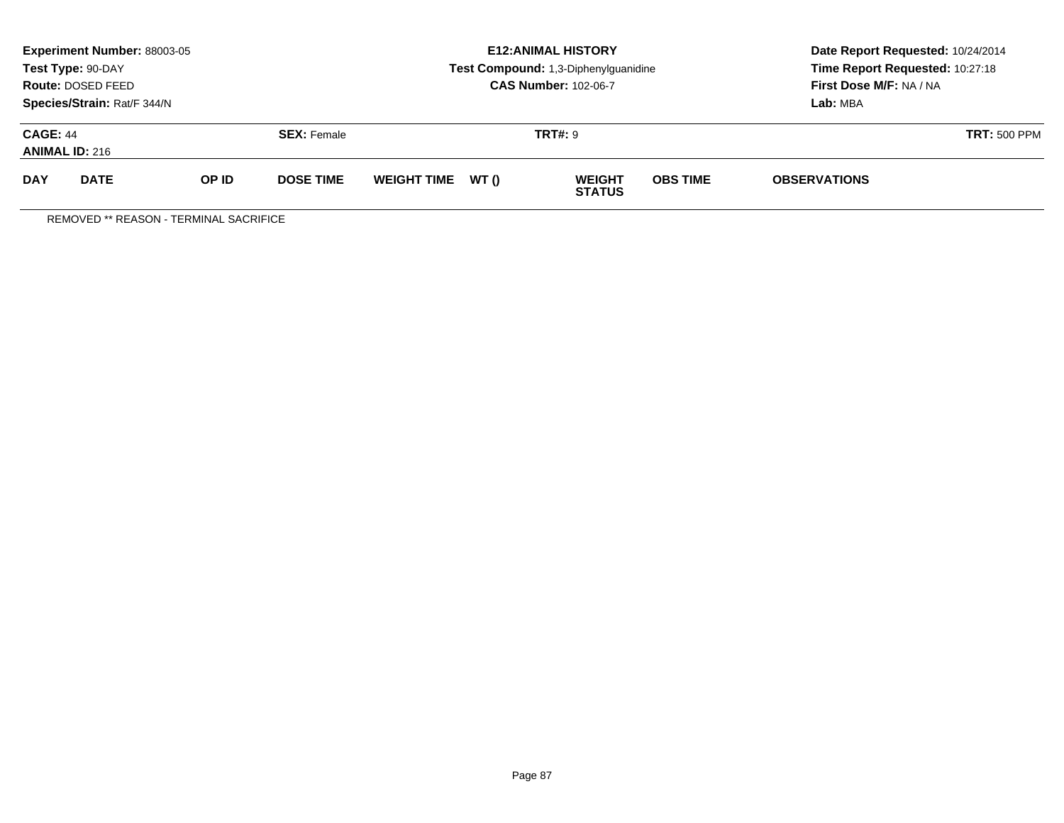**Experiment Number:** 88003-05
**Test Type:** 90-DAY
**Route:** DOSED FEED
**Species/Strain:** Rat/F 344/N

**E12:ANIMAL HISTORY**
**Test Compound:** 1,3-Diphenylguanidine
**CAS Number:** 102-06-7

**Date Report Requested:** 10/24/2014
**Time Report Requested:** 10:27:18
**First Dose M/F:** NA / NA
**Lab:** MBA

**CAGE:** 44 **SEX:** Female **TRT#:** 9 **TRT:** 500 PPM
**ANIMAL ID:** 216

| DAY | DATE | OP ID | DOSE TIME | WEIGHT TIME | WT () | WEIGHT STATUS | OBS TIME | OBSERVATIONS |
|---|---|---|---|---|---|---|---|---|

REMOVED ** REASON - TERMINAL SACRIFICE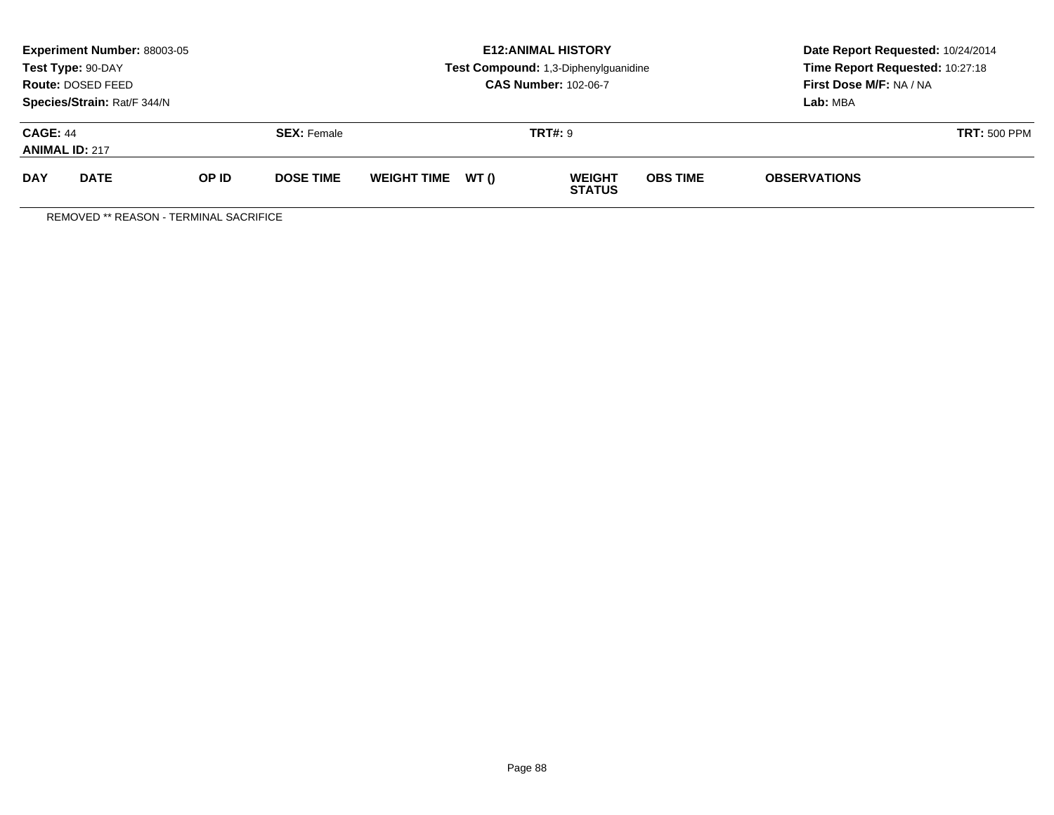**Experiment Number:** 88003-05
**Test Type:** 90-DAY
**Route:** DOSED FEED
**Species/Strain:** Rat/F 344/N

**E12:ANIMAL HISTORY**
**Test Compound:** 1,3-Diphenylguanidine
**CAS Number:** 102-06-7

**Date Report Requested:** 10/24/2014
**Time Report Requested:** 10:27:18
**First Dose M/F:** NA / NA
**Lab:** MBA

**CAGE:** 44
**ANIMAL ID:** 217

**SEX:** Female

**TRT#:** 9

**TRT:** 500 PPM

| DAY | DATE | OP ID | DOSE TIME | WEIGHT TIME | WT () | WEIGHT STATUS | OBS TIME | OBSERVATIONS |
|---|---|---|---|---|---|---|---|---|

REMOVED ** REASON - TERMINAL SACRIFICE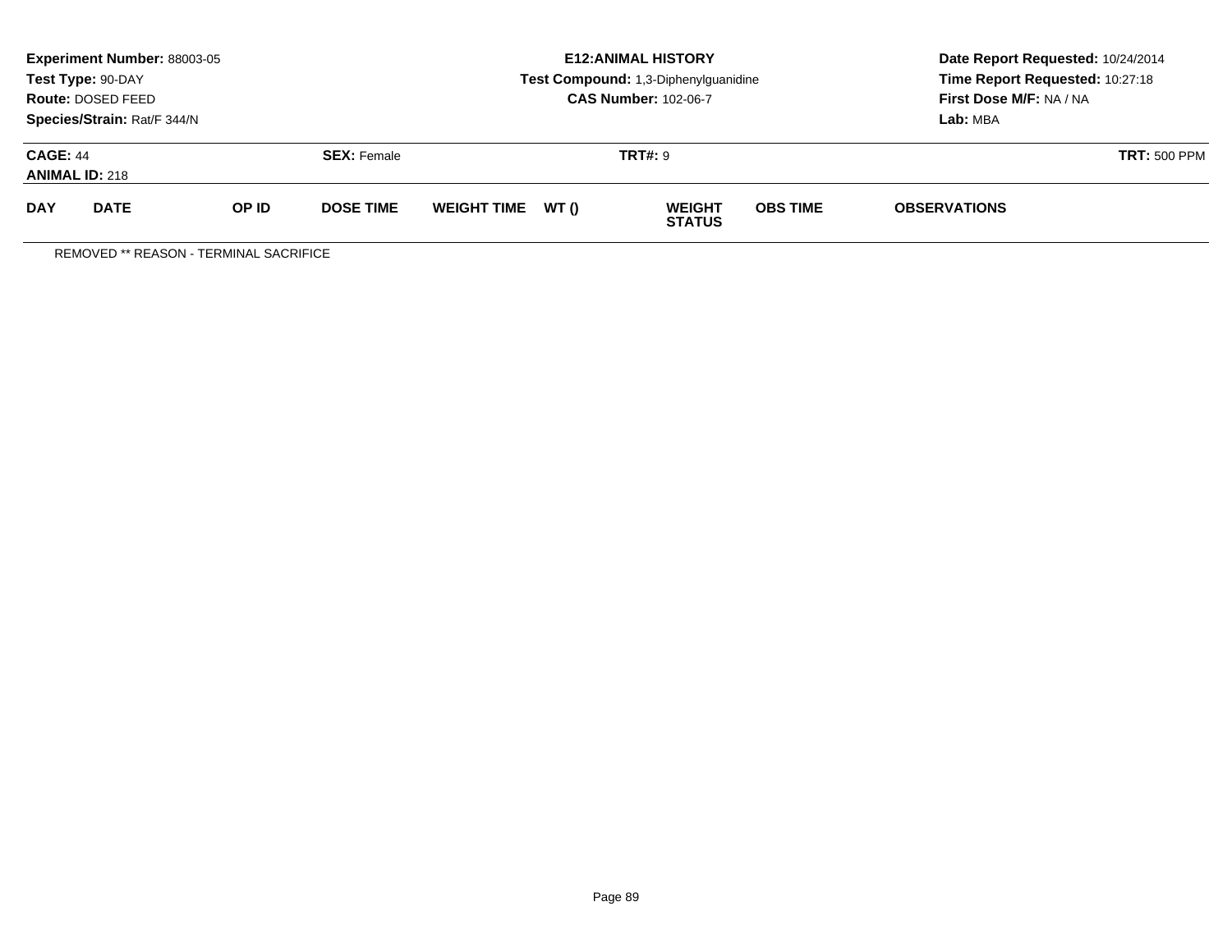**Experiment Number:** 88003-05
**Test Type:** 90-DAY
**Route:** DOSED FEED
**Species/Strain:** Rat/F 344/N

**E12:ANIMAL HISTORY**
**Test Compound:** 1,3-Diphenylguanidine
**CAS Number:** 102-06-7

**Date Report Requested:** 10/24/2014
**Time Report Requested:** 10:27:18
**First Dose M/F:** NA / NA
**Lab:** MBA

**CAGE:** 44 | **SEX:** Female | **TRT#:** 9 | **TRT:** 500 PPM

**ANIMAL ID:** 218

| DAY | DATE | OP ID | DOSE TIME | WEIGHT TIME | WT () | WEIGHT STATUS | OBS TIME | OBSERVATIONS |
|---|---|---|---|---|---|---|---|---|

REMOVED ** REASON - TERMINAL SACRIFICE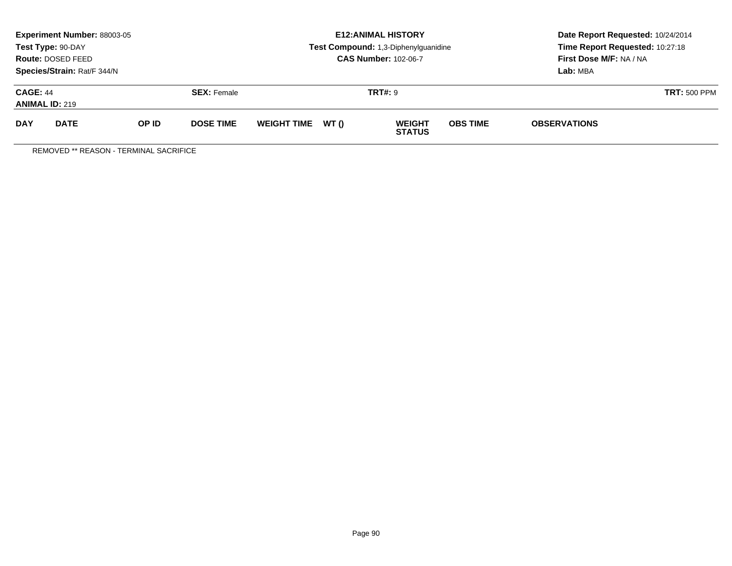**Experiment Number:** 88003-05
**Test Type:** 90-DAY
**Route:** DOSED FEED
**Species/Strain:** Rat/F 344/N

**E12:ANIMAL HISTORY**
**Test Compound:** 1,3-Diphenylguanidine
**CAS Number:** 102-06-7

**Date Report Requested:** 10/24/2014
**Time Report Requested:** 10:27:18
**First Dose M/F:** NA / NA
**Lab:** MBA

**CAGE:** 44
**ANIMAL ID:** 219

**SEX:** Female

**TRT#:** 9

**TRT:** 500 PPM

| DAY | DATE | OP ID | DOSE TIME | WEIGHT TIME | WT () | WEIGHT STATUS | OBS TIME | OBSERVATIONS |
|---|---|---|---|---|---|---|---|---|

REMOVED ** REASON - TERMINAL SACRIFICE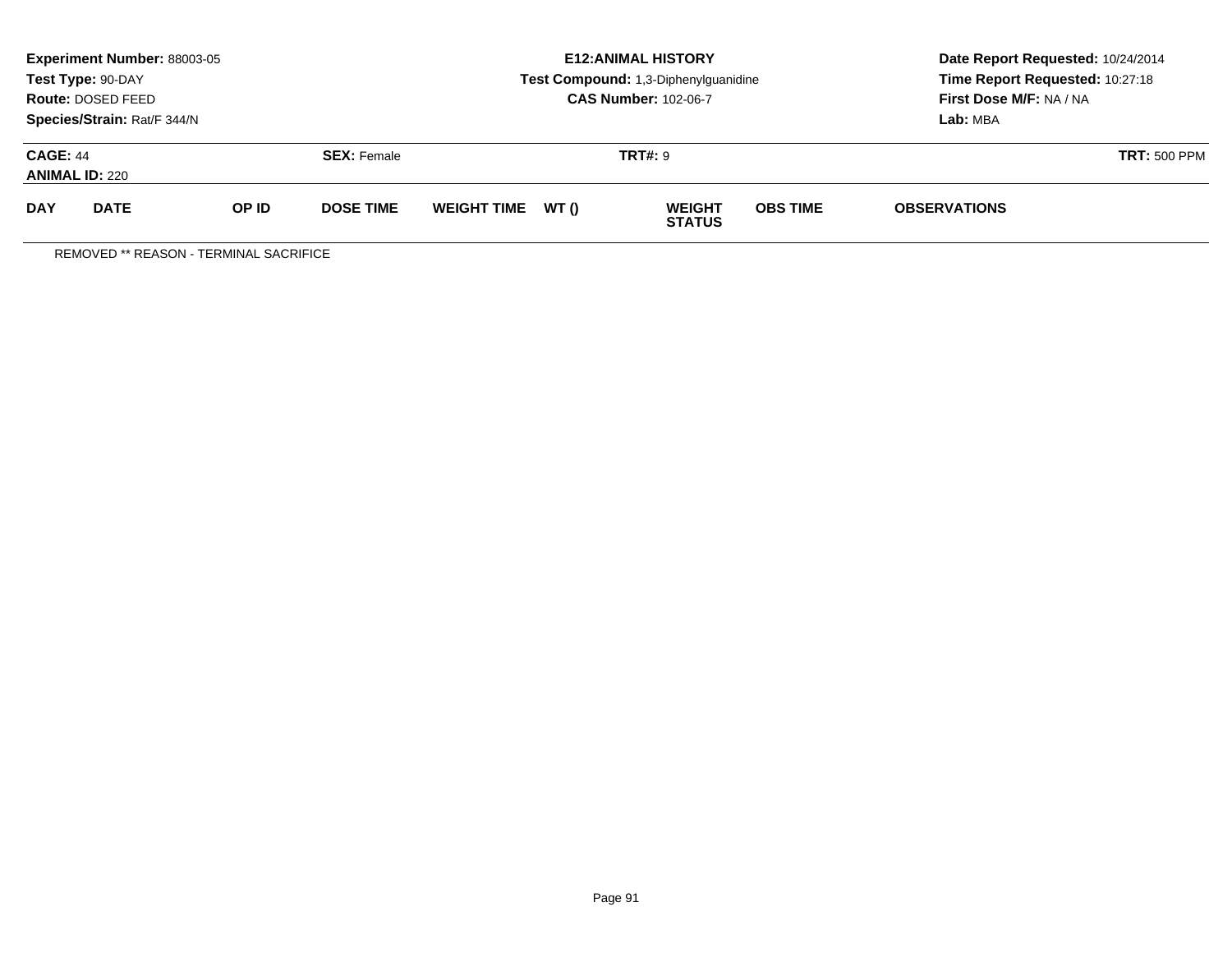**Experiment Number:** 88003-05
**Test Type:** 90-DAY
**Route:** DOSED FEED
**Species/Strain:** Rat/F 344/N

**E12:ANIMAL HISTORY**
**Test Compound:** 1,3-Diphenylguanidine
**CAS Number:** 102-06-7

**Date Report Requested:** 10/24/2014
**Time Report Requested:** 10:27:18
**First Dose M/F:** NA / NA
**Lab:** MBA

**CAGE:** 44 **SEX:** Female **TRT#:** 9 **TRT:** 500 PPM
**ANIMAL ID:** 220

| DAY | DATE | OP ID | DOSE TIME | WEIGHT TIME | WT () | WEIGHT STATUS | OBS TIME | OBSERVATIONS |
|---|---|---|---|---|---|---|---|---|

REMOVED ** REASON - TERMINAL SACRIFICE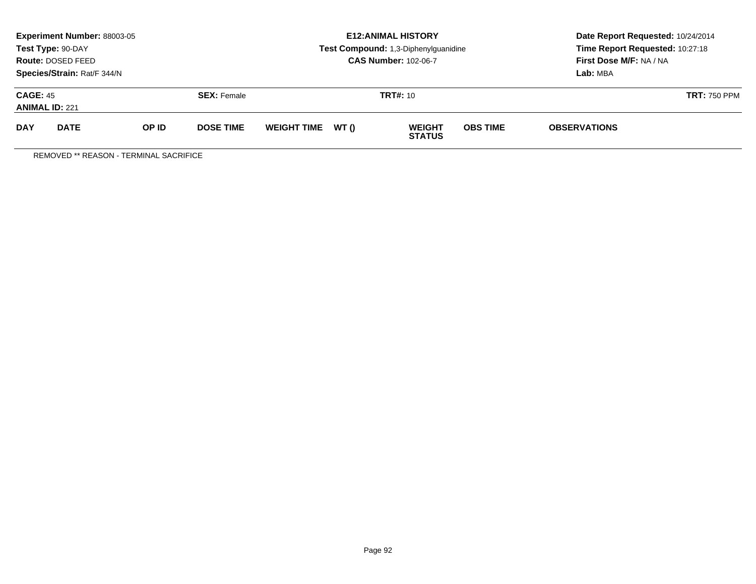**Experiment Number:** 88003-05
**Test Type:** 90-DAY
**Route:** DOSED FEED
**Species/Strain:** Rat/F 344/N

**E12:ANIMAL HISTORY**
**Test Compound:** 1,3-Diphenylguanidine
**CAS Number:** 102-06-7

**Date Report Requested:** 10/24/2014
**Time Report Requested:** 10:27:18
**First Dose M/F:** NA / NA
**Lab:** MBA

**CAGE:** 45 **SEX:** Female **TRT#:** 10 **TRT:** 750 PPM
**ANIMAL ID:** 221

| DAY | DATE | OP ID | DOSE TIME | WEIGHT TIME | WT () | WEIGHT STATUS | OBS TIME | OBSERVATIONS |
|---|---|---|---|---|---|---|---|---|

REMOVED ** REASON - TERMINAL SACRIFICE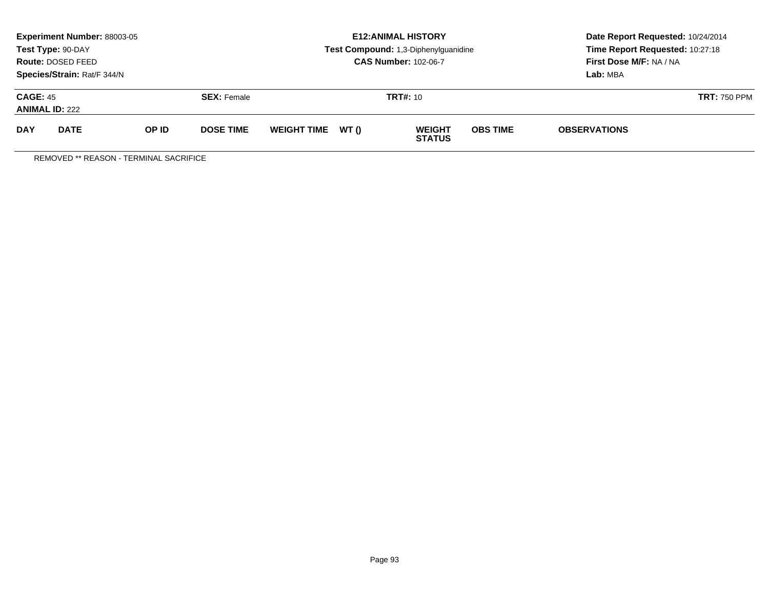**Experiment Number:** 88003-05
**Test Type:** 90-DAY
**Route:** DOSED FEED
**Species/Strain:** Rat/F 344/N

**E12:ANIMAL HISTORY**
**Test Compound:** 1,3-Diphenylguanidine
**CAS Number:** 102-06-7

**Date Report Requested:** 10/24/2014
**Time Report Requested:** 10:27:18
**First Dose M/F:** NA / NA
**Lab:** MBA

**CAGE:** 45 | **SEX:** Female | **TRT#:** 10 | **TRT:** 750 PPM
**ANIMAL ID:** 222

| DAY | DATE | OP ID | DOSE TIME | WEIGHT TIME | WT () | WEIGHT STATUS | OBS TIME | OBSERVATIONS |
|---|---|---|---|---|---|---|---|---|

REMOVED ** REASON - TERMINAL SACRIFICE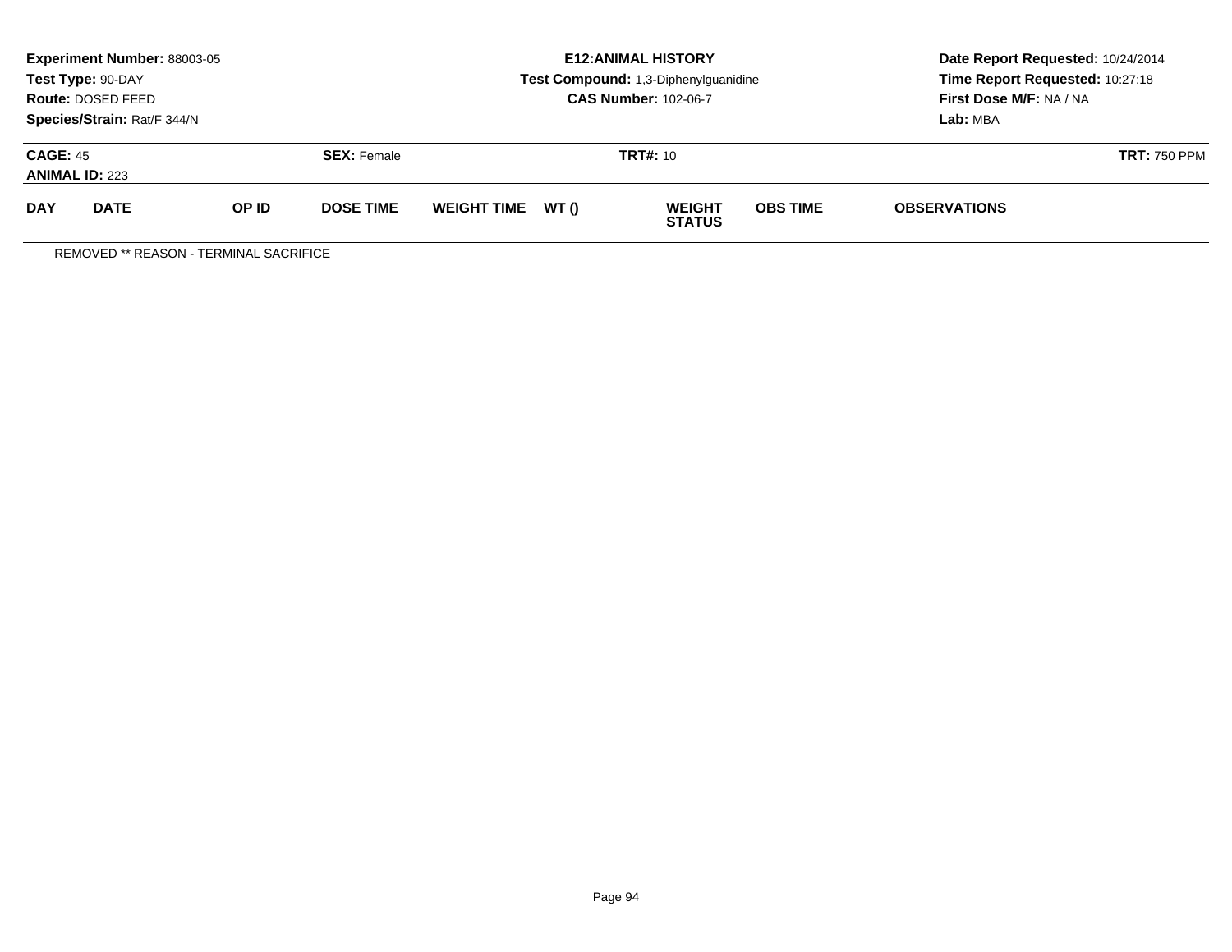**Experiment Number:** 88003-05
**Test Type:** 90-DAY
**Route:** DOSED FEED
**Species/Strain:** Rat/F 344/N

**E12:ANIMAL HISTORY**
**Test Compound:** 1,3-Diphenylguanidine
**CAS Number:** 102-06-7

**Date Report Requested:** 10/24/2014
**Time Report Requested:** 10:27:18
**First Dose M/F:** NA / NA
**Lab:** MBA

**CAGE:** 45 **SEX:** Female **TRT#:** 10 **TRT:** 750 PPM
**ANIMAL ID:** 223

| DAY | DATE | OP ID | DOSE TIME | WEIGHT TIME | WT () | WEIGHT STATUS | OBS TIME | OBSERVATIONS |
|---|---|---|---|---|---|---|---|---|

REMOVED ** REASON - TERMINAL SACRIFICE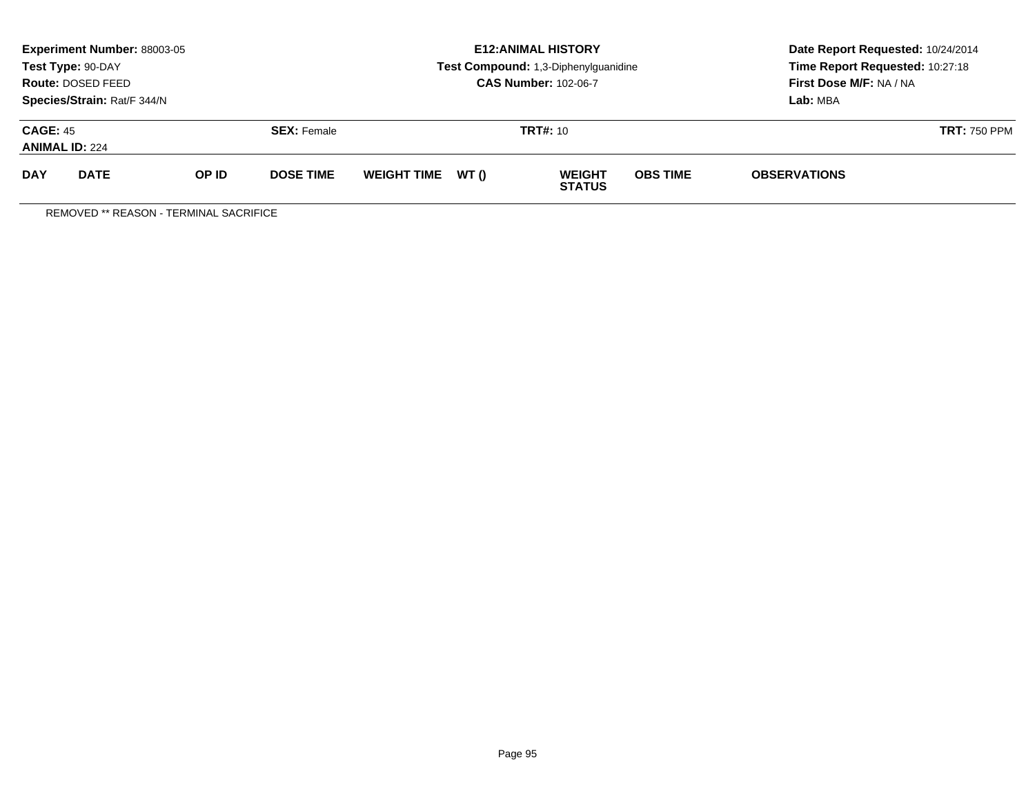**Experiment Number:** 88003-05
**Test Type:** 90-DAY
**Route:** DOSED FEED
**Species/Strain:** Rat/F 344/N

**E12:ANIMAL HISTORY**
**Test Compound:** 1,3-Diphenylguanidine
**CAS Number:** 102-06-7

**Date Report Requested:** 10/24/2014
**Time Report Requested:** 10:27:18
**First Dose M/F:** NA / NA
**Lab:** MBA

**CAGE:** 45 **SEX:** Female **TRT#:** 10 **TRT:** 750 PPM
**ANIMAL ID:** 224

| DAY | DATE | OP ID | DOSE TIME | WEIGHT TIME | WT () | WEIGHT STATUS | OBS TIME | OBSERVATIONS |
|---|---|---|---|---|---|---|---|---|

REMOVED ** REASON - TERMINAL SACRIFICE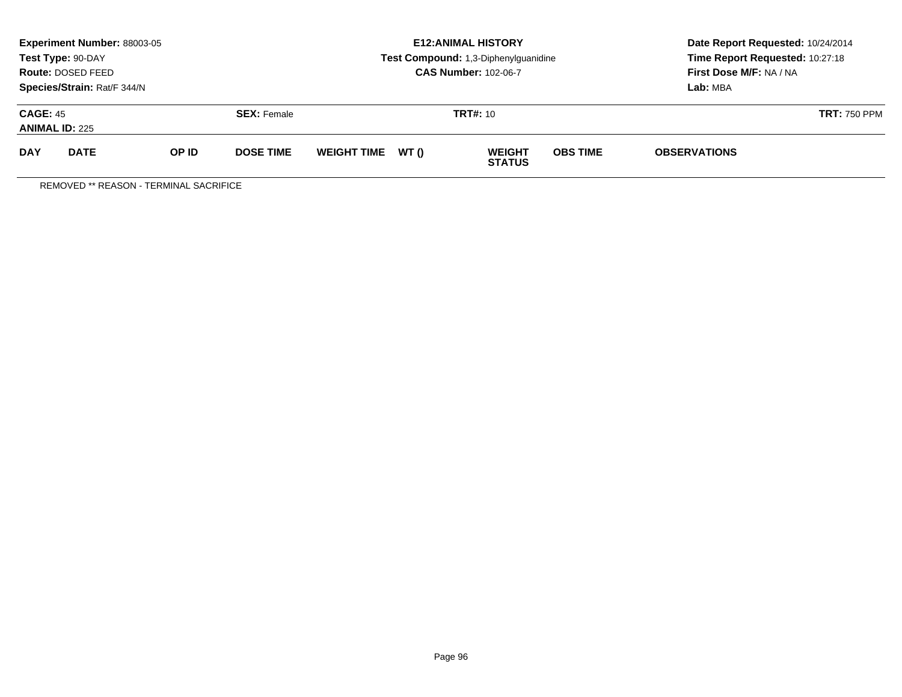**Experiment Number:** 88003-05
**Test Type:** 90-DAY
**Route:** DOSED FEED
**Species/Strain:** Rat/F 344/N

**E12:ANIMAL HISTORY**
**Test Compound:** 1,3-Diphenylguanidine
**CAS Number:** 102-06-7

**Date Report Requested:** 10/24/2014
**Time Report Requested:** 10:27:18
**First Dose M/F:** NA / NA
**Lab:** MBA

**CAGE:** 45 **SEX:** Female **TRT#:** 10 **TRT:** 750 PPM
**ANIMAL ID:** 225

| DAY | DATE | OP ID | DOSE TIME | WEIGHT TIME | WT () | WEIGHT STATUS | OBS TIME | OBSERVATIONS |
|---|---|---|---|---|---|---|---|---|

REMOVED ** REASON - TERMINAL SACRIFICE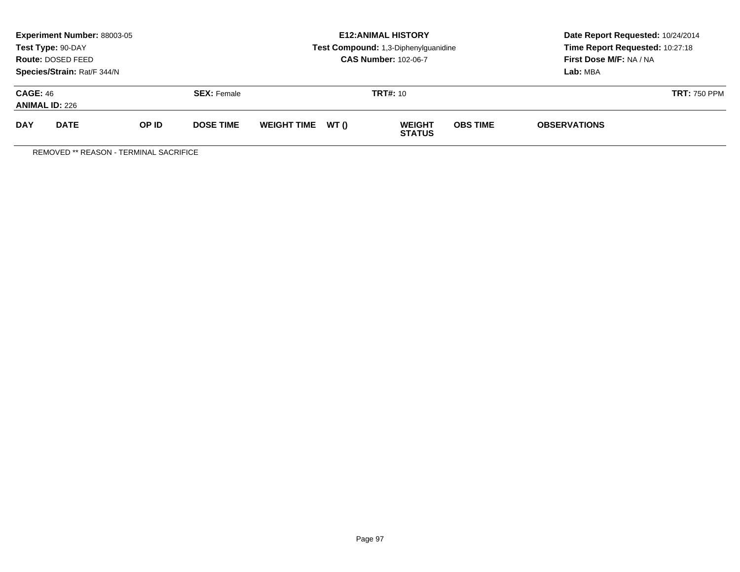**Experiment Number:** 88003-05
**Test Type:** 90-DAY
**Route:** DOSED FEED
**Species/Strain:** Rat/F 344/N

**E12:ANIMAL HISTORY**
**Test Compound:** 1,3-Diphenylguanidine
**CAS Number:** 102-06-7

**Date Report Requested:** 10/24/2014
**Time Report Requested:** 10:27:18
**First Dose M/F:** NA / NA
**Lab:** MBA

**CAGE:** 46
**ANIMAL ID:** 226

**SEX:** Female

**TRT#:** 10

**TRT:** 750 PPM

| DAY | DATE | OP ID | DOSE TIME | WEIGHT TIME | WT () | WEIGHT STATUS | OBS TIME | OBSERVATIONS |
|---|---|---|---|---|---|---|---|---|

REMOVED ** REASON - TERMINAL SACRIFICE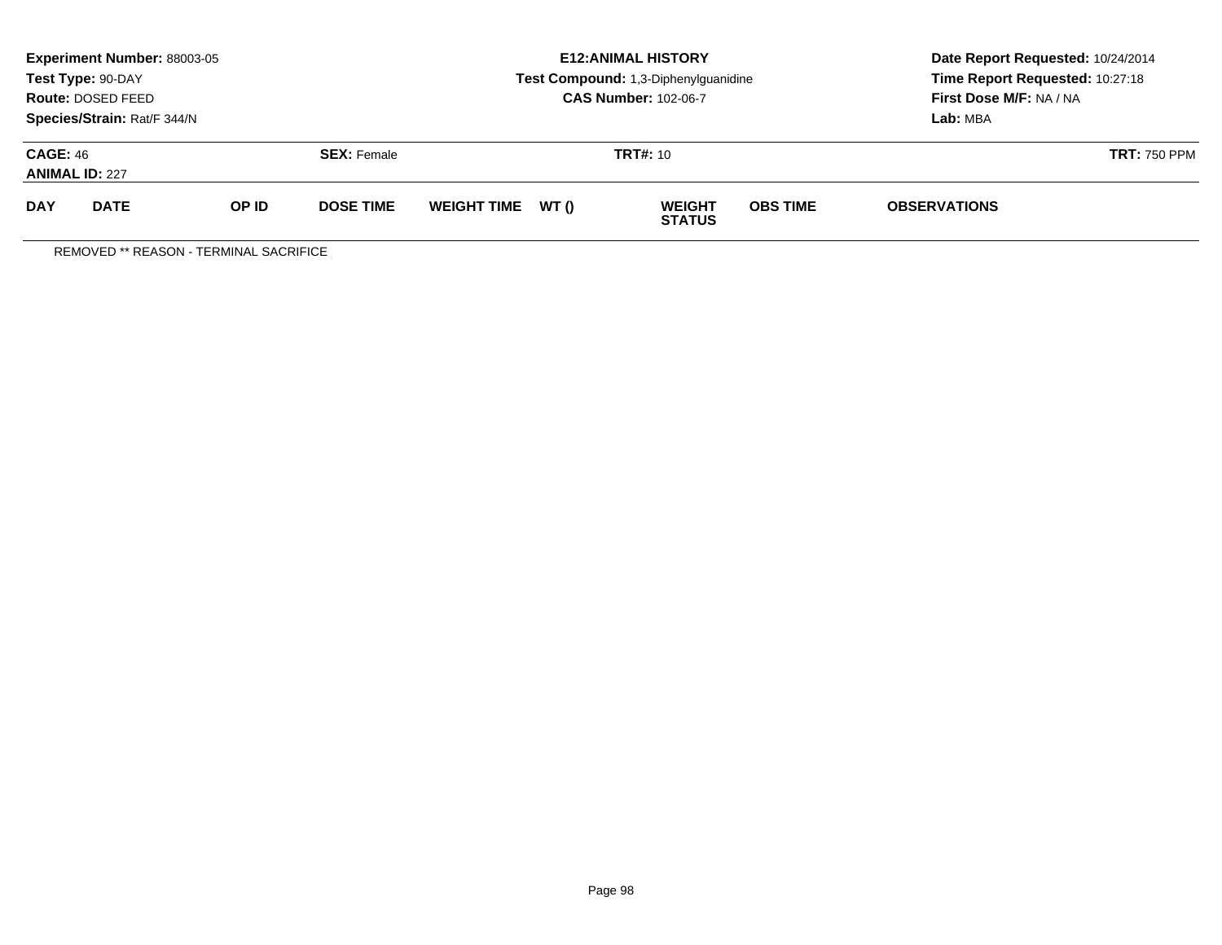**Experiment Number:** 88003-05
**Test Type:** 90-DAY
**Route:** DOSED FEED
**Species/Strain:** Rat/F 344/N

**E12:ANIMAL HISTORY**
**Test Compound:** 1,3-Diphenylguanidine
**CAS Number:** 102-06-7

**Date Report Requested:** 10/24/2014
**Time Report Requested:** 10:27:18
**First Dose M/F:** NA / NA
**Lab:** MBA

**CAGE:** 46
**ANIMAL ID:** 227
**SEX:** Female
**TRT#:** 10
**TRT:** 750 PPM

| DAY | DATE | OP ID | DOSE TIME | WEIGHT TIME | WT () | WEIGHT STATUS | OBS TIME | OBSERVATIONS |
|---|---|---|---|---|---|---|---|---|

REMOVED ** REASON - TERMINAL SACRIFICE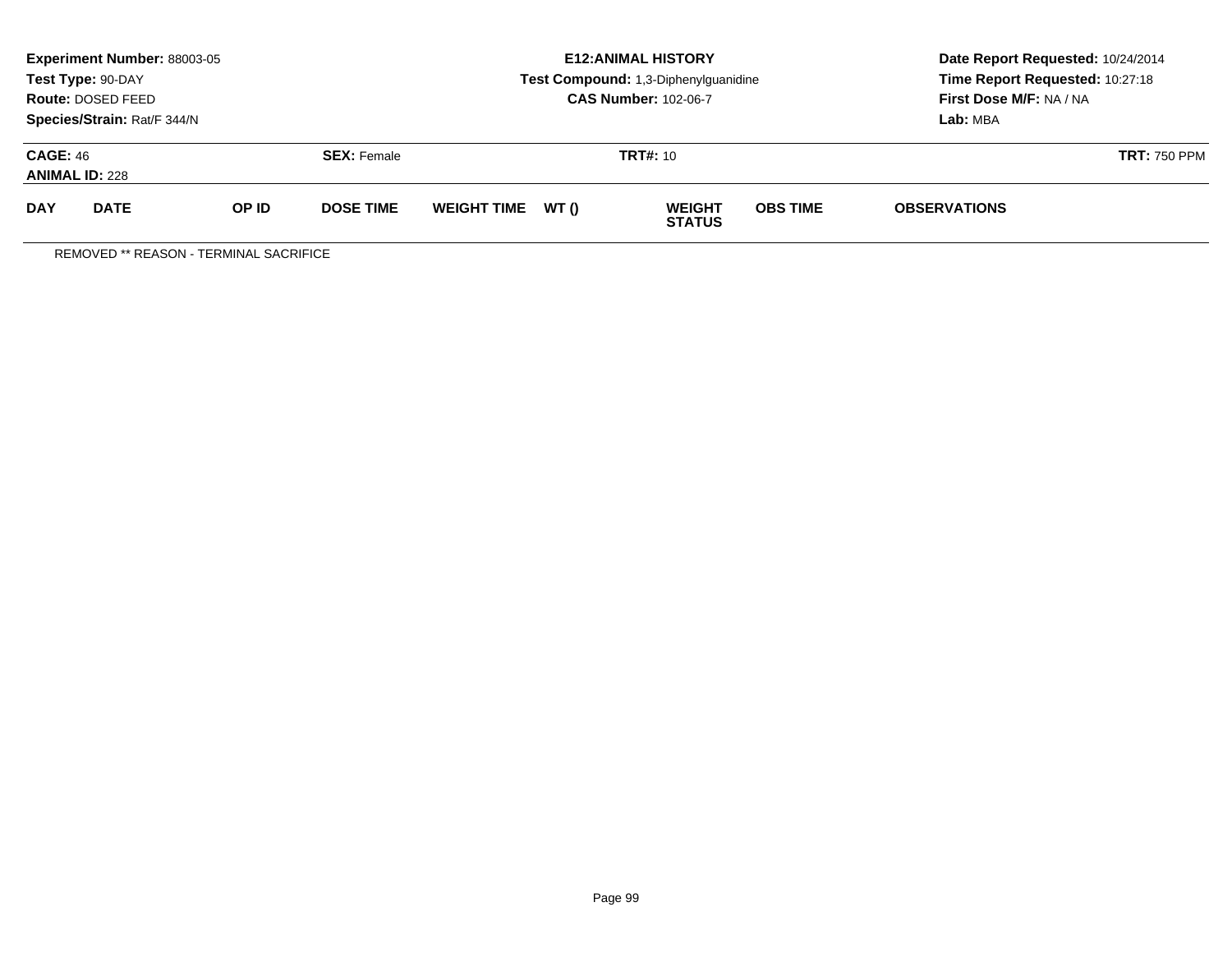**Experiment Number:** 88003-05
**Test Type:** 90-DAY
**Route:** DOSED FEED
**Species/Strain:** Rat/F 344/N

**E12:ANIMAL HISTORY**
**Test Compound:** 1,3-Diphenylguanidine
**CAS Number:** 102-06-7

**Date Report Requested:** 10/24/2014
**Time Report Requested:** 10:27:18
**First Dose M/F:** NA / NA
**Lab:** MBA

**CAGE:** 46
**ANIMAL ID:** 228
**SEX:** Female
**TRT#:** 10
**TRT:** 750 PPM

| DAY | DATE | OP ID | DOSE TIME | WEIGHT TIME | WT () | WEIGHT STATUS | OBS TIME | OBSERVATIONS |
|---|---|---|---|---|---|---|---|---|

REMOVED ** REASON - TERMINAL SACRIFICE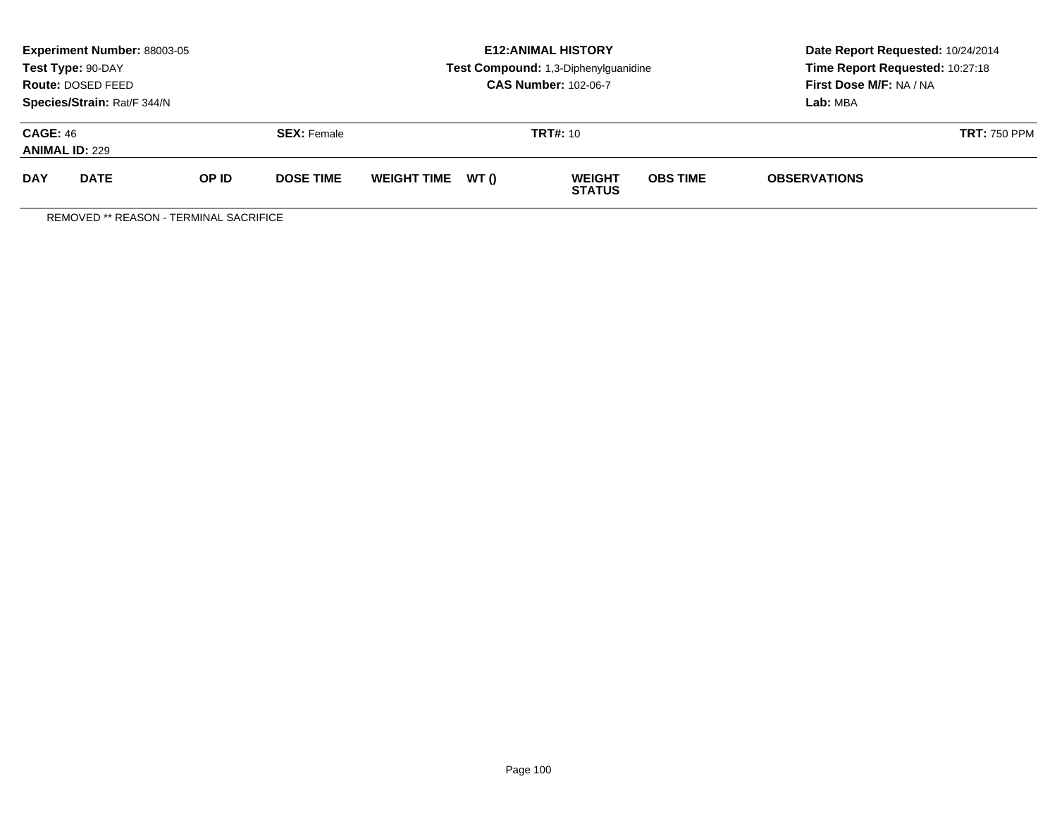**Experiment Number:** 88003-05
**Test Type:** 90-DAY
**Route:** DOSED FEED
**Species/Strain:** Rat/F 344/N

**E12:ANIMAL HISTORY**
**Test Compound:** 1,3-Diphenylguanidine
**CAS Number:** 102-06-7

**Date Report Requested:** 10/24/2014
**Time Report Requested:** 10:27:18
**First Dose M/F:** NA / NA
**Lab:** MBA

**CAGE:** 46
**ANIMAL ID:** 229

**SEX:** Female

**TRT#:** 10

**TRT:** 750 PPM

| DAY | DATE | OP ID | DOSE TIME | WEIGHT TIME | WT () | WEIGHT STATUS | OBS TIME | OBSERVATIONS |
|---|---|---|---|---|---|---|---|---|

REMOVED ** REASON - TERMINAL SACRIFICE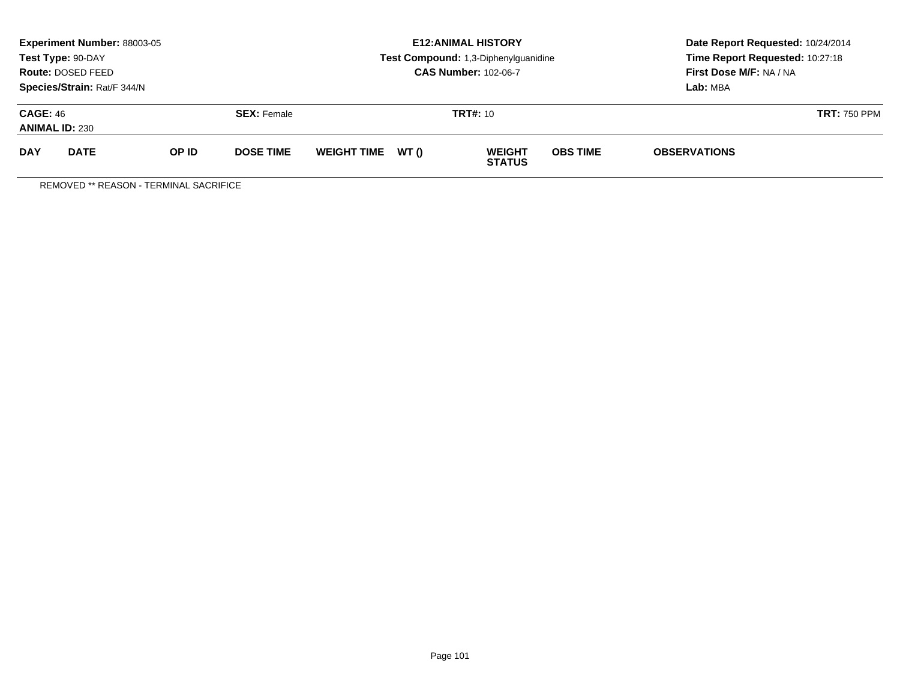**Experiment Number:** 88003-05
**Test Type:** 90-DAY
**Route:** DOSED FEED
**Species/Strain:** Rat/F 344/N

**E12:ANIMAL HISTORY**
**Test Compound:** 1,3-Diphenylguanidine
**CAS Number:** 102-06-7

**Date Report Requested:** 10/24/2014
**Time Report Requested:** 10:27:18
**First Dose M/F:** NA / NA
**Lab:** MBA

**CAGE:** 46 **SEX:** Female **TRT#:** 10 **TRT:** 750 PPM
**ANIMAL ID:** 230

| DAY | DATE | OP ID | DOSE TIME | WEIGHT TIME | WT () | WEIGHT STATUS | OBS TIME | OBSERVATIONS |
|---|---|---|---|---|---|---|---|---|

REMOVED ** REASON - TERMINAL SACRIFICE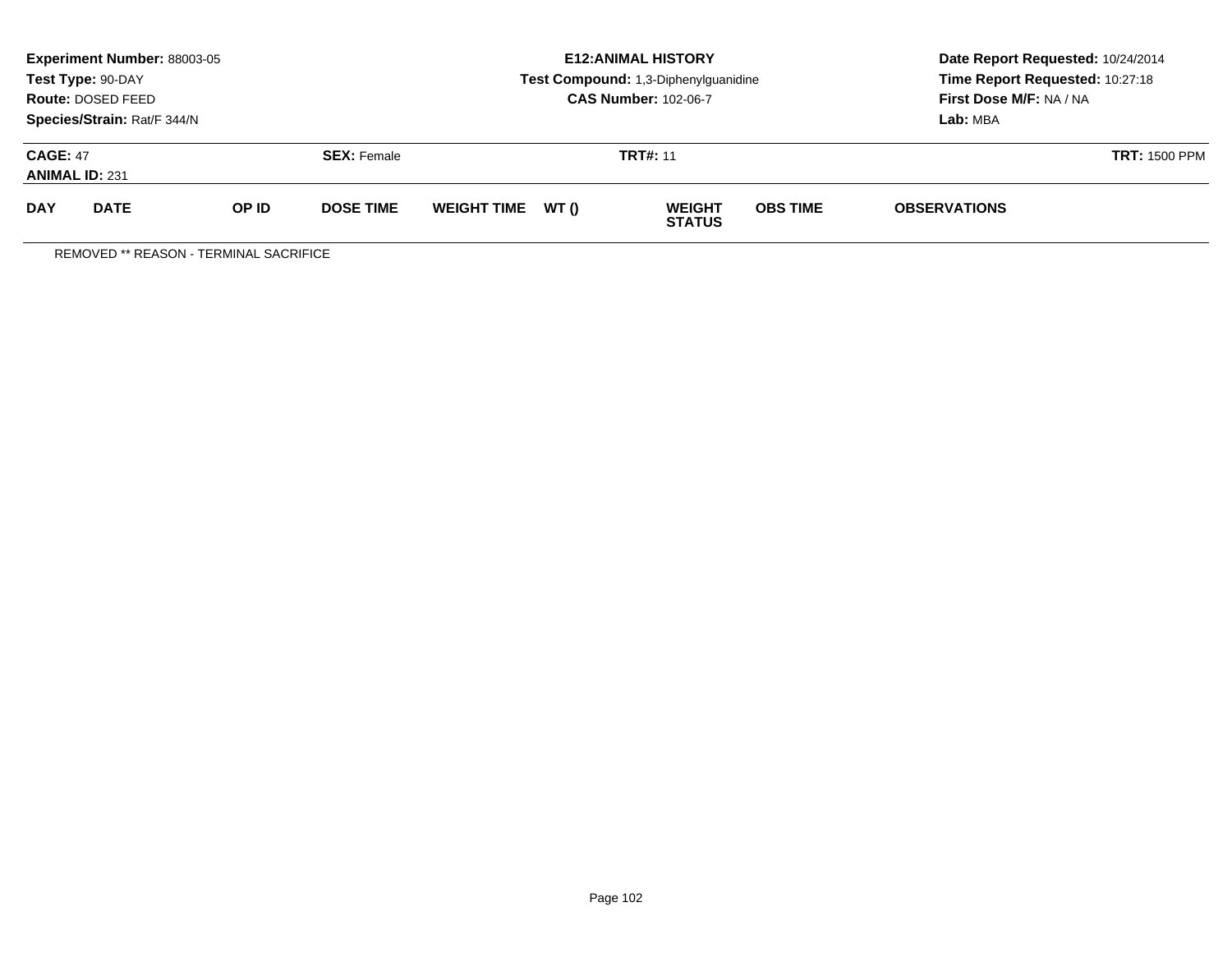**Experiment Number:** 88003-05
**Test Type:** 90-DAY
**Route:** DOSED FEED
**Species/Strain:** Rat/F 344/N

**E12:ANIMAL HISTORY**
**Test Compound:** 1,3-Diphenylguanidine
**CAS Number:** 102-06-7

**Date Report Requested:** 10/24/2014
**Time Report Requested:** 10:27:18
**First Dose M/F:** NA / NA
**Lab:** MBA

**CAGE:** 47 **SEX:** Female **TRT#:** 11 **TRT:** 1500 PPM
**ANIMAL ID:** 231

| DAY | DATE | OP ID | DOSE TIME | WEIGHT TIME | WT () | WEIGHT STATUS | OBS TIME | OBSERVATIONS |
|---|---|---|---|---|---|---|---|---|

REMOVED ** REASON - TERMINAL SACRIFICE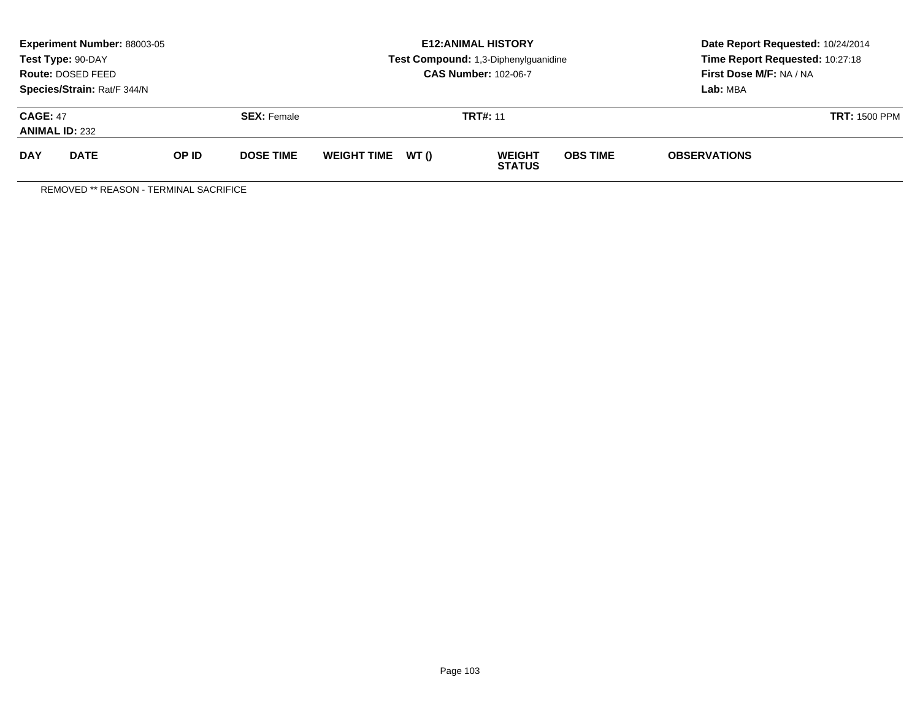**Experiment Number:** 88003-05
**Test Type:** 90-DAY
**Route:** DOSED FEED
**Species/Strain:** Rat/F 344/N

**E12:ANIMAL HISTORY**
**Test Compound:** 1,3-Diphenylguanidine
**CAS Number:** 102-06-7

**Date Report Requested:** 10/24/2014
**Time Report Requested:** 10:27:18
**First Dose M/F:** NA / NA
**Lab:** MBA

**CAGE:** 47 **SEX:** Female **TRT#:** 11 **TRT:** 1500 PPM
**ANIMAL ID:** 232

| DAY | DATE | OP ID | DOSE TIME | WEIGHT TIME | WT () | WEIGHT STATUS | OBS TIME | OBSERVATIONS |
|---|---|---|---|---|---|---|---|---|

REMOVED ** REASON - TERMINAL SACRIFICE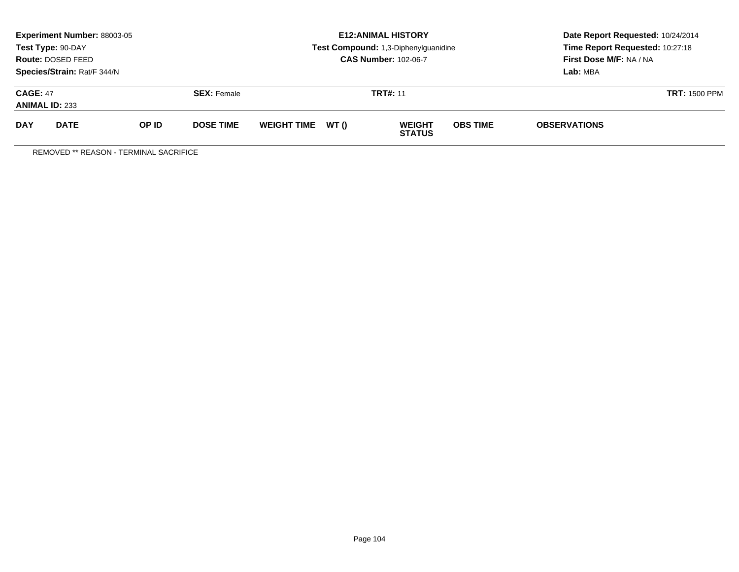**Experiment Number:** 88003-05
**Test Type:** 90-DAY
**Route:** DOSED FEED
**Species/Strain:** Rat/F 344/N

**E12:ANIMAL HISTORY**
**Test Compound:** 1,3-Diphenylguanidine
**CAS Number:** 102-06-7

**Date Report Requested:** 10/24/2014
**Time Report Requested:** 10:27:18
**First Dose M/F:** NA / NA
**Lab:** MBA

**CAGE:** 47 **SEX:** Female **TRT#:** 11 **TRT:** 1500 PPM
**ANIMAL ID:** 233

| DAY | DATE | OP ID | DOSE TIME | WEIGHT TIME | WT () | WEIGHT STATUS | OBS TIME | OBSERVATIONS |
|---|---|---|---|---|---|---|---|---|

REMOVED ** REASON - TERMINAL SACRIFICE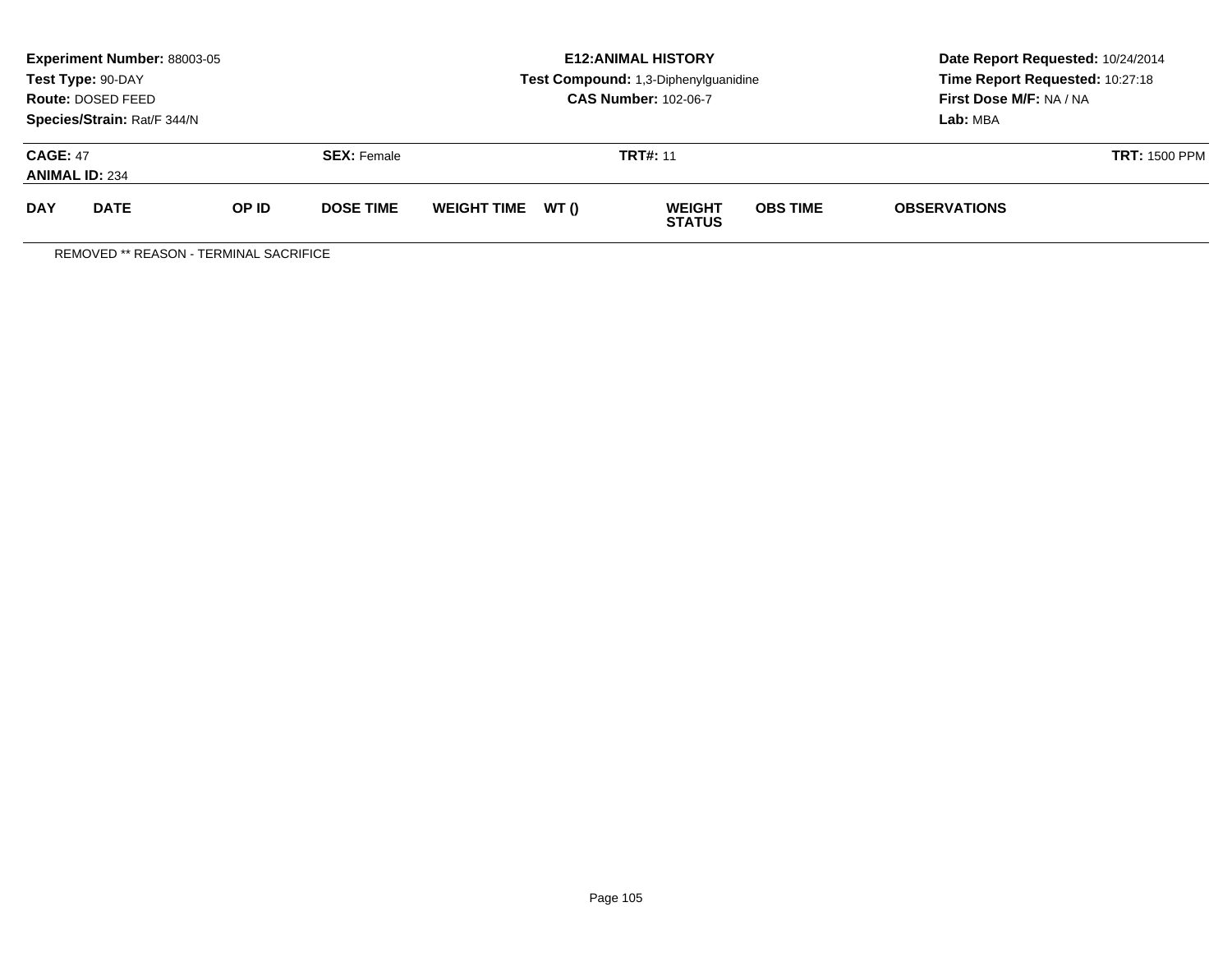**Experiment Number:** 88003-05
**Test Type:** 90-DAY
**Route:** DOSED FEED
**Species/Strain:** Rat/F 344/N

**E12:ANIMAL HISTORY**
**Test Compound:** 1,3-Diphenylguanidine
**CAS Number:** 102-06-7

**Date Report Requested:** 10/24/2014
**Time Report Requested:** 10:27:18
**First Dose M/F:** NA / NA
**Lab:** MBA

**CAGE:** 47 **SEX:** Female **TRT#:** 11 **TRT:** 1500 PPM
**ANIMAL ID:** 234

| DAY | DATE | OP ID | DOSE TIME | WEIGHT TIME | WT () | WEIGHT STATUS | OBS TIME | OBSERVATIONS |
|---|---|---|---|---|---|---|---|---|

REMOVED ** REASON - TERMINAL SACRIFICE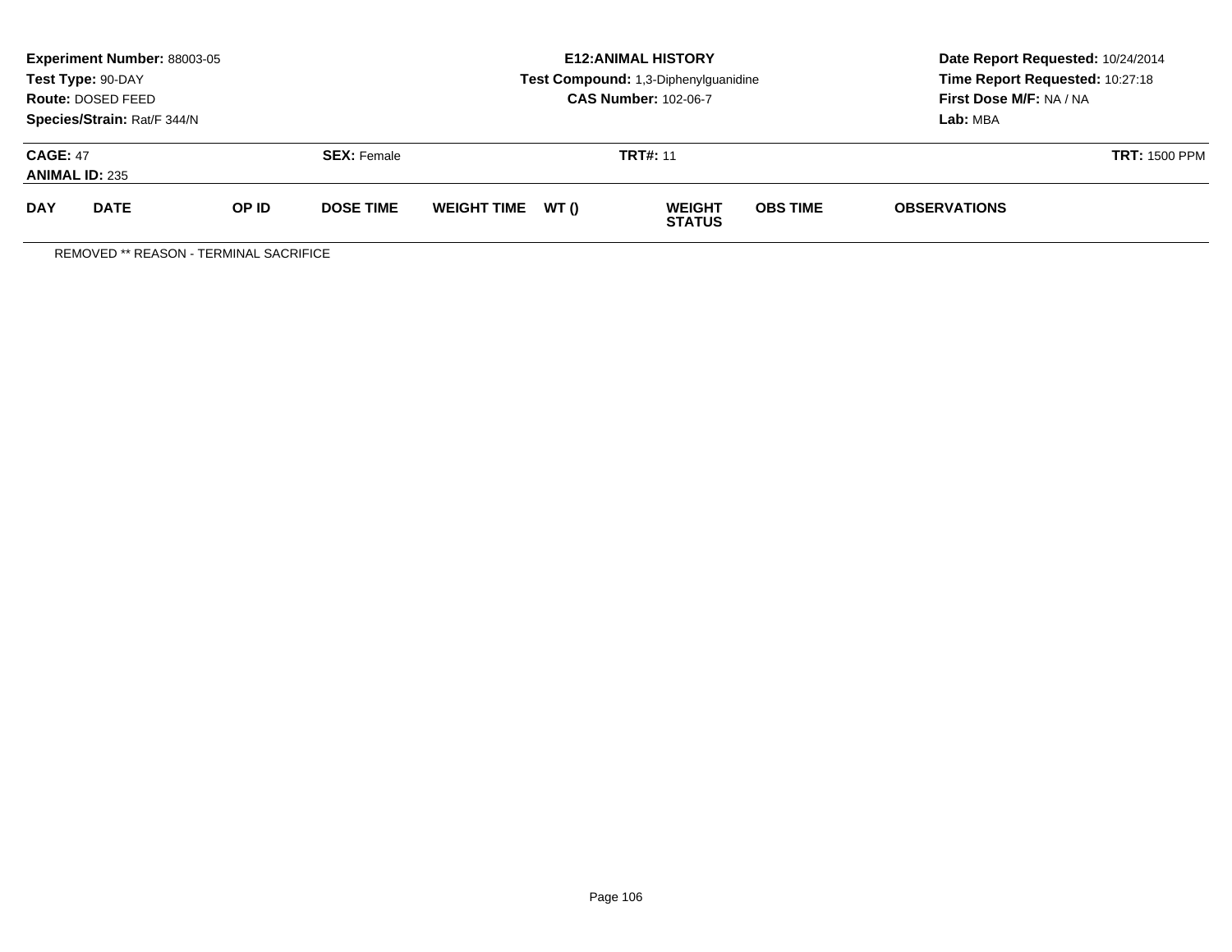**Experiment Number:** 88003-05
**Test Type:** 90-DAY
**Route:** DOSED FEED
**Species/Strain:** Rat/F 344/N

**E12:ANIMAL HISTORY**
**Test Compound:** 1,3-Diphenylguanidine
**CAS Number:** 102-06-7

**Date Report Requested:** 10/24/2014
**Time Report Requested:** 10:27:18
**First Dose M/F:** NA / NA
**Lab:** MBA

**CAGE:** 47 **SEX:** Female **TRT#:** 11 **TRT:** 1500 PPM
**ANIMAL ID:** 235

| DAY | DATE | OP ID | DOSE TIME | WEIGHT TIME | WT () | WEIGHT STATUS | OBS TIME | OBSERVATIONS |
|---|---|---|---|---|---|---|---|---|

REMOVED ** REASON - TERMINAL SACRIFICE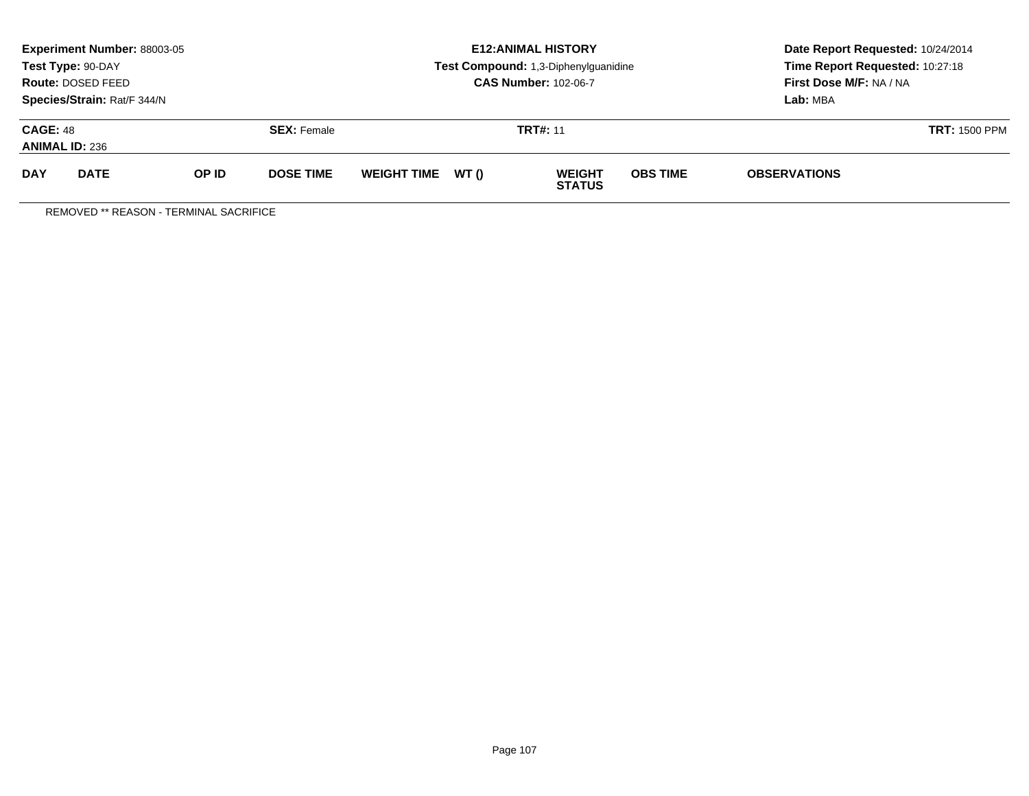**Experiment Number:** 88003-05
**Test Type:** 90-DAY
**Route:** DOSED FEED
**Species/Strain:** Rat/F 344/N

**E12:ANIMAL HISTORY**
**Test Compound:** 1,3-Diphenylguanidine
**CAS Number:** 102-06-7

**Date Report Requested:** 10/24/2014
**Time Report Requested:** 10:27:18
**First Dose M/F:** NA / NA
**Lab:** MBA

**CAGE:** 48 **SEX:** Female **TRT#:** 11 **TRT:** 1500 PPM
**ANIMAL ID:** 236

| DAY | DATE | OP ID | DOSE TIME | WEIGHT TIME | WT () | WEIGHT STATUS | OBS TIME | OBSERVATIONS |
|---|---|---|---|---|---|---|---|---|

REMOVED ** REASON - TERMINAL SACRIFICE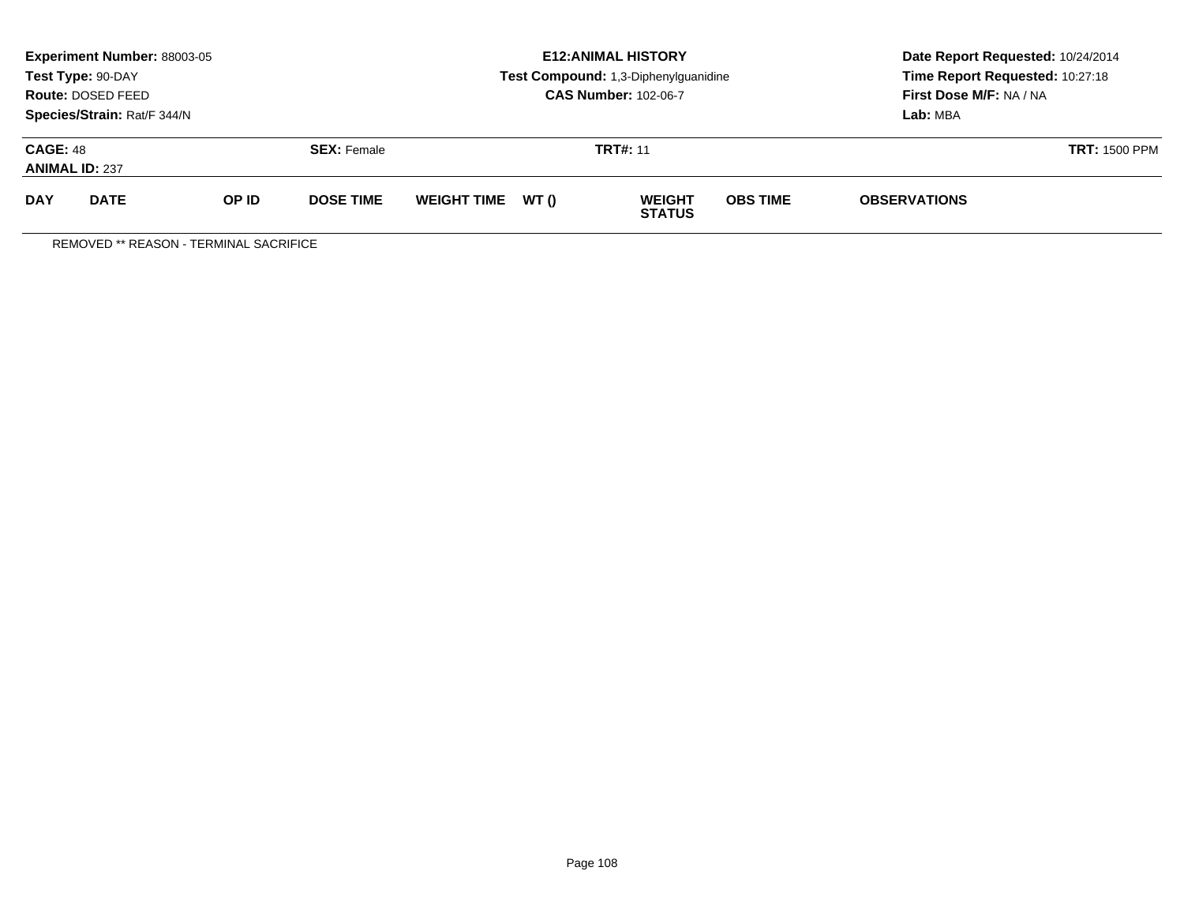**Experiment Number:** 88003-05
**Test Type:** 90-DAY
**Route:** DOSED FEED
**Species/Strain:** Rat/F 344/N

**E12:ANIMAL HISTORY**
**Test Compound:** 1,3-Diphenylguanidine
**CAS Number:** 102-06-7

**Date Report Requested:** 10/24/2014
**Time Report Requested:** 10:27:18
**First Dose M/F:** NA / NA
**Lab:** MBA

**CAGE:** 48 **SEX:** Female **TRT#:** 11 **TRT:** 1500 PPM
**ANIMAL ID:** 237

| DAY | DATE | OP ID | DOSE TIME | WEIGHT TIME | WT () | WEIGHT STATUS | OBS TIME | OBSERVATIONS |
|---|---|---|---|---|---|---|---|---|

REMOVED ** REASON - TERMINAL SACRIFICE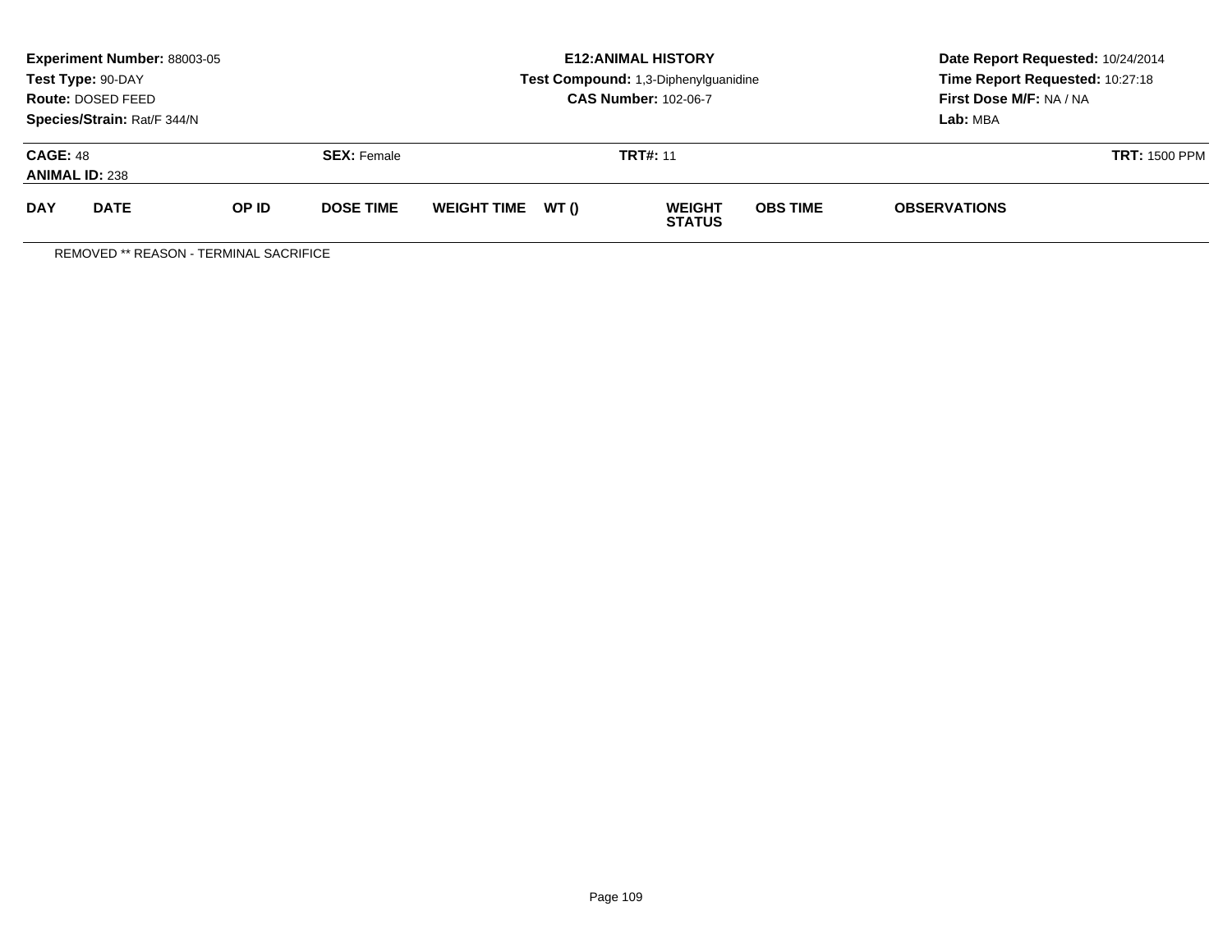**Experiment Number:** 88003-05
**Test Type:** 90-DAY
**Route:** DOSED FEED
**Species/Strain:** Rat/F 344/N

**E12:ANIMAL HISTORY**
**Test Compound:** 1,3-Diphenylguanidine
**CAS Number:** 102-06-7

**Date Report Requested:** 10/24/2014
**Time Report Requested:** 10:27:18
**First Dose M/F:** NA / NA
**Lab:** MBA

**CAGE:** 48 | **SEX:** Female | **TRT#:** 11 | **TRT:** 1500 PPM
**ANIMAL ID:** 238

| DAY | DATE | OP ID | DOSE TIME | WEIGHT TIME | WT () | WEIGHT STATUS | OBS TIME | OBSERVATIONS |
|---|---|---|---|---|---|---|---|---|

REMOVED ** REASON - TERMINAL SACRIFICE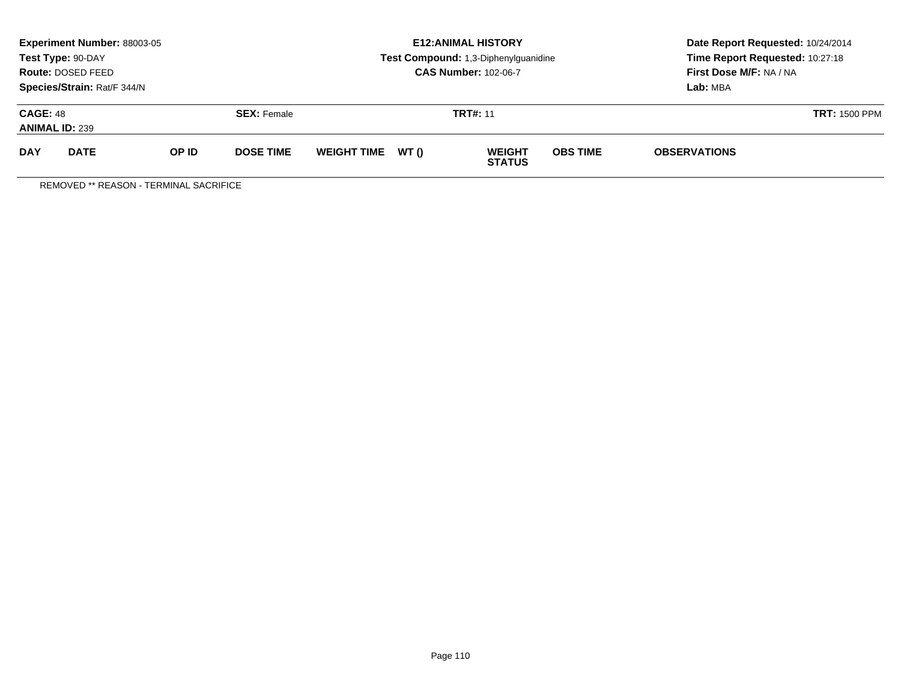**Experiment Number:** 88003-05
**Test Type:** 90-DAY
**Route:** DOSED FEED
**Species/Strain:** Rat/F 344/N

**E12:ANIMAL HISTORY**
**Test Compound:** 1,3-Diphenylguanidine
**CAS Number:** 102-06-7

**Date Report Requested:** 10/24/2014
**Time Report Requested:** 10:27:18
**First Dose M/F:** NA / NA
**Lab:** MBA

**CAGE:** 48
**ANIMAL ID:** 239

**SEX:** Female

**TRT#:** 11

**TRT:** 1500 PPM

| DAY | DATE | OP ID | DOSE TIME | WEIGHT TIME | WT () | WEIGHT STATUS | OBS TIME | OBSERVATIONS |
|---|---|---|---|---|---|---|---|---|

REMOVED ** REASON - TERMINAL SACRIFICE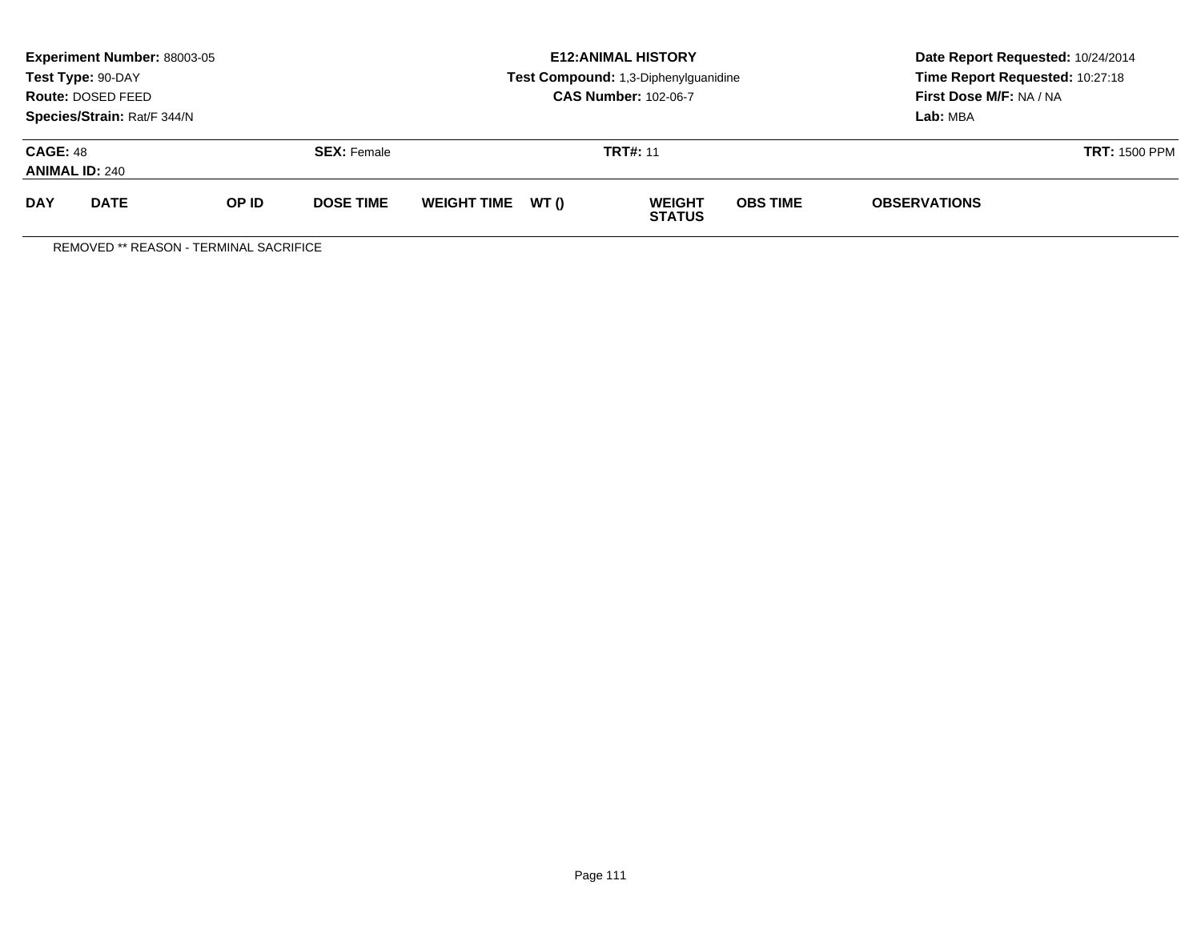**Experiment Number:** 88003-05
**Test Type:** 90-DAY
**Route:** DOSED FEED
**Species/Strain:** Rat/F 344/N

**E12:ANIMAL HISTORY**
**Test Compound:** 1,3-Diphenylguanidine
**CAS Number:** 102-06-7

**Date Report Requested:** 10/24/2014
**Time Report Requested:** 10:27:18
**First Dose M/F:** NA / NA
**Lab:** MBA

**CAGE:** 48
**ANIMAL ID:** 240
**SEX:** Female
**TRT#:** 11
**TRT:** 1500 PPM

| DAY | DATE | OP ID | DOSE TIME | WEIGHT TIME | WT () | WEIGHT STATUS | OBS TIME | OBSERVATIONS |
|---|---|---|---|---|---|---|---|---|

REMOVED ** REASON - TERMINAL SACRIFICE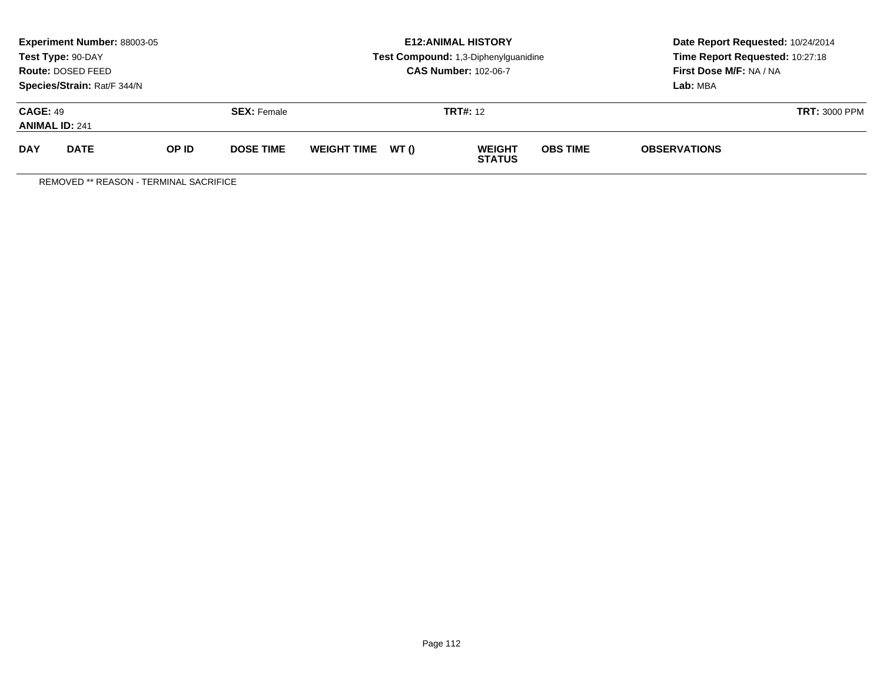**Experiment Number:** 88003-05
**Test Type:** 90-DAY
**Route:** DOSED FEED
**Species/Strain:** Rat/F 344/N

**E12:ANIMAL HISTORY**
**Test Compound:** 1,3-Diphenylguanidine
**CAS Number:** 102-06-7

**Date Report Requested:** 10/24/2014
**Time Report Requested:** 10:27:18
**First Dose M/F:** NA / NA
**Lab:** MBA

**CAGE:** 49
**ANIMAL ID:** 241

**SEX:** Female

**TRT#:** 12

**TRT:** 3000 PPM

| DAY | DATE | OP ID | DOSE TIME | WEIGHT TIME | WT () | WEIGHT STATUS | OBS TIME | OBSERVATIONS |
|---|---|---|---|---|---|---|---|---|

REMOVED ** REASON - TERMINAL SACRIFICE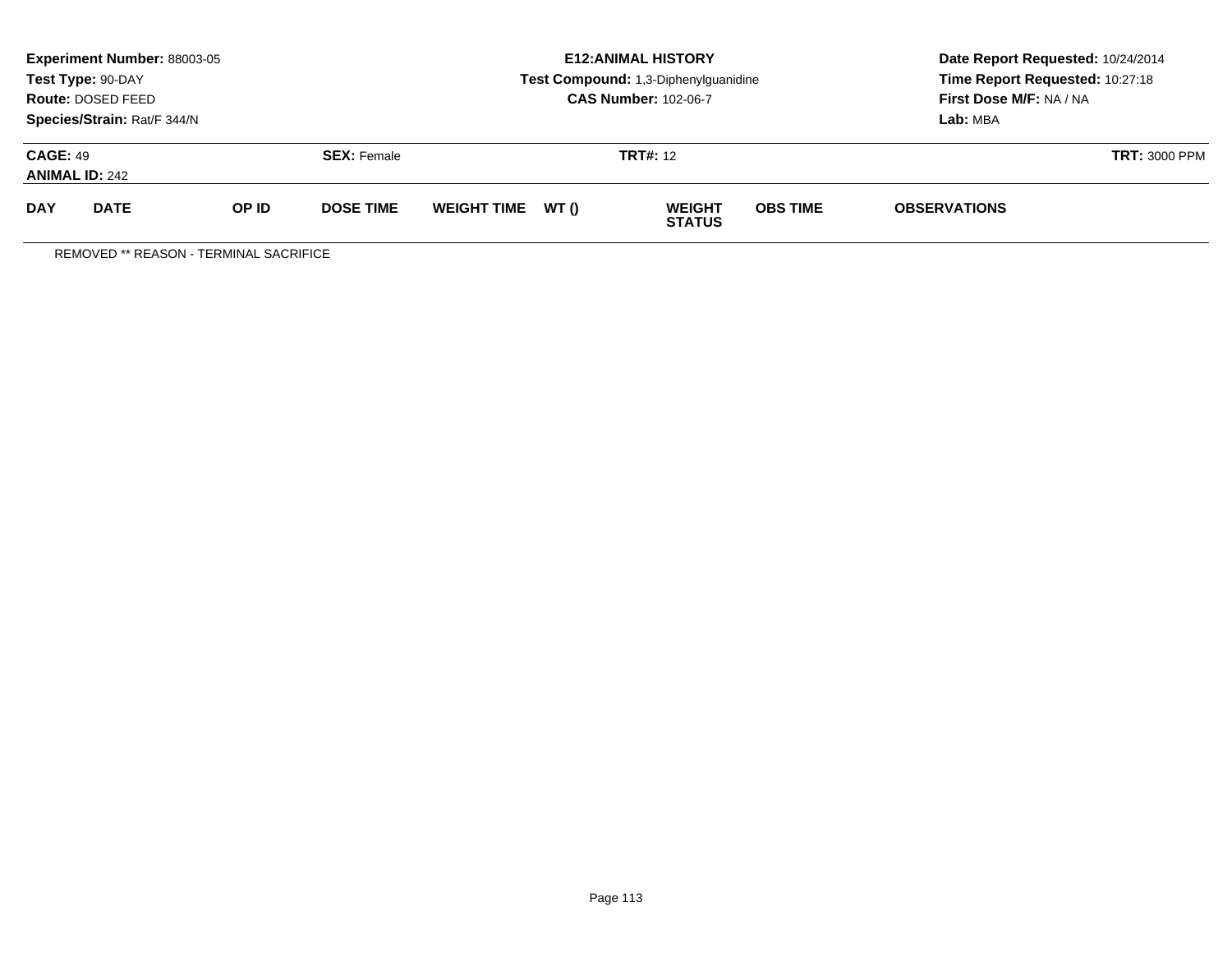**Experiment Number:** 88003-05
**Test Type:** 90-DAY
**Route:** DOSED FEED
**Species/Strain:** Rat/F 344/N

**E12:ANIMAL HISTORY**
**Test Compound:** 1,3-Diphenylguanidine
**CAS Number:** 102-06-7

**Date Report Requested:** 10/24/2014
**Time Report Requested:** 10:27:18
**First Dose M/F:** NA / NA
**Lab:** MBA

**CAGE:** 49
**ANIMAL ID:** 242
**SEX:** Female
**TRT#:** 12
**TRT:** 3000 PPM

| DAY | DATE | OP ID | DOSE TIME | WEIGHT TIME | WT () | WEIGHT STATUS | OBS TIME | OBSERVATIONS |
|---|---|---|---|---|---|---|---|---|

REMOVED ** REASON - TERMINAL SACRIFICE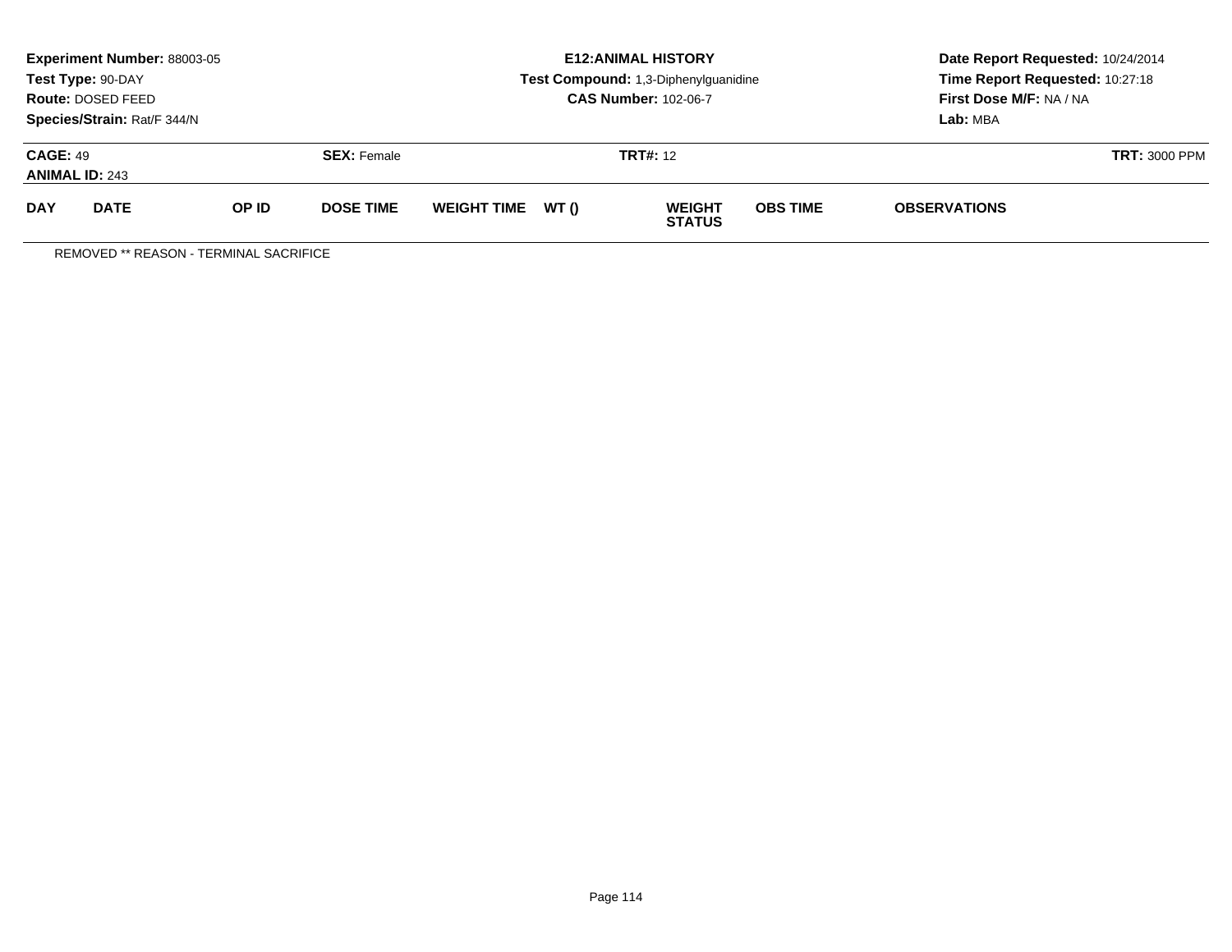**Experiment Number:** 88003-05
**Test Type:** 90-DAY
**Route:** DOSED FEED
**Species/Strain:** Rat/F 344/N

**E12:ANIMAL HISTORY**
**Test Compound:** 1,3-Diphenylguanidine
**CAS Number:** 102-06-7

**Date Report Requested:** 10/24/2014
**Time Report Requested:** 10:27:18
**First Dose M/F:** NA / NA
**Lab:** MBA

**CAGE:** 49
**ANIMAL ID:** 243
**SEX:** Female
**TRT#:** 12
**TRT:** 3000 PPM

| DAY | DATE | OP ID | DOSE TIME | WEIGHT TIME | WT () | WEIGHT STATUS | OBS TIME | OBSERVATIONS |
|---|---|---|---|---|---|---|---|---|

REMOVED ** REASON - TERMINAL SACRIFICE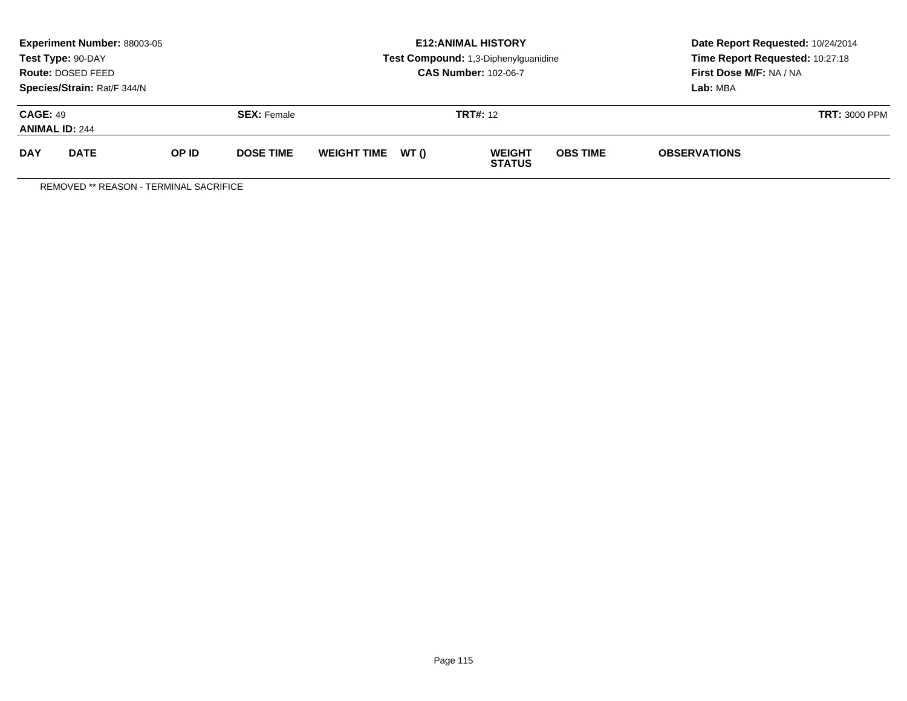**Experiment Number:** 88003-05
**Test Type:** 90-DAY
**Route:** DOSED FEED
**Species/Strain:** Rat/F 344/N

**E12:ANIMAL HISTORY**
**Test Compound:** 1,3-Diphenylguanidine
**CAS Number:** 102-06-7

**Date Report Requested:** 10/24/2014
**Time Report Requested:** 10:27:18
**First Dose M/F:** NA / NA
**Lab:** MBA

**CAGE:** 49
**ANIMAL ID:** 244

**SEX:** Female

**TRT#:** 12

**TRT:** 3000 PPM

| DAY | DATE | OP ID | DOSE TIME | WEIGHT TIME | WT () | WEIGHT STATUS | OBS TIME | OBSERVATIONS |
|---|---|---|---|---|---|---|---|---|

REMOVED ** REASON - TERMINAL SACRIFICE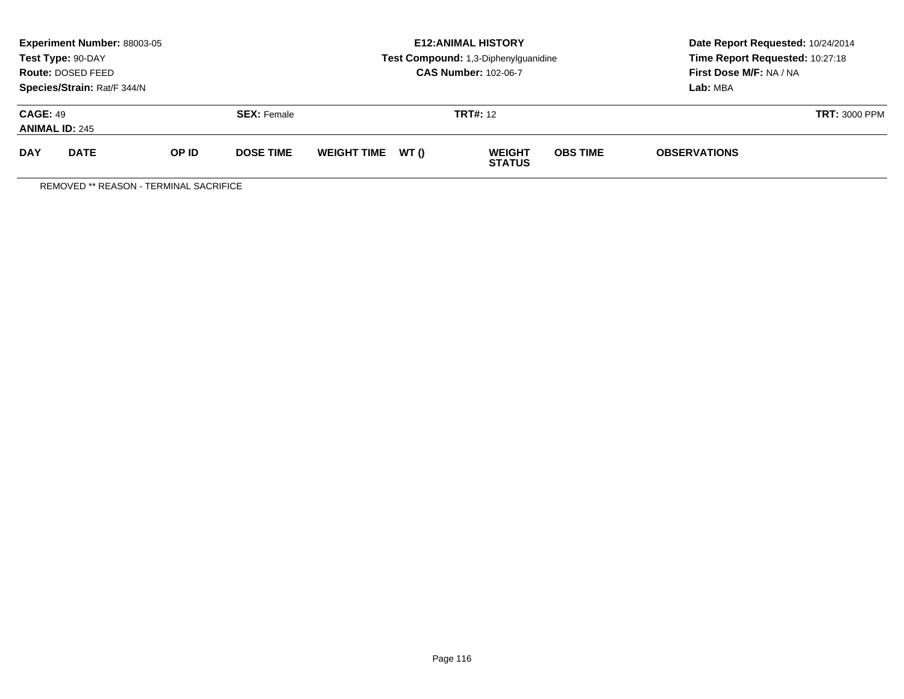**Experiment Number:** 88003-05
**Test Type:** 90-DAY
**Route:** DOSED FEED
**Species/Strain:** Rat/F 344/N

**E12:ANIMAL HISTORY**
**Test Compound:** 1,3-Diphenylguanidine
**CAS Number:** 102-06-7

**Date Report Requested:** 10/24/2014
**Time Report Requested:** 10:27:18
**First Dose M/F:** NA / NA
**Lab:** MBA

**CAGE:** 49 **SEX:** Female **TRT#:** 12 **TRT:** 3000 PPM
**ANIMAL ID:** 245

| DAY | DATE | OP ID | DOSE TIME | WEIGHT TIME | WT () | WEIGHT STATUS | OBS TIME | OBSERVATIONS |
|---|---|---|---|---|---|---|---|---|

REMOVED ** REASON - TERMINAL SACRIFICE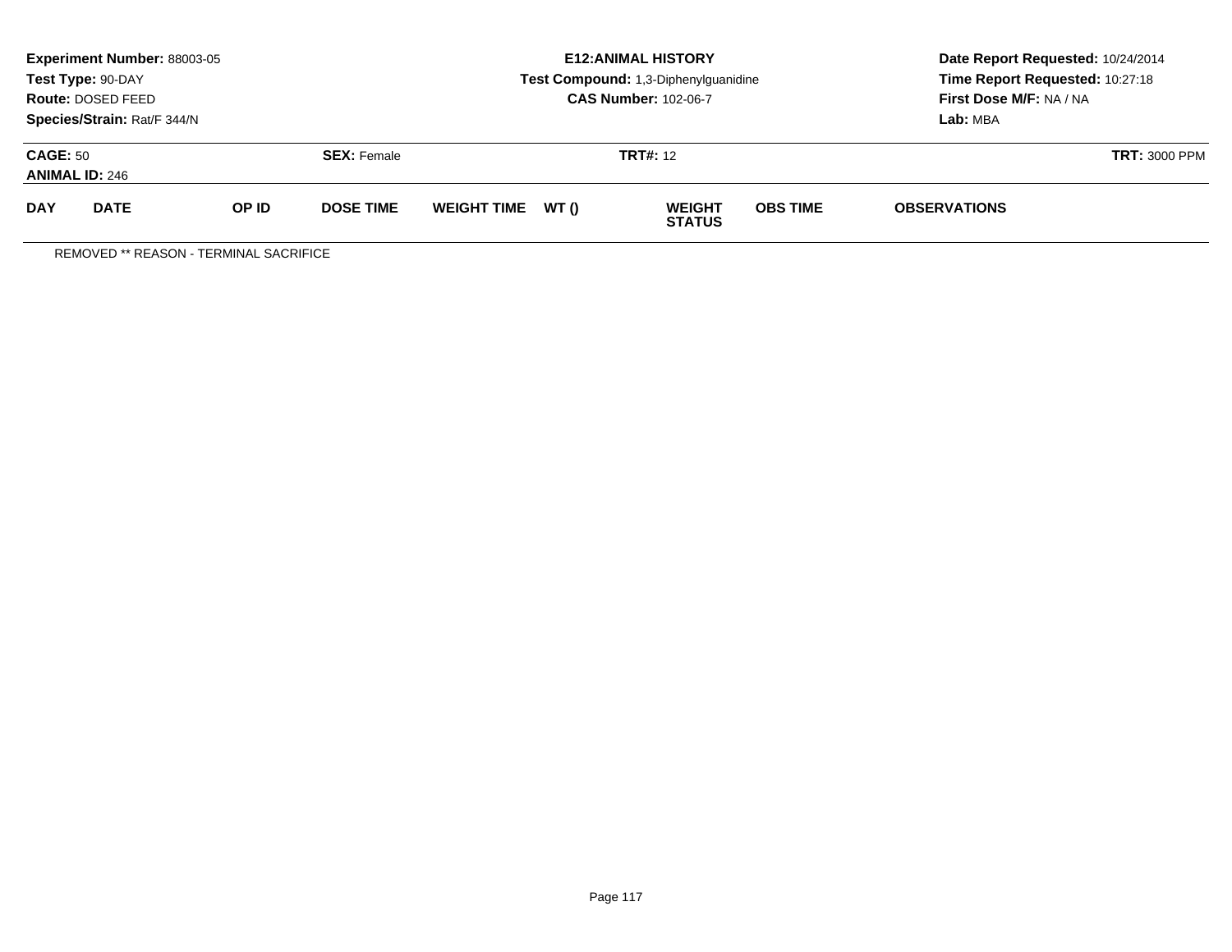**Experiment Number:** 88003-05
**Test Type:** 90-DAY
**Route:** DOSED FEED
**Species/Strain:** Rat/F 344/N

**E12:ANIMAL HISTORY**
**Test Compound:** 1,3-Diphenylguanidine
**CAS Number:** 102-06-7

**Date Report Requested:** 10/24/2014
**Time Report Requested:** 10:27:18
**First Dose M/F:** NA / NA
**Lab:** MBA

**CAGE:** 50 **SEX:** Female **TRT#:** 12 **TRT:** 3000 PPM
**ANIMAL ID:** 246

| DAY | DATE | OP ID | DOSE TIME | WEIGHT TIME | WT () | WEIGHT STATUS | OBS TIME | OBSERVATIONS |
|---|---|---|---|---|---|---|---|---|

REMOVED ** REASON - TERMINAL SACRIFICE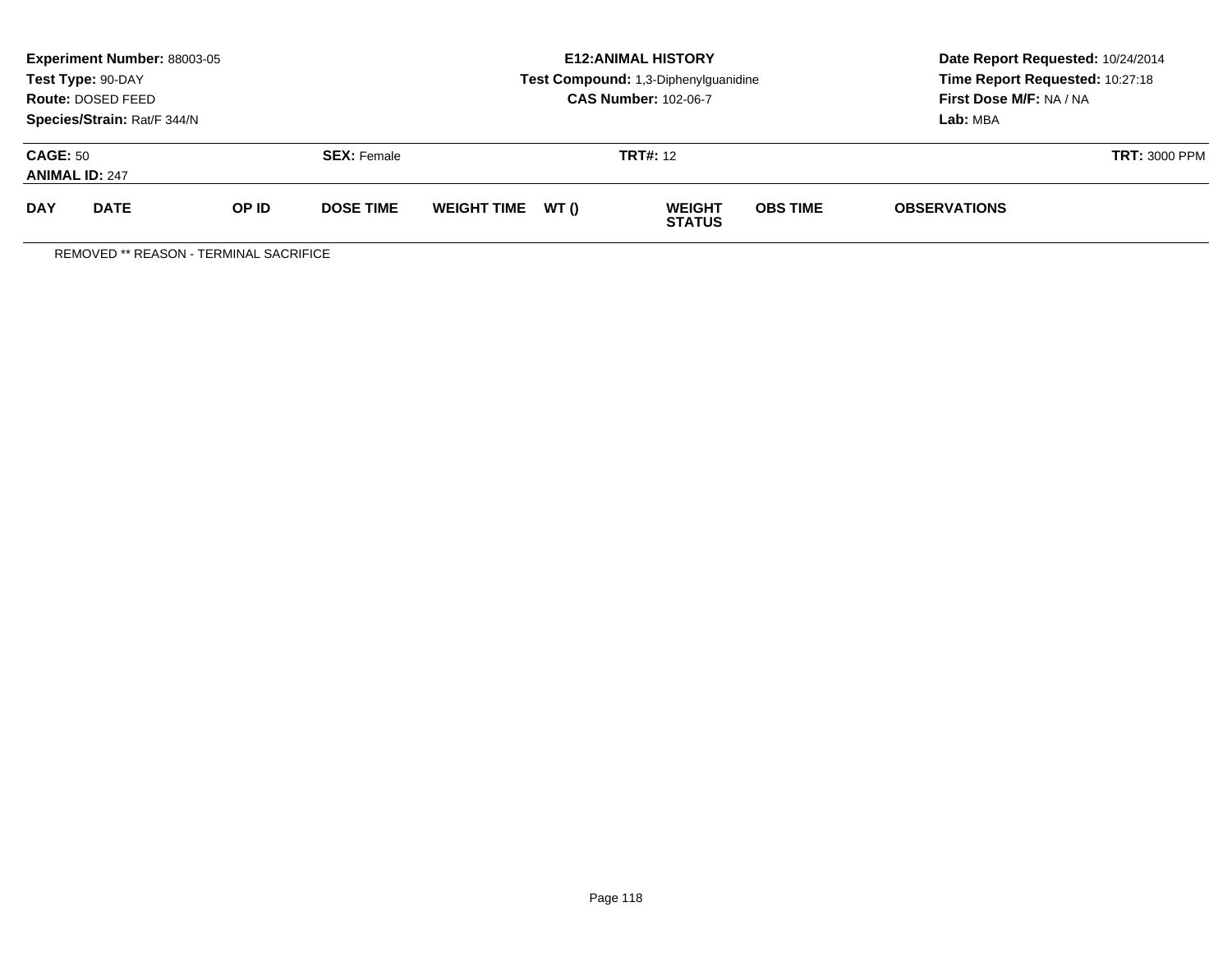**Experiment Number:** 88003-05
**Test Type:** 90-DAY
**Route:** DOSED FEED
**Species/Strain:** Rat/F 344/N

**E12:ANIMAL HISTORY**
**Test Compound:** 1,3-Diphenylguanidine
**CAS Number:** 102-06-7

**Date Report Requested:** 10/24/2014
**Time Report Requested:** 10:27:18
**First Dose M/F:** NA / NA
**Lab:** MBA

**CAGE:** 50 **SEX:** Female **TRT#:** 12 **TRT:** 3000 PPM
**ANIMAL ID:** 247

| DAY | DATE | OP ID | DOSE TIME | WEIGHT TIME | WT () | WEIGHT STATUS | OBS TIME | OBSERVATIONS |
|---|---|---|---|---|---|---|---|---|

REMOVED ** REASON - TERMINAL SACRIFICE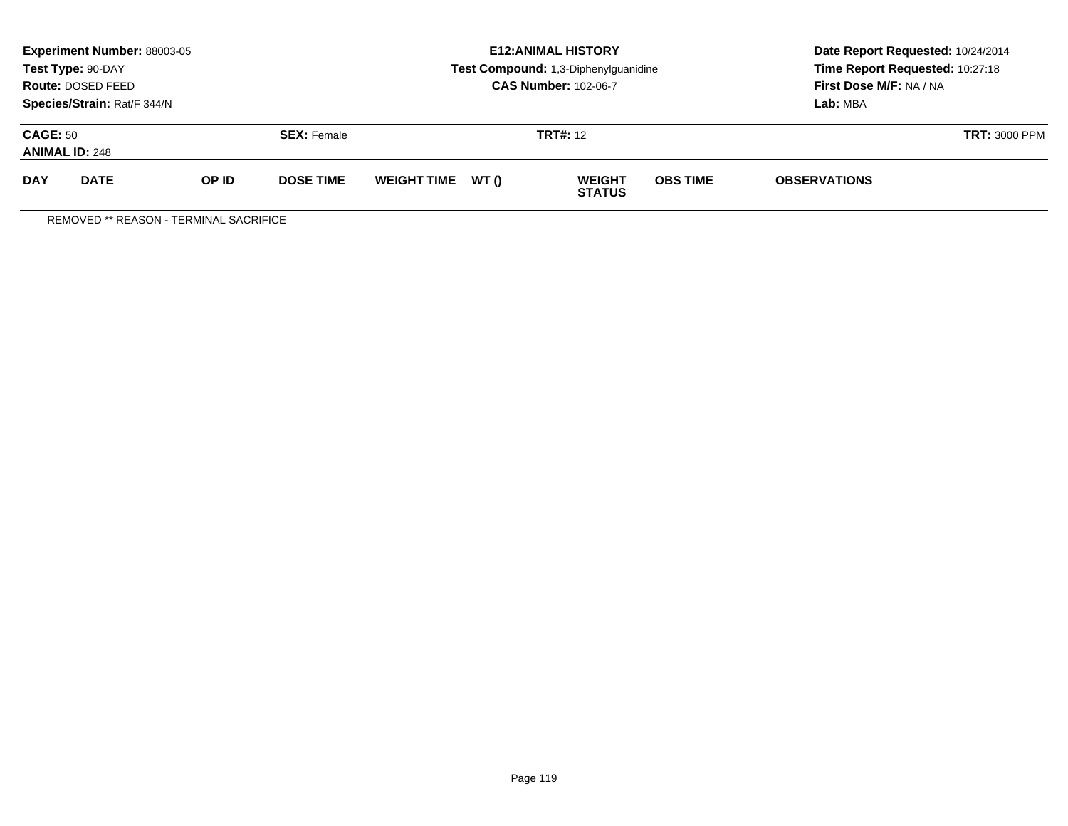**Experiment Number:** 88003-05
**Test Type:** 90-DAY
**Route:** DOSED FEED
**Species/Strain:** Rat/F 344/N

**E12:ANIMAL HISTORY**
**Test Compound:** 1,3-Diphenylguanidine
**CAS Number:** 102-06-7

**Date Report Requested:** 10/24/2014
**Time Report Requested:** 10:27:18
**First Dose M/F:** NA / NA
**Lab:** MBA

**CAGE:** 50 **SEX:** Female **TRT#:** 12 **TRT:** 3000 PPM
**ANIMAL ID:** 248

| DAY | DATE | OP ID | DOSE TIME | WEIGHT TIME | WT () | WEIGHT STATUS | OBS TIME | OBSERVATIONS |
|---|---|---|---|---|---|---|---|---|

REMOVED ** REASON - TERMINAL SACRIFICE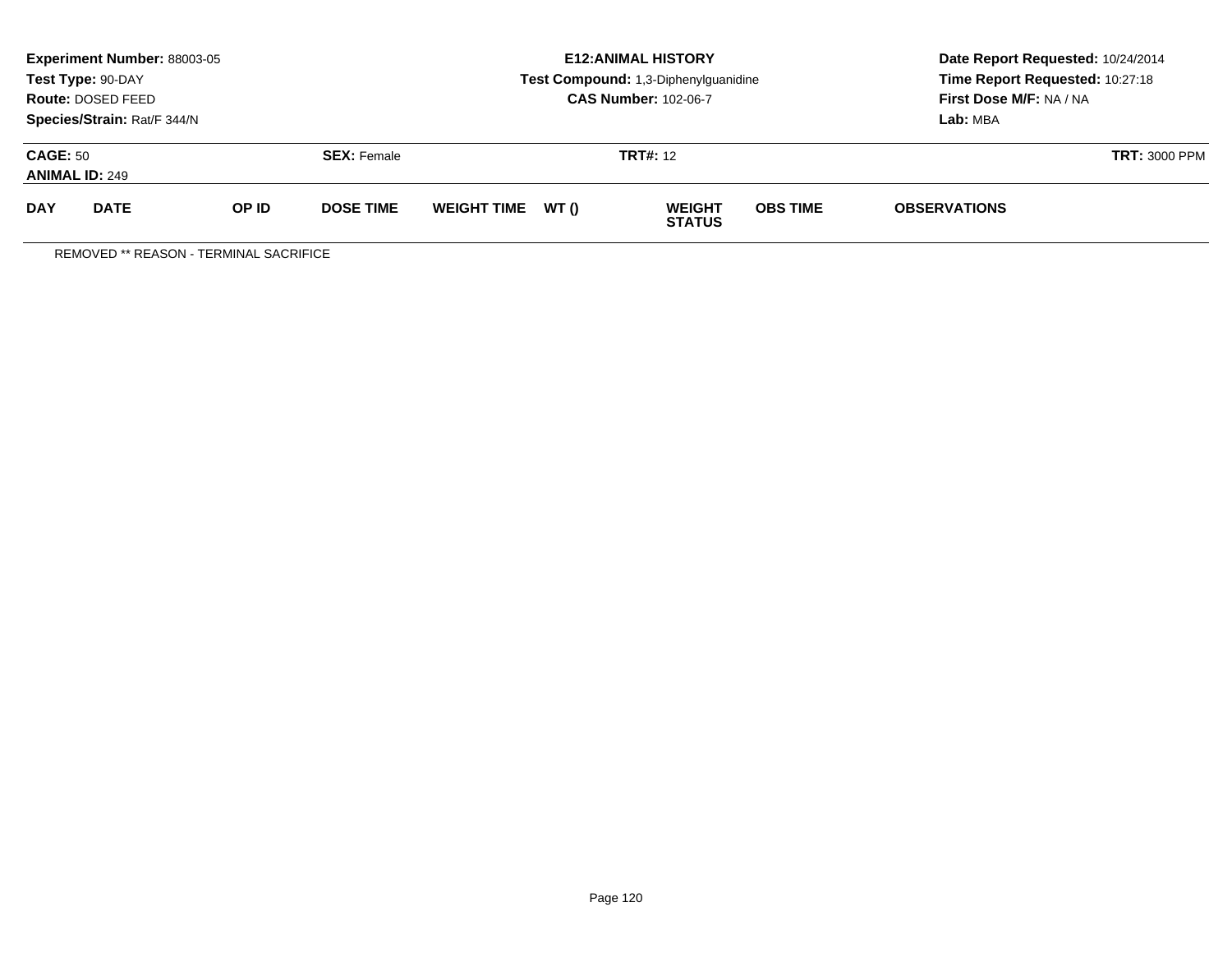**Experiment Number:** 88003-05
**Test Type:** 90-DAY
**Route:** DOSED FEED
**Species/Strain:** Rat/F 344/N

**E12:ANIMAL HISTORY**
**Test Compound:** 1,3-Diphenylguanidine
**CAS Number:** 102-06-7

**Date Report Requested:** 10/24/2014
**Time Report Requested:** 10:27:18
**First Dose M/F:** NA / NA
**Lab:** MBA

**CAGE:** 50 **SEX:** Female **TRT#:** 12 **TRT:** 3000 PPM
**ANIMAL ID:** 249

| DAY | DATE | OP ID | DOSE TIME | WEIGHT TIME | WT () | WEIGHT STATUS | OBS TIME | OBSERVATIONS |
|---|---|---|---|---|---|---|---|---|

REMOVED ** REASON - TERMINAL SACRIFICE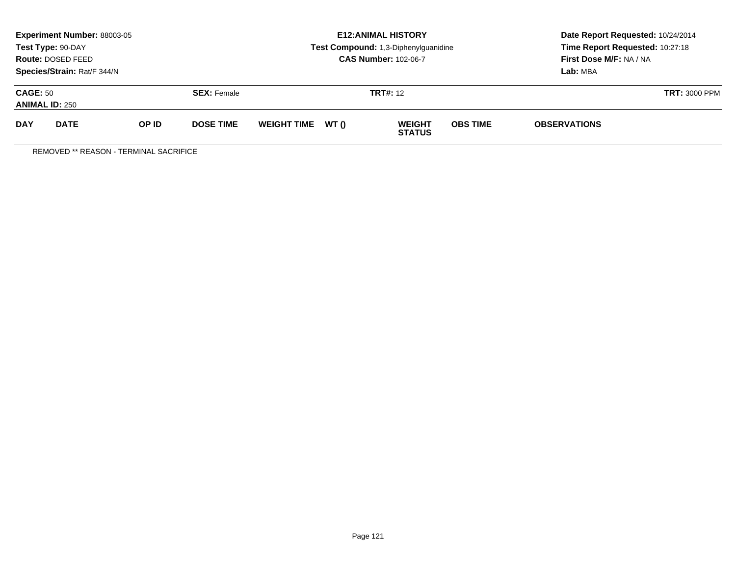**Experiment Number:** 88003-05
**Test Type:** 90-DAY
**Route:** DOSED FEED
**Species/Strain:** Rat/F 344/N

**E12:ANIMAL HISTORY**
**Test Compound:** 1,3-Diphenylguanidine
**CAS Number:** 102-06-7

**Date Report Requested:** 10/24/2014
**Time Report Requested:** 10:27:18
**First Dose M/F:** NA / NA
**Lab:** MBA

**CAGE:** 50
**ANIMAL ID:** 250
**SEX:** Female
**TRT#:** 12
**TRT:** 3000 PPM

| DAY | DATE | OP ID | DOSE TIME | WEIGHT TIME | WT () | WEIGHT STATUS | OBS TIME | OBSERVATIONS |
|---|---|---|---|---|---|---|---|---|

REMOVED ** REASON - TERMINAL SACRIFICE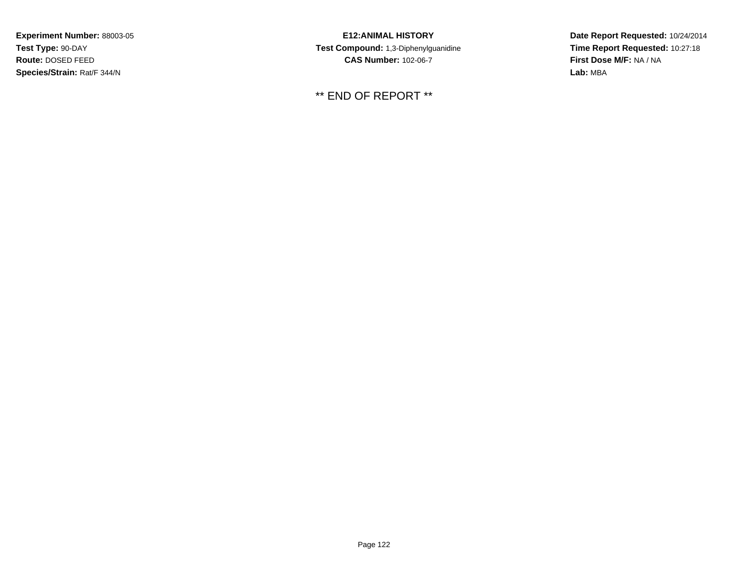**Experiment Number:** 88003-05
**Test Type:** 90-DAY
**Route:** DOSED FEED
**Species/Strain:** Rat/F 344/N

**E12:ANIMAL HISTORY**
**Test Compound:** 1,3-Diphenylguanidine
**CAS Number:** 102-06-7

**Date Report Requested:** 10/24/2014
**Time Report Requested:** 10:27:18
**First Dose M/F:** NA / NA
**Lab:** MBA

** END OF REPORT **